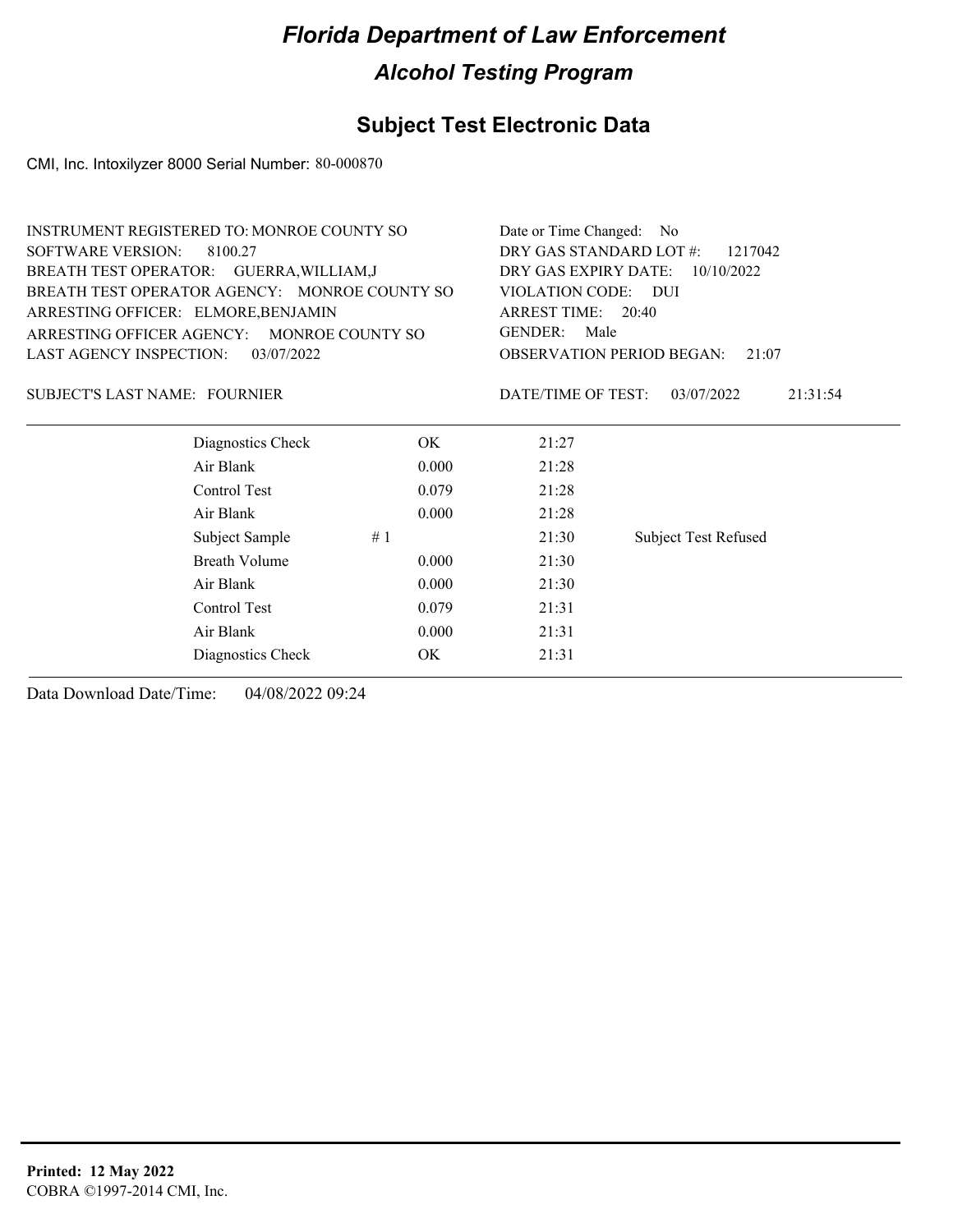# Florida Department of Law Enforcement

## Alcohol Testing Program

### Subject Test Electronic Data

CMI, Inc. Intoxilyzer 8000 Serial Number: 80-000870

INSTRUMENT REGISTERED TO: MONROE COUNTY SO
SOFTWARE VERSION: 8100.27
BREATH TEST OPERATOR: GUERRA,WILLIAM,J
BREATH TEST OPERATOR AGENCY: MONROE COUNTY SO
ARRESTING OFFICER: ELMORE,BENJAMIN
ARRESTING OFFICER AGENCY: MONROE COUNTY SO
LAST AGENCY INSPECTION: 03/07/2022

Date or Time Changed: No
DRY GAS STANDARD LOT #: 1217042
DRY GAS EXPIRY DATE: 10/10/2022
VIOLATION CODE: DUI
ARREST TIME: 20:40
GENDER: Male
OBSERVATION PERIOD BEGAN: 21:07

SUBJECT'S LAST NAME: FOURNIER

DATE/TIME OF TEST: 03/07/2022 21:31:54

| | | | | |
|---|---|---|---|---|
| Diagnostics Check | | OK | 21:27 | |
| Air Blank | | 0.000 | 21:28 | |
| Control Test | | 0.079 | 21:28 | |
| Air Blank | | 0.000 | 21:28 | |
| Subject Sample | # 1 | | 21:30 | Subject Test Refused |
| Breath Volume | | 0.000 | 21:30 | |
| Air Blank | | 0.000 | 21:30 | |
| Control Test | | 0.079 | 21:31 | |
| Air Blank | | 0.000 | 21:31 | |
| Diagnostics Check | | OK | 21:31 | |

Data Download Date/Time: 04/08/2022 09:24

**Printed: 12 May 2022**
COBRA ©1997-2014 CMI, Inc.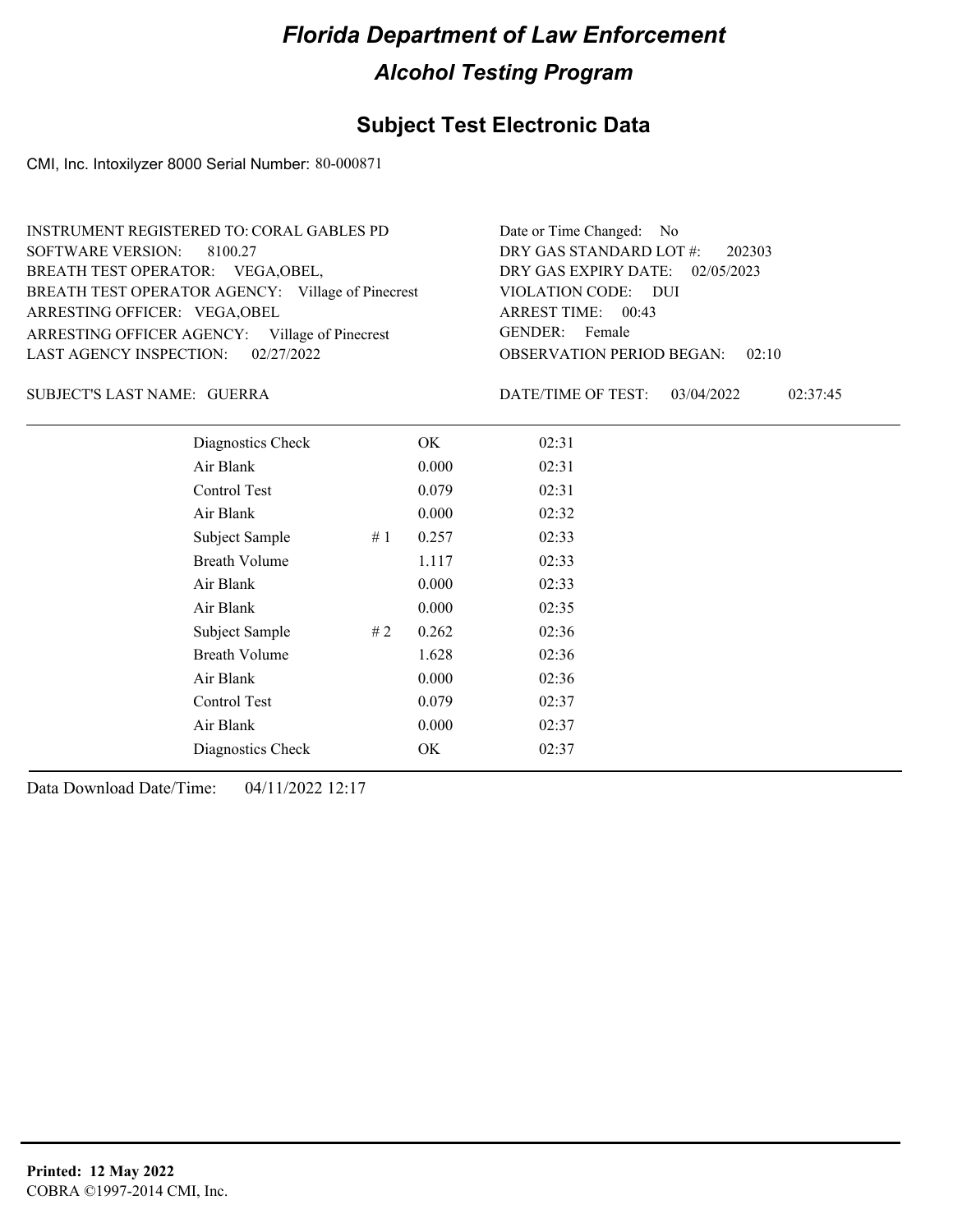# Florida Department of Law Enforcement

## Alcohol Testing Program

### Subject Test Electronic Data

CMI, Inc. Intoxilyzer 8000 Serial Number: 80-000871

INSTRUMENT REGISTERED TO: CORAL GABLES PD
SOFTWARE VERSION: 8100.27
BREATH TEST OPERATOR: VEGA,OBEL,
BREATH TEST OPERATOR AGENCY: Village of Pinecrest
ARRESTING OFFICER: VEGA,OBEL
ARRESTING OFFICER AGENCY: Village of Pinecrest
LAST AGENCY INSPECTION: 02/27/2022

Date or Time Changed: No
DRY GAS STANDARD LOT #: 202303
DRY GAS EXPIRY DATE: 02/05/2023
VIOLATION CODE: DUI
ARREST TIME: 00:43
GENDER: Female
OBSERVATION PERIOD BEGAN: 02:10

SUBJECT'S LAST NAME: GUERRA

DATE/TIME OF TEST: 03/04/2022 02:37:45

| Test | # | Result | Time |
|---|---|---|---|
| Diagnostics Check | | OK | 02:31 |
| Air Blank | | 0.000 | 02:31 |
| Control Test | | 0.079 | 02:31 |
| Air Blank | | 0.000 | 02:32 |
| Subject Sample | # 1 | 0.257 | 02:33 |
| Breath Volume | | 1.117 | 02:33 |
| Air Blank | | 0.000 | 02:33 |
| Air Blank | | 0.000 | 02:35 |
| Subject Sample | # 2 | 0.262 | 02:36 |
| Breath Volume | | 1.628 | 02:36 |
| Air Blank | | 0.000 | 02:36 |
| Control Test | | 0.079 | 02:37 |
| Air Blank | | 0.000 | 02:37 |
| Diagnostics Check | | OK | 02:37 |

Data Download Date/Time: 04/11/2022 12:17

**Printed: 12 May 2022**
COBRA ©1997-2014 CMI, Inc.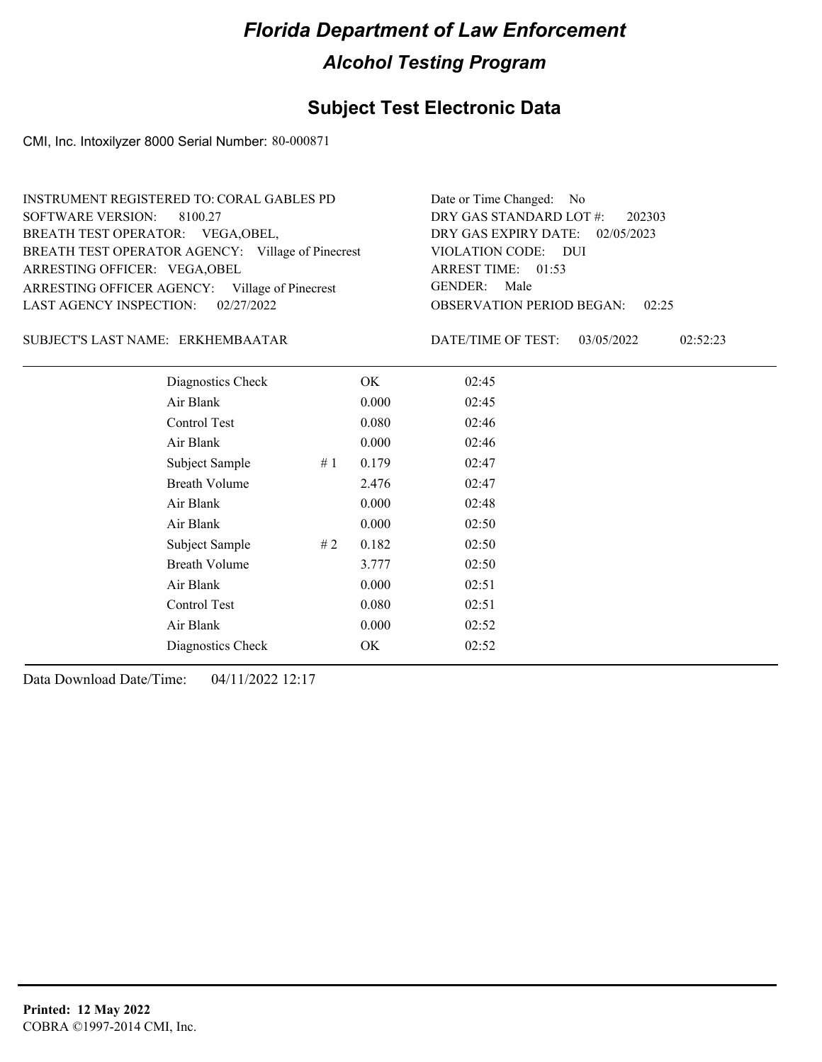# Florida Department of Law Enforcement

## Alcohol Testing Program

## Subject Test Electronic Data

CMI, Inc. Intoxilyzer 8000 Serial Number: 80-000871

INSTRUMENT REGISTERED TO: CORAL GABLES PD
SOFTWARE VERSION: 8100.27
BREATH TEST OPERATOR: VEGA,OBEL,
BREATH TEST OPERATOR AGENCY: Village of Pinecrest
ARRESTING OFFICER: VEGA,OBEL
ARRESTING OFFICER AGENCY: Village of Pinecrest
LAST AGENCY INSPECTION: 02/27/2022

Date or Time Changed: No
DRY GAS STANDARD LOT #: 202303
DRY GAS EXPIRY DATE: 02/05/2023
VIOLATION CODE: DUI
ARREST TIME: 01:53
GENDER: Male
OBSERVATION PERIOD BEGAN: 02:25

SUBJECT'S LAST NAME: ERKHEMBAATAR

DATE/TIME OF TEST: 03/05/2022 02:52:23

| Test | | Result | Time |
|---|---|---|---|
| Diagnostics Check | | OK | 02:45 |
| Air Blank | | 0.000 | 02:45 |
| Control Test | | 0.080 | 02:46 |
| Air Blank | | 0.000 | 02:46 |
| Subject Sample | # 1 | 0.179 | 02:47 |
| Breath Volume | | 2.476 | 02:47 |
| Air Blank | | 0.000 | 02:48 |
| Air Blank | | 0.000 | 02:50 |
| Subject Sample | # 2 | 0.182 | 02:50 |
| Breath Volume | | 3.777 | 02:50 |
| Air Blank | | 0.000 | 02:51 |
| Control Test | | 0.080 | 02:51 |
| Air Blank | | 0.000 | 02:52 |
| Diagnostics Check | | OK | 02:52 |

Data Download Date/Time: 04/11/2022 12:17

**Printed: 12 May 2022**
COBRA ©1997-2014 CMI, Inc.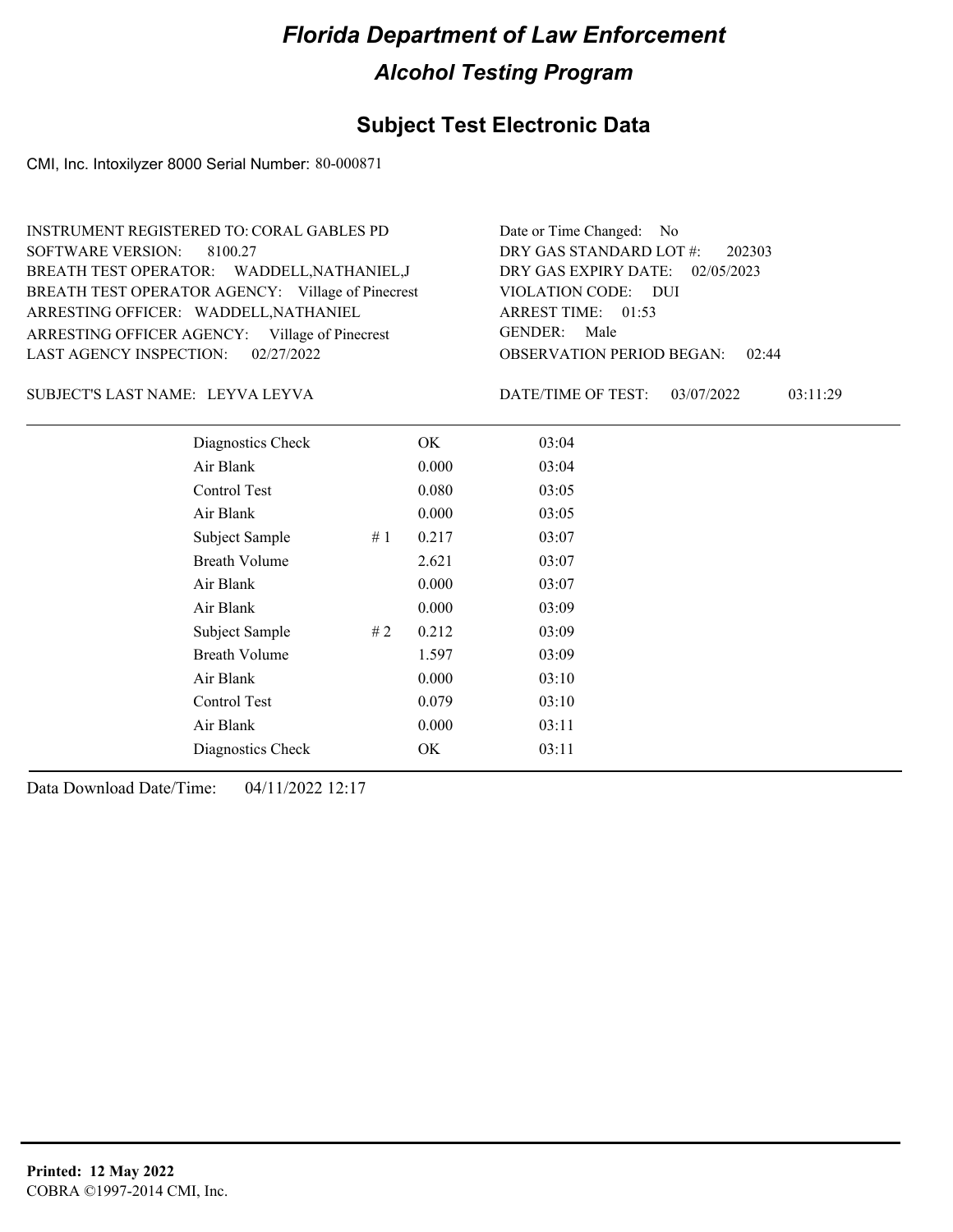# Florida Department of Law Enforcement

## Alcohol Testing Program

### Subject Test Electronic Data

CMI, Inc. Intoxilyzer 8000 Serial Number: 80-000871

INSTRUMENT REGISTERED TO: CORAL GABLES PD
SOFTWARE VERSION: 8100.27
BREATH TEST OPERATOR: WADDELL,NATHANIEL,J
BREATH TEST OPERATOR AGENCY: Village of Pinecrest
ARRESTING OFFICER: WADDELL,NATHANIEL
ARRESTING OFFICER AGENCY: Village of Pinecrest
LAST AGENCY INSPECTION: 02/27/2022

Date or Time Changed: No
DRY GAS STANDARD LOT #: 202303
DRY GAS EXPIRY DATE: 02/05/2023
VIOLATION CODE: DUI
ARREST TIME: 01:53
GENDER: Male
OBSERVATION PERIOD BEGAN: 02:44

SUBJECT'S LAST NAME: LEYVA LEYVA

DATE/TIME OF TEST: 03/07/2022 03:11:29

| | | | |
|---|---|---|---|
| Diagnostics Check | | OK | 03:04 |
| Air Blank | | 0.000 | 03:04 |
| Control Test | | 0.080 | 03:05 |
| Air Blank | | 0.000 | 03:05 |
| Subject Sample | # 1 | 0.217 | 03:07 |
| Breath Volume | | 2.621 | 03:07 |
| Air Blank | | 0.000 | 03:07 |
| Air Blank | | 0.000 | 03:09 |
| Subject Sample | # 2 | 0.212 | 03:09 |
| Breath Volume | | 1.597 | 03:09 |
| Air Blank | | 0.000 | 03:10 |
| Control Test | | 0.079 | 03:10 |
| Air Blank | | 0.000 | 03:11 |
| Diagnostics Check | | OK | 03:11 |

Data Download Date/Time: 04/11/2022 12:17

**Printed: 12 May 2022**
COBRA ©1997-2014 CMI, Inc.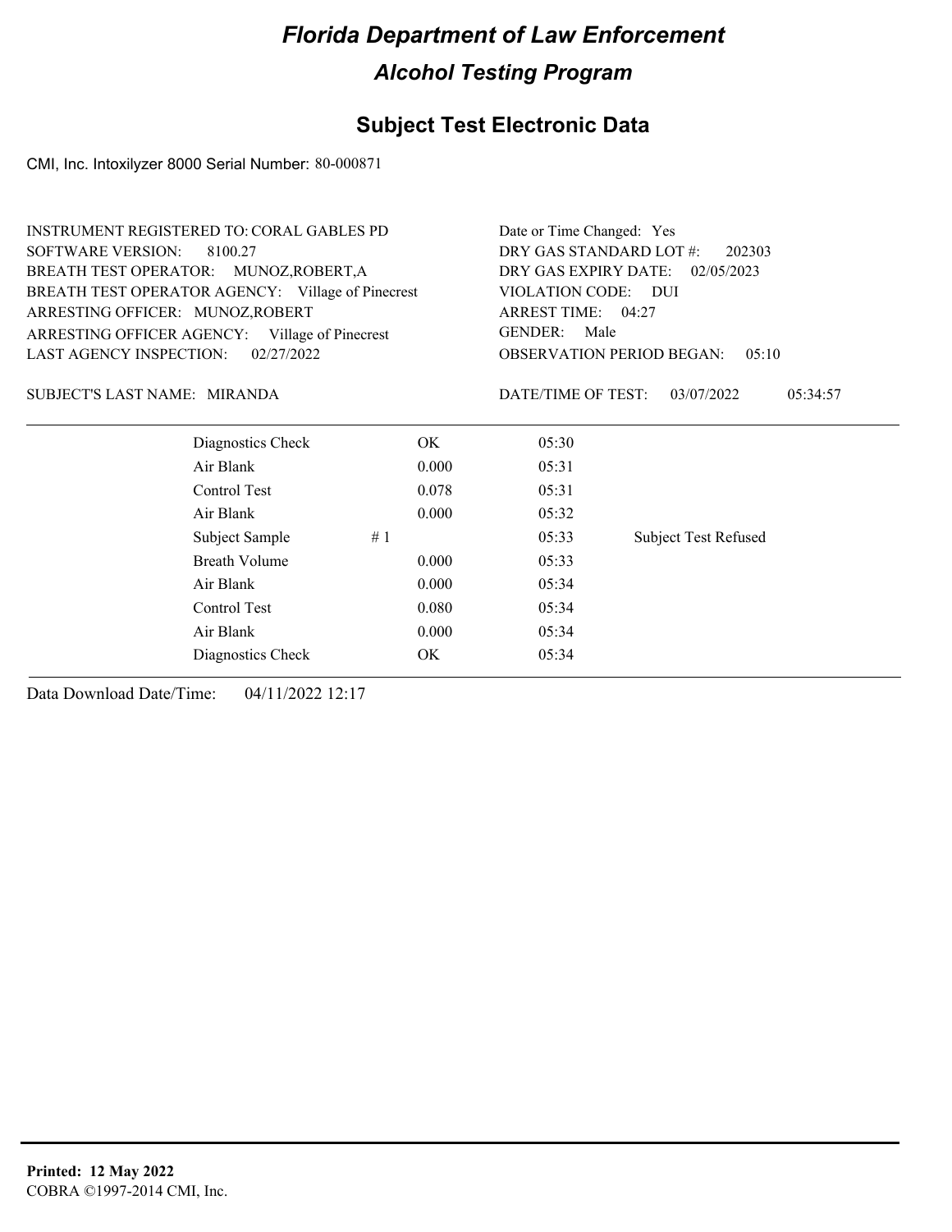# Florida Department of Law Enforcement

## Alcohol Testing Program

### Subject Test Electronic Data

CMI, Inc. Intoxilyzer 8000 Serial Number: 80-000871

INSTRUMENT REGISTERED TO: CORAL GABLES PD
SOFTWARE VERSION: 8100.27
BREATH TEST OPERATOR: MUNOZ,ROBERT,A
BREATH TEST OPERATOR AGENCY: Village of Pinecrest
ARRESTING OFFICER: MUNOZ,ROBERT
ARRESTING OFFICER AGENCY: Village of Pinecrest
LAST AGENCY INSPECTION: 02/27/2022

Date or Time Changed: Yes
DRY GAS STANDARD LOT #: 202303
DRY GAS EXPIRY DATE: 02/05/2023
VIOLATION CODE: DUI
ARREST TIME: 04:27
GENDER: Male
OBSERVATION PERIOD BEGAN: 05:10

SUBJECT'S LAST NAME: MIRANDA

DATE/TIME OF TEST: 03/07/2022 05:34:57

| | | | | |
|---|---|---|---|---|
| Diagnostics Check | | OK | 05:30 | |
| Air Blank | | 0.000 | 05:31 | |
| Control Test | | 0.078 | 05:31 | |
| Air Blank | | 0.000 | 05:32 | |
| Subject Sample | # 1 | | 05:33 | Subject Test Refused |
| Breath Volume | | 0.000 | 05:33 | |
| Air Blank | | 0.000 | 05:34 | |
| Control Test | | 0.080 | 05:34 | |
| Air Blank | | 0.000 | 05:34 | |
| Diagnostics Check | | OK | 05:34 | |

Data Download Date/Time: 04/11/2022 12:17

**Printed: 12 May 2022**
COBRA ©1997-2014 CMI, Inc.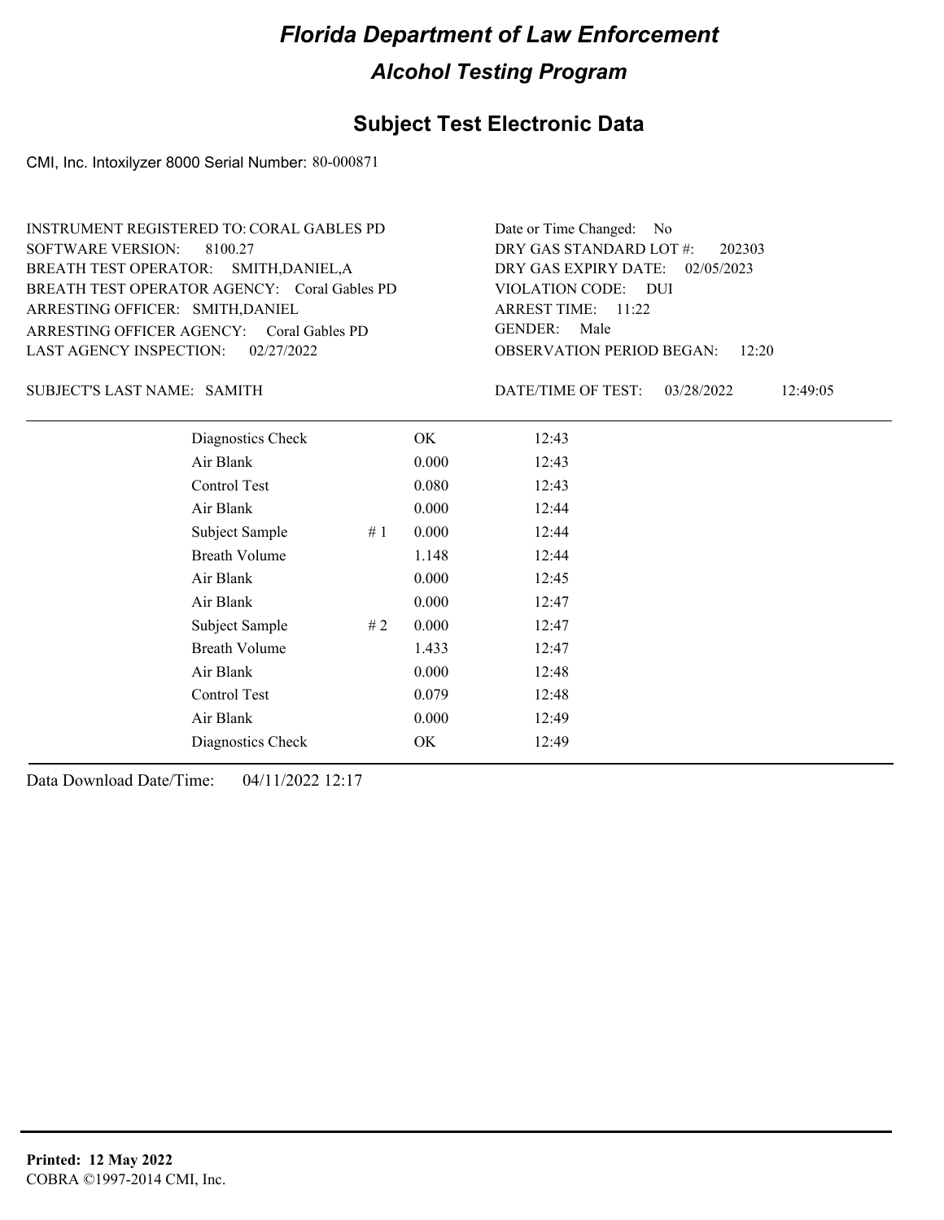# Florida Department of Law Enforcement

## Alcohol Testing Program

### Subject Test Electronic Data

CMI, Inc. Intoxilyzer 8000 Serial Number: 80-000871

INSTRUMENT REGISTERED TO: CORAL GABLES PD
SOFTWARE VERSION: 8100.27
BREATH TEST OPERATOR: SMITH,DANIEL,A
BREATH TEST OPERATOR AGENCY: Coral Gables PD
ARRESTING OFFICER: SMITH,DANIEL
ARRESTING OFFICER AGENCY: Coral Gables PD
LAST AGENCY INSPECTION: 02/27/2022

Date or Time Changed: No
DRY GAS STANDARD LOT #: 202303
DRY GAS EXPIRY DATE: 02/05/2023
VIOLATION CODE: DUI
ARREST TIME: 11:22
GENDER: Male
OBSERVATION PERIOD BEGAN: 12:20

SUBJECT'S LAST NAME: SAMITH

DATE/TIME OF TEST: 03/28/2022 12:49:05

| Test | | Result | Time |
|---|---|---|---|
| Diagnostics Check | | OK | 12:43 |
| Air Blank | | 0.000 | 12:43 |
| Control Test | | 0.080 | 12:43 |
| Air Blank | | 0.000 | 12:44 |
| Subject Sample | # 1 | 0.000 | 12:44 |
| Breath Volume | | 1.148 | 12:44 |
| Air Blank | | 0.000 | 12:45 |
| Air Blank | | 0.000 | 12:47 |
| Subject Sample | # 2 | 0.000 | 12:47 |
| Breath Volume | | 1.433 | 12:47 |
| Air Blank | | 0.000 | 12:48 |
| Control Test | | 0.079 | 12:48 |
| Air Blank | | 0.000 | 12:49 |
| Diagnostics Check | | OK | 12:49 |

Data Download Date/Time: 04/11/2022 12:17

**Printed: 12 May 2022**
COBRA ©1997-2014 CMI, Inc.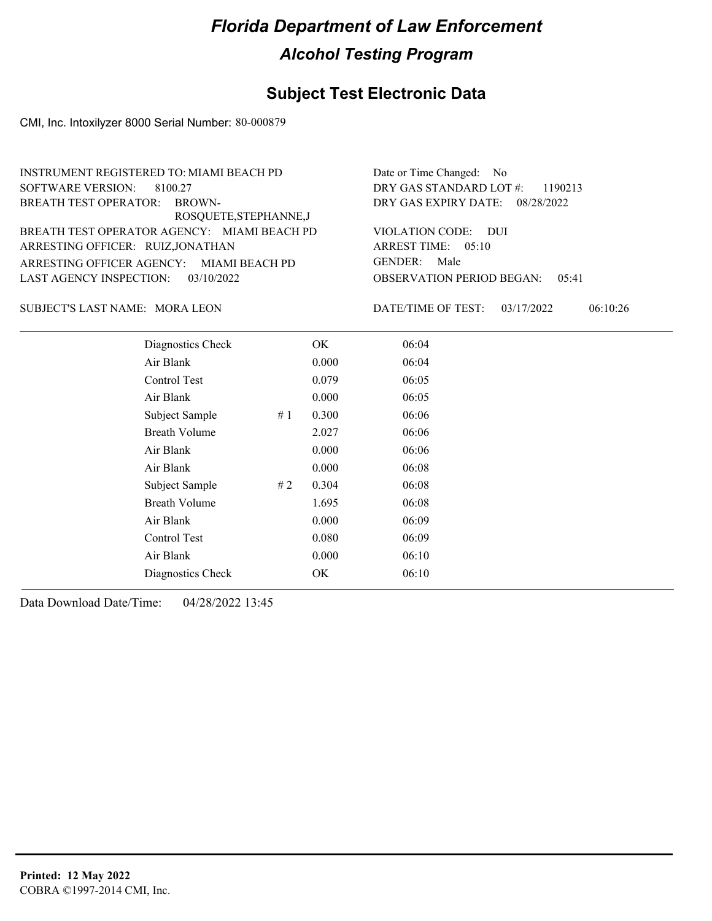# Florida Department of Law Enforcement

## Alcohol Testing Program

## Subject Test Electronic Data

CMI, Inc. Intoxilyzer 8000 Serial Number: 80-000879

INSTRUMENT REGISTERED TO: MIAMI BEACH PD
SOFTWARE VERSION: 8100.27
BREATH TEST OPERATOR: BROWN-ROSQUETE,STEPHANNE,J
BREATH TEST OPERATOR AGENCY: MIAMI BEACH PD
ARRESTING OFFICER: RUIZ,JONATHAN
ARRESTING OFFICER AGENCY: MIAMI BEACH PD
LAST AGENCY INSPECTION: 03/10/2022

Date or Time Changed: No
DRY GAS STANDARD LOT #: 1190213
DRY GAS EXPIRY DATE: 08/28/2022
VIOLATION CODE: DUI
ARREST TIME: 05:10
GENDER: Male
OBSERVATION PERIOD BEGAN: 05:41

SUBJECT'S LAST NAME: MORA LEON

DATE/TIME OF TEST: 03/17/2022 06:10:26

| | | | |
|---|---|---|---|
| Diagnostics Check | | OK | 06:04 |
| Air Blank | | 0.000 | 06:04 |
| Control Test | | 0.079 | 06:05 |
| Air Blank | | 0.000 | 06:05 |
| Subject Sample | # 1 | 0.300 | 06:06 |
| Breath Volume | | 2.027 | 06:06 |
| Air Blank | | 0.000 | 06:06 |
| Air Blank | | 0.000 | 06:08 |
| Subject Sample | # 2 | 0.304 | 06:08 |
| Breath Volume | | 1.695 | 06:08 |
| Air Blank | | 0.000 | 06:09 |
| Control Test | | 0.080 | 06:09 |
| Air Blank | | 0.000 | 06:10 |
| Diagnostics Check | | OK | 06:10 |

Data Download Date/Time: 04/28/2022 13:45

**Printed: 12 May 2022**
COBRA ©1997-2014 CMI, Inc.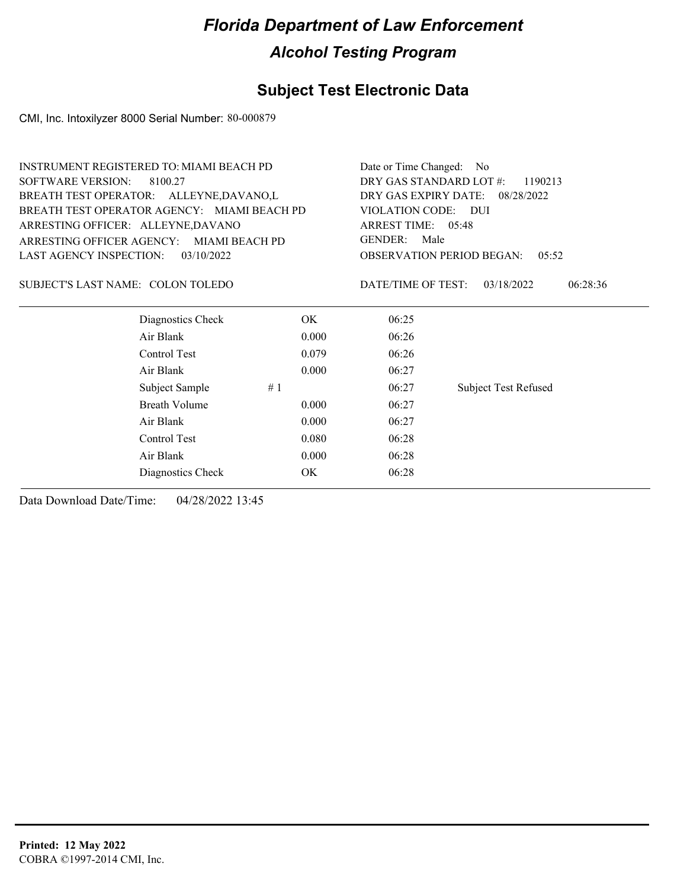# Florida Department of Law Enforcement

## Alcohol Testing Program

### Subject Test Electronic Data

CMI, Inc. Intoxilyzer 8000 Serial Number: 80-000879

INSTRUMENT REGISTERED TO: MIAMI BEACH PD
SOFTWARE VERSION: 8100.27
BREATH TEST OPERATOR: ALLEYNE,DAVANO,L
BREATH TEST OPERATOR AGENCY: MIAMI BEACH PD
ARRESTING OFFICER: ALLEYNE,DAVANO
ARRESTING OFFICER AGENCY: MIAMI BEACH PD
LAST AGENCY INSPECTION: 03/10/2022

Date or Time Changed: No
DRY GAS STANDARD LOT #: 1190213
DRY GAS EXPIRY DATE: 08/28/2022
VIOLATION CODE: DUI
ARREST TIME: 05:48
GENDER: Male
OBSERVATION PERIOD BEGAN: 05:52

SUBJECT'S LAST NAME: COLON TOLEDO

DATE/TIME OF TEST: 03/18/2022 06:28:36

| | | | |
|---|---|---|---|
| Diagnostics Check | OK | 06:25 | |
| Air Blank | 0.000 | 06:26 | |
| Control Test | 0.079 | 06:26 | |
| Air Blank | 0.000 | 06:27 | |
| Subject Sample | # 1 | 06:27 | Subject Test Refused |
| Breath Volume | 0.000 | 06:27 | |
| Air Blank | 0.000 | 06:27 | |
| Control Test | 0.080 | 06:28 | |
| Air Blank | 0.000 | 06:28 | |
| Diagnostics Check | OK | 06:28 | |

Data Download Date/Time: 04/28/2022 13:45

**Printed: 12 May 2022**
COBRA ©1997-2014 CMI, Inc.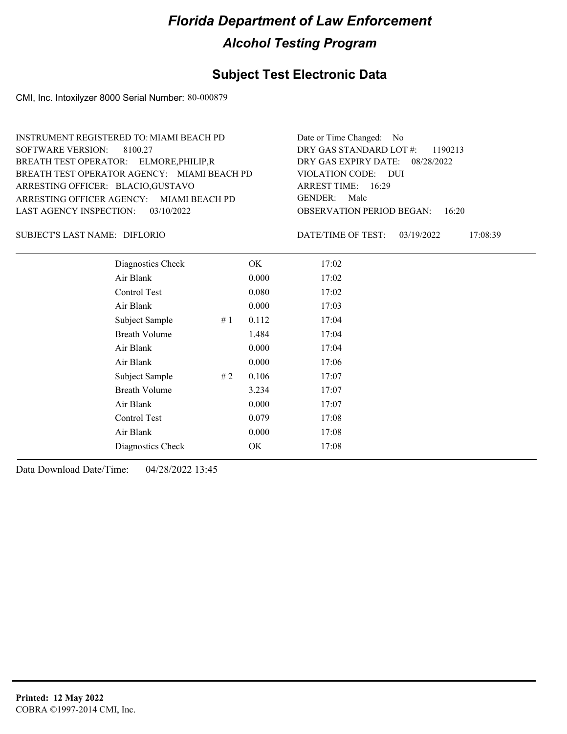# Florida Department of Law Enforcement

## Alcohol Testing Program

### Subject Test Electronic Data

CMI, Inc. Intoxilyzer 8000 Serial Number: 80-000879

INSTRUMENT REGISTERED TO: MIAMI BEACH PD
SOFTWARE VERSION: 8100.27
BREATH TEST OPERATOR: ELMORE,PHILIP,R
BREATH TEST OPERATOR AGENCY: MIAMI BEACH PD
ARRESTING OFFICER: BLACIO,GUSTAVO
ARRESTING OFFICER AGENCY: MIAMI BEACH PD
LAST AGENCY INSPECTION: 03/10/2022

Date or Time Changed: No
DRY GAS STANDARD LOT #: 1190213
DRY GAS EXPIRY DATE: 08/28/2022
VIOLATION CODE: DUI
ARREST TIME: 16:29
GENDER: Male
OBSERVATION PERIOD BEGAN: 16:20

SUBJECT'S LAST NAME: DIFLORIO

DATE/TIME OF TEST: 03/19/2022 17:08:39

| | | | |
|---|---|---|---|
| Diagnostics Check | | OK | 17:02 |
| Air Blank | | 0.000 | 17:02 |
| Control Test | | 0.080 | 17:02 |
| Air Blank | | 0.000 | 17:03 |
| Subject Sample | # 1 | 0.112 | 17:04 |
| Breath Volume | | 1.484 | 17:04 |
| Air Blank | | 0.000 | 17:04 |
| Air Blank | | 0.000 | 17:06 |
| Subject Sample | # 2 | 0.106 | 17:07 |
| Breath Volume | | 3.234 | 17:07 |
| Air Blank | | 0.000 | 17:07 |
| Control Test | | 0.079 | 17:08 |
| Air Blank | | 0.000 | 17:08 |
| Diagnostics Check | | OK | 17:08 |

Data Download Date/Time: 04/28/2022 13:45

**Printed: 12 May 2022**
COBRA ©1997-2014 CMI, Inc.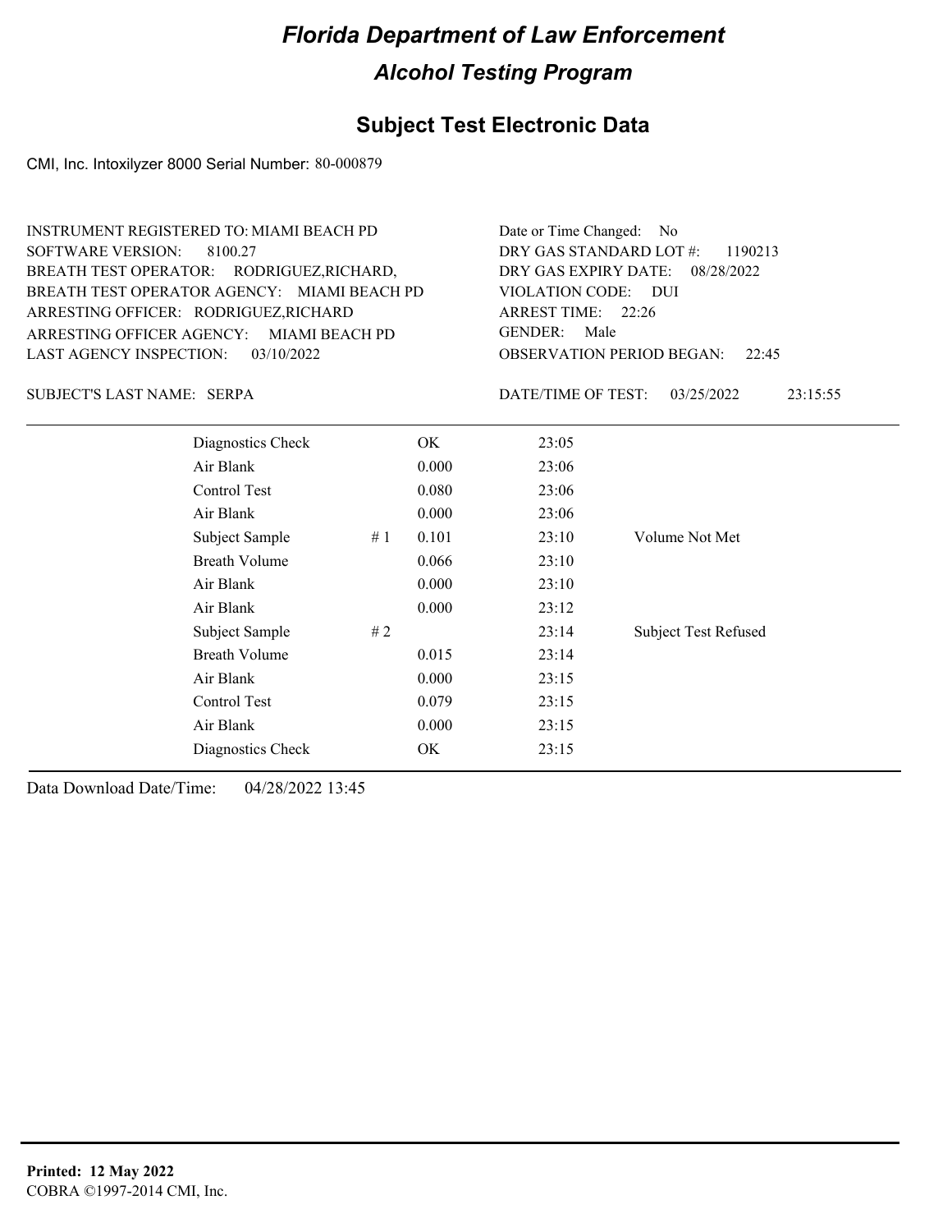# Florida Department of Law Enforcement

## Alcohol Testing Program

## Subject Test Electronic Data

CMI, Inc. Intoxilyzer 8000 Serial Number: 80-000879

INSTRUMENT REGISTERED TO: MIAMI BEACH PD
SOFTWARE VERSION: 8100.27
BREATH TEST OPERATOR: RODRIGUEZ,RICHARD,
BREATH TEST OPERATOR AGENCY: MIAMI BEACH PD
ARRESTING OFFICER: RODRIGUEZ,RICHARD
ARRESTING OFFICER AGENCY: MIAMI BEACH PD
LAST AGENCY INSPECTION: 03/10/2022

Date or Time Changed: No
DRY GAS STANDARD LOT #: 1190213
DRY GAS EXPIRY DATE: 08/28/2022
VIOLATION CODE: DUI
ARREST TIME: 22:26
GENDER: Male
OBSERVATION PERIOD BEGAN: 22:45

SUBJECT'S LAST NAME: SERPA

DATE/TIME OF TEST: 03/25/2022 23:15:55

| | | | | |
|---|---|---|---|---|
| Diagnostics Check | | OK | 23:05 | |
| Air Blank | | 0.000 | 23:06 | |
| Control Test | | 0.080 | 23:06 | |
| Air Blank | | 0.000 | 23:06 | |
| Subject Sample | # 1 | 0.101 | 23:10 | Volume Not Met |
| Breath Volume | | 0.066 | 23:10 | |
| Air Blank | | 0.000 | 23:10 | |
| Air Blank | | 0.000 | 23:12 | |
| Subject Sample | # 2 | | 23:14 | Subject Test Refused |
| Breath Volume | | 0.015 | 23:14 | |
| Air Blank | | 0.000 | 23:15 | |
| Control Test | | 0.079 | 23:15 | |
| Air Blank | | 0.000 | 23:15 | |
| Diagnostics Check | | OK | 23:15 | |

Data Download Date/Time: 04/28/2022 13:45

**Printed: 12 May 2022**
COBRA ©1997-2014 CMI, Inc.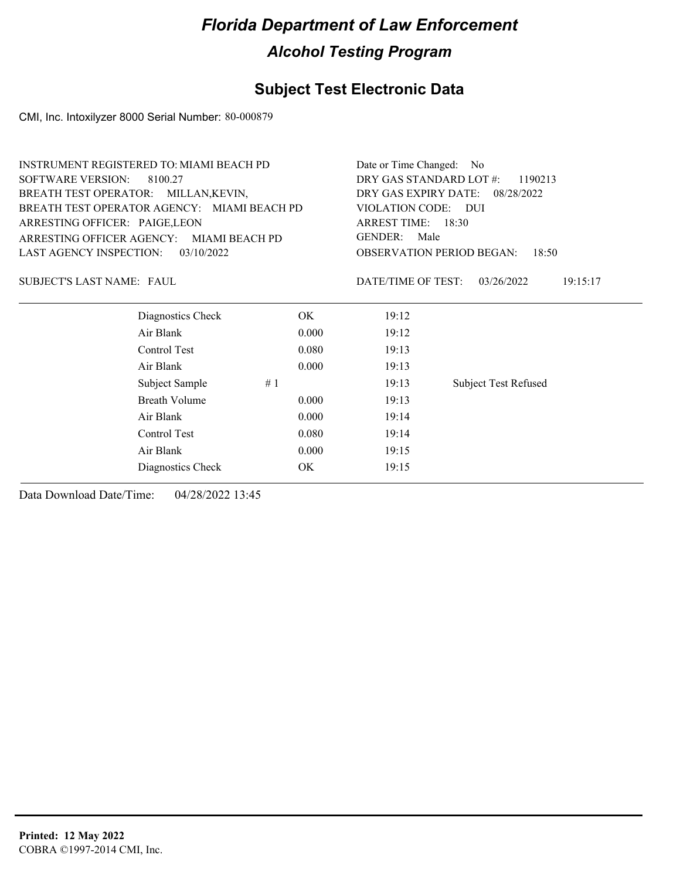# Florida Department of Law Enforcement

## Alcohol Testing Program

### Subject Test Electronic Data

CMI, Inc. Intoxilyzer 8000 Serial Number: 80-000879

INSTRUMENT REGISTERED TO: MIAMI BEACH PD
SOFTWARE VERSION: 8100.27
BREATH TEST OPERATOR: MILLAN,KEVIN,
BREATH TEST OPERATOR AGENCY: MIAMI BEACH PD
ARRESTING OFFICER: PAIGE,LEON
ARRESTING OFFICER AGENCY: MIAMI BEACH PD
LAST AGENCY INSPECTION: 03/10/2022

Date or Time Changed: No
DRY GAS STANDARD LOT #: 1190213
DRY GAS EXPIRY DATE: 08/28/2022
VIOLATION CODE: DUI
ARREST TIME: 18:30
GENDER: Male
OBSERVATION PERIOD BEGAN: 18:50

SUBJECT'S LAST NAME: FAUL

DATE/TIME OF TEST: 03/26/2022 19:15:17

| | | | |
|---|---|---|---|
| Diagnostics Check | OK | 19:12 | |
| Air Blank | 0.000 | 19:12 | |
| Control Test | 0.080 | 19:13 | |
| Air Blank | 0.000 | 19:13 | |
| Subject Sample # 1 | | 19:13 | Subject Test Refused |
| Breath Volume | 0.000 | 19:13 | |
| Air Blank | 0.000 | 19:14 | |
| Control Test | 0.080 | 19:14 | |
| Air Blank | 0.000 | 19:15 | |
| Diagnostics Check | OK | 19:15 | |

Data Download Date/Time: 04/28/2022 13:45

**Printed: 12 May 2022**
COBRA ©1997-2014 CMI, Inc.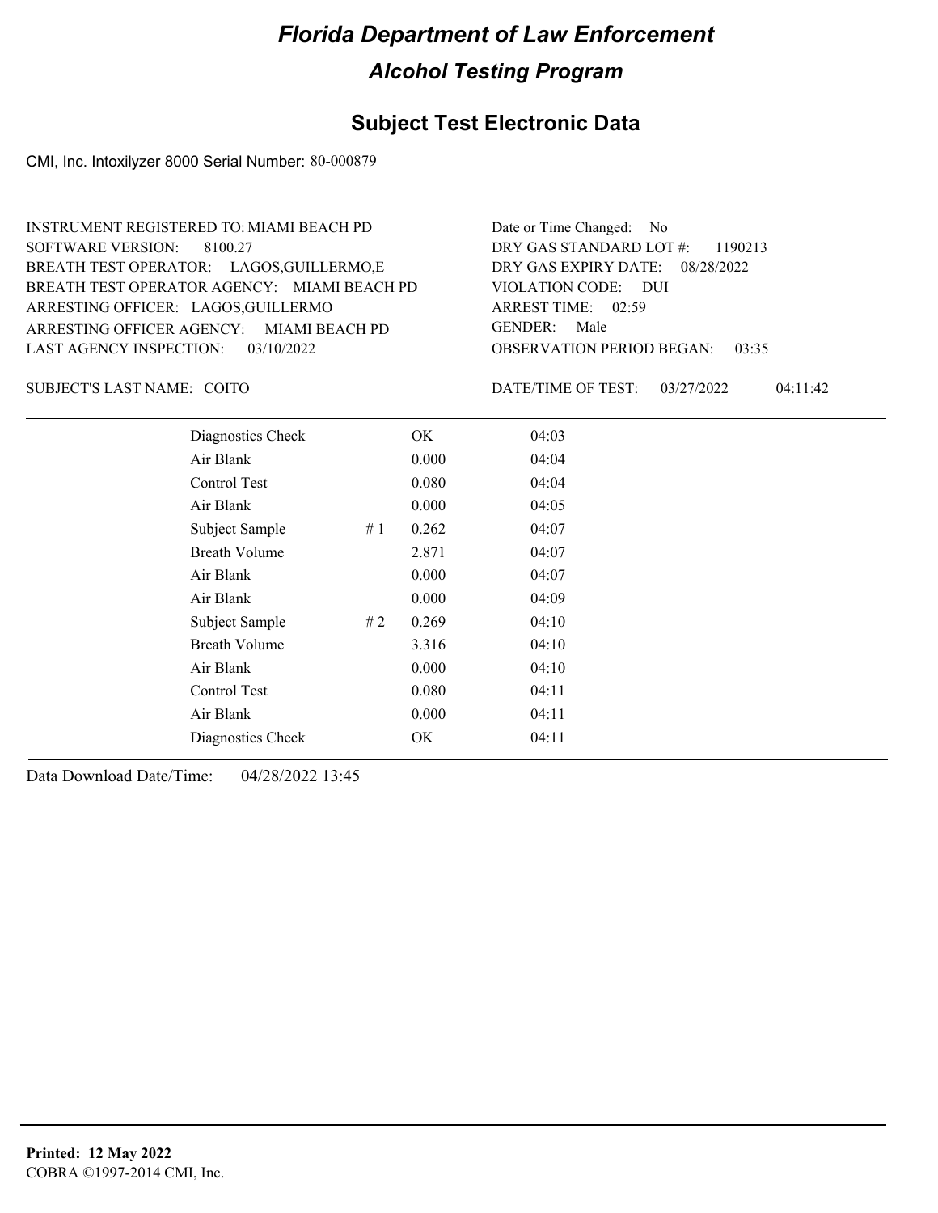# Florida Department of Law Enforcement

## Alcohol Testing Program

### Subject Test Electronic Data

CMI, Inc. Intoxilyzer 8000 Serial Number: 80-000879

INSTRUMENT REGISTERED TO: MIAMI BEACH PD
SOFTWARE VERSION: 8100.27
BREATH TEST OPERATOR: LAGOS,GUILLERMO,E
BREATH TEST OPERATOR AGENCY: MIAMI BEACH PD
ARRESTING OFFICER: LAGOS,GUILLERMO
ARRESTING OFFICER AGENCY: MIAMI BEACH PD
LAST AGENCY INSPECTION: 03/10/2022

Date or Time Changed: No
DRY GAS STANDARD LOT #: 1190213
DRY GAS EXPIRY DATE: 08/28/2022
VIOLATION CODE: DUI
ARREST TIME: 02:59
GENDER: Male
OBSERVATION PERIOD BEGAN: 03:35

SUBJECT'S LAST NAME: COITO

DATE/TIME OF TEST: 03/27/2022 04:11:42

| | | | |
|---|---|---|---|
| Diagnostics Check | | OK | 04:03 |
| Air Blank | | 0.000 | 04:04 |
| Control Test | | 0.080 | 04:04 |
| Air Blank | | 0.000 | 04:05 |
| Subject Sample | # 1 | 0.262 | 04:07 |
| Breath Volume | | 2.871 | 04:07 |
| Air Blank | | 0.000 | 04:07 |
| Air Blank | | 0.000 | 04:09 |
| Subject Sample | # 2 | 0.269 | 04:10 |
| Breath Volume | | 3.316 | 04:10 |
| Air Blank | | 0.000 | 04:10 |
| Control Test | | 0.080 | 04:11 |
| Air Blank | | 0.000 | 04:11 |
| Diagnostics Check | | OK | 04:11 |

Data Download Date/Time: 04/28/2022 13:45

**Printed: 12 May 2022**
COBRA ©1997-2014 CMI, Inc.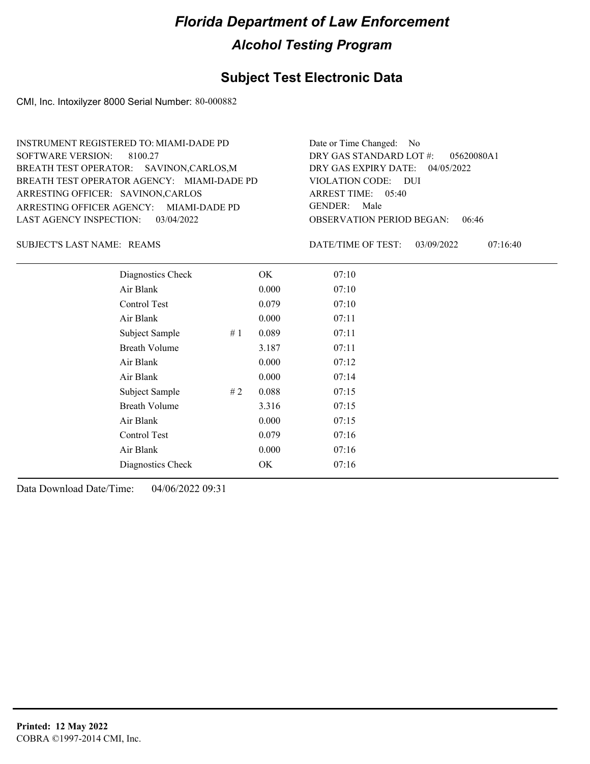# Florida Department of Law Enforcement

## Alcohol Testing Program

### Subject Test Electronic Data

CMI, Inc. Intoxilyzer 8000 Serial Number: 80-000882

INSTRUMENT REGISTERED TO: MIAMI-DADE PD
SOFTWARE VERSION: 8100.27
BREATH TEST OPERATOR: SAVINON,CARLOS,M
BREATH TEST OPERATOR AGENCY: MIAMI-DADE PD
ARRESTING OFFICER: SAVINON,CARLOS
ARRESTING OFFICER AGENCY: MIAMI-DADE PD
LAST AGENCY INSPECTION: 03/04/2022

Date or Time Changed: No
DRY GAS STANDARD LOT #: 05620080A1
DRY GAS EXPIRY DATE: 04/05/2022
VIOLATION CODE: DUI
ARREST TIME: 05:40
GENDER: Male
OBSERVATION PERIOD BEGAN: 06:46

SUBJECT'S LAST NAME: REAMS

DATE/TIME OF TEST: 03/09/2022 07:16:40

| | | | |
|---|---|---|---|
| Diagnostics Check | | OK | 07:10 |
| Air Blank | | 0.000 | 07:10 |
| Control Test | | 0.079 | 07:10 |
| Air Blank | | 0.000 | 07:11 |
| Subject Sample | # 1 | 0.089 | 07:11 |
| Breath Volume | | 3.187 | 07:11 |
| Air Blank | | 0.000 | 07:12 |
| Air Blank | | 0.000 | 07:14 |
| Subject Sample | # 2 | 0.088 | 07:15 |
| Breath Volume | | 3.316 | 07:15 |
| Air Blank | | 0.000 | 07:15 |
| Control Test | | 0.079 | 07:16 |
| Air Blank | | 0.000 | 07:16 |
| Diagnostics Check | | OK | 07:16 |

Data Download Date/Time: 04/06/2022 09:31

**Printed: 12 May 2022**
COBRA ©1997-2014 CMI, Inc.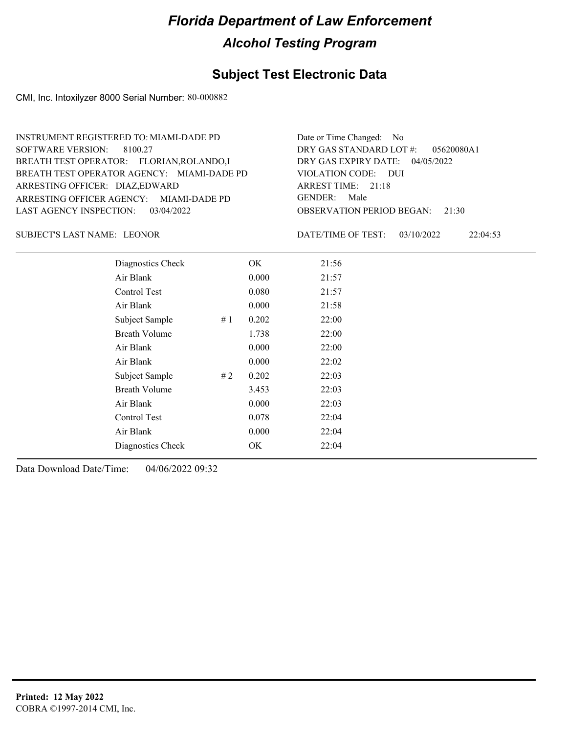# Florida Department of Law Enforcement

## Alcohol Testing Program

## Subject Test Electronic Data

CMI, Inc. Intoxilyzer 8000 Serial Number: 80-000882

INSTRUMENT REGISTERED TO: MIAMI-DADE PD
SOFTWARE VERSION: 8100.27
BREATH TEST OPERATOR: FLORIAN,ROLANDO,I
BREATH TEST OPERATOR AGENCY: MIAMI-DADE PD
ARRESTING OFFICER: DIAZ,EDWARD
ARRESTING OFFICER AGENCY: MIAMI-DADE PD
LAST AGENCY INSPECTION: 03/04/2022

Date or Time Changed: No
DRY GAS STANDARD LOT #: 05620080A1
DRY GAS EXPIRY DATE: 04/05/2022
VIOLATION CODE: DUI
ARREST TIME: 21:18
GENDER: Male
OBSERVATION PERIOD BEGAN: 21:30

SUBJECT'S LAST NAME: LEONOR

DATE/TIME OF TEST: 03/10/2022 22:04:53

| | | | |
|---|---|---|---|
| Diagnostics Check | | OK | 21:56 |
| Air Blank | | 0.000 | 21:57 |
| Control Test | | 0.080 | 21:57 |
| Air Blank | | 0.000 | 21:58 |
| Subject Sample | # 1 | 0.202 | 22:00 |
| Breath Volume | | 1.738 | 22:00 |
| Air Blank | | 0.000 | 22:00 |
| Air Blank | | 0.000 | 22:02 |
| Subject Sample | # 2 | 0.202 | 22:03 |
| Breath Volume | | 3.453 | 22:03 |
| Air Blank | | 0.000 | 22:03 |
| Control Test | | 0.078 | 22:04 |
| Air Blank | | 0.000 | 22:04 |
| Diagnostics Check | | OK | 22:04 |

Data Download Date/Time: 04/06/2022 09:32

**Printed: 12 May 2022**
COBRA ©1997-2014 CMI, Inc.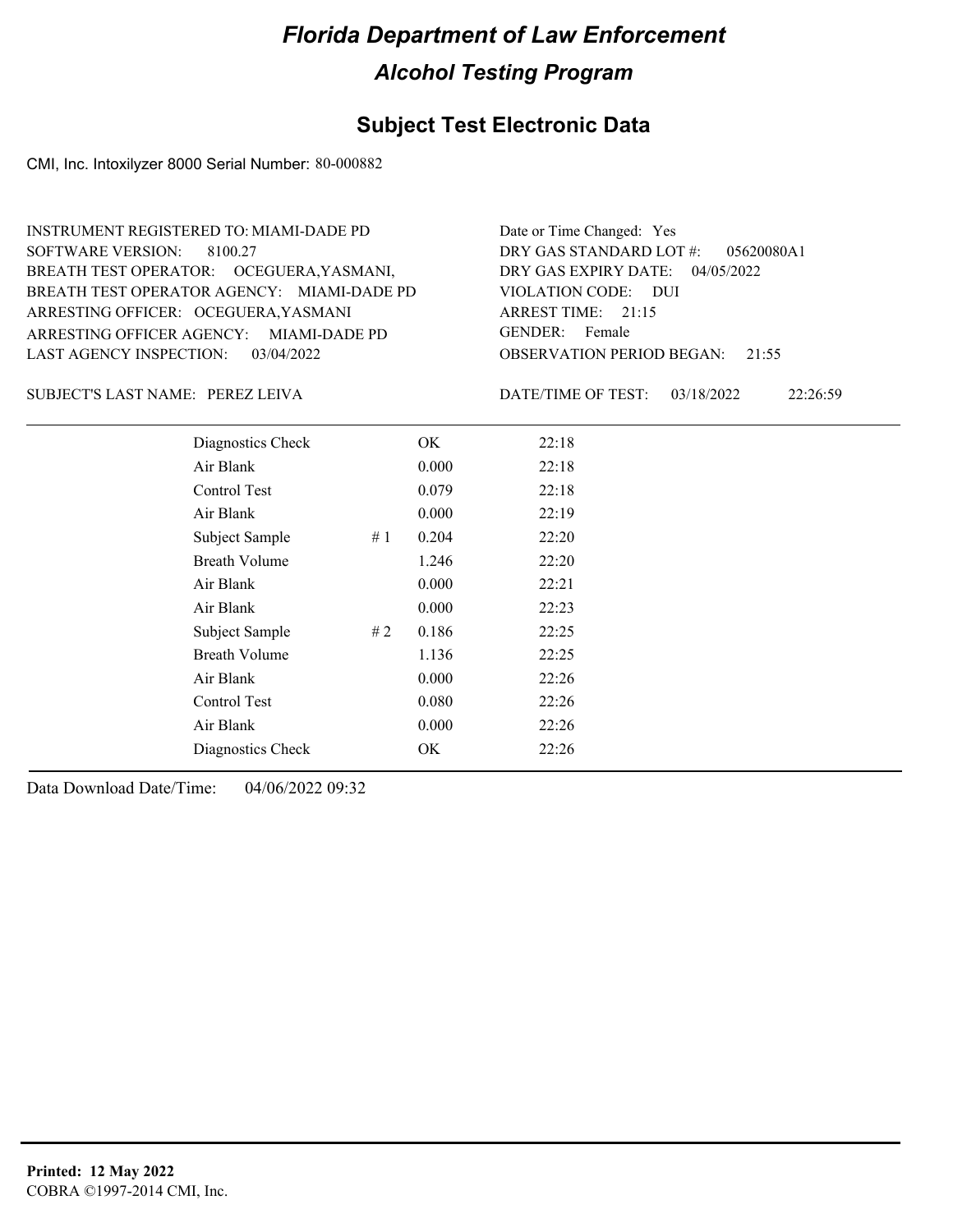# Florida Department of Law Enforcement

## Alcohol Testing Program

## Subject Test Electronic Data

CMI, Inc. Intoxilyzer 8000 Serial Number: 80-000882

INSTRUMENT REGISTERED TO: MIAMI-DADE PD
SOFTWARE VERSION: 8100.27
BREATH TEST OPERATOR: OCEGUERA,YASMANI,
BREATH TEST OPERATOR AGENCY: MIAMI-DADE PD
ARRESTING OFFICER: OCEGUERA,YASMANI
ARRESTING OFFICER AGENCY: MIAMI-DADE PD
LAST AGENCY INSPECTION: 03/04/2022

Date or Time Changed: Yes
DRY GAS STANDARD LOT #: 05620080A1
DRY GAS EXPIRY DATE: 04/05/2022
VIOLATION CODE: DUI
ARREST TIME: 21:15
GENDER: Female
OBSERVATION PERIOD BEGAN: 21:55

SUBJECT'S LAST NAME: PEREZ LEIVA

DATE/TIME OF TEST: 03/18/2022 22:26:59

| | | | |
|---|---|---|---|
| Diagnostics Check | | OK | 22:18 |
| Air Blank | | 0.000 | 22:18 |
| Control Test | | 0.079 | 22:18 |
| Air Blank | | 0.000 | 22:19 |
| Subject Sample | # 1 | 0.204 | 22:20 |
| Breath Volume | | 1.246 | 22:20 |
| Air Blank | | 0.000 | 22:21 |
| Air Blank | | 0.000 | 22:23 |
| Subject Sample | # 2 | 0.186 | 22:25 |
| Breath Volume | | 1.136 | 22:25 |
| Air Blank | | 0.000 | 22:26 |
| Control Test | | 0.080 | 22:26 |
| Air Blank | | 0.000 | 22:26 |
| Diagnostics Check | | OK | 22:26 |

Data Download Date/Time: 04/06/2022 09:32

**Printed: 12 May 2022**
COBRA ©1997-2014 CMI, Inc.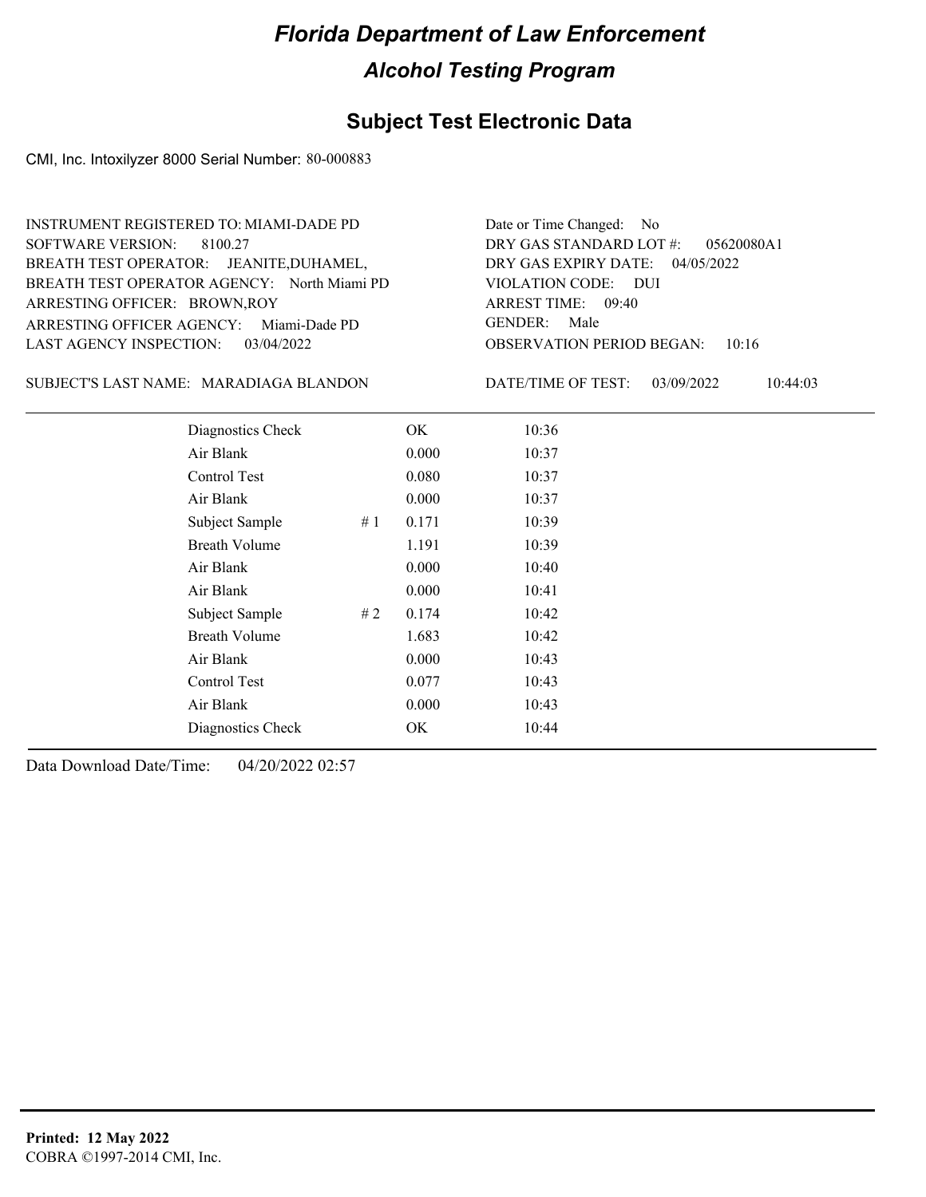# Florida Department of Law Enforcement

## Alcohol Testing Program

### Subject Test Electronic Data

CMI, Inc. Intoxilyzer 8000 Serial Number: 80-000883

INSTRUMENT REGISTERED TO: MIAMI-DADE PD
SOFTWARE VERSION: 8100.27
BREATH TEST OPERATOR: JEANITE,DUHAMEL,
BREATH TEST OPERATOR AGENCY: North Miami PD
ARRESTING OFFICER: BROWN,ROY
ARRESTING OFFICER AGENCY: Miami-Dade PD
LAST AGENCY INSPECTION: 03/04/2022

Date or Time Changed: No
DRY GAS STANDARD LOT #: 05620080A1
DRY GAS EXPIRY DATE: 04/05/2022
VIOLATION CODE: DUI
ARREST TIME: 09:40
GENDER: Male
OBSERVATION PERIOD BEGAN: 10:16

SUBJECT'S LAST NAME: MARADIAGA BLANDON

DATE/TIME OF TEST: 03/09/2022 10:44:03

| Test | # | Result | Time |
|---|---|---|---|
| Diagnostics Check | | OK | 10:36 |
| Air Blank | | 0.000 | 10:37 |
| Control Test | | 0.080 | 10:37 |
| Air Blank | | 0.000 | 10:37 |
| Subject Sample | # 1 | 0.171 | 10:39 |
| Breath Volume | | 1.191 | 10:39 |
| Air Blank | | 0.000 | 10:40 |
| Air Blank | | 0.000 | 10:41 |
| Subject Sample | # 2 | 0.174 | 10:42 |
| Breath Volume | | 1.683 | 10:42 |
| Air Blank | | 0.000 | 10:43 |
| Control Test | | 0.077 | 10:43 |
| Air Blank | | 0.000 | 10:43 |
| Diagnostics Check | | OK | 10:44 |

Data Download Date/Time: 04/20/2022 02:57

**Printed: 12 May 2022**
COBRA ©1997-2014 CMI, Inc.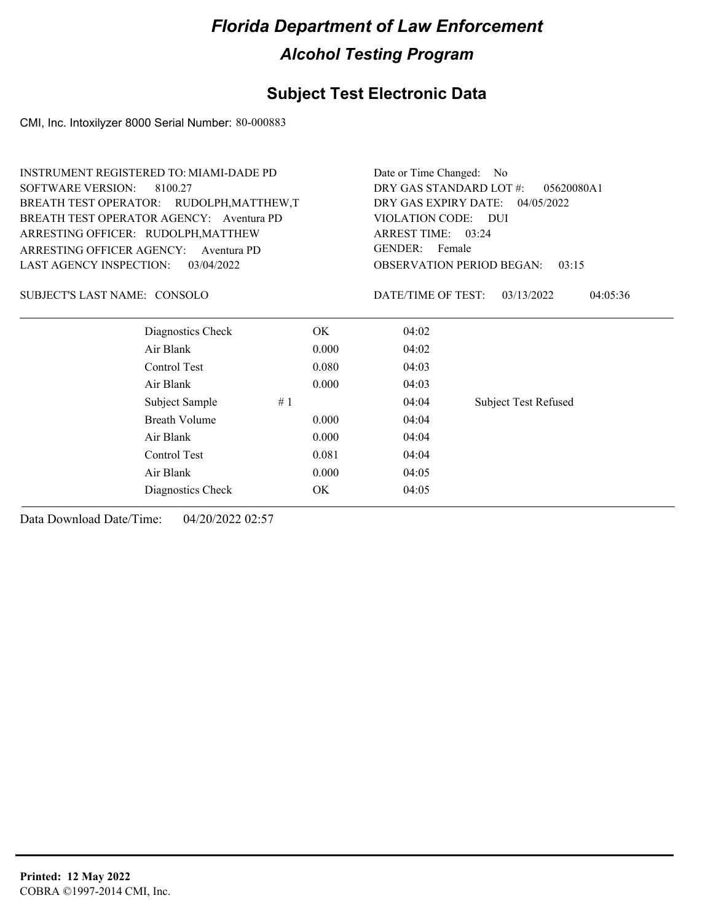# Florida Department of Law Enforcement

## Alcohol Testing Program

### Subject Test Electronic Data

CMI, Inc. Intoxilyzer 8000 Serial Number: 80-000883

INSTRUMENT REGISTERED TO: MIAMI-DADE PD
SOFTWARE VERSION: 8100.27
BREATH TEST OPERATOR: RUDOLPH,MATTHEW,T
BREATH TEST OPERATOR AGENCY: Aventura PD
ARRESTING OFFICER: RUDOLPH,MATTHEW
ARRESTING OFFICER AGENCY: Aventura PD
LAST AGENCY INSPECTION: 03/04/2022

Date or Time Changed: No
DRY GAS STANDARD LOT #: 05620080A1
DRY GAS EXPIRY DATE: 04/05/2022
VIOLATION CODE: DUI
ARREST TIME: 03:24
GENDER: Female
OBSERVATION PERIOD BEGAN: 03:15

SUBJECT'S LAST NAME: CONSOLO

DATE/TIME OF TEST: 03/13/2022 04:05:36

| | | | | |
|---|---|---|---|---|
| Diagnostics Check | | OK | 04:02 | |
| Air Blank | | 0.000 | 04:02 | |
| Control Test | | 0.080 | 04:03 | |
| Air Blank | | 0.000 | 04:03 | |
| Subject Sample | # 1 | | 04:04 | Subject Test Refused |
| Breath Volume | | 0.000 | 04:04 | |
| Air Blank | | 0.000 | 04:04 | |
| Control Test | | 0.081 | 04:04 | |
| Air Blank | | 0.000 | 04:05 | |
| Diagnostics Check | | OK | 04:05 | |

Data Download Date/Time: 04/20/2022 02:57

**Printed: 12 May 2022**
COBRA ©1997-2014 CMI, Inc.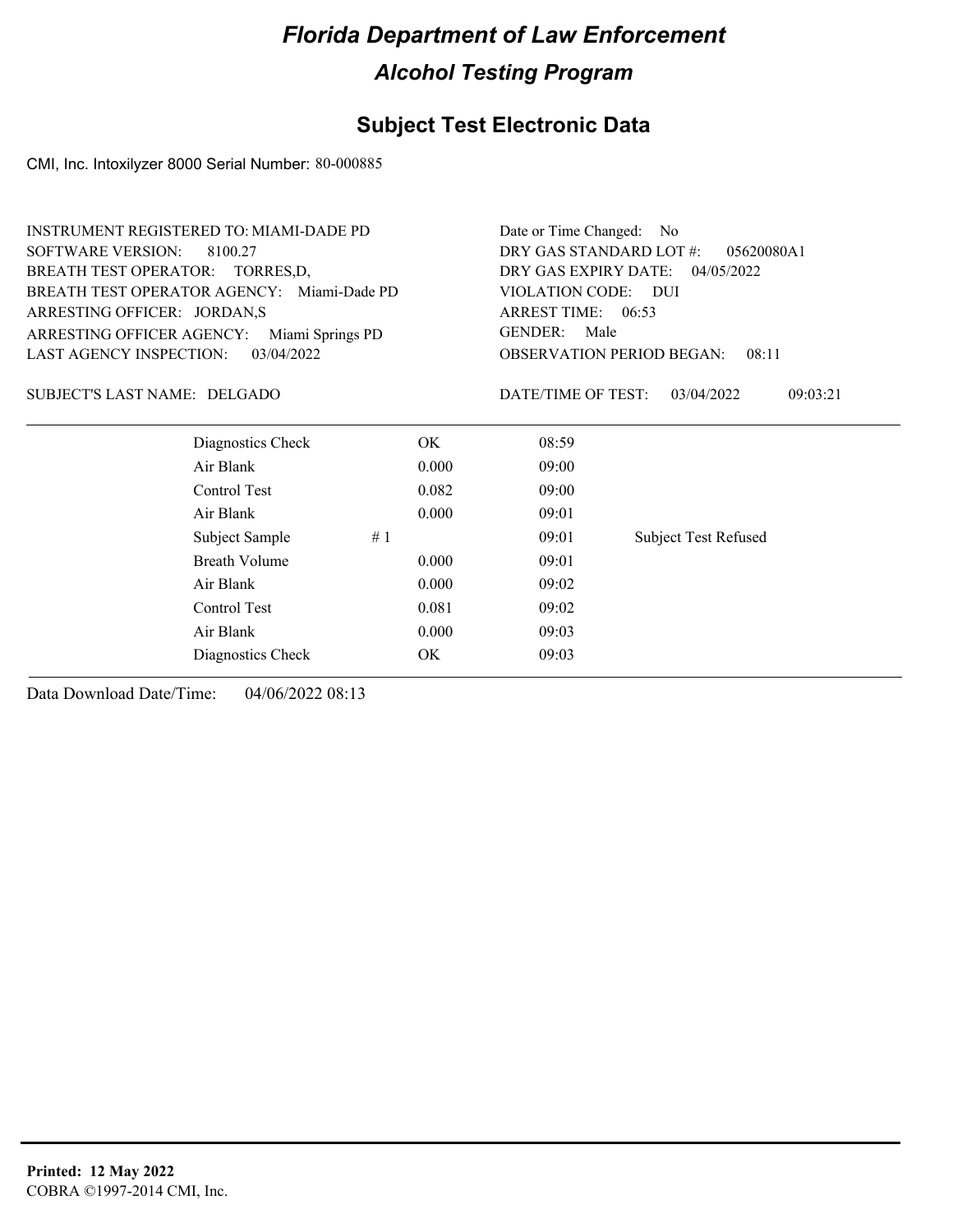# Florida Department of Law Enforcement

## Alcohol Testing Program

### Subject Test Electronic Data

CMI, Inc. Intoxilyzer 8000 Serial Number: 80-000885

INSTRUMENT REGISTERED TO: MIAMI-DADE PD
SOFTWARE VERSION: 8100.27
BREATH TEST OPERATOR: TORRES,D,
BREATH TEST OPERATOR AGENCY: Miami-Dade PD
ARRESTING OFFICER: JORDAN,S
ARRESTING OFFICER AGENCY: Miami Springs PD
LAST AGENCY INSPECTION: 03/04/2022

Date or Time Changed: No
DRY GAS STANDARD LOT #: 05620080A1
DRY GAS EXPIRY DATE: 04/05/2022
VIOLATION CODE: DUI
ARREST TIME: 06:53
GENDER: Male
OBSERVATION PERIOD BEGAN: 08:11

SUBJECT'S LAST NAME: DELGADO

DATE/TIME OF TEST: 03/04/2022 09:03:21

| Test | | Result | Time | Note |
|---|---|---|---|---|
| Diagnostics Check | | OK | 08:59 | |
| Air Blank | | 0.000 | 09:00 | |
| Control Test | | 0.082 | 09:00 | |
| Air Blank | | 0.000 | 09:01 | |
| Subject Sample | # 1 | | 09:01 | Subject Test Refused |
| Breath Volume | | 0.000 | 09:01 | |
| Air Blank | | 0.000 | 09:02 | |
| Control Test | | 0.081 | 09:02 | |
| Air Blank | | 0.000 | 09:03 | |
| Diagnostics Check | | OK | 09:03 | |

Data Download Date/Time: 04/06/2022 08:13

**Printed: 12 May 2022**
COBRA ©1997-2014 CMI, Inc.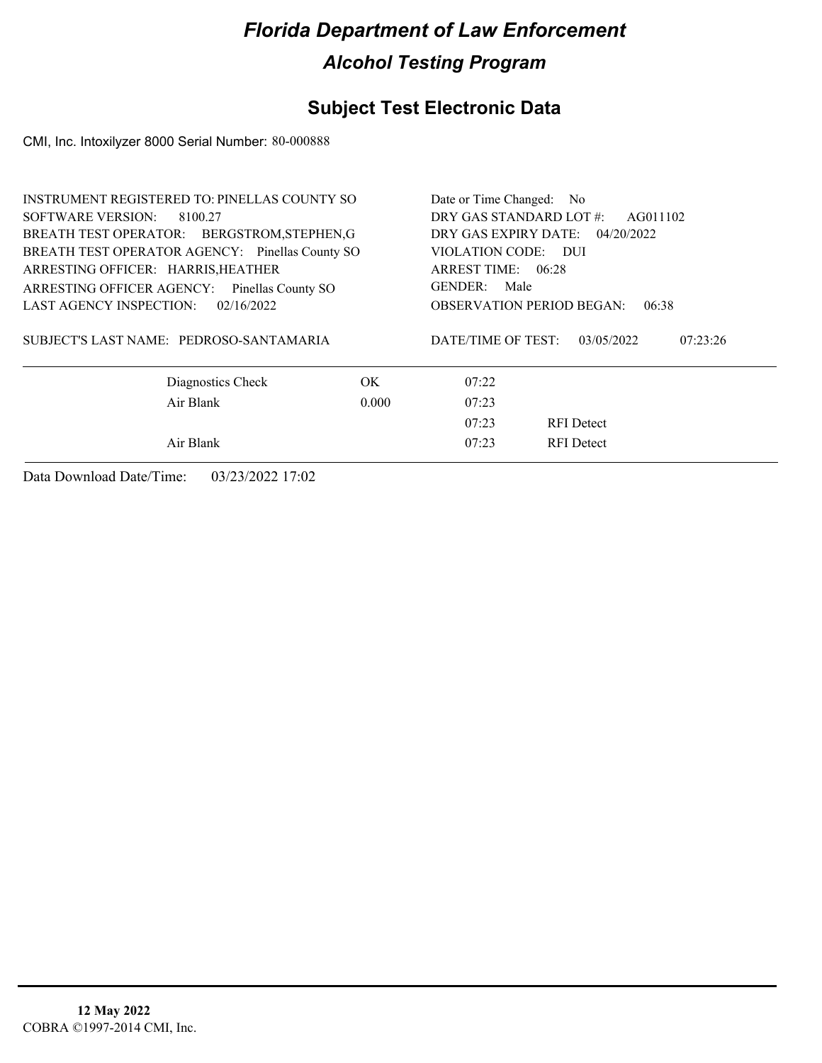# Florida Department of Law Enforcement

## Alcohol Testing Program

## Subject Test Electronic Data

CMI, Inc. Intoxilyzer 8000 Serial Number: 80-000888

INSTRUMENT REGISTERED TO: PINELLAS COUNTY SO
SOFTWARE VERSION: 8100.27
BREATH TEST OPERATOR: BERGSTROM,STEPHEN,G
BREATH TEST OPERATOR AGENCY: Pinellas County SO
ARRESTING OFFICER: HARRIS,HEATHER
ARRESTING OFFICER AGENCY: Pinellas County SO
LAST AGENCY INSPECTION: 02/16/2022

Date or Time Changed: No
DRY GAS STANDARD LOT #: AG011102
DRY GAS EXPIRY DATE: 04/20/2022
VIOLATION CODE: DUI
ARREST TIME: 06:28
GENDER: Male
OBSERVATION PERIOD BEGAN: 06:38

SUBJECT'S LAST NAME: PEDROSO-SANTAMARIA

DATE/TIME OF TEST: 03/05/2022 07:23:26

| | | | |
|---|---|---|---|
| Diagnostics Check | OK | 07:22 | |
| Air Blank | 0.000 | 07:23 | |
| | | 07:23 | RFI Detect |
| Air Blank | | 07:23 | RFI Detect |

Data Download Date/Time: 03/23/2022 17:02

**12 May 2022**
COBRA ©1997-2014 CMI, Inc.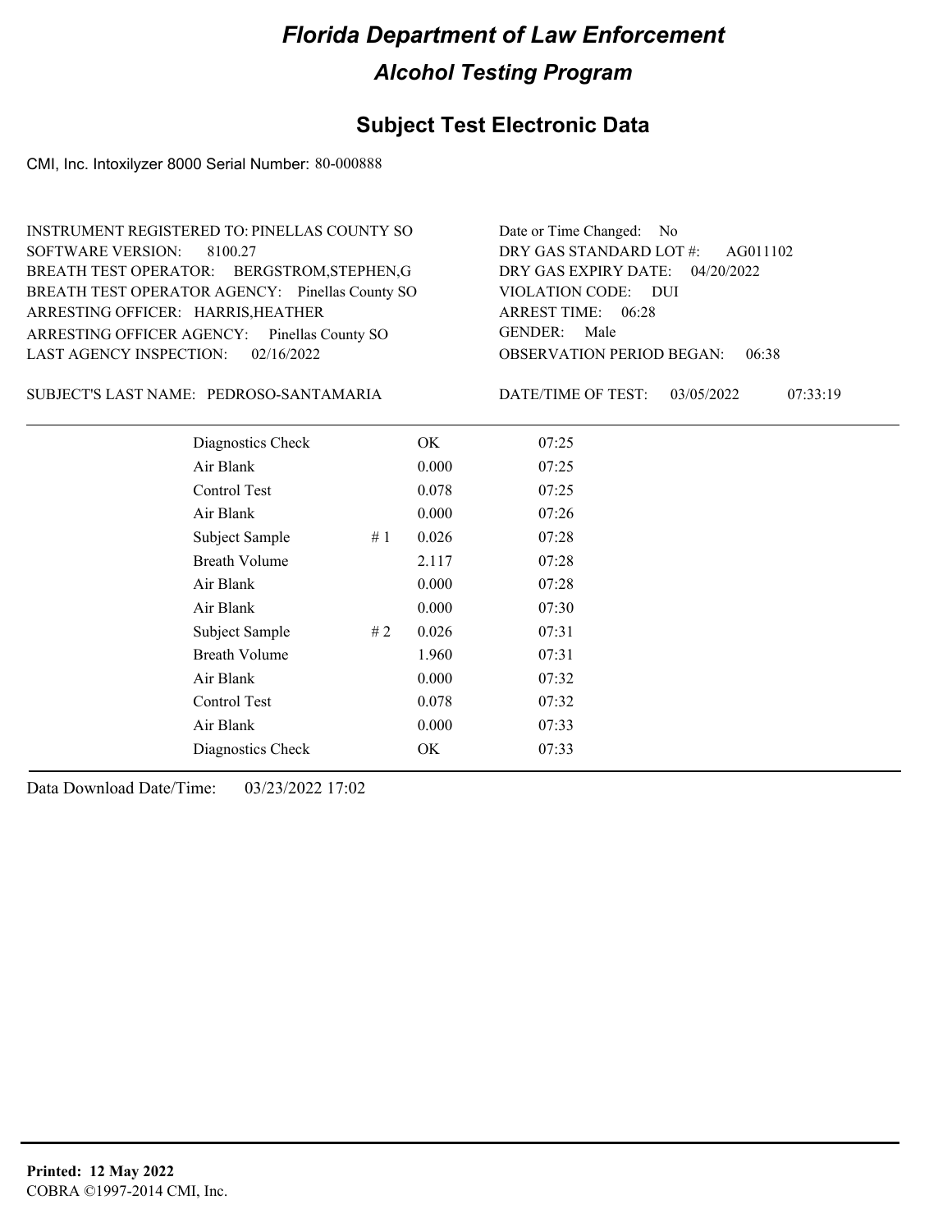# Florida Department of Law Enforcement

## Alcohol Testing Program

### Subject Test Electronic Data

CMI, Inc. Intoxilyzer 8000 Serial Number: 80-000888

INSTRUMENT REGISTERED TO: PINELLAS COUNTY SO
SOFTWARE VERSION: 8100.27
BREATH TEST OPERATOR: BERGSTROM,STEPHEN,G
BREATH TEST OPERATOR AGENCY: Pinellas County SO
ARRESTING OFFICER: HARRIS,HEATHER
ARRESTING OFFICER AGENCY: Pinellas County SO
LAST AGENCY INSPECTION: 02/16/2022

Date or Time Changed: No
DRY GAS STANDARD LOT #: AG011102
DRY GAS EXPIRY DATE: 04/20/2022
VIOLATION CODE: DUI
ARREST TIME: 06:28
GENDER: Male
OBSERVATION PERIOD BEGAN: 06:38

SUBJECT'S LAST NAME: PEDROSO-SANTAMARIA

DATE/TIME OF TEST: 03/05/2022 07:33:19

| | | | |
|---|---|---|---|
| Diagnostics Check | | OK | 07:25 |
| Air Blank | | 0.000 | 07:25 |
| Control Test | | 0.078 | 07:25 |
| Air Blank | | 0.000 | 07:26 |
| Subject Sample | # 1 | 0.026 | 07:28 |
| Breath Volume | | 2.117 | 07:28 |
| Air Blank | | 0.000 | 07:28 |
| Air Blank | | 0.000 | 07:30 |
| Subject Sample | # 2 | 0.026 | 07:31 |
| Breath Volume | | 1.960 | 07:31 |
| Air Blank | | 0.000 | 07:32 |
| Control Test | | 0.078 | 07:32 |
| Air Blank | | 0.000 | 07:33 |
| Diagnostics Check | | OK | 07:33 |

Data Download Date/Time: 03/23/2022 17:02

**Printed: 12 May 2022**
COBRA ©1997-2014 CMI, Inc.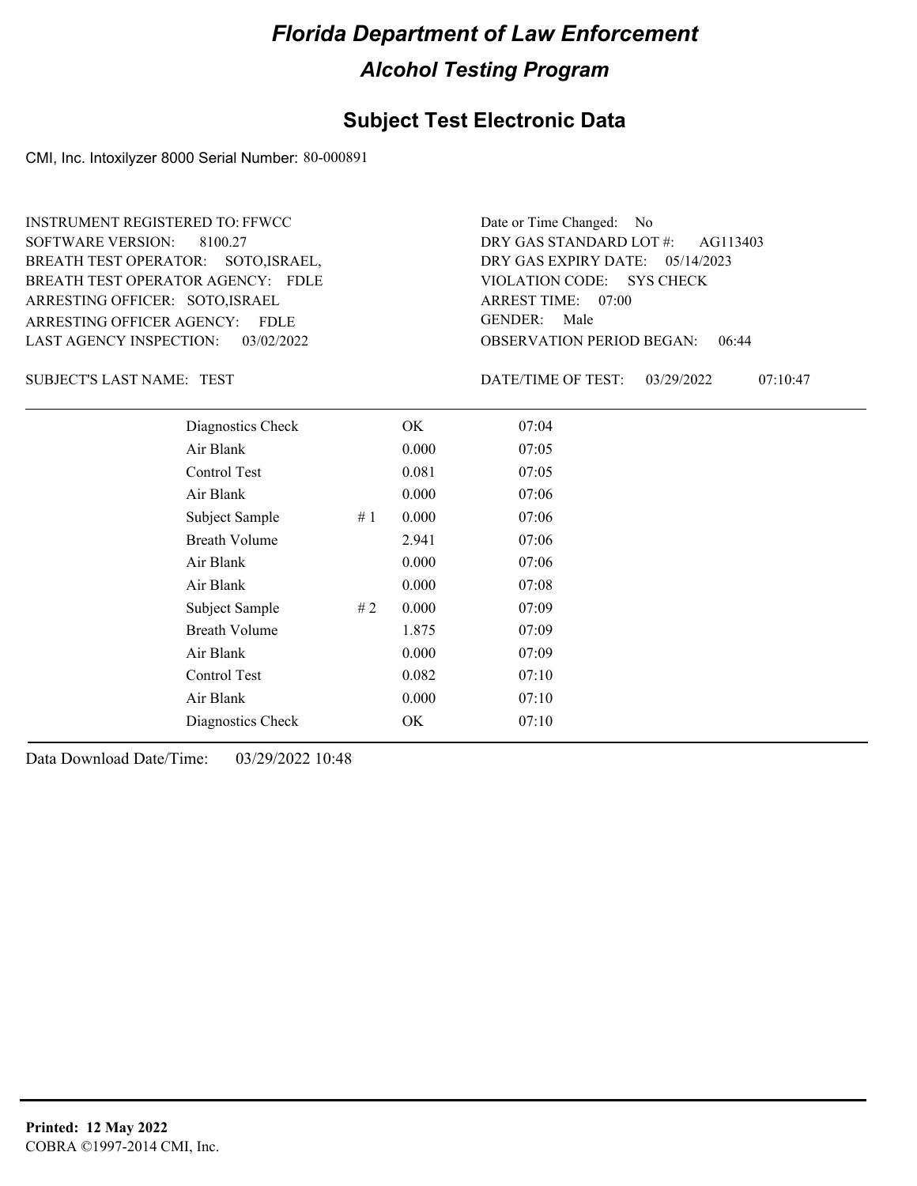# Florida Department of Law Enforcement

## Alcohol Testing Program

### Subject Test Electronic Data

CMI, Inc. Intoxilyzer 8000 Serial Number: 80-000891

| | |
|---|---|
| INSTRUMENT REGISTERED TO: FFWCC | Date or Time Changed: No |
| SOFTWARE VERSION: 8100.27 | DRY GAS STANDARD LOT #: AG113403 |
| BREATH TEST OPERATOR: SOTO,ISRAEL, | DRY GAS EXPIRY DATE: 05/14/2023 |
| BREATH TEST OPERATOR AGENCY: FDLE | VIOLATION CODE: SYS CHECK |
| ARRESTING OFFICER: SOTO,ISRAEL | ARREST TIME: 07:00 |
| ARRESTING OFFICER AGENCY: FDLE | GENDER: Male |
| LAST AGENCY INSPECTION: 03/02/2022 | OBSERVATION PERIOD BEGAN: 06:44 |

SUBJECT'S LAST NAME: TEST

DATE/TIME OF TEST: 03/29/2022 07:10:47

| Test | # | Result | Time |
|---|---|---|---|
| Diagnostics Check | | OK | 07:04 |
| Air Blank | | 0.000 | 07:05 |
| Control Test | | 0.081 | 07:05 |
| Air Blank | | 0.000 | 07:06 |
| Subject Sample | # 1 | 0.000 | 07:06 |
| Breath Volume | | 2.941 | 07:06 |
| Air Blank | | 0.000 | 07:06 |
| Air Blank | | 0.000 | 07:08 |
| Subject Sample | # 2 | 0.000 | 07:09 |
| Breath Volume | | 1.875 | 07:09 |
| Air Blank | | 0.000 | 07:09 |
| Control Test | | 0.082 | 07:10 |
| Air Blank | | 0.000 | 07:10 |
| Diagnostics Check | | OK | 07:10 |

Data Download Date/Time: 03/29/2022 10:48

**Printed: 12 May 2022**
COBRA ©1997-2014 CMI, Inc.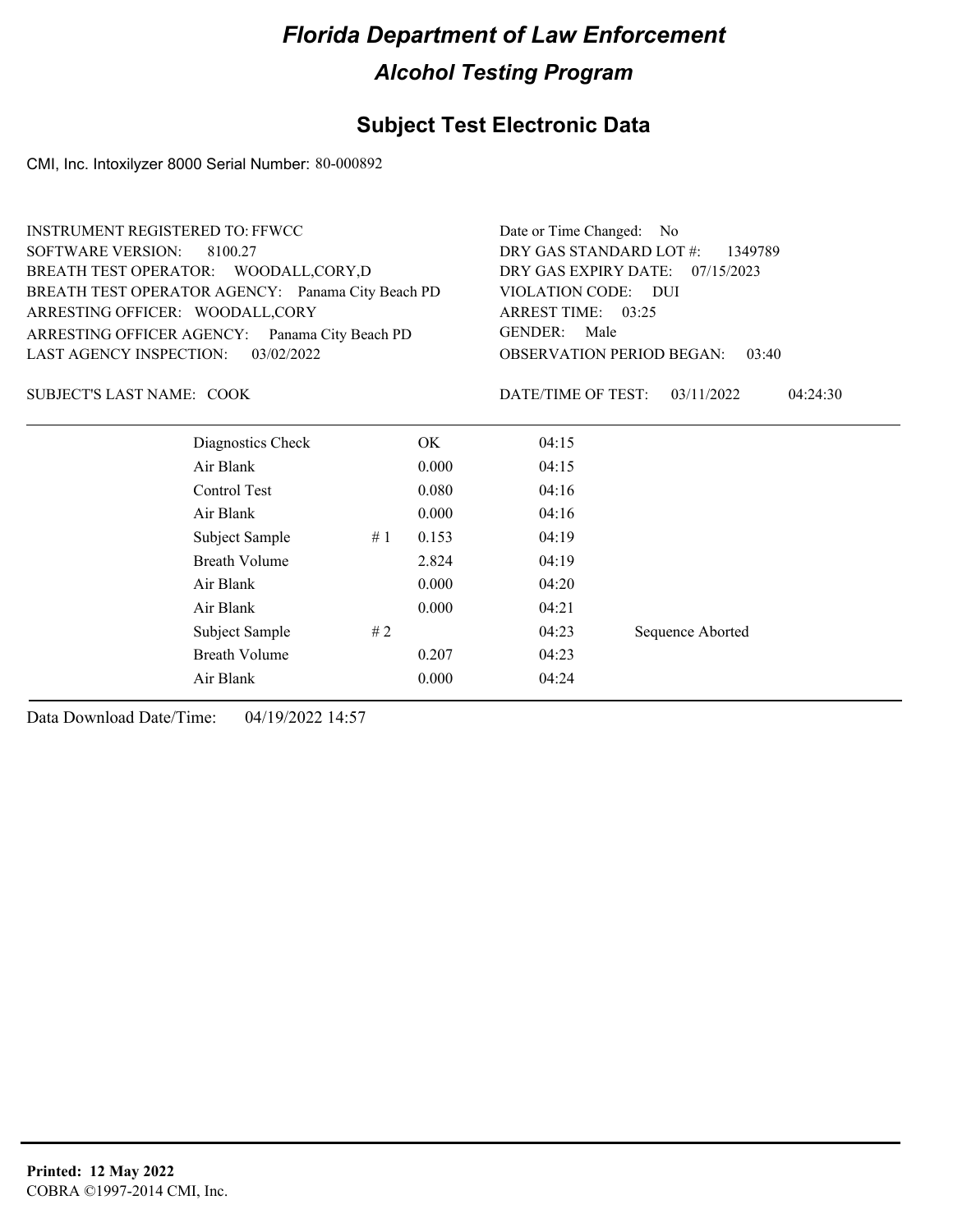# Florida Department of Law Enforcement

## Alcohol Testing Program

## Subject Test Electronic Data

CMI, Inc. Intoxilyzer 8000 Serial Number: 80-000892

INSTRUMENT REGISTERED TO: FFWCC
SOFTWARE VERSION: 8100.27
BREATH TEST OPERATOR: WOODALL,CORY,D
BREATH TEST OPERATOR AGENCY: Panama City Beach PD
ARRESTING OFFICER: WOODALL,CORY
ARRESTING OFFICER AGENCY: Panama City Beach PD
LAST AGENCY INSPECTION: 03/02/2022

Date or Time Changed: No
DRY GAS STANDARD LOT #: 1349789
DRY GAS EXPIRY DATE: 07/15/2023
VIOLATION CODE: DUI
ARREST TIME: 03:25
GENDER: Male
OBSERVATION PERIOD BEGAN: 03:40

SUBJECT'S LAST NAME: COOK

DATE/TIME OF TEST: 03/11/2022 04:24:30

| | | | | |
|---|---|---|---|---|
| Diagnostics Check | | OK | 04:15 | |
| Air Blank | | 0.000 | 04:15 | |
| Control Test | | 0.080 | 04:16 | |
| Air Blank | | 0.000 | 04:16 | |
| Subject Sample | # 1 | 0.153 | 04:19 | |
| Breath Volume | | 2.824 | 04:19 | |
| Air Blank | | 0.000 | 04:20 | |
| Air Blank | | 0.000 | 04:21 | |
| Subject Sample | # 2 | | 04:23 | Sequence Aborted |
| Breath Volume | | 0.207 | 04:23 | |
| Air Blank | | 0.000 | 04:24 | |

Data Download Date/Time: 04/19/2022 14:57

**Printed: 12 May 2022**
COBRA ©1997-2014 CMI, Inc.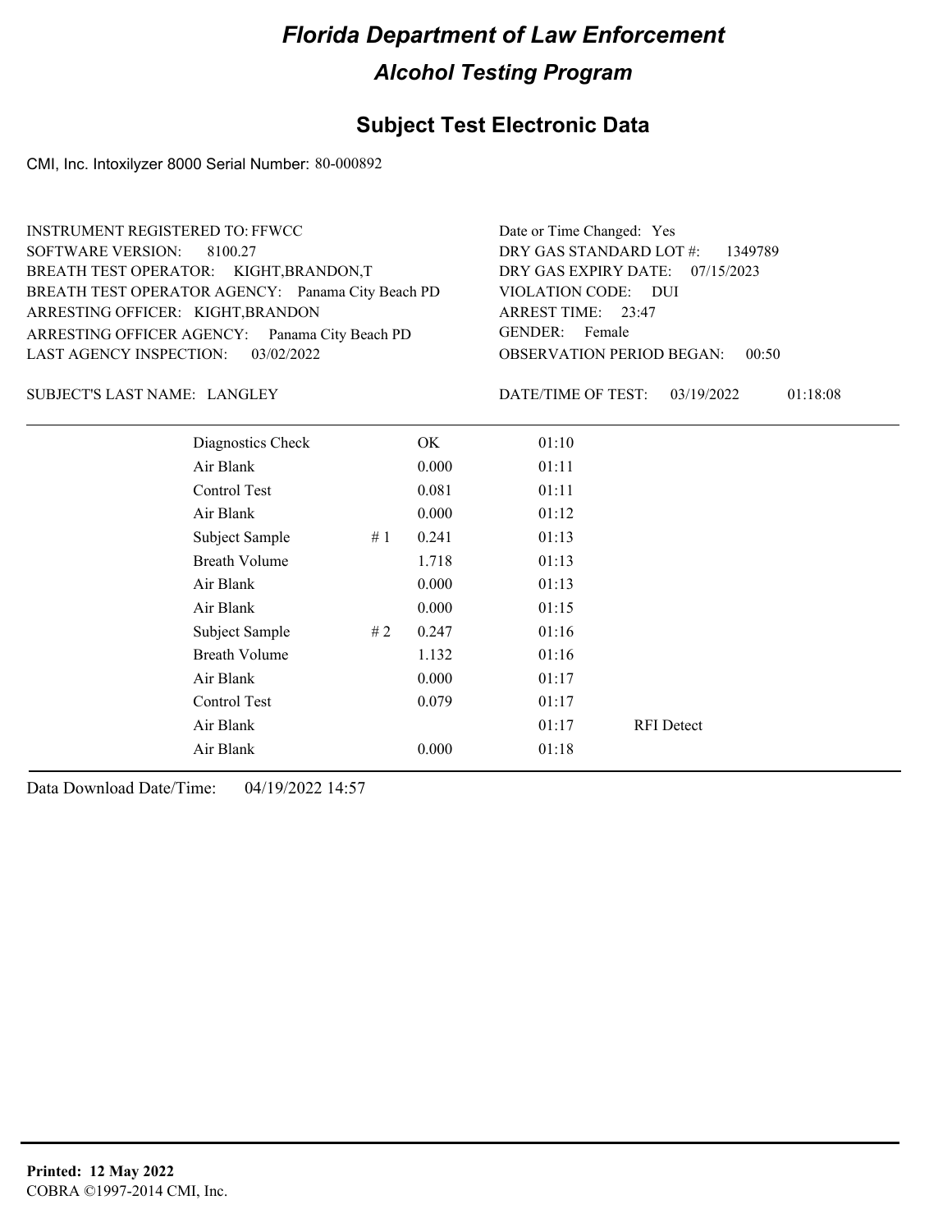# Florida Department of Law Enforcement

## Alcohol Testing Program

### Subject Test Electronic Data

CMI, Inc. Intoxilyzer 8000 Serial Number: 80-000892

INSTRUMENT REGISTERED TO: FFWCC
SOFTWARE VERSION: 8100.27
BREATH TEST OPERATOR: KIGHT,BRANDON,T
BREATH TEST OPERATOR AGENCY: Panama City Beach PD
ARRESTING OFFICER: KIGHT,BRANDON
ARRESTING OFFICER AGENCY: Panama City Beach PD
LAST AGENCY INSPECTION: 03/02/2022

Date or Time Changed: Yes
DRY GAS STANDARD LOT #: 1349789
DRY GAS EXPIRY DATE: 07/15/2023
VIOLATION CODE: DUI
ARREST TIME: 23:47
GENDER: Female
OBSERVATION PERIOD BEGAN: 00:50

SUBJECT'S LAST NAME: LANGLEY

DATE/TIME OF TEST: 03/19/2022 01:18:08

| | | | | |
|---|---|---|---|---|
| Diagnostics Check | | OK | 01:10 | |
| Air Blank | | 0.000 | 01:11 | |
| Control Test | | 0.081 | 01:11 | |
| Air Blank | | 0.000 | 01:12 | |
| Subject Sample | # 1 | 0.241 | 01:13 | |
| Breath Volume | | 1.718 | 01:13 | |
| Air Blank | | 0.000 | 01:13 | |
| Air Blank | | 0.000 | 01:15 | |
| Subject Sample | # 2 | 0.247 | 01:16 | |
| Breath Volume | | 1.132 | 01:16 | |
| Air Blank | | 0.000 | 01:17 | |
| Control Test | | 0.079 | 01:17 | |
| Air Blank | | | 01:17 | RFI Detect |
| Air Blank | | 0.000 | 01:18 | |

Data Download Date/Time: 04/19/2022 14:57

**Printed: 12 May 2022**
COBRA ©1997-2014 CMI, Inc.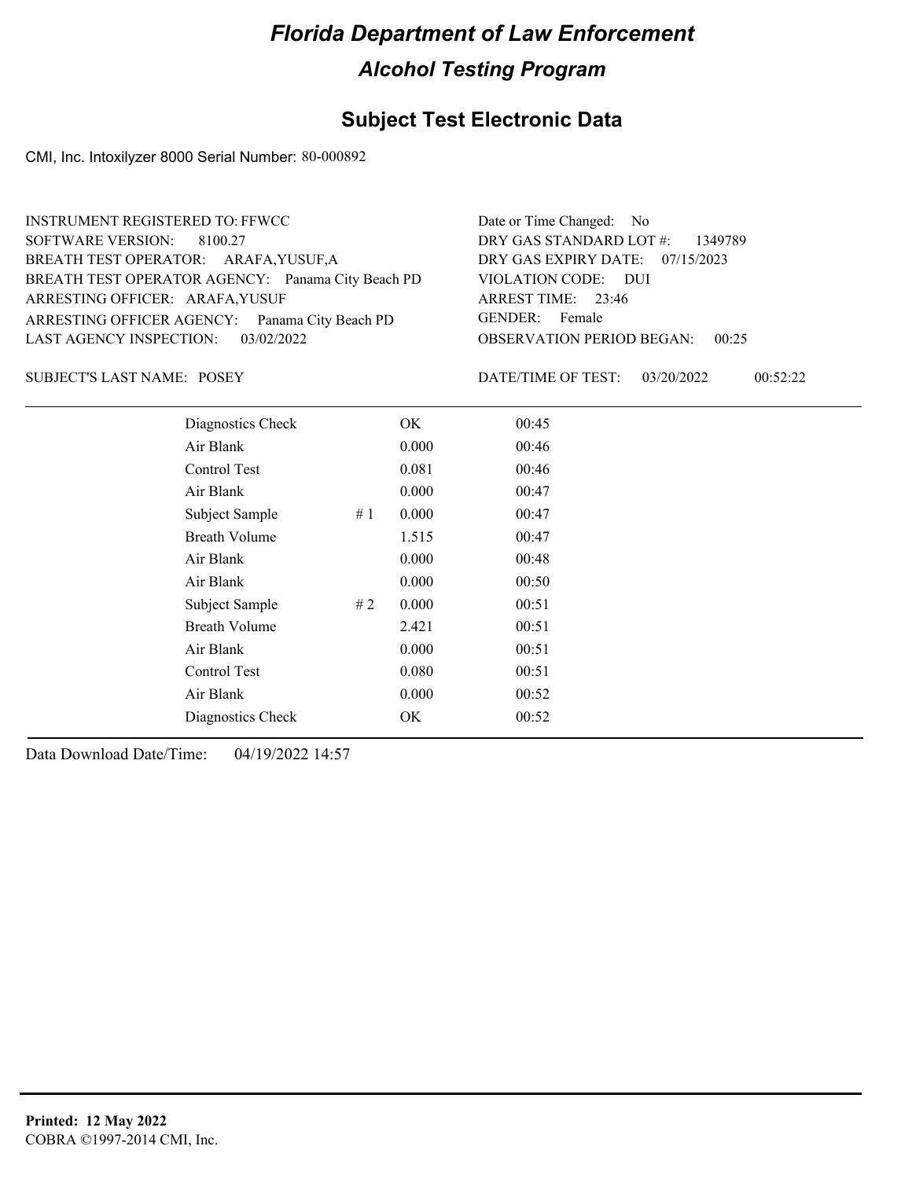# Florida Department of Law Enforcement

## Alcohol Testing Program

### Subject Test Electronic Data

CMI, Inc. Intoxilyzer 8000 Serial Number: 80-000892

INSTRUMENT REGISTERED TO: FFWCC
SOFTWARE VERSION: 8100.27
BREATH TEST OPERATOR: ARAFA,YUSUF,A
BREATH TEST OPERATOR AGENCY: Panama City Beach PD
ARRESTING OFFICER: ARAFA,YUSUF
ARRESTING OFFICER AGENCY: Panama City Beach PD
LAST AGENCY INSPECTION: 03/02/2022

Date or Time Changed: No
DRY GAS STANDARD LOT #: 1349789
DRY GAS EXPIRY DATE: 07/15/2023
VIOLATION CODE: DUI
ARREST TIME: 23:46
GENDER: Female
OBSERVATION PERIOD BEGAN: 00:25

SUBJECT'S LAST NAME: POSEY

DATE/TIME OF TEST: 03/20/2022 00:52:22

| | | | |
|---|---|---|---|
| Diagnostics Check | | OK | 00:45 |
| Air Blank | | 0.000 | 00:46 |
| Control Test | | 0.081 | 00:46 |
| Air Blank | | 0.000 | 00:47 |
| Subject Sample | # 1 | 0.000 | 00:47 |
| Breath Volume | | 1.515 | 00:47 |
| Air Blank | | 0.000 | 00:48 |
| Air Blank | | 0.000 | 00:50 |
| Subject Sample | # 2 | 0.000 | 00:51 |
| Breath Volume | | 2.421 | 00:51 |
| Air Blank | | 0.000 | 00:51 |
| Control Test | | 0.080 | 00:51 |
| Air Blank | | 0.000 | 00:52 |
| Diagnostics Check | | OK | 00:52 |

Data Download Date/Time: 04/19/2022 14:57

**Printed: 12 May 2022**
COBRA ©1997-2014 CMI, Inc.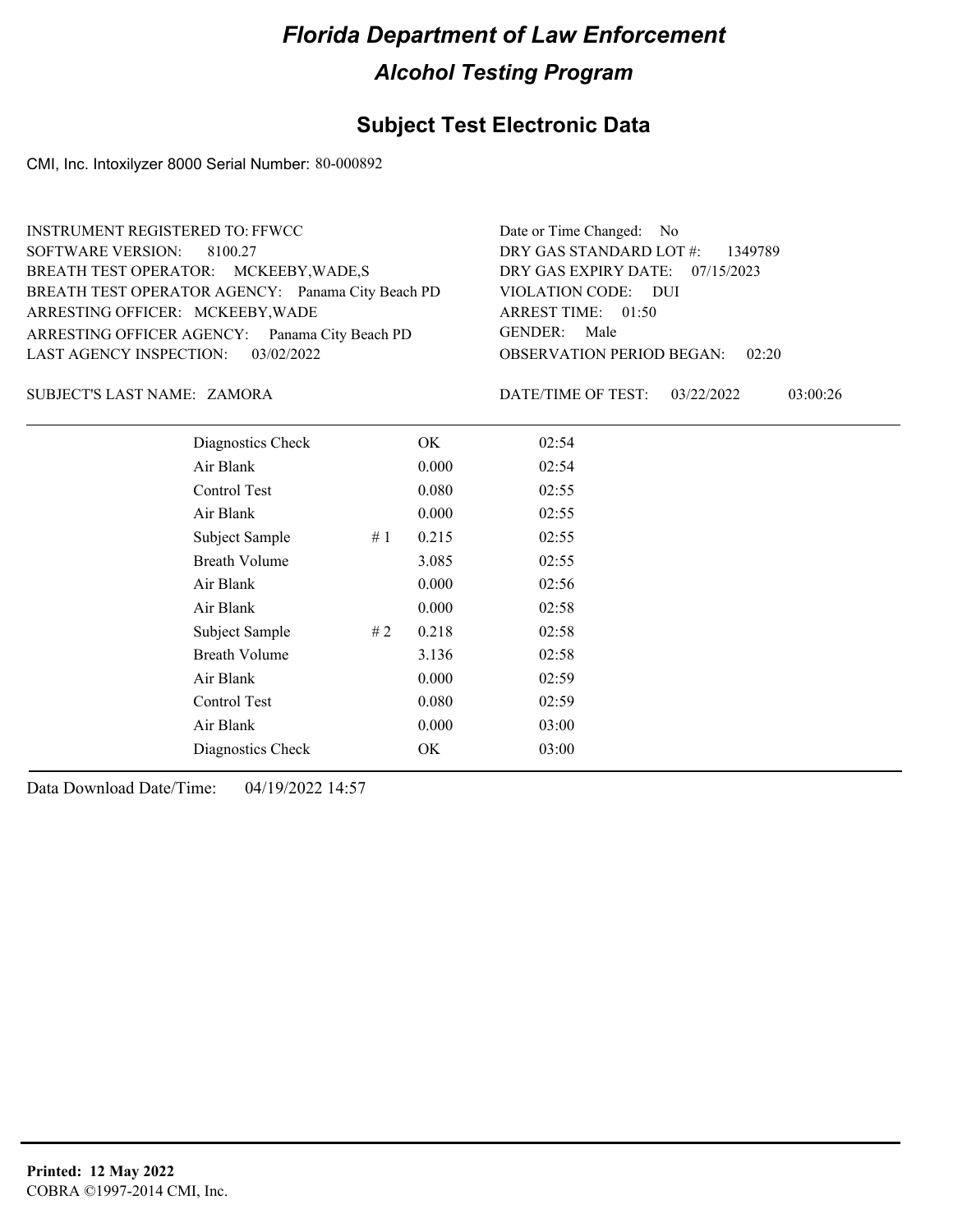# Florida Department of Law Enforcement

## Alcohol Testing Program

### Subject Test Electronic Data

CMI, Inc. Intoxilyzer 8000 Serial Number: 80-000892

INSTRUMENT REGISTERED TO: FFWCC
SOFTWARE VERSION: 8100.27
BREATH TEST OPERATOR: MCKEEBY,WADE,S
BREATH TEST OPERATOR AGENCY: Panama City Beach PD
ARRESTING OFFICER: MCKEEBY,WADE
ARRESTING OFFICER AGENCY: Panama City Beach PD
LAST AGENCY INSPECTION: 03/02/2022

Date or Time Changed: No
DRY GAS STANDARD LOT #: 1349789
DRY GAS EXPIRY DATE: 07/15/2023
VIOLATION CODE: DUI
ARREST TIME: 01:50
GENDER: Male
OBSERVATION PERIOD BEGAN: 02:20

SUBJECT'S LAST NAME: ZAMORA

DATE/TIME OF TEST: 03/22/2022 03:00:26

| | | | |
|---|---|---|---|
| Diagnostics Check | | OK | 02:54 |
| Air Blank | | 0.000 | 02:54 |
| Control Test | | 0.080 | 02:55 |
| Air Blank | | 0.000 | 02:55 |
| Subject Sample | # 1 | 0.215 | 02:55 |
| Breath Volume | | 3.085 | 02:55 |
| Air Blank | | 0.000 | 02:56 |
| Air Blank | | 0.000 | 02:58 |
| Subject Sample | # 2 | 0.218 | 02:58 |
| Breath Volume | | 3.136 | 02:58 |
| Air Blank | | 0.000 | 02:59 |
| Control Test | | 0.080 | 02:59 |
| Air Blank | | 0.000 | 03:00 |
| Diagnostics Check | | OK | 03:00 |

Data Download Date/Time: 04/19/2022 14:57

**Printed: 12 May 2022**
COBRA ©1997-2014 CMI, Inc.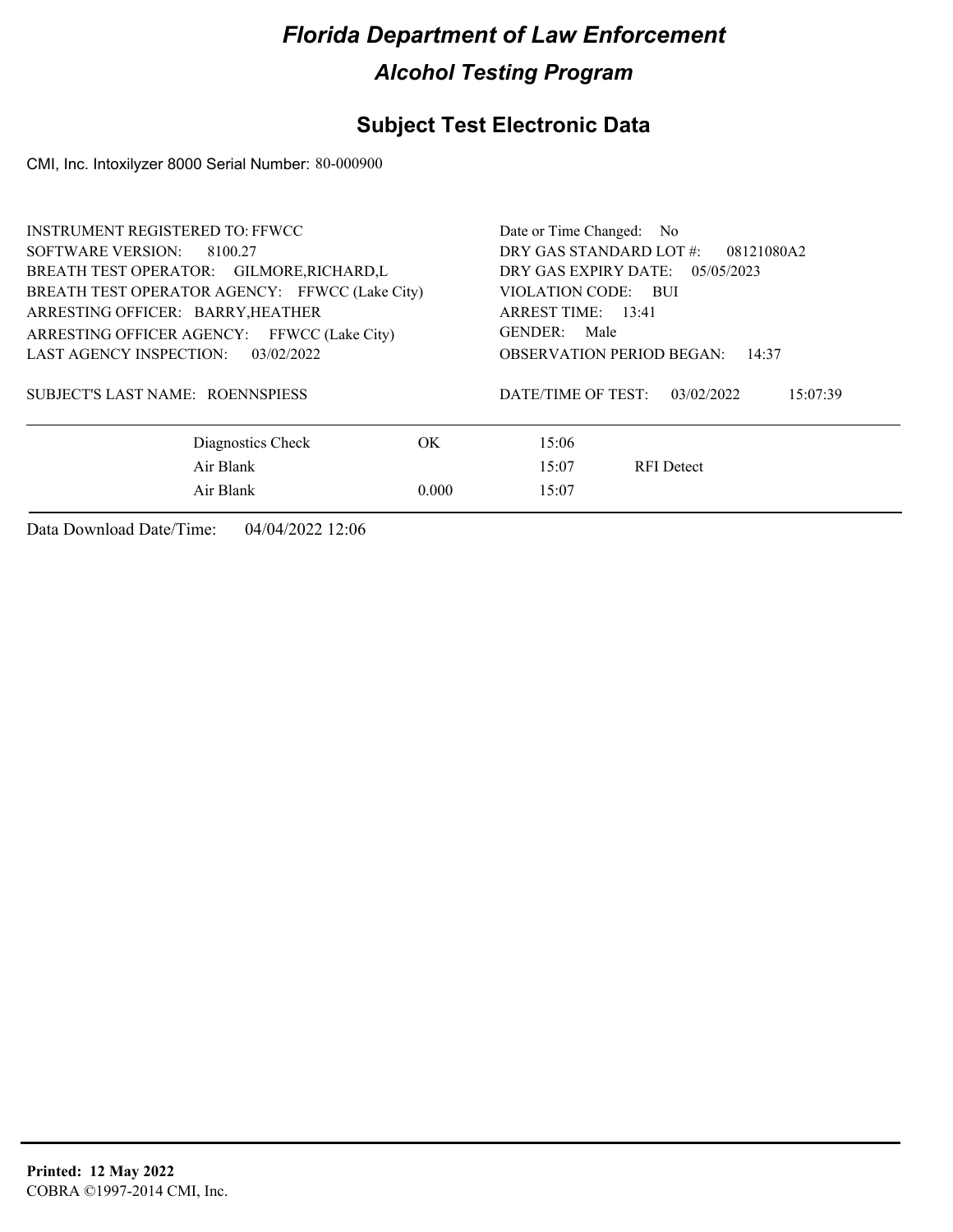# Florida Department of Law Enforcement

## Alcohol Testing Program

## Subject Test Electronic Data

CMI, Inc. Intoxilyzer 8000 Serial Number: 80-000900

INSTRUMENT REGISTERED TO: FFWCC
SOFTWARE VERSION: 8100.27
BREATH TEST OPERATOR: GILMORE,RICHARD,L
BREATH TEST OPERATOR AGENCY: FFWCC (Lake City)
ARRESTING OFFICER: BARRY,HEATHER
ARRESTING OFFICER AGENCY: FFWCC (Lake City)
LAST AGENCY INSPECTION: 03/02/2022

SUBJECT'S LAST NAME: ROENNSPIESS

Date or Time Changed: No
DRY GAS STANDARD LOT #: 08121080A2
DRY GAS EXPIRY DATE: 05/05/2023
VIOLATION CODE: BUI
ARREST TIME: 13:41
GENDER: Male
OBSERVATION PERIOD BEGAN: 14:37

DATE/TIME OF TEST: 03/02/2022 15:07:39

| | | | |
|---|---|---|---|
| Diagnostics Check | OK | 15:06 | |
| Air Blank | | 15:07 | RFI Detect |
| Air Blank | 0.000 | 15:07 | |

Data Download Date/Time: 04/04/2022 12:06

**Printed: 12 May 2022**
COBRA ©1997-2014 CMI, Inc.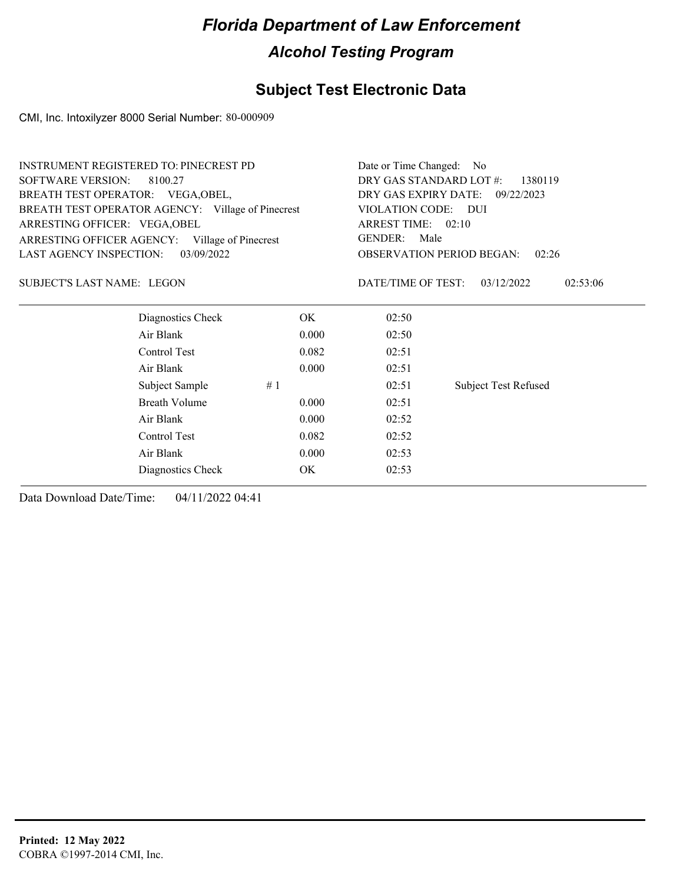# Florida Department of Law Enforcement

## Alcohol Testing Program

### Subject Test Electronic Data

CMI, Inc. Intoxilyzer 8000 Serial Number: 80-000909

INSTRUMENT REGISTERED TO: PINECREST PD
SOFTWARE VERSION: 8100.27
BREATH TEST OPERATOR: VEGA,OBEL,
BREATH TEST OPERATOR AGENCY: Village of Pinecrest
ARRESTING OFFICER: VEGA,OBEL
ARRESTING OFFICER AGENCY: Village of Pinecrest
LAST AGENCY INSPECTION: 03/09/2022

Date or Time Changed: No
DRY GAS STANDARD LOT #: 1380119
DRY GAS EXPIRY DATE: 09/22/2023
VIOLATION CODE: DUI
ARREST TIME: 02:10
GENDER: Male
OBSERVATION PERIOD BEGAN: 02:26

SUBJECT'S LAST NAME: LEGON

DATE/TIME OF TEST: 03/12/2022 02:53:06

| Test | | Result | Time | Note |
|---|---|---|---|---|
| Diagnostics Check | | OK | 02:50 | |
| Air Blank | | 0.000 | 02:50 | |
| Control Test | | 0.082 | 02:51 | |
| Air Blank | | 0.000 | 02:51 | |
| Subject Sample | # 1 | | 02:51 | Subject Test Refused |
| Breath Volume | | 0.000 | 02:51 | |
| Air Blank | | 0.000 | 02:52 | |
| Control Test | | 0.082 | 02:52 | |
| Air Blank | | 0.000 | 02:53 | |
| Diagnostics Check | | OK | 02:53 | |

Data Download Date/Time: 04/11/2022 04:41

**Printed: 12 May 2022**
COBRA ©1997-2014 CMI, Inc.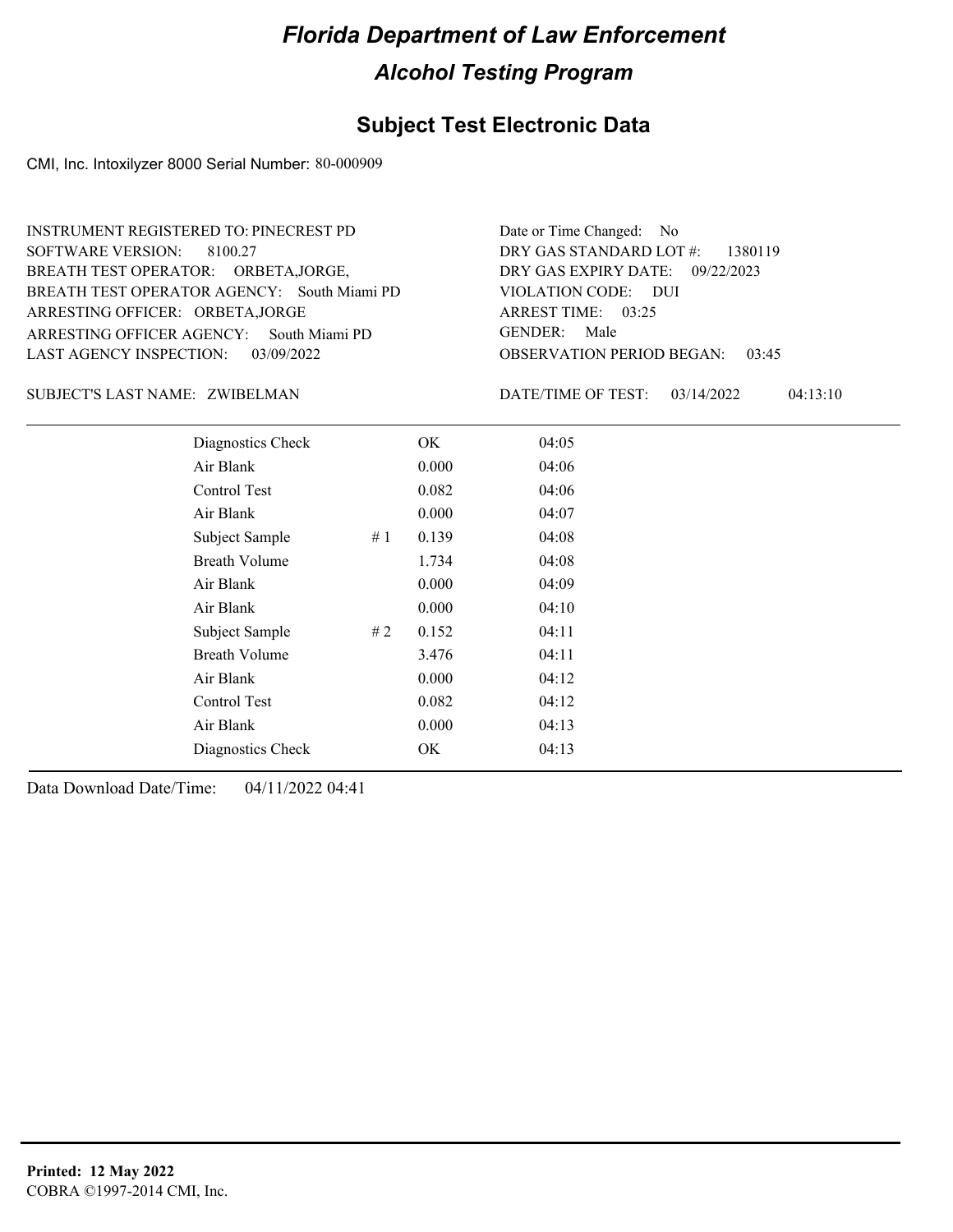# Florida Department of Law Enforcement

## Alcohol Testing Program

### Subject Test Electronic Data

CMI, Inc. Intoxilyzer 8000 Serial Number: 80-000909

INSTRUMENT REGISTERED TO: PINECREST PD
SOFTWARE VERSION: 8100.27
BREATH TEST OPERATOR: ORBETA,JORGE,
BREATH TEST OPERATOR AGENCY: South Miami PD
ARRESTING OFFICER: ORBETA,JORGE
ARRESTING OFFICER AGENCY: South Miami PD
LAST AGENCY INSPECTION: 03/09/2022

Date or Time Changed: No
DRY GAS STANDARD LOT #: 1380119
DRY GAS EXPIRY DATE: 09/22/2023
VIOLATION CODE: DUI
ARREST TIME: 03:25
GENDER: Male
OBSERVATION PERIOD BEGAN: 03:45

SUBJECT'S LAST NAME: ZWIBELMAN

DATE/TIME OF TEST: 03/14/2022 04:13:10

| Test | | Result | Time |
|---|---|---|---|
| Diagnostics Check | | OK | 04:05 |
| Air Blank | | 0.000 | 04:06 |
| Control Test | | 0.082 | 04:06 |
| Air Blank | | 0.000 | 04:07 |
| Subject Sample | # 1 | 0.139 | 04:08 |
| Breath Volume | | 1.734 | 04:08 |
| Air Blank | | 0.000 | 04:09 |
| Air Blank | | 0.000 | 04:10 |
| Subject Sample | # 2 | 0.152 | 04:11 |
| Breath Volume | | 3.476 | 04:11 |
| Air Blank | | 0.000 | 04:12 |
| Control Test | | 0.082 | 04:12 |
| Air Blank | | 0.000 | 04:13 |
| Diagnostics Check | | OK | 04:13 |

Data Download Date/Time: 04/11/2022 04:41

**Printed: 12 May 2022**
COBRA ©1997-2014 CMI, Inc.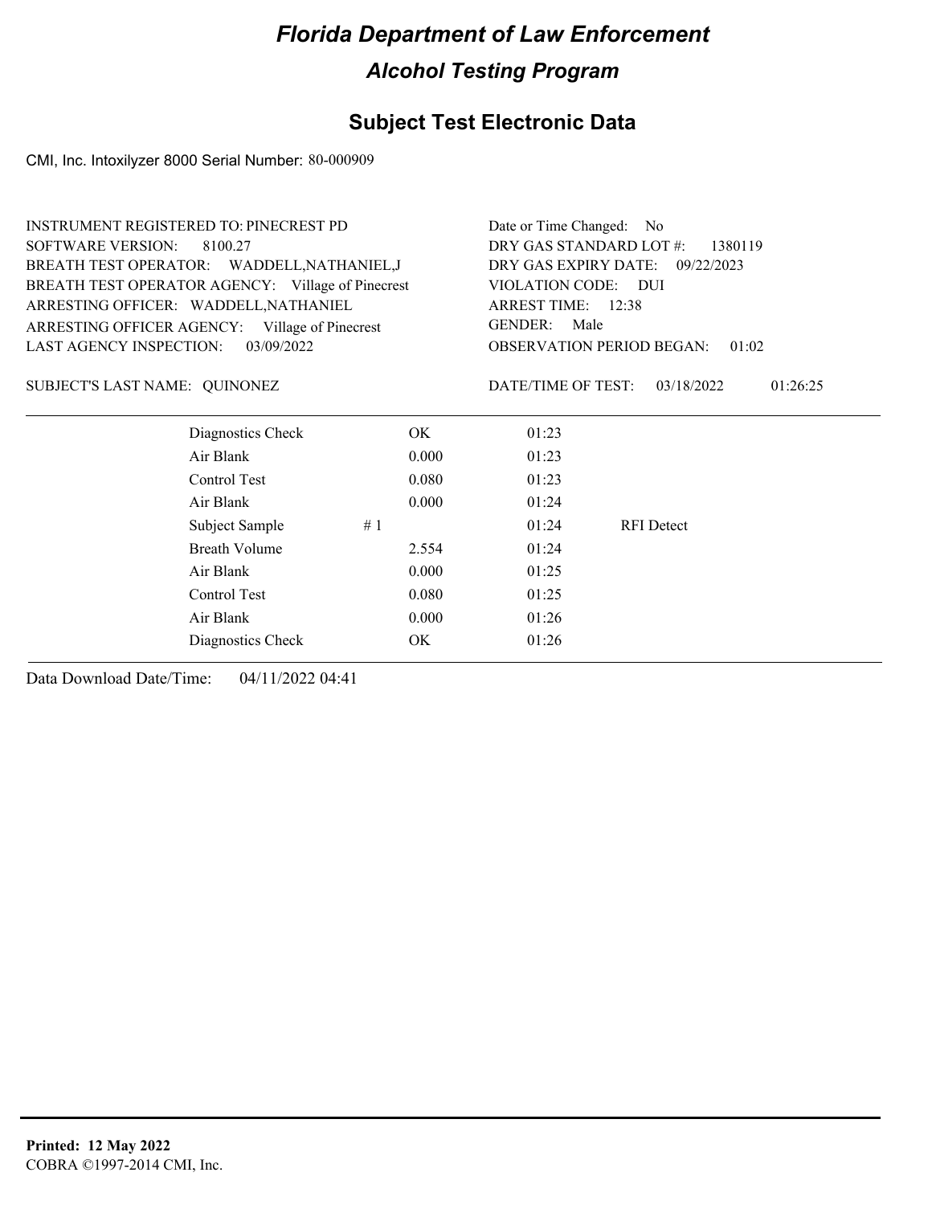# Florida Department of Law Enforcement

## Alcohol Testing Program

## Subject Test Electronic Data

CMI, Inc. Intoxilyzer 8000 Serial Number: 80-000909

INSTRUMENT REGISTERED TO: PINECREST PD
SOFTWARE VERSION: 8100.27
BREATH TEST OPERATOR: WADDELL,NATHANIEL,J
BREATH TEST OPERATOR AGENCY: Village of Pinecrest
ARRESTING OFFICER: WADDELL,NATHANIEL
ARRESTING OFFICER AGENCY: Village of Pinecrest
LAST AGENCY INSPECTION: 03/09/2022

Date or Time Changed: No
DRY GAS STANDARD LOT #: 1380119
DRY GAS EXPIRY DATE: 09/22/2023
VIOLATION CODE: DUI
ARREST TIME: 12:38
GENDER: Male
OBSERVATION PERIOD BEGAN: 01:02

SUBJECT'S LAST NAME: QUINONEZ

DATE/TIME OF TEST: 03/18/2022 01:26:25

| | | | | |
|---|---|---|---|---|
| Diagnostics Check | | OK | 01:23 | |
| Air Blank | | 0.000 | 01:23 | |
| Control Test | | 0.080 | 01:23 | |
| Air Blank | | 0.000 | 01:24 | |
| Subject Sample | # 1 | | 01:24 | RFI Detect |
| Breath Volume | | 2.554 | 01:24 | |
| Air Blank | | 0.000 | 01:25 | |
| Control Test | | 0.080 | 01:25 | |
| Air Blank | | 0.000 | 01:26 | |
| Diagnostics Check | | OK | 01:26 | |

Data Download Date/Time: 04/11/2022 04:41

**Printed: 12 May 2022**
COBRA ©1997-2014 CMI, Inc.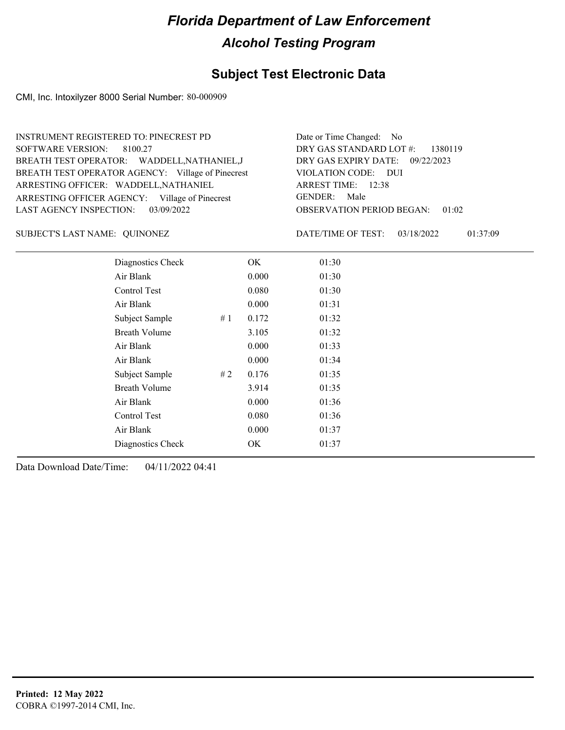# Florida Department of Law Enforcement

## Alcohol Testing Program

## Subject Test Electronic Data

CMI, Inc. Intoxilyzer 8000 Serial Number: 80-000909

INSTRUMENT REGISTERED TO: PINECREST PD
SOFTWARE VERSION: 8100.27
BREATH TEST OPERATOR: WADDELL,NATHANIEL,J
BREATH TEST OPERATOR AGENCY: Village of Pinecrest
ARRESTING OFFICER: WADDELL,NATHANIEL
ARRESTING OFFICER AGENCY: Village of Pinecrest
LAST AGENCY INSPECTION: 03/09/2022

Date or Time Changed: No
DRY GAS STANDARD LOT #: 1380119
DRY GAS EXPIRY DATE: 09/22/2023
VIOLATION CODE: DUI
ARREST TIME: 12:38
GENDER: Male
OBSERVATION PERIOD BEGAN: 01:02

SUBJECT'S LAST NAME: QUINONEZ

DATE/TIME OF TEST: 03/18/2022 01:37:09

| | | | |
|---|---|---|---|
| Diagnostics Check | | OK | 01:30 |
| Air Blank | | 0.000 | 01:30 |
| Control Test | | 0.080 | 01:30 |
| Air Blank | | 0.000 | 01:31 |
| Subject Sample | # 1 | 0.172 | 01:32 |
| Breath Volume | | 3.105 | 01:32 |
| Air Blank | | 0.000 | 01:33 |
| Air Blank | | 0.000 | 01:34 |
| Subject Sample | # 2 | 0.176 | 01:35 |
| Breath Volume | | 3.914 | 01:35 |
| Air Blank | | 0.000 | 01:36 |
| Control Test | | 0.080 | 01:36 |
| Air Blank | | 0.000 | 01:37 |
| Diagnostics Check | | OK | 01:37 |

Data Download Date/Time: 04/11/2022 04:41

**Printed: 12 May 2022**
COBRA ©1997-2014 CMI, Inc.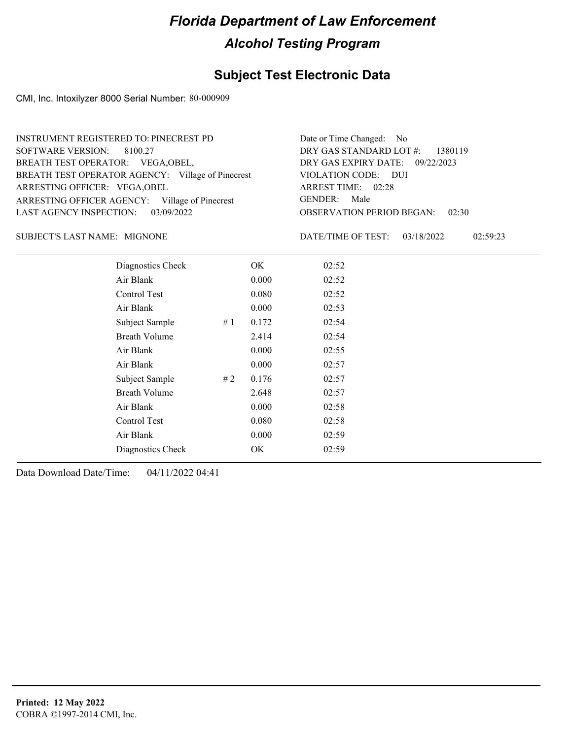# Florida Department of Law Enforcement

## Alcohol Testing Program

### Subject Test Electronic Data

CMI, Inc. Intoxilyzer 8000 Serial Number: 80-000909

INSTRUMENT REGISTERED TO: PINECREST PD
SOFTWARE VERSION: 8100.27
BREATH TEST OPERATOR: VEGA,OBEL,
BREATH TEST OPERATOR AGENCY: Village of Pinecrest
ARRESTING OFFICER: VEGA,OBEL
ARRESTING OFFICER AGENCY: Village of Pinecrest
LAST AGENCY INSPECTION: 03/09/2022

Date or Time Changed: No
DRY GAS STANDARD LOT #: 1380119
DRY GAS EXPIRY DATE: 09/22/2023
VIOLATION CODE: DUI
ARREST TIME: 02:28
GENDER: Male
OBSERVATION PERIOD BEGAN: 02:30

SUBJECT'S LAST NAME: MIGNONE

DATE/TIME OF TEST: 03/18/2022 02:59:23

| | | | |
|---|---|---|---|
| Diagnostics Check | | OK | 02:52 |
| Air Blank | | 0.000 | 02:52 |
| Control Test | | 0.080 | 02:52 |
| Air Blank | | 0.000 | 02:53 |
| Subject Sample | # 1 | 0.172 | 02:54 |
| Breath Volume | | 2.414 | 02:54 |
| Air Blank | | 0.000 | 02:55 |
| Air Blank | | 0.000 | 02:57 |
| Subject Sample | # 2 | 0.176 | 02:57 |
| Breath Volume | | 2.648 | 02:57 |
| Air Blank | | 0.000 | 02:58 |
| Control Test | | 0.080 | 02:58 |
| Air Blank | | 0.000 | 02:59 |
| Diagnostics Check | | OK | 02:59 |

Data Download Date/Time: 04/11/2022 04:41

**Printed: 12 May 2022**
COBRA ©1997-2014 CMI, Inc.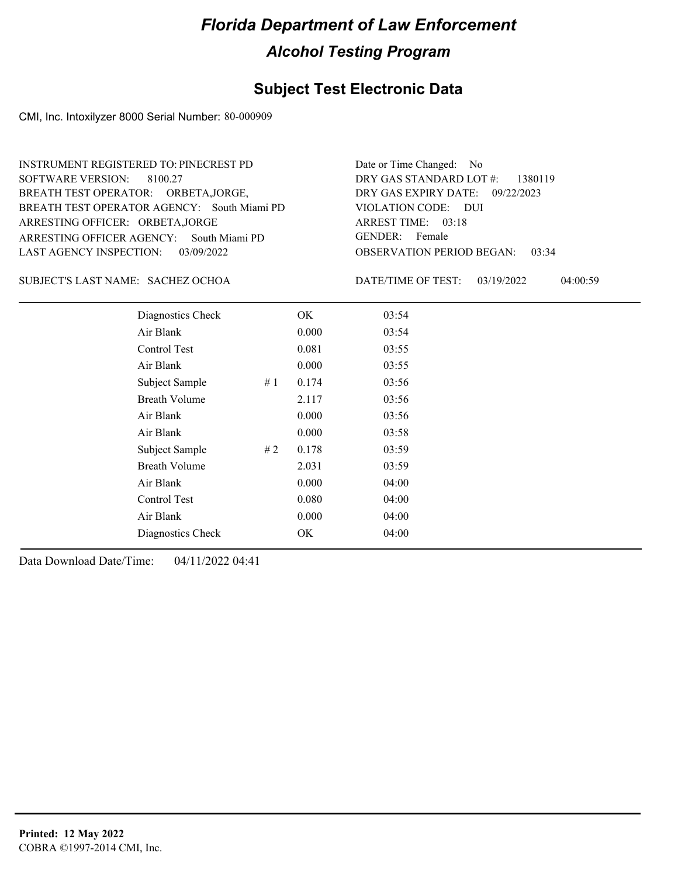# Florida Department of Law Enforcement

## Alcohol Testing Program

### Subject Test Electronic Data

CMI, Inc. Intoxilyzer 8000 Serial Number: 80-000909

INSTRUMENT REGISTERED TO: PINECREST PD
SOFTWARE VERSION: 8100.27
BREATH TEST OPERATOR: ORBETA,JORGE,
BREATH TEST OPERATOR AGENCY: South Miami PD
ARRESTING OFFICER: ORBETA,JORGE
ARRESTING OFFICER AGENCY: South Miami PD
LAST AGENCY INSPECTION: 03/09/2022

Date or Time Changed: No
DRY GAS STANDARD LOT #: 1380119
DRY GAS EXPIRY DATE: 09/22/2023
VIOLATION CODE: DUI
ARREST TIME: 03:18
GENDER: Female
OBSERVATION PERIOD BEGAN: 03:34

SUBJECT'S LAST NAME: SACHEZ OCHOA

DATE/TIME OF TEST: 03/19/2022 04:00:59

| | | | |
|---|---|---|---|
| Diagnostics Check | | OK | 03:54 |
| Air Blank | | 0.000 | 03:54 |
| Control Test | | 0.081 | 03:55 |
| Air Blank | | 0.000 | 03:55 |
| Subject Sample | # 1 | 0.174 | 03:56 |
| Breath Volume | | 2.117 | 03:56 |
| Air Blank | | 0.000 | 03:56 |
| Air Blank | | 0.000 | 03:58 |
| Subject Sample | # 2 | 0.178 | 03:59 |
| Breath Volume | | 2.031 | 03:59 |
| Air Blank | | 0.000 | 04:00 |
| Control Test | | 0.080 | 04:00 |
| Air Blank | | 0.000 | 04:00 |
| Diagnostics Check | | OK | 04:00 |

Data Download Date/Time: 04/11/2022 04:41

**Printed: 12 May 2022**
COBRA ©1997-2014 CMI, Inc.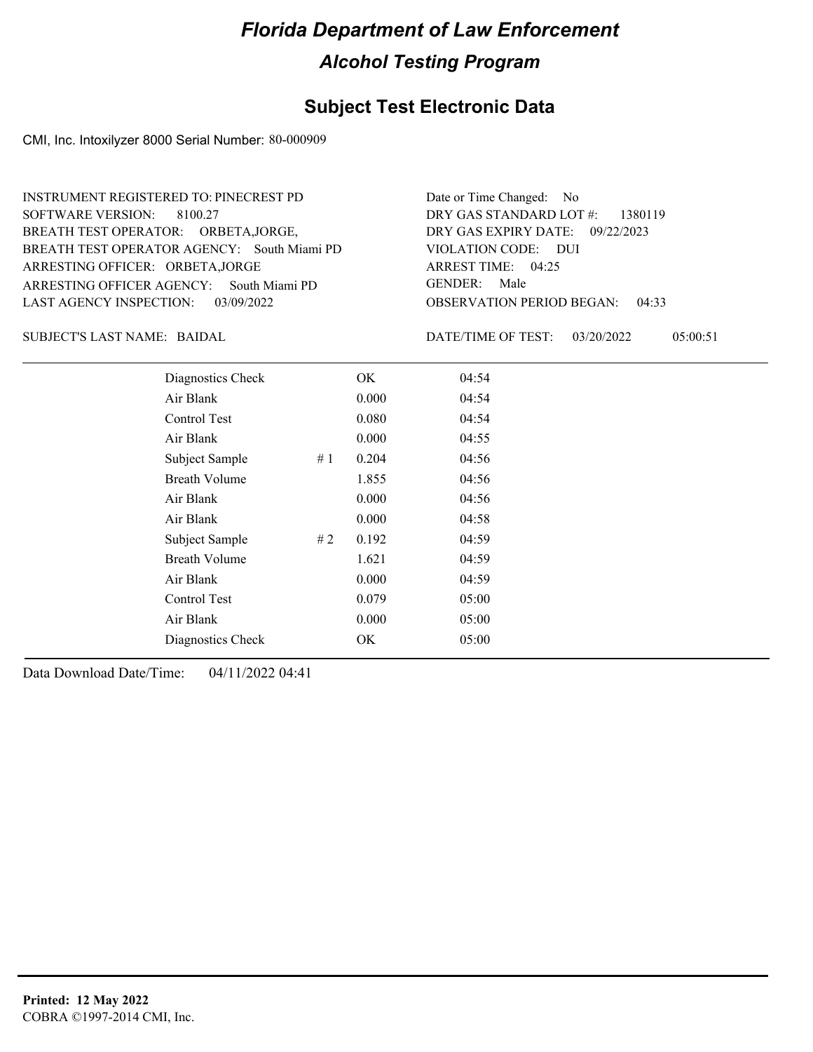# Florida Department of Law Enforcement

## Alcohol Testing Program

## Subject Test Electronic Data

CMI, Inc. Intoxilyzer 8000 Serial Number: 80-000909

INSTRUMENT REGISTERED TO: PINECREST PD
SOFTWARE VERSION: 8100.27
BREATH TEST OPERATOR: ORBETA,JORGE,
BREATH TEST OPERATOR AGENCY: South Miami PD
ARRESTING OFFICER: ORBETA,JORGE
ARRESTING OFFICER AGENCY: South Miami PD
LAST AGENCY INSPECTION: 03/09/2022

Date or Time Changed: No
DRY GAS STANDARD LOT #: 1380119
DRY GAS EXPIRY DATE: 09/22/2023
VIOLATION CODE: DUI
ARREST TIME: 04:25
GENDER: Male
OBSERVATION PERIOD BEGAN: 04:33

SUBJECT'S LAST NAME: BAIDAL

DATE/TIME OF TEST: 03/20/2022 05:00:51

| | | | |
|---|---|---|---|
| Diagnostics Check | | OK | 04:54 |
| Air Blank | | 0.000 | 04:54 |
| Control Test | | 0.080 | 04:54 |
| Air Blank | | 0.000 | 04:55 |
| Subject Sample | # 1 | 0.204 | 04:56 |
| Breath Volume | | 1.855 | 04:56 |
| Air Blank | | 0.000 | 04:56 |
| Air Blank | | 0.000 | 04:58 |
| Subject Sample | # 2 | 0.192 | 04:59 |
| Breath Volume | | 1.621 | 04:59 |
| Air Blank | | 0.000 | 04:59 |
| Control Test | | 0.079 | 05:00 |
| Air Blank | | 0.000 | 05:00 |
| Diagnostics Check | | OK | 05:00 |

Data Download Date/Time: 04/11/2022 04:41

**Printed: 12 May 2022**
COBRA ©1997-2014 CMI, Inc.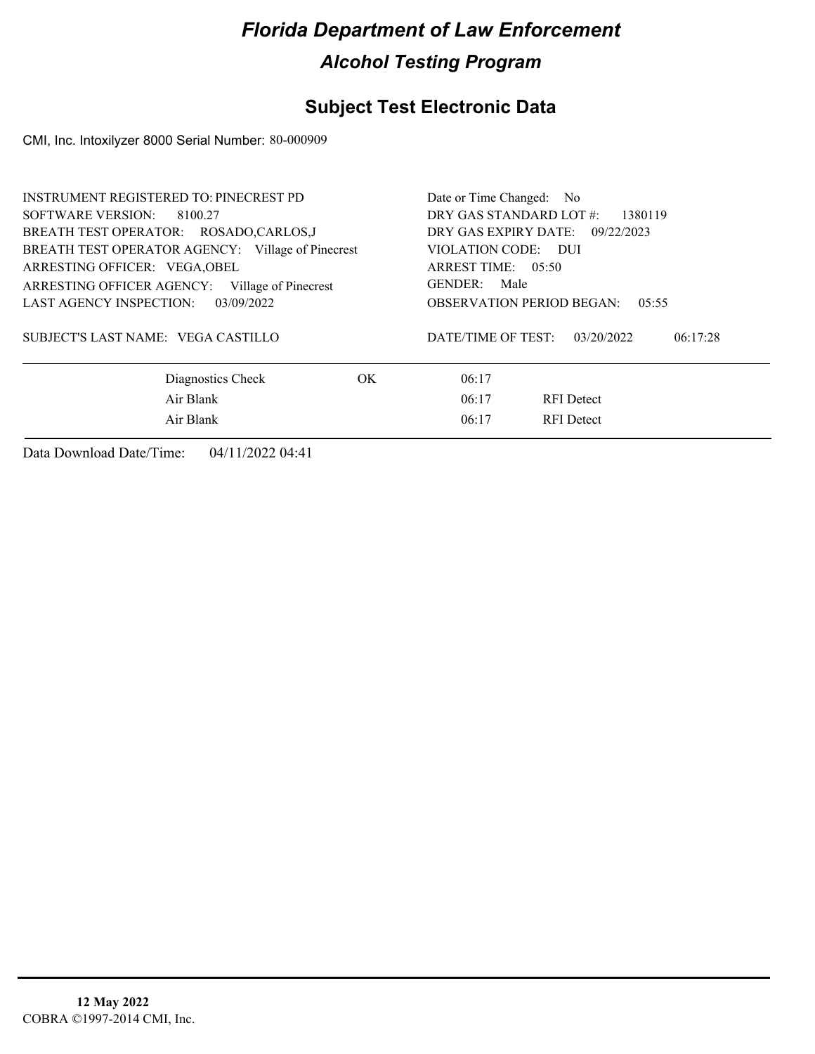# Florida Department of Law Enforcement

## Alcohol Testing Program

## Subject Test Electronic Data

CMI, Inc. Intoxilyzer 8000 Serial Number: 80-000909

INSTRUMENT REGISTERED TO: PINECREST PD
SOFTWARE VERSION: 8100.27
BREATH TEST OPERATOR: ROSADO,CARLOS,J
BREATH TEST OPERATOR AGENCY: Village of Pinecrest
ARRESTING OFFICER: VEGA,OBEL
ARRESTING OFFICER AGENCY: Village of Pinecrest
LAST AGENCY INSPECTION: 03/09/2022

SUBJECT'S LAST NAME: VEGA CASTILLO

Date or Time Changed: No
DRY GAS STANDARD LOT #: 1380119
DRY GAS EXPIRY DATE: 09/22/2023
VIOLATION CODE: DUI
ARREST TIME: 05:50
GENDER: Male
OBSERVATION PERIOD BEGAN: 05:55

DATE/TIME OF TEST: 03/20/2022 06:17:28

| | | | |
|---|---|---|---|
| Diagnostics Check | OK | 06:17 | |
| Air Blank | | 06:17 | RFI Detect |
| Air Blank | | 06:17 | RFI Detect |

Data Download Date/Time: 04/11/2022 04:41

**12 May 2022**
COBRA ©1997-2014 CMI, Inc.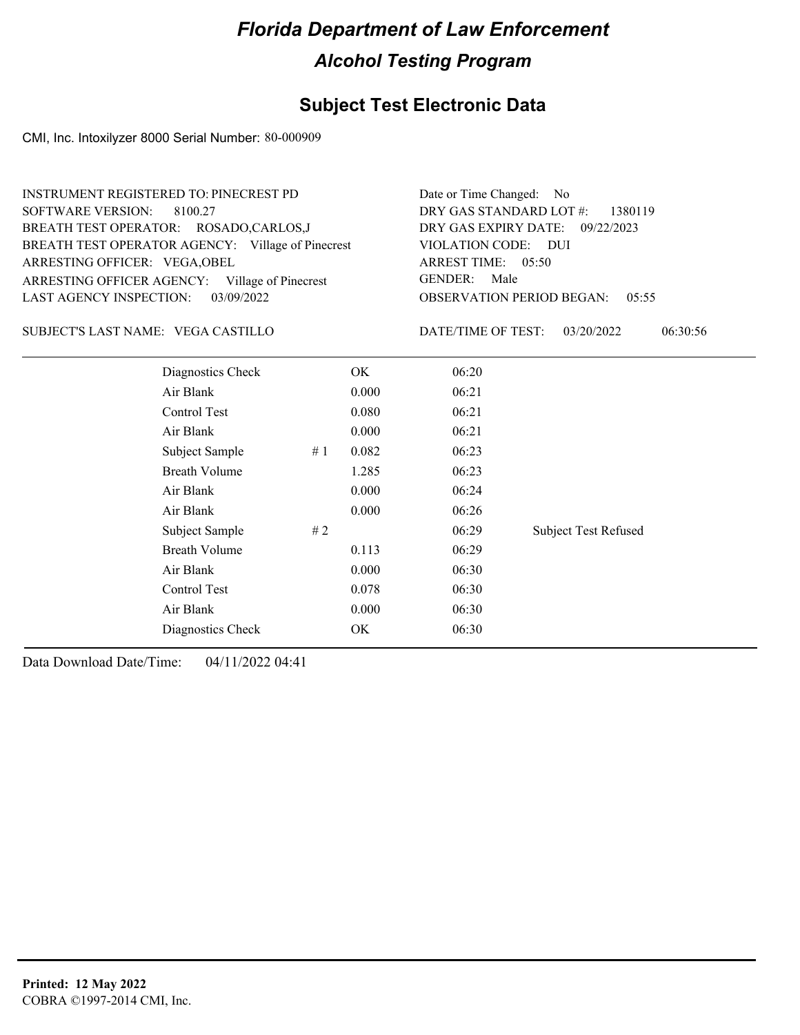# Florida Department of Law Enforcement

## Alcohol Testing Program

### Subject Test Electronic Data

CMI, Inc. Intoxilyzer 8000 Serial Number: 80-000909

INSTRUMENT REGISTERED TO: PINECREST PD
SOFTWARE VERSION: 8100.27
BREATH TEST OPERATOR: ROSADO,CARLOS,J
BREATH TEST OPERATOR AGENCY: Village of Pinecrest
ARRESTING OFFICER: VEGA,OBEL
ARRESTING OFFICER AGENCY: Village of Pinecrest
LAST AGENCY INSPECTION: 03/09/2022

Date or Time Changed: No
DRY GAS STANDARD LOT #: 1380119
DRY GAS EXPIRY DATE: 09/22/2023
VIOLATION CODE: DUI
ARREST TIME: 05:50
GENDER: Male
OBSERVATION PERIOD BEGAN: 05:55

SUBJECT'S LAST NAME: VEGA CASTILLO

DATE/TIME OF TEST: 03/20/2022 06:30:56

| Test | # | Result | Time | Note |
|---|---|---|---|---|
| Diagnostics Check | | OK | 06:20 | |
| Air Blank | | 0.000 | 06:21 | |
| Control Test | | 0.080 | 06:21 | |
| Air Blank | | 0.000 | 06:21 | |
| Subject Sample | # 1 | 0.082 | 06:23 | |
| Breath Volume | | 1.285 | 06:23 | |
| Air Blank | | 0.000 | 06:24 | |
| Air Blank | | 0.000 | 06:26 | |
| Subject Sample | # 2 | | 06:29 | Subject Test Refused |
| Breath Volume | | 0.113 | 06:29 | |
| Air Blank | | 0.000 | 06:30 | |
| Control Test | | 0.078 | 06:30 | |
| Air Blank | | 0.000 | 06:30 | |
| Diagnostics Check | | OK | 06:30 | |

Data Download Date/Time: 04/11/2022 04:41

**Printed: 12 May 2022**
COBRA ©1997-2014 CMI, Inc.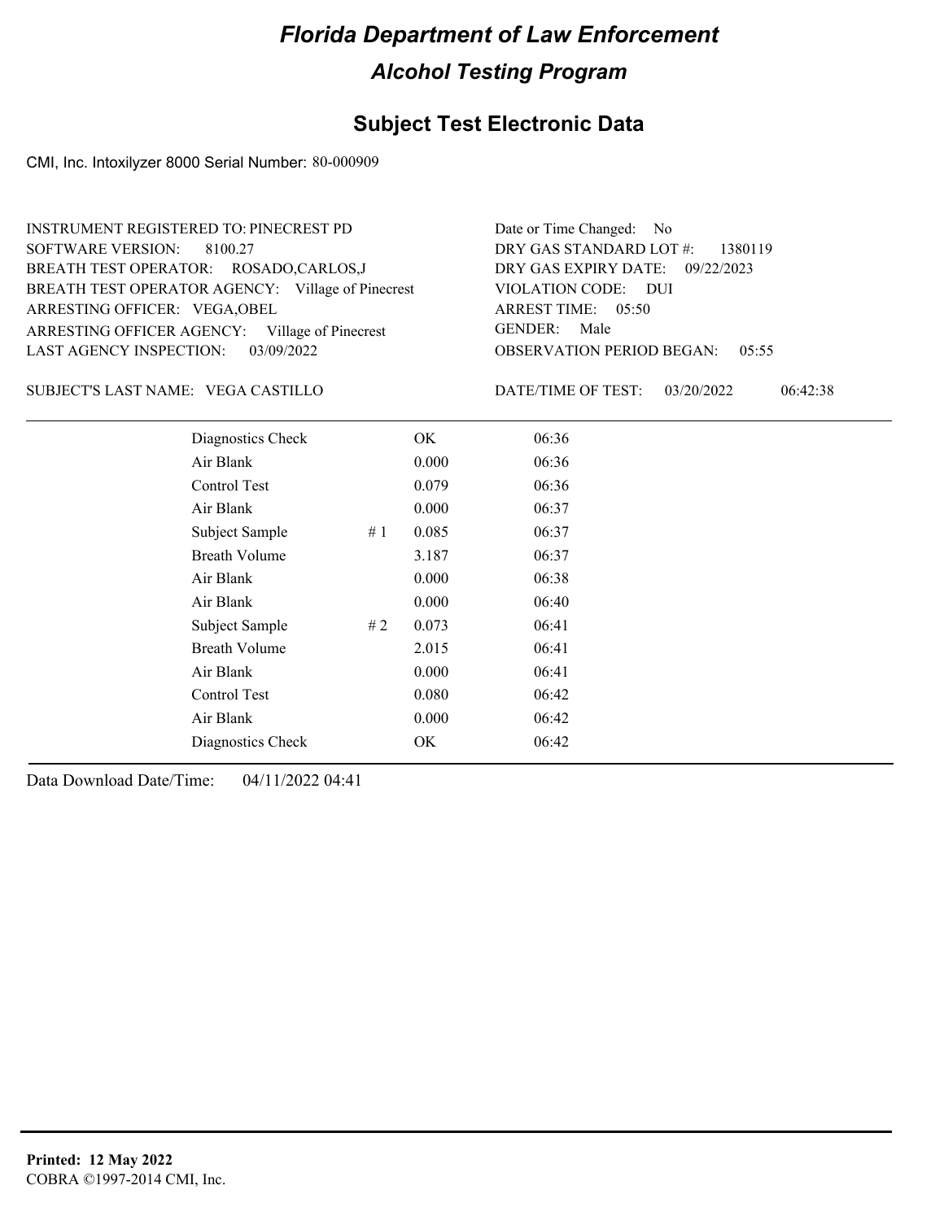# Florida Department of Law Enforcement

## Alcohol Testing Program

## Subject Test Electronic Data

CMI, Inc. Intoxilyzer 8000 Serial Number: 80-000909

INSTRUMENT REGISTERED TO: PINECREST PD
SOFTWARE VERSION: 8100.27
BREATH TEST OPERATOR: ROSADO,CARLOS,J
BREATH TEST OPERATOR AGENCY: Village of Pinecrest
ARRESTING OFFICER: VEGA,OBEL
ARRESTING OFFICER AGENCY: Village of Pinecrest
LAST AGENCY INSPECTION: 03/09/2022

Date or Time Changed: No
DRY GAS STANDARD LOT #: 1380119
DRY GAS EXPIRY DATE: 09/22/2023
VIOLATION CODE: DUI
ARREST TIME: 05:50
GENDER: Male
OBSERVATION PERIOD BEGAN: 05:55

SUBJECT'S LAST NAME: VEGA CASTILLO

DATE/TIME OF TEST: 03/20/2022 06:42:38

| Test | # | Result | Time |
|---|---|---|---|
| Diagnostics Check | | OK | 06:36 |
| Air Blank | | 0.000 | 06:36 |
| Control Test | | 0.079 | 06:36 |
| Air Blank | | 0.000 | 06:37 |
| Subject Sample | # 1 | 0.085 | 06:37 |
| Breath Volume | | 3.187 | 06:37 |
| Air Blank | | 0.000 | 06:38 |
| Air Blank | | 0.000 | 06:40 |
| Subject Sample | # 2 | 0.073 | 06:41 |
| Breath Volume | | 2.015 | 06:41 |
| Air Blank | | 0.000 | 06:41 |
| Control Test | | 0.080 | 06:42 |
| Air Blank | | 0.000 | 06:42 |
| Diagnostics Check | | OK | 06:42 |

Data Download Date/Time: 04/11/2022 04:41

**Printed: 12 May 2022**
COBRA ©1997-2014 CMI, Inc.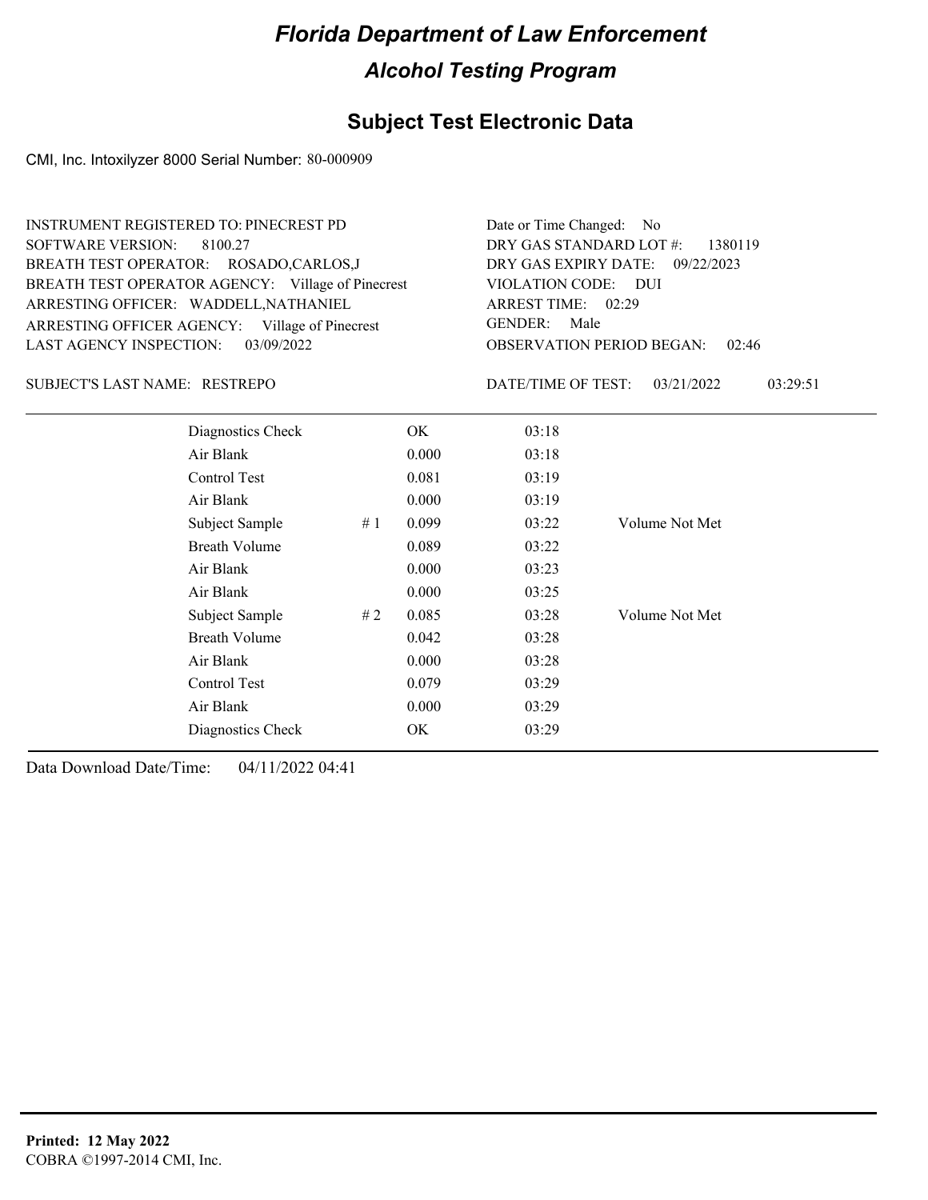# Florida Department of Law Enforcement

## Alcohol Testing Program

### Subject Test Electronic Data

CMI, Inc. Intoxilyzer 8000 Serial Number: 80-000909

INSTRUMENT REGISTERED TO: PINECREST PD
SOFTWARE VERSION: 8100.27
BREATH TEST OPERATOR: ROSADO,CARLOS,J
BREATH TEST OPERATOR AGENCY: Village of Pinecrest
ARRESTING OFFICER: WADDELL,NATHANIEL
ARRESTING OFFICER AGENCY: Village of Pinecrest
LAST AGENCY INSPECTION: 03/09/2022

Date or Time Changed: No
DRY GAS STANDARD LOT #: 1380119
DRY GAS EXPIRY DATE: 09/22/2023
VIOLATION CODE: DUI
ARREST TIME: 02:29
GENDER: Male
OBSERVATION PERIOD BEGAN: 02:46

SUBJECT'S LAST NAME: RESTREPO

DATE/TIME OF TEST: 03/21/2022 03:29:51

| | | | | |
|---|---|---|---|---|
| Diagnostics Check | | OK | 03:18 | |
| Air Blank | | 0.000 | 03:18 | |
| Control Test | | 0.081 | 03:19 | |
| Air Blank | | 0.000 | 03:19 | |
| Subject Sample | # 1 | 0.099 | 03:22 | Volume Not Met |
| Breath Volume | | 0.089 | 03:22 | |
| Air Blank | | 0.000 | 03:23 | |
| Air Blank | | 0.000 | 03:25 | |
| Subject Sample | # 2 | 0.085 | 03:28 | Volume Not Met |
| Breath Volume | | 0.042 | 03:28 | |
| Air Blank | | 0.000 | 03:28 | |
| Control Test | | 0.079 | 03:29 | |
| Air Blank | | 0.000 | 03:29 | |
| Diagnostics Check | | OK | 03:29 | |

Data Download Date/Time: 04/11/2022 04:41

**Printed: 12 May 2022**
COBRA ©1997-2014 CMI, Inc.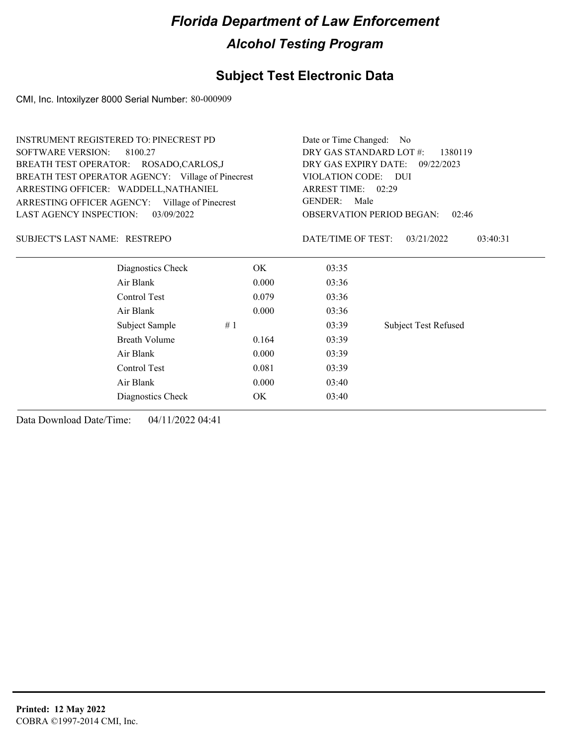# Florida Department of Law Enforcement

## Alcohol Testing Program

### Subject Test Electronic Data

CMI, Inc. Intoxilyzer 8000 Serial Number: 80-000909

INSTRUMENT REGISTERED TO: PINECREST PD
SOFTWARE VERSION: 8100.27
BREATH TEST OPERATOR: ROSADO,CARLOS,J
BREATH TEST OPERATOR AGENCY: Village of Pinecrest
ARRESTING OFFICER: WADDELL,NATHANIEL
ARRESTING OFFICER AGENCY: Village of Pinecrest
LAST AGENCY INSPECTION: 03/09/2022

Date or Time Changed: No
DRY GAS STANDARD LOT #: 1380119
DRY GAS EXPIRY DATE: 09/22/2023
VIOLATION CODE: DUI
ARREST TIME: 02:29
GENDER: Male
OBSERVATION PERIOD BEGAN: 02:46

SUBJECT'S LAST NAME: RESTREPO

DATE/TIME OF TEST: 03/21/2022 03:40:31

| | | | | |
|---|---|---|---|---|
| Diagnostics Check | | OK | 03:35 | |
| Air Blank | | 0.000 | 03:36 | |
| Control Test | | 0.079 | 03:36 | |
| Air Blank | | 0.000 | 03:36 | |
| Subject Sample | # 1 | | 03:39 | Subject Test Refused |
| Breath Volume | | 0.164 | 03:39 | |
| Air Blank | | 0.000 | 03:39 | |
| Control Test | | 0.081 | 03:39 | |
| Air Blank | | 0.000 | 03:40 | |
| Diagnostics Check | | OK | 03:40 | |

Data Download Date/Time: 04/11/2022 04:41

**Printed: 12 May 2022**
COBRA ©1997-2014 CMI, Inc.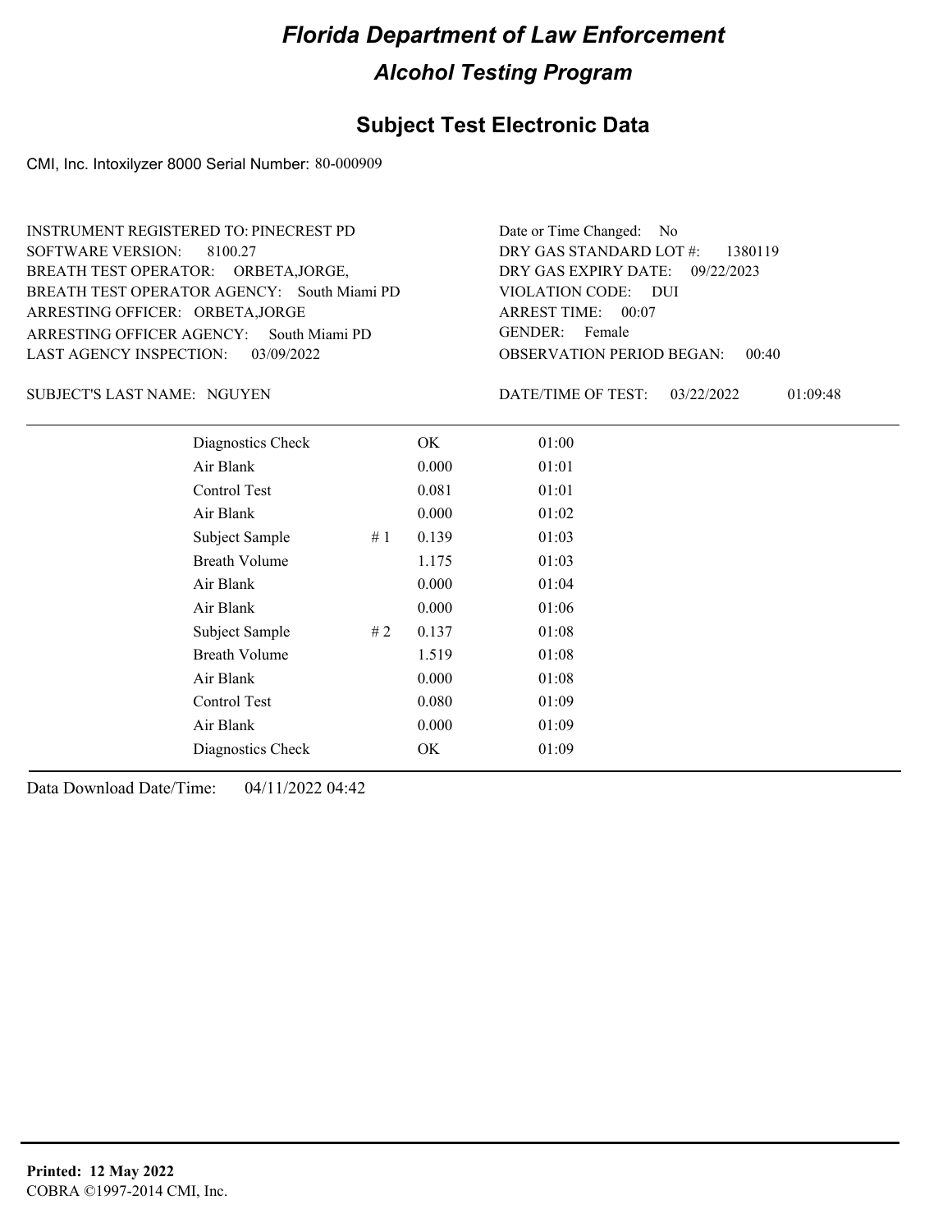# Florida Department of Law Enforcement

## Alcohol Testing Program

### Subject Test Electronic Data

CMI, Inc. Intoxilyzer 8000 Serial Number: 80-000909

INSTRUMENT REGISTERED TO: PINECREST PD
SOFTWARE VERSION: 8100.27
BREATH TEST OPERATOR: ORBETA,JORGE,
BREATH TEST OPERATOR AGENCY: South Miami PD
ARRESTING OFFICER: ORBETA,JORGE
ARRESTING OFFICER AGENCY: South Miami PD
LAST AGENCY INSPECTION: 03/09/2022

Date or Time Changed: No
DRY GAS STANDARD LOT #: 1380119
DRY GAS EXPIRY DATE: 09/22/2023
VIOLATION CODE: DUI
ARREST TIME: 00:07
GENDER: Female
OBSERVATION PERIOD BEGAN: 00:40

SUBJECT'S LAST NAME: NGUYEN

DATE/TIME OF TEST: 03/22/2022 01:09:48

| | | | |
|---|---|---|---|
| Diagnostics Check | | OK | 01:00 |
| Air Blank | | 0.000 | 01:01 |
| Control Test | | 0.081 | 01:01 |
| Air Blank | | 0.000 | 01:02 |
| Subject Sample | # 1 | 0.139 | 01:03 |
| Breath Volume | | 1.175 | 01:03 |
| Air Blank | | 0.000 | 01:04 |
| Air Blank | | 0.000 | 01:06 |
| Subject Sample | # 2 | 0.137 | 01:08 |
| Breath Volume | | 1.519 | 01:08 |
| Air Blank | | 0.000 | 01:08 |
| Control Test | | 0.080 | 01:09 |
| Air Blank | | 0.000 | 01:09 |
| Diagnostics Check | | OK | 01:09 |

Data Download Date/Time: 04/11/2022 04:42

**Printed: 12 May 2022**
COBRA ©1997-2014 CMI, Inc.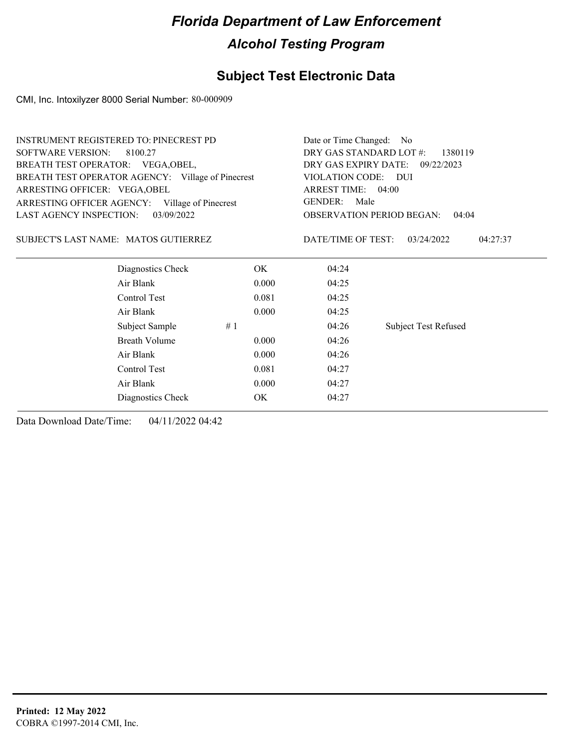# Florida Department of Law Enforcement

## Alcohol Testing Program

## Subject Test Electronic Data

CMI, Inc. Intoxilyzer 8000 Serial Number: 80-000909

INSTRUMENT REGISTERED TO: PINECREST PD
SOFTWARE VERSION: 8100.27
BREATH TEST OPERATOR: VEGA,OBEL,
BREATH TEST OPERATOR AGENCY: Village of Pinecrest
ARRESTING OFFICER: VEGA,OBEL
ARRESTING OFFICER AGENCY: Village of Pinecrest
LAST AGENCY INSPECTION: 03/09/2022

Date or Time Changed: No
DRY GAS STANDARD LOT #: 1380119
DRY GAS EXPIRY DATE: 09/22/2023
VIOLATION CODE: DUI
ARREST TIME: 04:00
GENDER: Male
OBSERVATION PERIOD BEGAN: 04:04

SUBJECT'S LAST NAME: MATOS GUTIERREZ

DATE/TIME OF TEST: 03/24/2022 04:27:37

| Test | Result | Time | Note |
|---|---|---|---|
| Diagnostics Check | OK | 04:24 | |
| Air Blank | 0.000 | 04:25 | |
| Control Test | 0.081 | 04:25 | |
| Air Blank | 0.000 | 04:25 | |
| Subject Sample | # 1 | 04:26 | Subject Test Refused |
| Breath Volume | 0.000 | 04:26 | |
| Air Blank | 0.000 | 04:26 | |
| Control Test | 0.081 | 04:27 | |
| Air Blank | 0.000 | 04:27 | |
| Diagnostics Check | OK | 04:27 | |

Data Download Date/Time: 04/11/2022 04:42

**Printed: 12 May 2022**
COBRA ©1997-2014 CMI, Inc.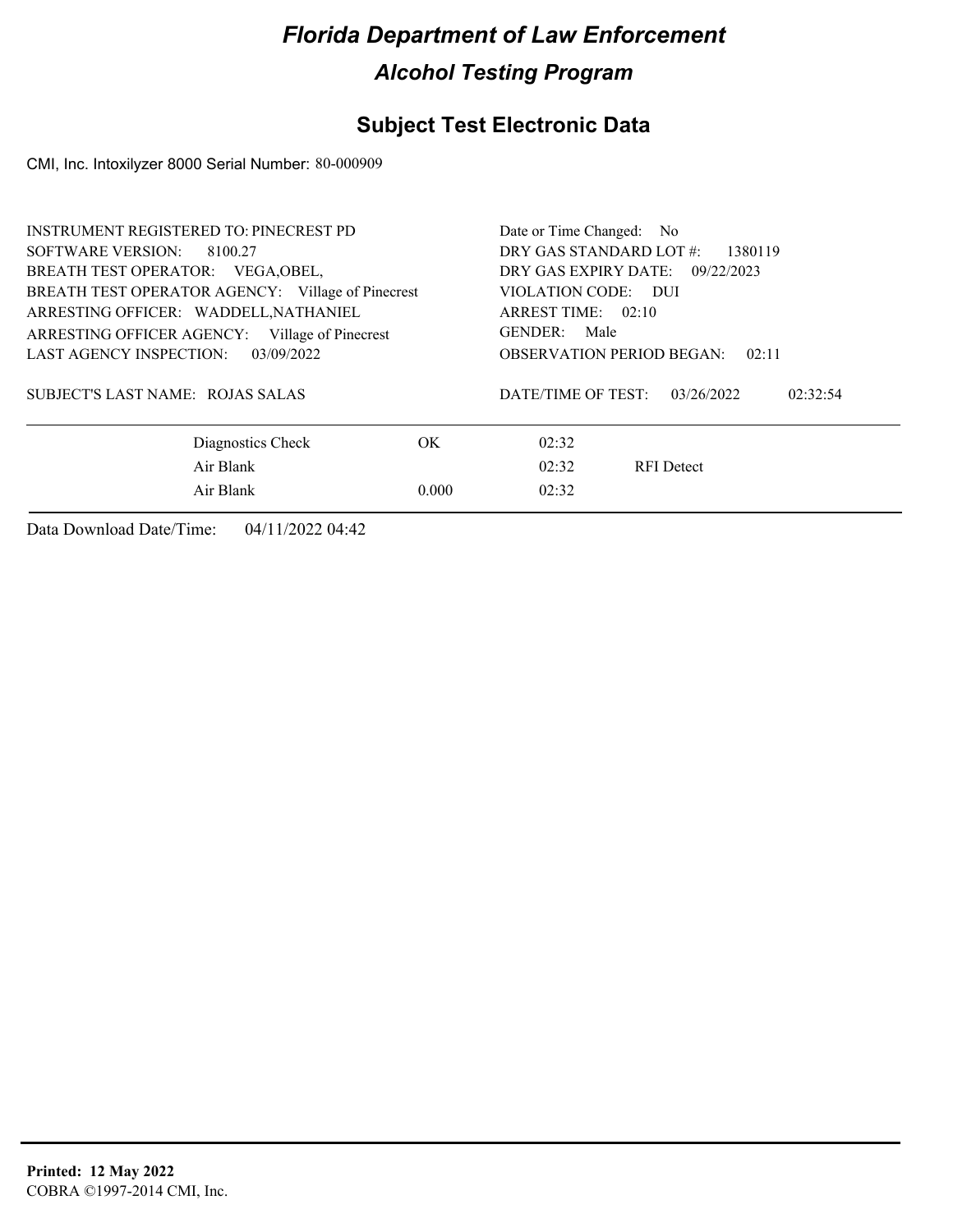# Florida Department of Law Enforcement

## Alcohol Testing Program

### Subject Test Electronic Data

CMI, Inc. Intoxilyzer 8000 Serial Number: 80-000909

INSTRUMENT REGISTERED TO: PINECREST PD
SOFTWARE VERSION: 8100.27
BREATH TEST OPERATOR: VEGA,OBEL,
BREATH TEST OPERATOR AGENCY: Village of Pinecrest
ARRESTING OFFICER: WADDELL,NATHANIEL
ARRESTING OFFICER AGENCY: Village of Pinecrest
LAST AGENCY INSPECTION: 03/09/2022

Date or Time Changed: No
DRY GAS STANDARD LOT #: 1380119
DRY GAS EXPIRY DATE: 09/22/2023
VIOLATION CODE: DUI
ARREST TIME: 02:10
GENDER: Male
OBSERVATION PERIOD BEGAN: 02:11

SUBJECT'S LAST NAME: ROJAS SALAS

DATE/TIME OF TEST: 03/26/2022 02:32:54

| | | | |
|---|---|---|---|
| Diagnostics Check | OK | 02:32 | |
| Air Blank | | 02:32 | RFI Detect |
| Air Blank | 0.000 | 02:32 | |

Data Download Date/Time: 04/11/2022 04:42

**Printed: 12 May 2022**
COBRA ©1997-2014 CMI, Inc.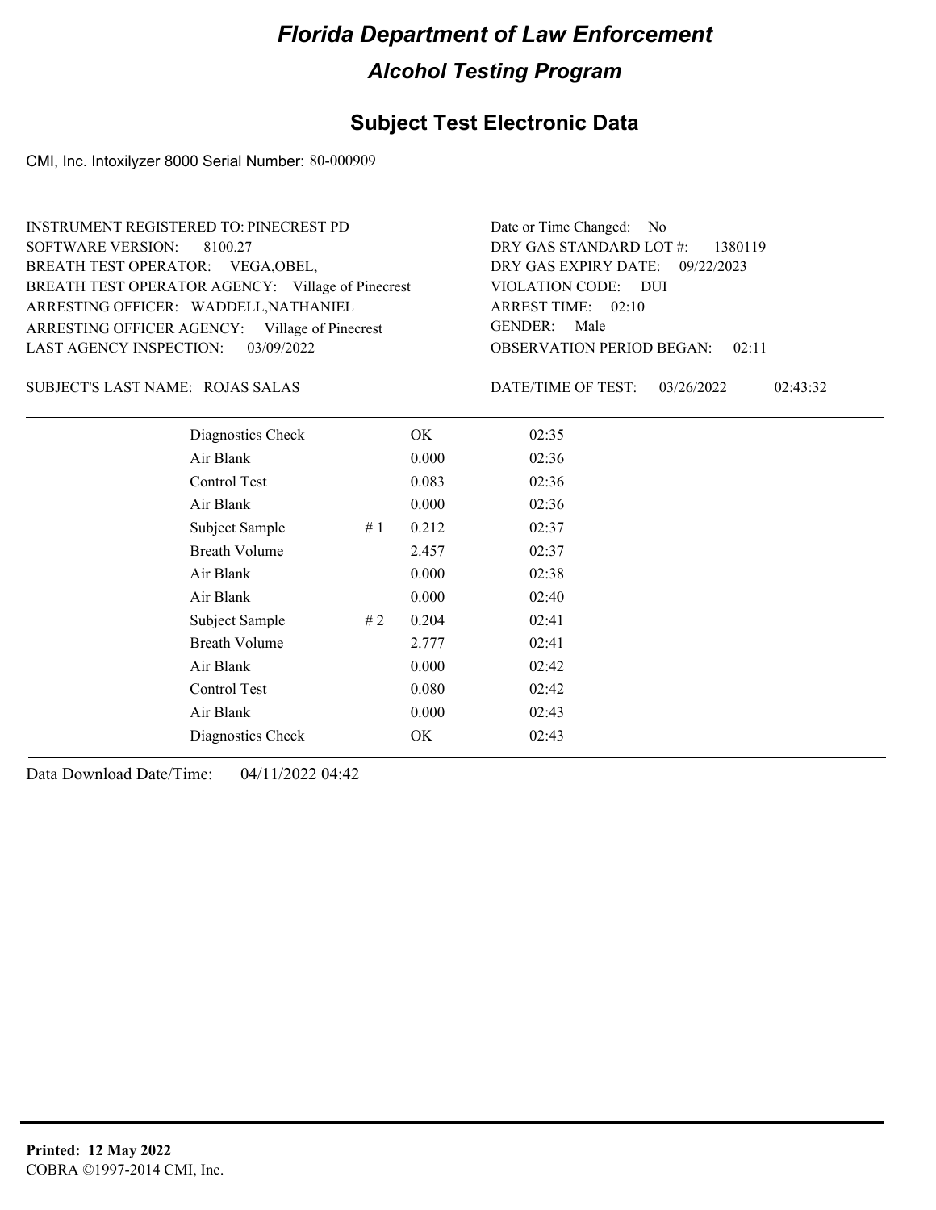# Florida Department of Law Enforcement

## Alcohol Testing Program

### Subject Test Electronic Data

CMI, Inc. Intoxilyzer 8000 Serial Number: 80-000909

INSTRUMENT REGISTERED TO: PINECREST PD
SOFTWARE VERSION: 8100.27
BREATH TEST OPERATOR: VEGA,OBEL,
BREATH TEST OPERATOR AGENCY: Village of Pinecrest
ARRESTING OFFICER: WADDELL,NATHANIEL
ARRESTING OFFICER AGENCY: Village of Pinecrest
LAST AGENCY INSPECTION: 03/09/2022

Date or Time Changed: No
DRY GAS STANDARD LOT #: 1380119
DRY GAS EXPIRY DATE: 09/22/2023
VIOLATION CODE: DUI
ARREST TIME: 02:10
GENDER: Male
OBSERVATION PERIOD BEGAN: 02:11

SUBJECT'S LAST NAME: ROJAS SALAS

DATE/TIME OF TEST: 03/26/2022 02:43:32

| | | | |
|---|---|---|---|
| Diagnostics Check | | OK | 02:35 |
| Air Blank | | 0.000 | 02:36 |
| Control Test | | 0.083 | 02:36 |
| Air Blank | | 0.000 | 02:36 |
| Subject Sample | # 1 | 0.212 | 02:37 |
| Breath Volume | | 2.457 | 02:37 |
| Air Blank | | 0.000 | 02:38 |
| Air Blank | | 0.000 | 02:40 |
| Subject Sample | # 2 | 0.204 | 02:41 |
| Breath Volume | | 2.777 | 02:41 |
| Air Blank | | 0.000 | 02:42 |
| Control Test | | 0.080 | 02:42 |
| Air Blank | | 0.000 | 02:43 |
| Diagnostics Check | | OK | 02:43 |

Data Download Date/Time: 04/11/2022 04:42

**Printed: 12 May 2022**
COBRA ©1997-2014 CMI, Inc.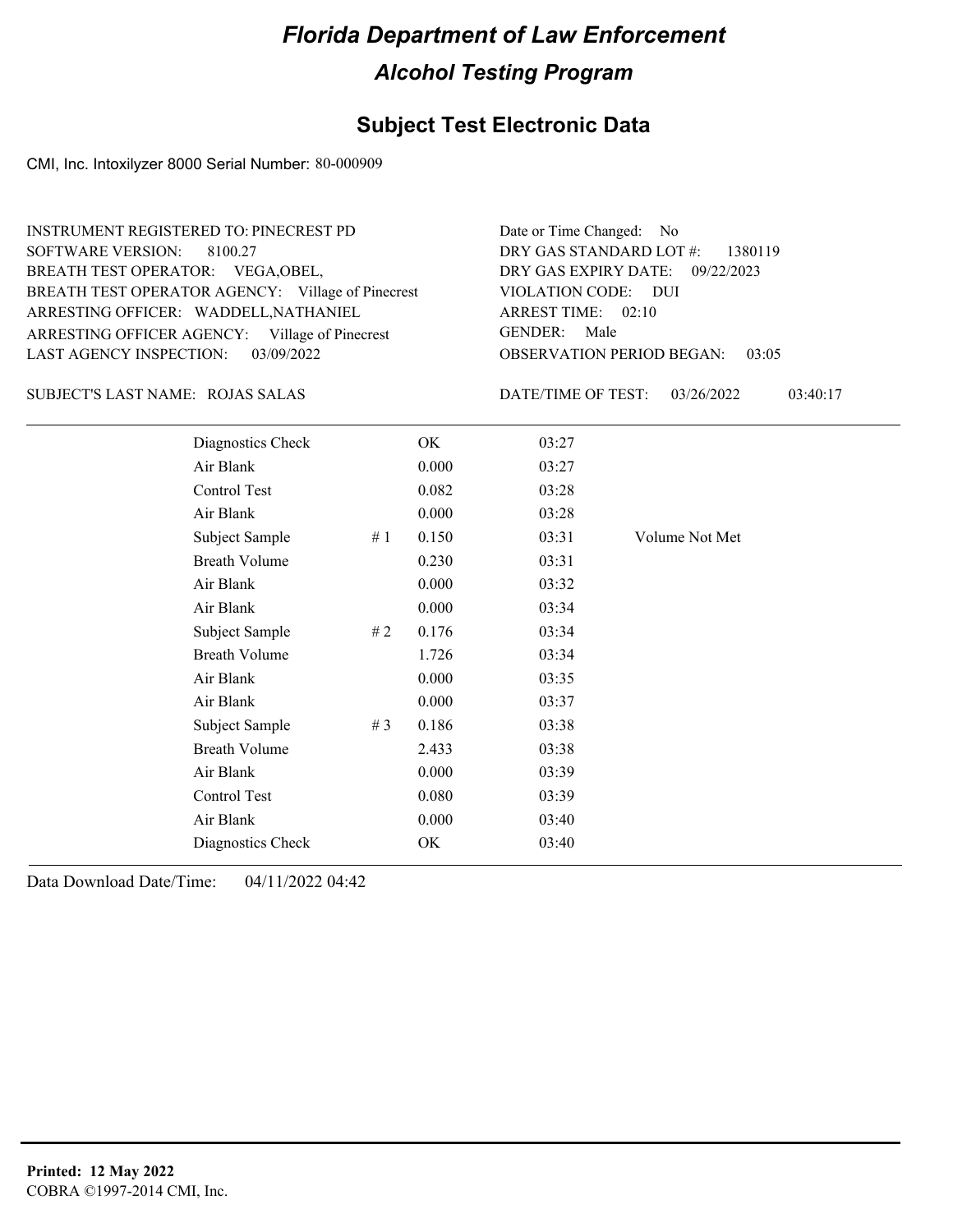# Florida Department of Law Enforcement

## Alcohol Testing Program

### Subject Test Electronic Data

CMI, Inc. Intoxilyzer 8000 Serial Number: 80-000909

INSTRUMENT REGISTERED TO: PINECREST PD
SOFTWARE VERSION: 8100.27
BREATH TEST OPERATOR: VEGA,OBEL,
BREATH TEST OPERATOR AGENCY: Village of Pinecrest
ARRESTING OFFICER: WADDELL,NATHANIEL
ARRESTING OFFICER AGENCY: Village of Pinecrest
LAST AGENCY INSPECTION: 03/09/2022

Date or Time Changed: No
DRY GAS STANDARD LOT #: 1380119
DRY GAS EXPIRY DATE: 09/22/2023
VIOLATION CODE: DUI
ARREST TIME: 02:10
GENDER: Male
OBSERVATION PERIOD BEGAN: 03:05

SUBJECT'S LAST NAME: ROJAS SALAS

DATE/TIME OF TEST: 03/26/2022 03:40:17

| | | | | |
|---|---|---|---|---|
| Diagnostics Check | | OK | 03:27 | |
| Air Blank | | 0.000 | 03:27 | |
| Control Test | | 0.082 | 03:28 | |
| Air Blank | | 0.000 | 03:28 | |
| Subject Sample | # 1 | 0.150 | 03:31 | Volume Not Met |
| Breath Volume | | 0.230 | 03:31 | |
| Air Blank | | 0.000 | 03:32 | |
| Air Blank | | 0.000 | 03:34 | |
| Subject Sample | # 2 | 0.176 | 03:34 | |
| Breath Volume | | 1.726 | 03:34 | |
| Air Blank | | 0.000 | 03:35 | |
| Air Blank | | 0.000 | 03:37 | |
| Subject Sample | # 3 | 0.186 | 03:38 | |
| Breath Volume | | 2.433 | 03:38 | |
| Air Blank | | 0.000 | 03:39 | |
| Control Test | | 0.080 | 03:39 | |
| Air Blank | | 0.000 | 03:40 | |
| Diagnostics Check | | OK | 03:40 | |

Data Download Date/Time: 04/11/2022 04:42

**Printed: 12 May 2022**
COBRA ©1997-2014 CMI, Inc.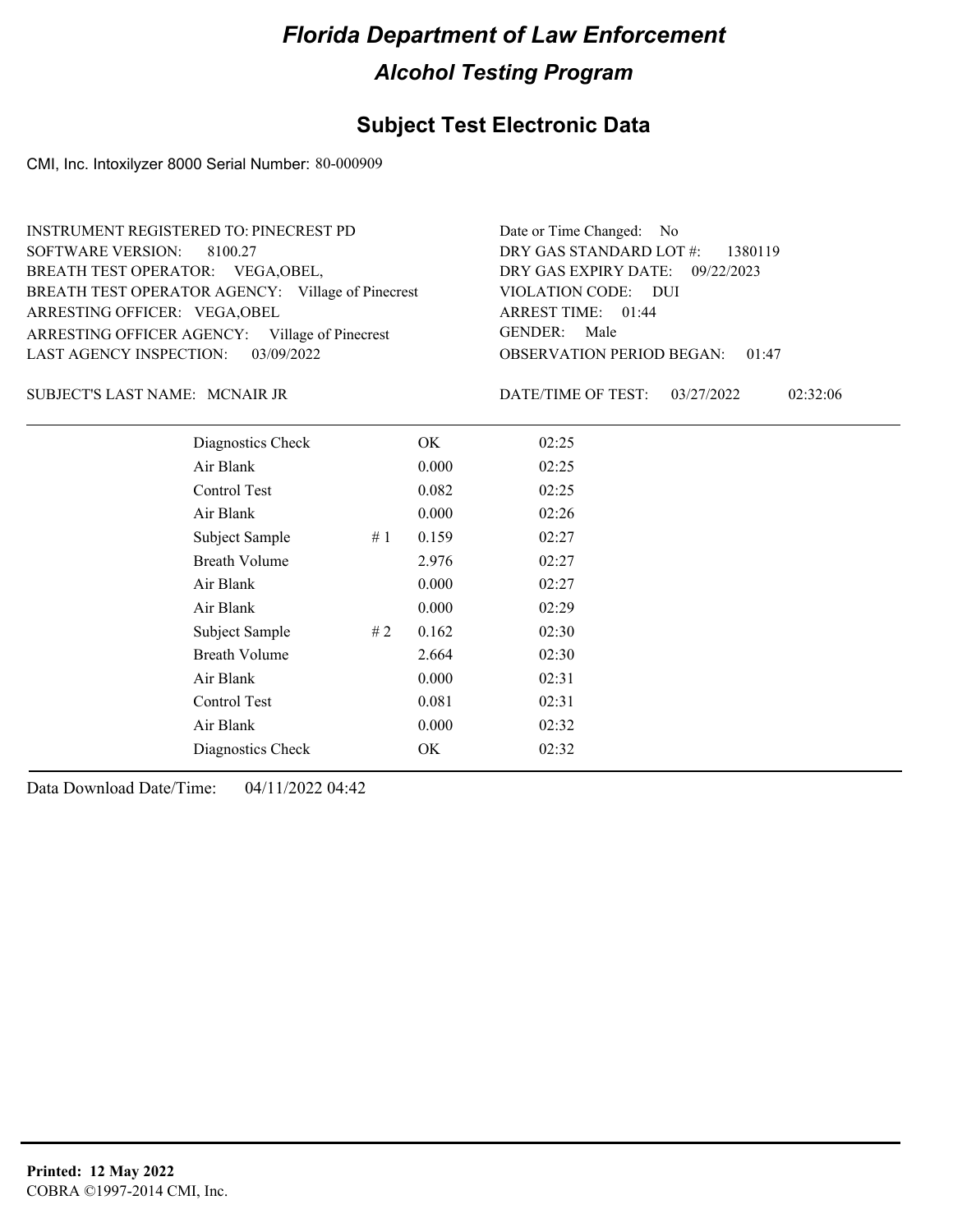# Florida Department of Law Enforcement

## Alcohol Testing Program

### Subject Test Electronic Data

CMI, Inc. Intoxilyzer 8000 Serial Number: 80-000909

INSTRUMENT REGISTERED TO: PINECREST PD
SOFTWARE VERSION: 8100.27
BREATH TEST OPERATOR: VEGA,OBEL,
BREATH TEST OPERATOR AGENCY: Village of Pinecrest
ARRESTING OFFICER: VEGA,OBEL
ARRESTING OFFICER AGENCY: Village of Pinecrest
LAST AGENCY INSPECTION: 03/09/2022

Date or Time Changed: No
DRY GAS STANDARD LOT #: 1380119
DRY GAS EXPIRY DATE: 09/22/2023
VIOLATION CODE: DUI
ARREST TIME: 01:44
GENDER: Male
OBSERVATION PERIOD BEGAN: 01:47

SUBJECT'S LAST NAME: MCNAIR JR

DATE/TIME OF TEST: 03/27/2022 02:32:06

| | | | |
|---|---|---|---|
| Diagnostics Check | | OK | 02:25 |
| Air Blank | | 0.000 | 02:25 |
| Control Test | | 0.082 | 02:25 |
| Air Blank | | 0.000 | 02:26 |
| Subject Sample | # 1 | 0.159 | 02:27 |
| Breath Volume | | 2.976 | 02:27 |
| Air Blank | | 0.000 | 02:27 |
| Air Blank | | 0.000 | 02:29 |
| Subject Sample | # 2 | 0.162 | 02:30 |
| Breath Volume | | 2.664 | 02:30 |
| Air Blank | | 0.000 | 02:31 |
| Control Test | | 0.081 | 02:31 |
| Air Blank | | 0.000 | 02:32 |
| Diagnostics Check | | OK | 02:32 |

Data Download Date/Time: 04/11/2022 04:42

**Printed: 12 May 2022**
COBRA ©1997-2014 CMI, Inc.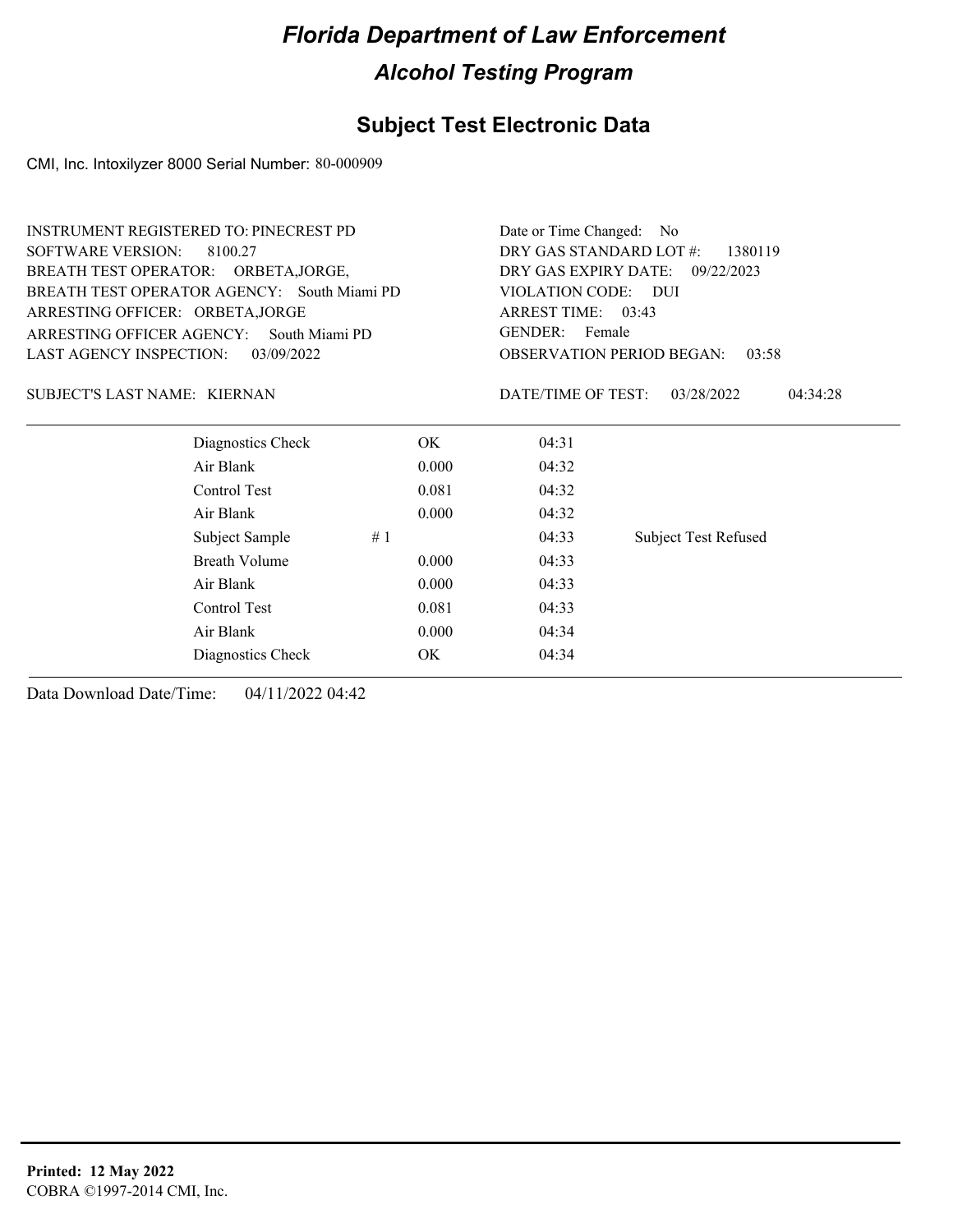# Florida Department of Law Enforcement

## Alcohol Testing Program

### Subject Test Electronic Data

CMI, Inc. Intoxilyzer 8000 Serial Number: 80-000909

INSTRUMENT REGISTERED TO: PINECREST PD
SOFTWARE VERSION: 8100.27
BREATH TEST OPERATOR: ORBETA,JORGE,
BREATH TEST OPERATOR AGENCY: South Miami PD
ARRESTING OFFICER: ORBETA,JORGE
ARRESTING OFFICER AGENCY: South Miami PD
LAST AGENCY INSPECTION: 03/09/2022

Date or Time Changed: No
DRY GAS STANDARD LOT #: 1380119
DRY GAS EXPIRY DATE: 09/22/2023
VIOLATION CODE: DUI
ARREST TIME: 03:43
GENDER: Female
OBSERVATION PERIOD BEGAN: 03:58

SUBJECT'S LAST NAME: KIERNAN

DATE/TIME OF TEST: 03/28/2022 04:34:28

| | | | | |
|---|---|---|---|---|
| Diagnostics Check | | OK | 04:31 | |
| Air Blank | | 0.000 | 04:32 | |
| Control Test | | 0.081 | 04:32 | |
| Air Blank | | 0.000 | 04:32 | |
| Subject Sample | # 1 | | 04:33 | Subject Test Refused |
| Breath Volume | | 0.000 | 04:33 | |
| Air Blank | | 0.000 | 04:33 | |
| Control Test | | 0.081 | 04:33 | |
| Air Blank | | 0.000 | 04:34 | |
| Diagnostics Check | | OK | 04:34 | |

Data Download Date/Time: 04/11/2022 04:42

**Printed: 12 May 2022**
COBRA ©1997-2014 CMI, Inc.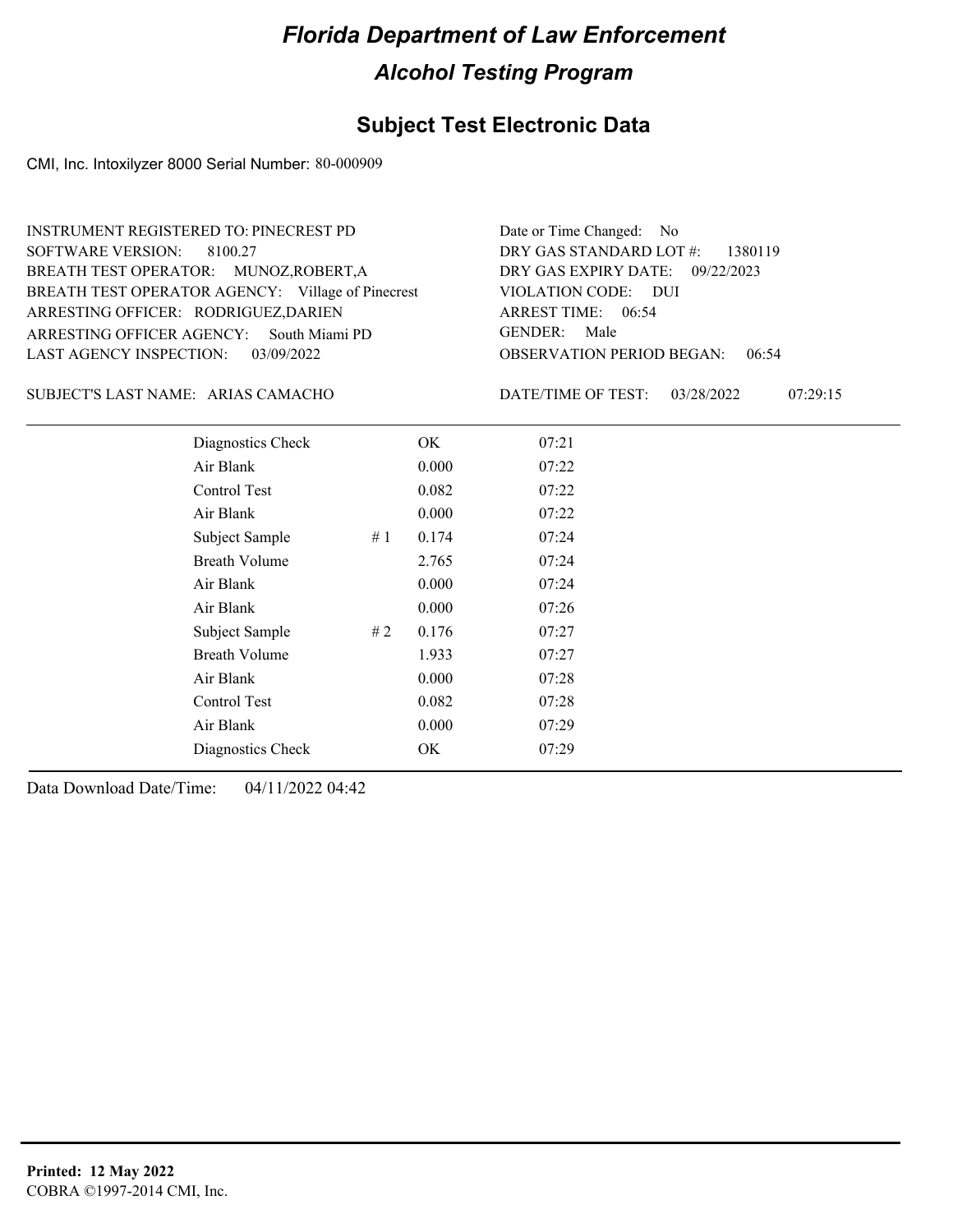# Florida Department of Law Enforcement

## Alcohol Testing Program

### Subject Test Electronic Data

CMI, Inc. Intoxilyzer 8000 Serial Number: 80-000909

INSTRUMENT REGISTERED TO: PINECREST PD
SOFTWARE VERSION: 8100.27
BREATH TEST OPERATOR: MUNOZ,ROBERT,A
BREATH TEST OPERATOR AGENCY: Village of Pinecrest
ARRESTING OFFICER: RODRIGUEZ,DARIEN
ARRESTING OFFICER AGENCY: South Miami PD
LAST AGENCY INSPECTION: 03/09/2022

Date or Time Changed: No
DRY GAS STANDARD LOT #: 1380119
DRY GAS EXPIRY DATE: 09/22/2023
VIOLATION CODE: DUI
ARREST TIME: 06:54
GENDER: Male
OBSERVATION PERIOD BEGAN: 06:54

SUBJECT'S LAST NAME: ARIAS CAMACHO

DATE/TIME OF TEST: 03/28/2022 07:29:15

| | | | |
|---|---|---|---|
| Diagnostics Check | | OK | 07:21 |
| Air Blank | | 0.000 | 07:22 |
| Control Test | | 0.082 | 07:22 |
| Air Blank | | 0.000 | 07:22 |
| Subject Sample | # 1 | 0.174 | 07:24 |
| Breath Volume | | 2.765 | 07:24 |
| Air Blank | | 0.000 | 07:24 |
| Air Blank | | 0.000 | 07:26 |
| Subject Sample | # 2 | 0.176 | 07:27 |
| Breath Volume | | 1.933 | 07:27 |
| Air Blank | | 0.000 | 07:28 |
| Control Test | | 0.082 | 07:28 |
| Air Blank | | 0.000 | 07:29 |
| Diagnostics Check | | OK | 07:29 |

Data Download Date/Time: 04/11/2022 04:42

**Printed: 12 May 2022**
COBRA ©1997-2014 CMI, Inc.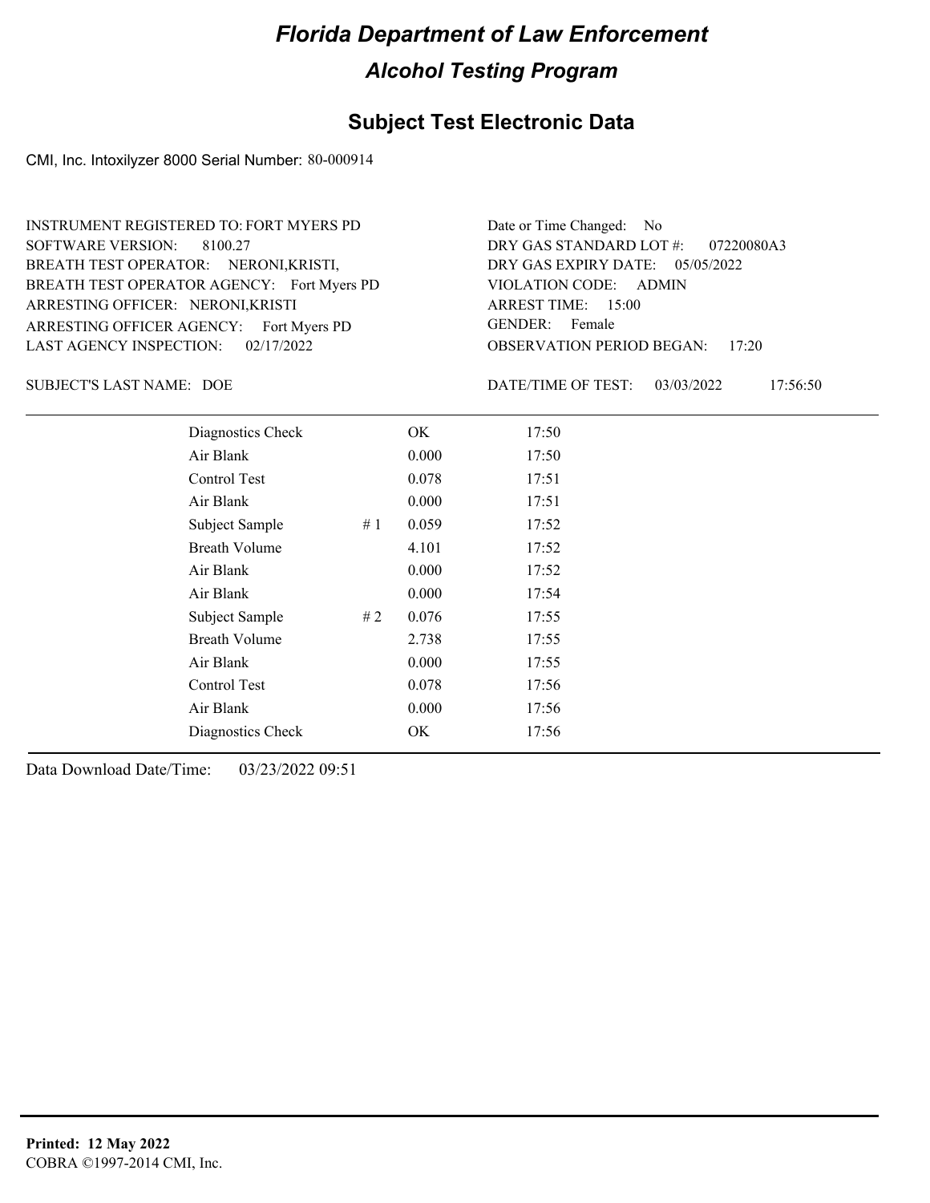# Florida Department of Law Enforcement

## Alcohol Testing Program

### Subject Test Electronic Data

CMI, Inc. Intoxilyzer 8000 Serial Number: 80-000914

INSTRUMENT REGISTERED TO: FORT MYERS PD
SOFTWARE VERSION: 8100.27
BREATH TEST OPERATOR: NERONI,KRISTI,
BREATH TEST OPERATOR AGENCY: Fort Myers PD
ARRESTING OFFICER: NERONI,KRISTI
ARRESTING OFFICER AGENCY: Fort Myers PD
LAST AGENCY INSPECTION: 02/17/2022

Date or Time Changed: No
DRY GAS STANDARD LOT #: 07220080A3
DRY GAS EXPIRY DATE: 05/05/2022
VIOLATION CODE: ADMIN
ARREST TIME: 15:00
GENDER: Female
OBSERVATION PERIOD BEGAN: 17:20

SUBJECT'S LAST NAME: DOE

DATE/TIME OF TEST: 03/03/2022 17:56:50

| | | | |
|---|---|---|---|
| Diagnostics Check | | OK | 17:50 |
| Air Blank | | 0.000 | 17:50 |
| Control Test | | 0.078 | 17:51 |
| Air Blank | | 0.000 | 17:51 |
| Subject Sample | # 1 | 0.059 | 17:52 |
| Breath Volume | | 4.101 | 17:52 |
| Air Blank | | 0.000 | 17:52 |
| Air Blank | | 0.000 | 17:54 |
| Subject Sample | # 2 | 0.076 | 17:55 |
| Breath Volume | | 2.738 | 17:55 |
| Air Blank | | 0.000 | 17:55 |
| Control Test | | 0.078 | 17:56 |
| Air Blank | | 0.000 | 17:56 |
| Diagnostics Check | | OK | 17:56 |

Data Download Date/Time: 03/23/2022 09:51

**Printed: 12 May 2022**
COBRA ©1997-2014 CMI, Inc.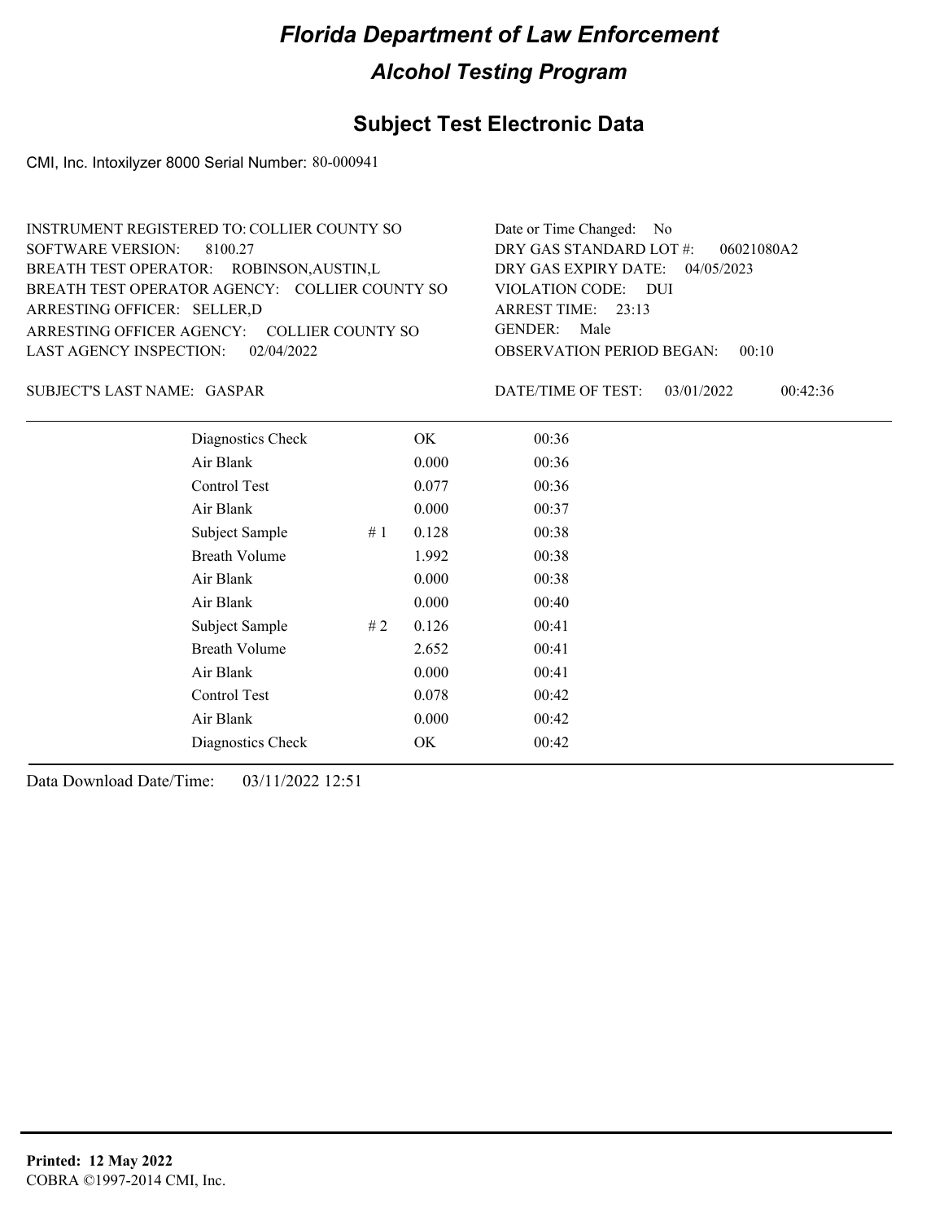# Florida Department of Law Enforcement

## Alcohol Testing Program

## Subject Test Electronic Data

CMI, Inc. Intoxilyzer 8000 Serial Number: 80-000941

INSTRUMENT REGISTERED TO: COLLIER COUNTY SO
SOFTWARE VERSION: 8100.27
BREATH TEST OPERATOR: ROBINSON,AUSTIN,L
BREATH TEST OPERATOR AGENCY: COLLIER COUNTY SO
ARRESTING OFFICER: SELLER,D
ARRESTING OFFICER AGENCY: COLLIER COUNTY SO
LAST AGENCY INSPECTION: 02/04/2022

Date or Time Changed: No
DRY GAS STANDARD LOT #: 06021080A2
DRY GAS EXPIRY DATE: 04/05/2023
VIOLATION CODE: DUI
ARREST TIME: 23:13
GENDER: Male
OBSERVATION PERIOD BEGAN: 00:10

SUBJECT'S LAST NAME: GASPAR

DATE/TIME OF TEST: 03/01/2022 00:42:36

| | | | |
|---|---|---|---|
| Diagnostics Check | | OK | 00:36 |
| Air Blank | | 0.000 | 00:36 |
| Control Test | | 0.077 | 00:36 |
| Air Blank | | 0.000 | 00:37 |
| Subject Sample | # 1 | 0.128 | 00:38 |
| Breath Volume | | 1.992 | 00:38 |
| Air Blank | | 0.000 | 00:38 |
| Air Blank | | 0.000 | 00:40 |
| Subject Sample | # 2 | 0.126 | 00:41 |
| Breath Volume | | 2.652 | 00:41 |
| Air Blank | | 0.000 | 00:41 |
| Control Test | | 0.078 | 00:42 |
| Air Blank | | 0.000 | 00:42 |
| Diagnostics Check | | OK | 00:42 |

Data Download Date/Time: 03/11/2022 12:51

**Printed: 12 May 2022**
COBRA ©1997-2014 CMI, Inc.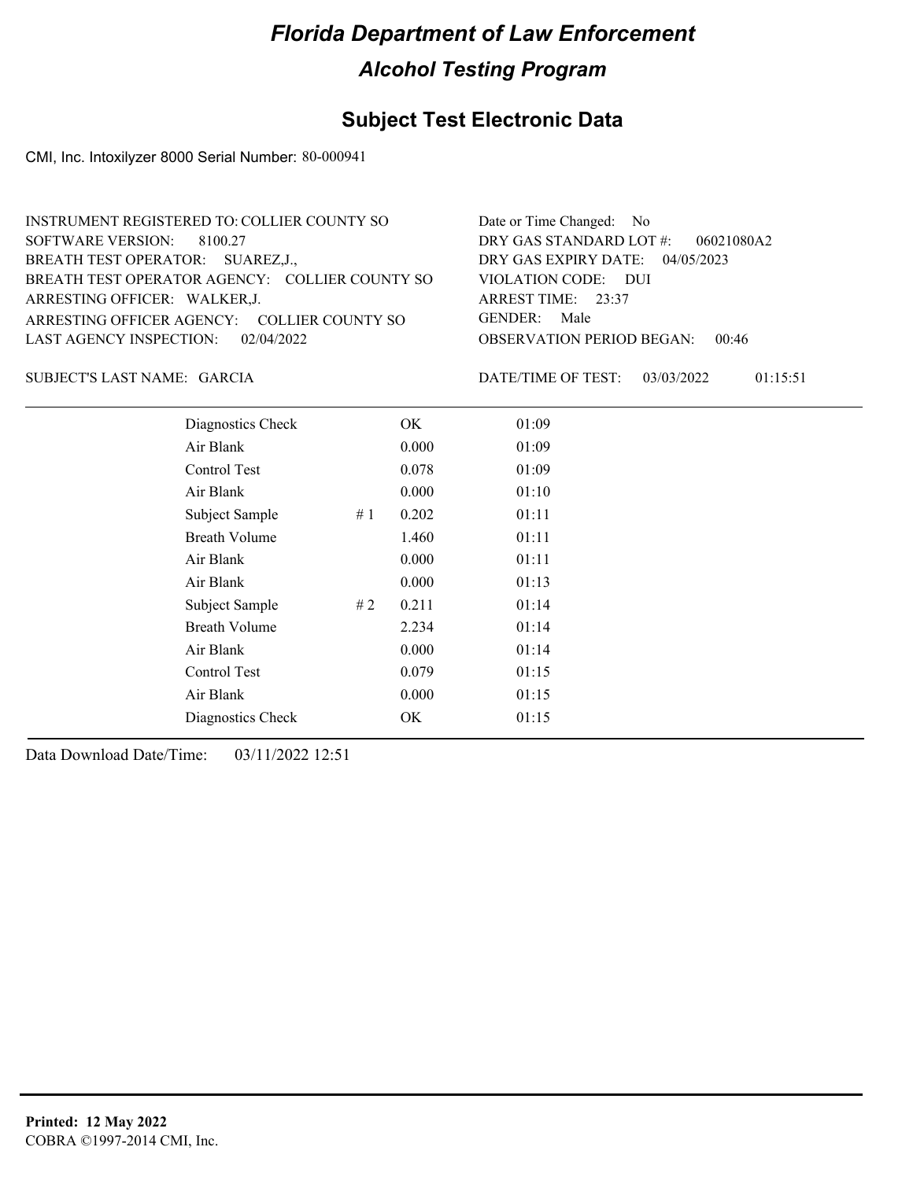# Florida Department of Law Enforcement

## Alcohol Testing Program

### Subject Test Electronic Data

CMI, Inc. Intoxilyzer 8000 Serial Number: 80-000941

INSTRUMENT REGISTERED TO: COLLIER COUNTY SO
SOFTWARE VERSION: 8100.27
BREATH TEST OPERATOR: SUAREZ,J.,
BREATH TEST OPERATOR AGENCY: COLLIER COUNTY SO
ARRESTING OFFICER: WALKER,J.
ARRESTING OFFICER AGENCY: COLLIER COUNTY SO
LAST AGENCY INSPECTION: 02/04/2022

Date or Time Changed: No
DRY GAS STANDARD LOT #: 06021080A2
DRY GAS EXPIRY DATE: 04/05/2023
VIOLATION CODE: DUI
ARREST TIME: 23:37
GENDER: Male
OBSERVATION PERIOD BEGAN: 00:46

SUBJECT'S LAST NAME: GARCIA

DATE/TIME OF TEST: 03/03/2022 01:15:51

| | | | |
|---|---|---|---|
| Diagnostics Check | | OK | 01:09 |
| Air Blank | | 0.000 | 01:09 |
| Control Test | | 0.078 | 01:09 |
| Air Blank | | 0.000 | 01:10 |
| Subject Sample | # 1 | 0.202 | 01:11 |
| Breath Volume | | 1.460 | 01:11 |
| Air Blank | | 0.000 | 01:11 |
| Air Blank | | 0.000 | 01:13 |
| Subject Sample | # 2 | 0.211 | 01:14 |
| Breath Volume | | 2.234 | 01:14 |
| Air Blank | | 0.000 | 01:14 |
| Control Test | | 0.079 | 01:15 |
| Air Blank | | 0.000 | 01:15 |
| Diagnostics Check | | OK | 01:15 |

Data Download Date/Time: 03/11/2022 12:51

**Printed: 12 May 2022**
COBRA ©1997-2014 CMI, Inc.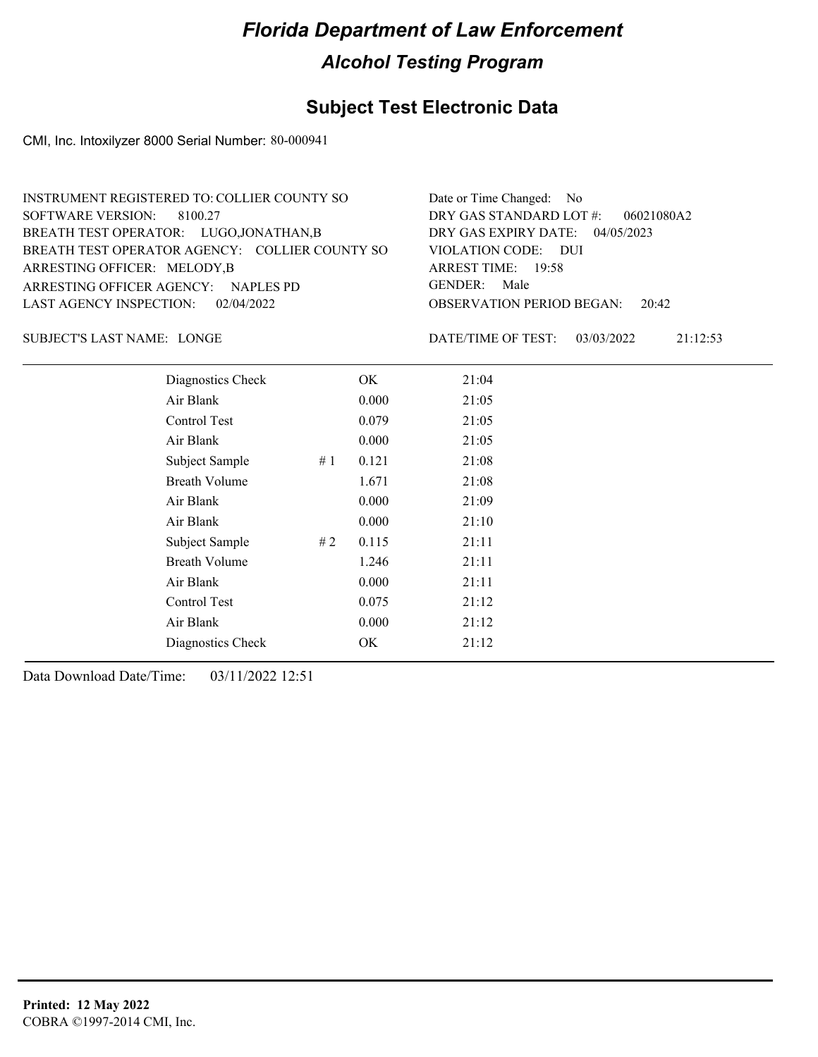# Florida Department of Law Enforcement

## Alcohol Testing Program

### Subject Test Electronic Data

CMI, Inc. Intoxilyzer 8000 Serial Number: 80-000941

INSTRUMENT REGISTERED TO: COLLIER COUNTY SO
SOFTWARE VERSION: 8100.27
BREATH TEST OPERATOR: LUGO,JONATHAN,B
BREATH TEST OPERATOR AGENCY: COLLIER COUNTY SO
ARRESTING OFFICER: MELODY,B
ARRESTING OFFICER AGENCY: NAPLES PD
LAST AGENCY INSPECTION: 02/04/2022

Date or Time Changed: No
DRY GAS STANDARD LOT #: 06021080A2
DRY GAS EXPIRY DATE: 04/05/2023
VIOLATION CODE: DUI
ARREST TIME: 19:58
GENDER: Male
OBSERVATION PERIOD BEGAN: 20:42

SUBJECT'S LAST NAME: LONGE

DATE/TIME OF TEST: 03/03/2022 21:12:53

| | | | |
|---|---|---|---|
| Diagnostics Check | | OK | 21:04 |
| Air Blank | | 0.000 | 21:05 |
| Control Test | | 0.079 | 21:05 |
| Air Blank | | 0.000 | 21:05 |
| Subject Sample | # 1 | 0.121 | 21:08 |
| Breath Volume | | 1.671 | 21:08 |
| Air Blank | | 0.000 | 21:09 |
| Air Blank | | 0.000 | 21:10 |
| Subject Sample | # 2 | 0.115 | 21:11 |
| Breath Volume | | 1.246 | 21:11 |
| Air Blank | | 0.000 | 21:11 |
| Control Test | | 0.075 | 21:12 |
| Air Blank | | 0.000 | 21:12 |
| Diagnostics Check | | OK | 21:12 |

Data Download Date/Time: 03/11/2022 12:51

**Printed: 12 May 2022**
COBRA ©1997-2014 CMI, Inc.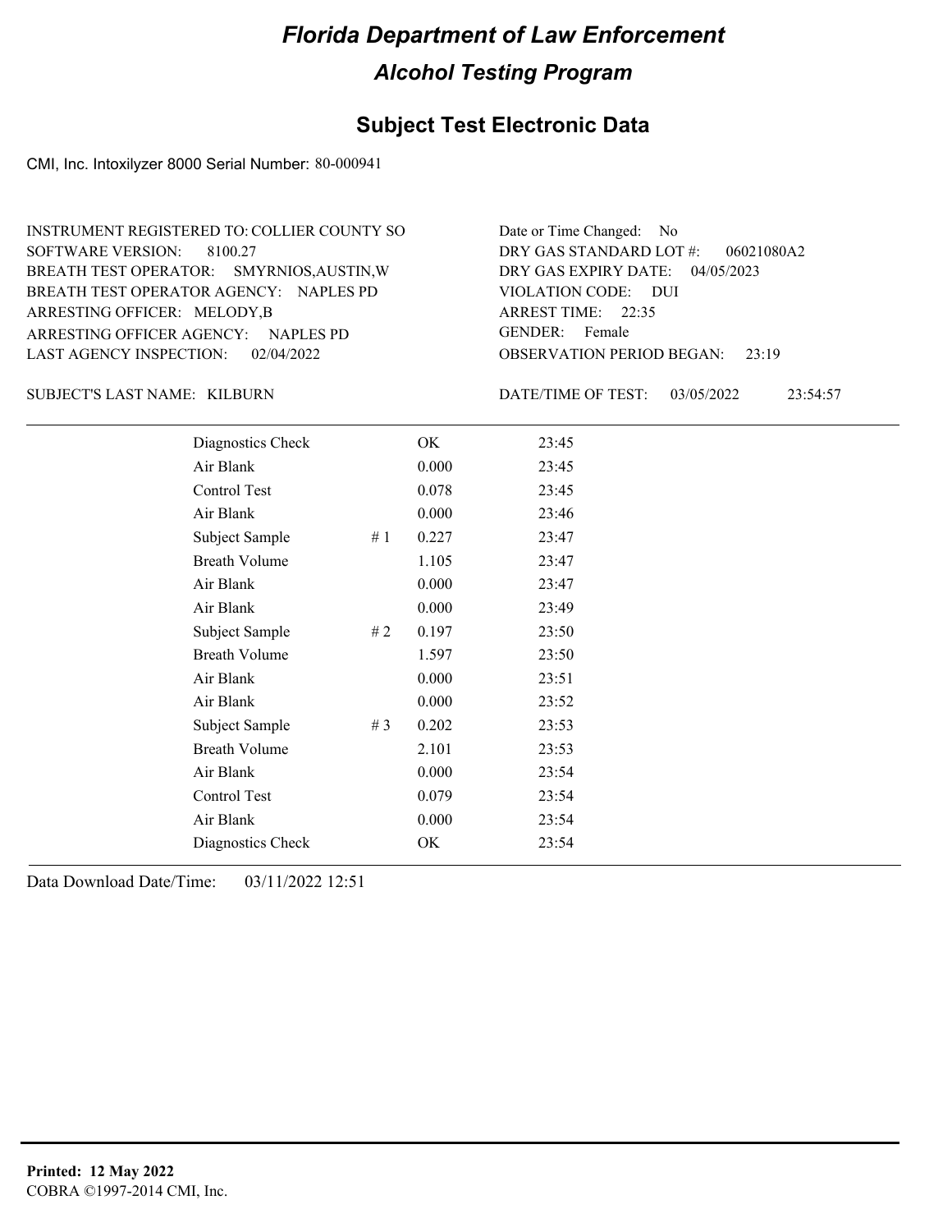# Florida Department of Law Enforcement

## Alcohol Testing Program

### Subject Test Electronic Data

CMI, Inc. Intoxilyzer 8000 Serial Number: 80-000941

INSTRUMENT REGISTERED TO: COLLIER COUNTY SO
SOFTWARE VERSION: 8100.27
BREATH TEST OPERATOR: SMYRNIOS,AUSTIN,W
BREATH TEST OPERATOR AGENCY: NAPLES PD
ARRESTING OFFICER: MELODY,B
ARRESTING OFFICER AGENCY: NAPLES PD
LAST AGENCY INSPECTION: 02/04/2022

Date or Time Changed: No
DRY GAS STANDARD LOT #: 06021080A2
DRY GAS EXPIRY DATE: 04/05/2023
VIOLATION CODE: DUI
ARREST TIME: 22:35
GENDER: Female
OBSERVATION PERIOD BEGAN: 23:19

SUBJECT'S LAST NAME: KILBURN

DATE/TIME OF TEST: 03/05/2022 23:54:57

| | | | |
|---|---|---|---|
| Diagnostics Check | | OK | 23:45 |
| Air Blank | | 0.000 | 23:45 |
| Control Test | | 0.078 | 23:45 |
| Air Blank | | 0.000 | 23:46 |
| Subject Sample | # 1 | 0.227 | 23:47 |
| Breath Volume | | 1.105 | 23:47 |
| Air Blank | | 0.000 | 23:47 |
| Air Blank | | 0.000 | 23:49 |
| Subject Sample | # 2 | 0.197 | 23:50 |
| Breath Volume | | 1.597 | 23:50 |
| Air Blank | | 0.000 | 23:51 |
| Air Blank | | 0.000 | 23:52 |
| Subject Sample | # 3 | 0.202 | 23:53 |
| Breath Volume | | 2.101 | 23:53 |
| Air Blank | | 0.000 | 23:54 |
| Control Test | | 0.079 | 23:54 |
| Air Blank | | 0.000 | 23:54 |
| Diagnostics Check | | OK | 23:54 |

Data Download Date/Time: 03/11/2022 12:51

**Printed: 12 May 2022**
COBRA ©1997-2014 CMI, Inc.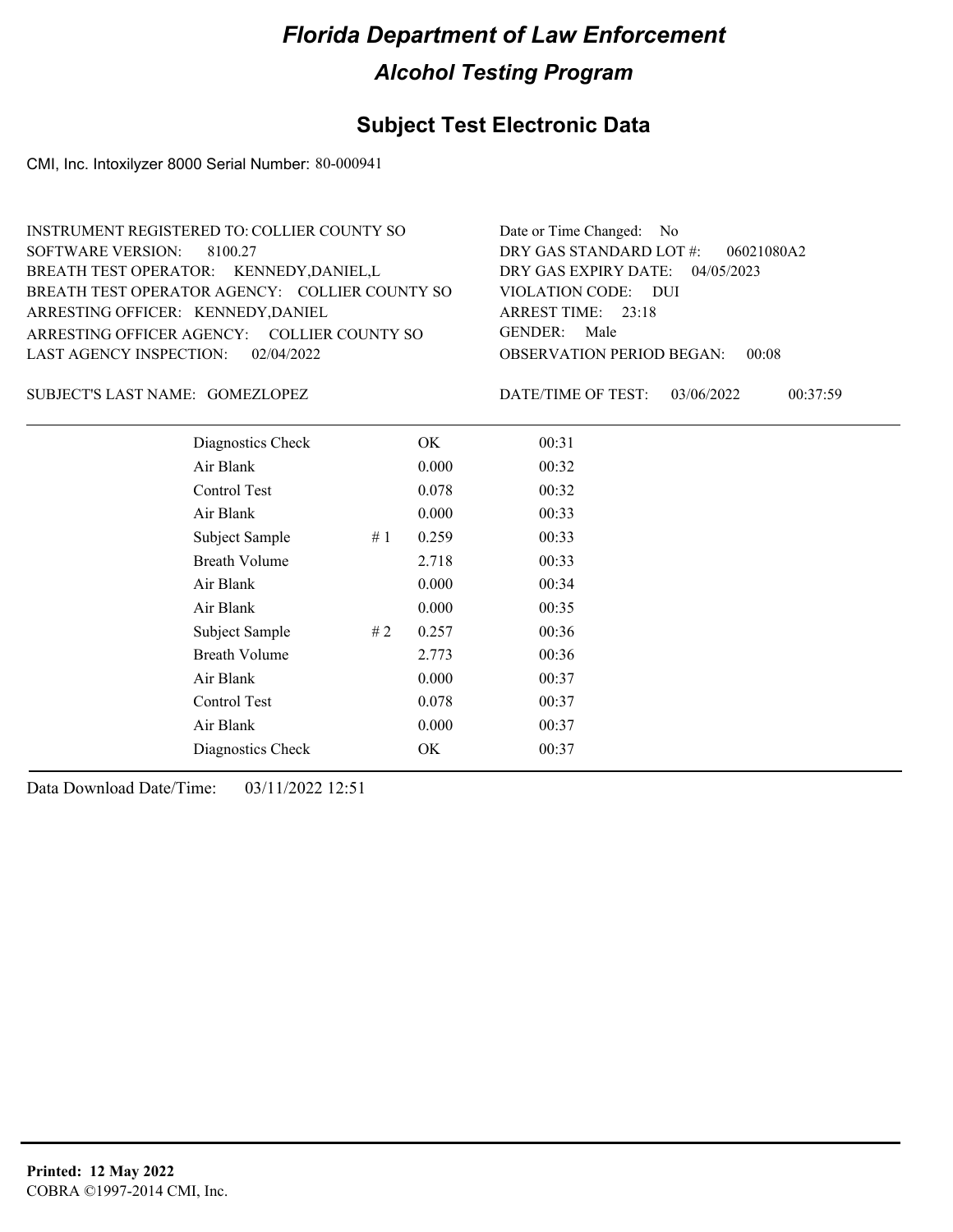# Florida Department of Law Enforcement

## Alcohol Testing Program

### Subject Test Electronic Data

CMI, Inc. Intoxilyzer 8000 Serial Number: 80-000941

INSTRUMENT REGISTERED TO: COLLIER COUNTY SO
SOFTWARE VERSION: 8100.27
BREATH TEST OPERATOR: KENNEDY,DANIEL,L
BREATH TEST OPERATOR AGENCY: COLLIER COUNTY SO
ARRESTING OFFICER: KENNEDY,DANIEL
ARRESTING OFFICER AGENCY: COLLIER COUNTY SO
LAST AGENCY INSPECTION: 02/04/2022

Date or Time Changed: No
DRY GAS STANDARD LOT #: 06021080A2
DRY GAS EXPIRY DATE: 04/05/2023
VIOLATION CODE: DUI
ARREST TIME: 23:18
GENDER: Male
OBSERVATION PERIOD BEGAN: 00:08

SUBJECT'S LAST NAME: GOMEZLOPEZ

DATE/TIME OF TEST: 03/06/2022 00:37:59

| | | | |
|---|---|---|---|
| Diagnostics Check | | OK | 00:31 |
| Air Blank | | 0.000 | 00:32 |
| Control Test | | 0.078 | 00:32 |
| Air Blank | | 0.000 | 00:33 |
| Subject Sample | # 1 | 0.259 | 00:33 |
| Breath Volume | | 2.718 | 00:33 |
| Air Blank | | 0.000 | 00:34 |
| Air Blank | | 0.000 | 00:35 |
| Subject Sample | # 2 | 0.257 | 00:36 |
| Breath Volume | | 2.773 | 00:36 |
| Air Blank | | 0.000 | 00:37 |
| Control Test | | 0.078 | 00:37 |
| Air Blank | | 0.000 | 00:37 |
| Diagnostics Check | | OK | 00:37 |

Data Download Date/Time: 03/11/2022 12:51

**Printed: 12 May 2022**
COBRA ©1997-2014 CMI, Inc.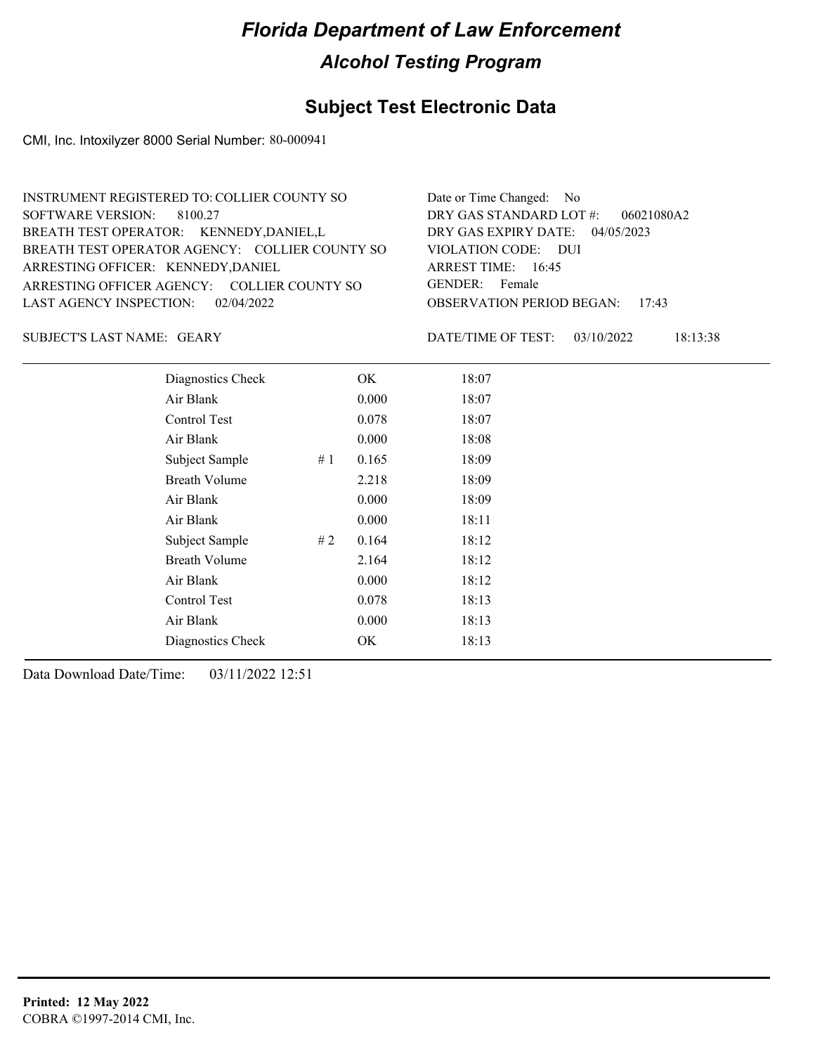# Florida Department of Law Enforcement

## Alcohol Testing Program

### Subject Test Electronic Data

CMI, Inc. Intoxilyzer 8000 Serial Number: 80-000941

INSTRUMENT REGISTERED TO: COLLIER COUNTY SO
SOFTWARE VERSION: 8100.27
BREATH TEST OPERATOR: KENNEDY,DANIEL,L
BREATH TEST OPERATOR AGENCY: COLLIER COUNTY SO
ARRESTING OFFICER: KENNEDY,DANIEL
ARRESTING OFFICER AGENCY: COLLIER COUNTY SO
LAST AGENCY INSPECTION: 02/04/2022

Date or Time Changed: No
DRY GAS STANDARD LOT #: 06021080A2
DRY GAS EXPIRY DATE: 04/05/2023
VIOLATION CODE: DUI
ARREST TIME: 16:45
GENDER: Female
OBSERVATION PERIOD BEGAN: 17:43

SUBJECT'S LAST NAME: GEARY

DATE/TIME OF TEST: 03/10/2022 18:13:38

| Test | # | Result | Time |
|---|---|---|---|
| Diagnostics Check | | OK | 18:07 |
| Air Blank | | 0.000 | 18:07 |
| Control Test | | 0.078 | 18:07 |
| Air Blank | | 0.000 | 18:08 |
| Subject Sample | # 1 | 0.165 | 18:09 |
| Breath Volume | | 2.218 | 18:09 |
| Air Blank | | 0.000 | 18:09 |
| Air Blank | | 0.000 | 18:11 |
| Subject Sample | # 2 | 0.164 | 18:12 |
| Breath Volume | | 2.164 | 18:12 |
| Air Blank | | 0.000 | 18:12 |
| Control Test | | 0.078 | 18:13 |
| Air Blank | | 0.000 | 18:13 |
| Diagnostics Check | | OK | 18:13 |

Data Download Date/Time: 03/11/2022 12:51

**Printed: 12 May 2022**
COBRA ©1997-2014 CMI, Inc.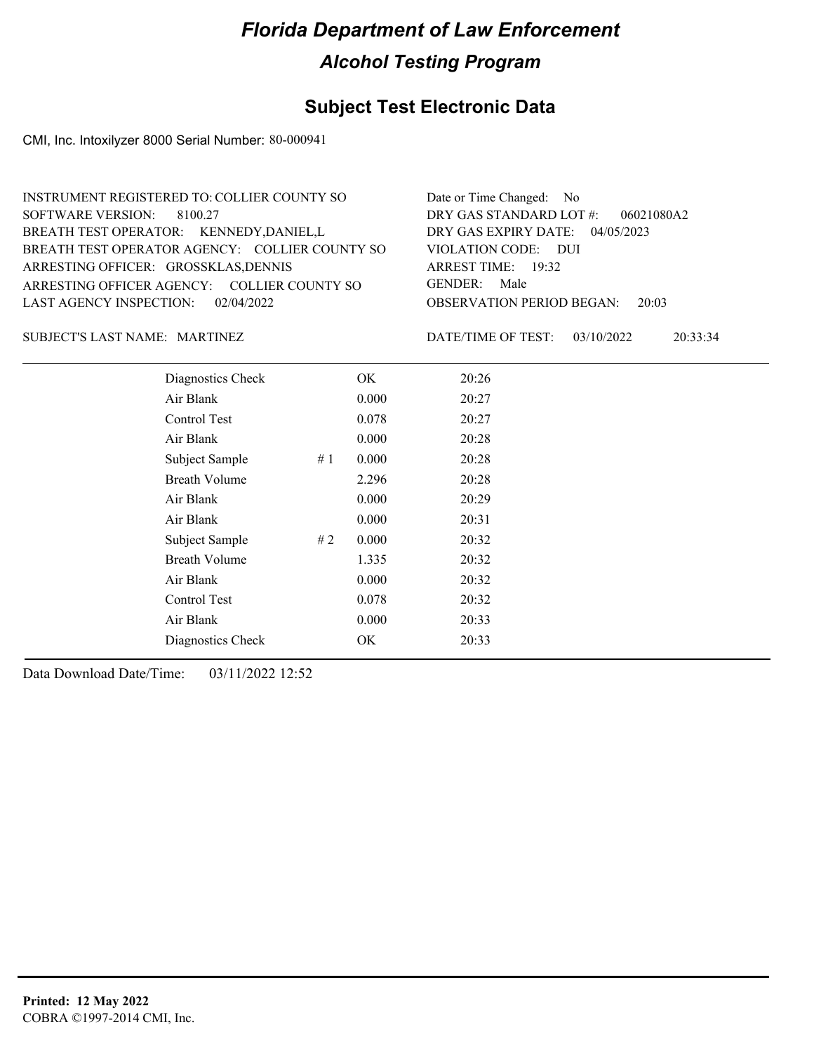# Florida Department of Law Enforcement

## Alcohol Testing Program

### Subject Test Electronic Data

CMI, Inc. Intoxilyzer 8000 Serial Number: 80-000941

INSTRUMENT REGISTERED TO: COLLIER COUNTY SO
SOFTWARE VERSION: 8100.27
BREATH TEST OPERATOR: KENNEDY,DANIEL,L
BREATH TEST OPERATOR AGENCY: COLLIER COUNTY SO
ARRESTING OFFICER: GROSSKLAS,DENNIS
ARRESTING OFFICER AGENCY: COLLIER COUNTY SO
LAST AGENCY INSPECTION: 02/04/2022

Date or Time Changed: No
DRY GAS STANDARD LOT #: 06021080A2
DRY GAS EXPIRY DATE: 04/05/2023
VIOLATION CODE: DUI
ARREST TIME: 19:32
GENDER: Male
OBSERVATION PERIOD BEGAN: 20:03

SUBJECT'S LAST NAME: MARTINEZ

DATE/TIME OF TEST: 03/10/2022 20:33:34

| | | | |
|---|---|---|---|
| Diagnostics Check | | OK | 20:26 |
| Air Blank | | 0.000 | 20:27 |
| Control Test | | 0.078 | 20:27 |
| Air Blank | | 0.000 | 20:28 |
| Subject Sample | # 1 | 0.000 | 20:28 |
| Breath Volume | | 2.296 | 20:28 |
| Air Blank | | 0.000 | 20:29 |
| Air Blank | | 0.000 | 20:31 |
| Subject Sample | # 2 | 0.000 | 20:32 |
| Breath Volume | | 1.335 | 20:32 |
| Air Blank | | 0.000 | 20:32 |
| Control Test | | 0.078 | 20:32 |
| Air Blank | | 0.000 | 20:33 |
| Diagnostics Check | | OK | 20:33 |

Data Download Date/Time: 03/11/2022 12:52

**Printed: 12 May 2022**
COBRA ©1997-2014 CMI, Inc.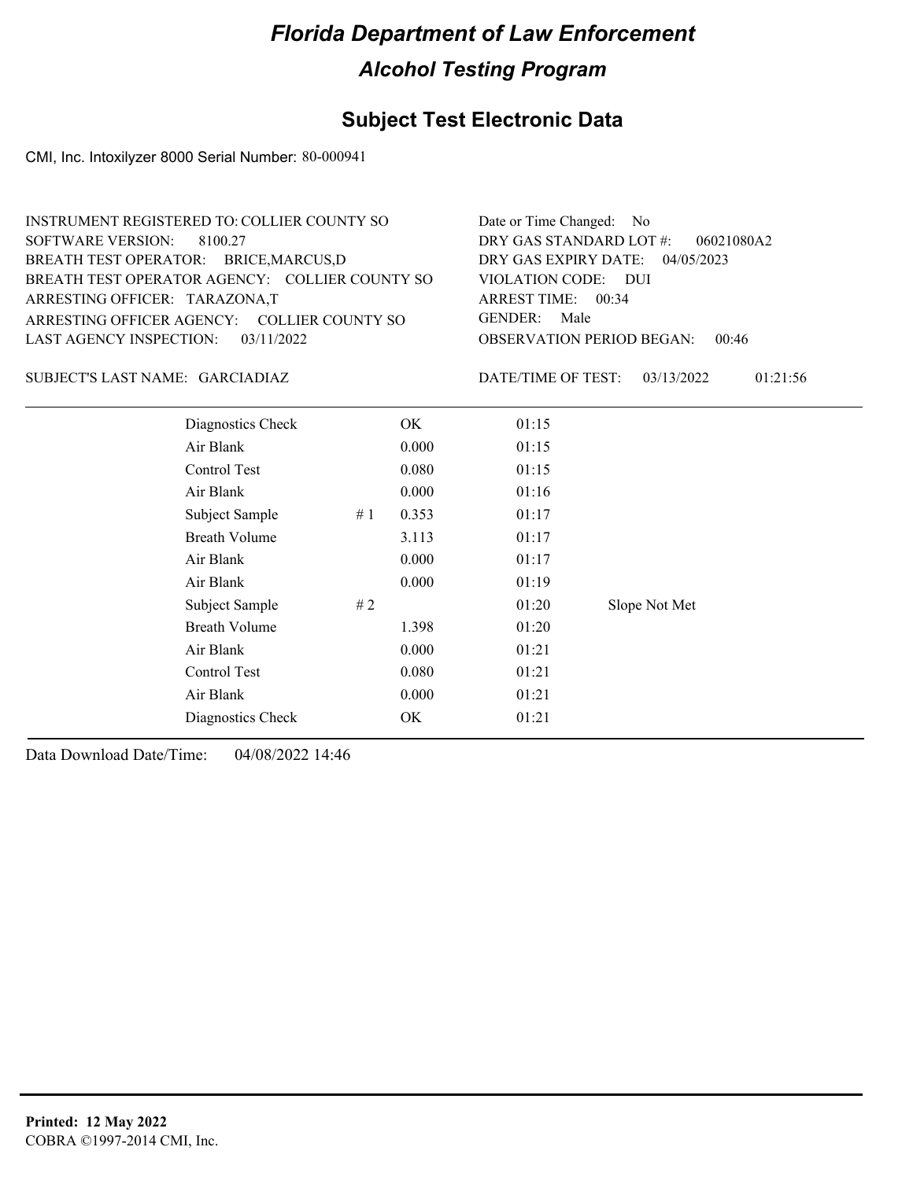# Florida Department of Law Enforcement

## Alcohol Testing Program

### Subject Test Electronic Data

CMI, Inc. Intoxilyzer 8000 Serial Number: 80-000941

INSTRUMENT REGISTERED TO: COLLIER COUNTY SO
SOFTWARE VERSION: 8100.27
BREATH TEST OPERATOR: BRICE,MARCUS,D
BREATH TEST OPERATOR AGENCY: COLLIER COUNTY SO
ARRESTING OFFICER: TARAZONA,T
ARRESTING OFFICER AGENCY: COLLIER COUNTY SO
LAST AGENCY INSPECTION: 03/11/2022

Date or Time Changed: No
DRY GAS STANDARD LOT #: 06021080A2
DRY GAS EXPIRY DATE: 04/05/2023
VIOLATION CODE: DUI
ARREST TIME: 00:34
GENDER: Male
OBSERVATION PERIOD BEGAN: 00:46

SUBJECT'S LAST NAME: GARCIADIAZ

DATE/TIME OF TEST: 03/13/2022 01:21:56

| | | | | |
|---|---|---|---|---|
| Diagnostics Check | | OK | 01:15 | |
| Air Blank | | 0.000 | 01:15 | |
| Control Test | | 0.080 | 01:15 | |
| Air Blank | | 0.000 | 01:16 | |
| Subject Sample | # 1 | 0.353 | 01:17 | |
| Breath Volume | | 3.113 | 01:17 | |
| Air Blank | | 0.000 | 01:17 | |
| Air Blank | | 0.000 | 01:19 | |
| Subject Sample | # 2 | | 01:20 | Slope Not Met |
| Breath Volume | | 1.398 | 01:20 | |
| Air Blank | | 0.000 | 01:21 | |
| Control Test | | 0.080 | 01:21 | |
| Air Blank | | 0.000 | 01:21 | |
| Diagnostics Check | | OK | 01:21 | |

Data Download Date/Time: 04/08/2022 14:46

**Printed: 12 May 2022**
COBRA ©1997-2014 CMI, Inc.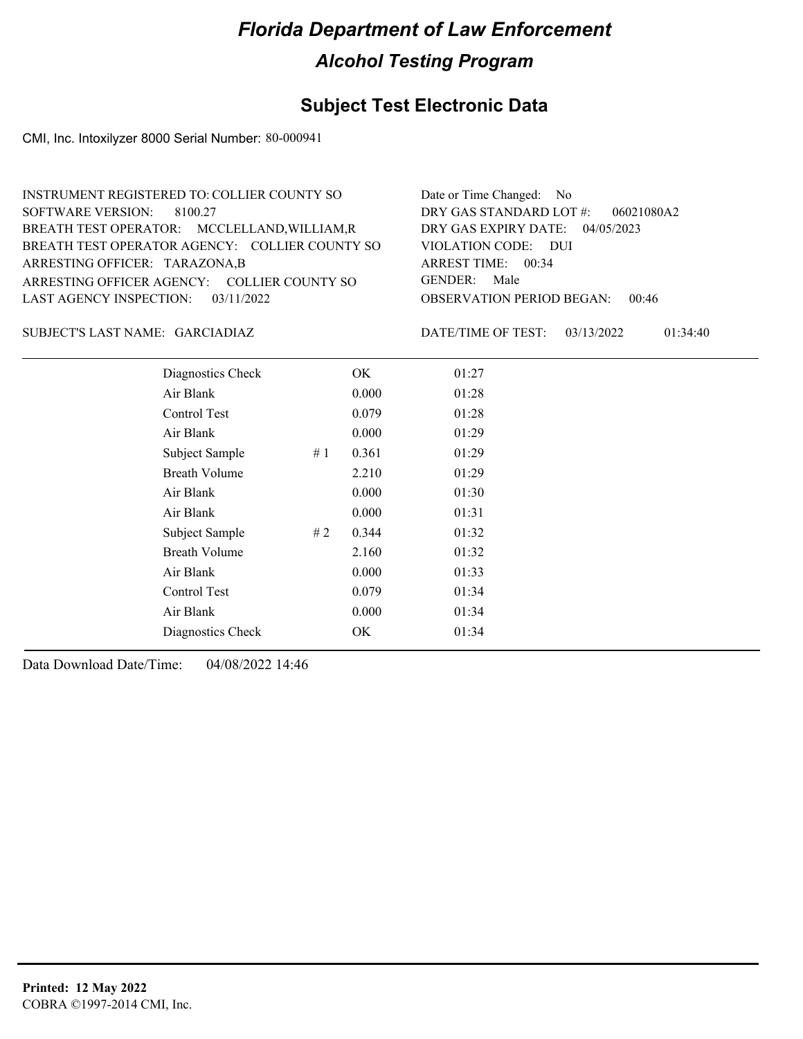# Florida Department of Law Enforcement

## Alcohol Testing Program

### Subject Test Electronic Data

CMI, Inc. Intoxilyzer 8000 Serial Number: 80-000941

INSTRUMENT REGISTERED TO: COLLIER COUNTY SO
SOFTWARE VERSION: 8100.27
BREATH TEST OPERATOR: MCCLELLAND,WILLIAM,R
BREATH TEST OPERATOR AGENCY: COLLIER COUNTY SO
ARRESTING OFFICER: TARAZONA,B
ARRESTING OFFICER AGENCY: COLLIER COUNTY SO
LAST AGENCY INSPECTION: 03/11/2022

Date or Time Changed: No
DRY GAS STANDARD LOT #: 06021080A2
DRY GAS EXPIRY DATE: 04/05/2023
VIOLATION CODE: DUI
ARREST TIME: 00:34
GENDER: Male
OBSERVATION PERIOD BEGAN: 00:46

SUBJECT'S LAST NAME: GARCIADIAZ

DATE/TIME OF TEST: 03/13/2022 01:34:40

| Test | | Result | Time |
|---|---|---|---|
| Diagnostics Check | | OK | 01:27 |
| Air Blank | | 0.000 | 01:28 |
| Control Test | | 0.079 | 01:28 |
| Air Blank | | 0.000 | 01:29 |
| Subject Sample | # 1 | 0.361 | 01:29 |
| Breath Volume | | 2.210 | 01:29 |
| Air Blank | | 0.000 | 01:30 |
| Air Blank | | 0.000 | 01:31 |
| Subject Sample | # 2 | 0.344 | 01:32 |
| Breath Volume | | 2.160 | 01:32 |
| Air Blank | | 0.000 | 01:33 |
| Control Test | | 0.079 | 01:34 |
| Air Blank | | 0.000 | 01:34 |
| Diagnostics Check | | OK | 01:34 |

Data Download Date/Time: 04/08/2022 14:46

**Printed: 12 May 2022**
COBRA ©1997-2014 CMI, Inc.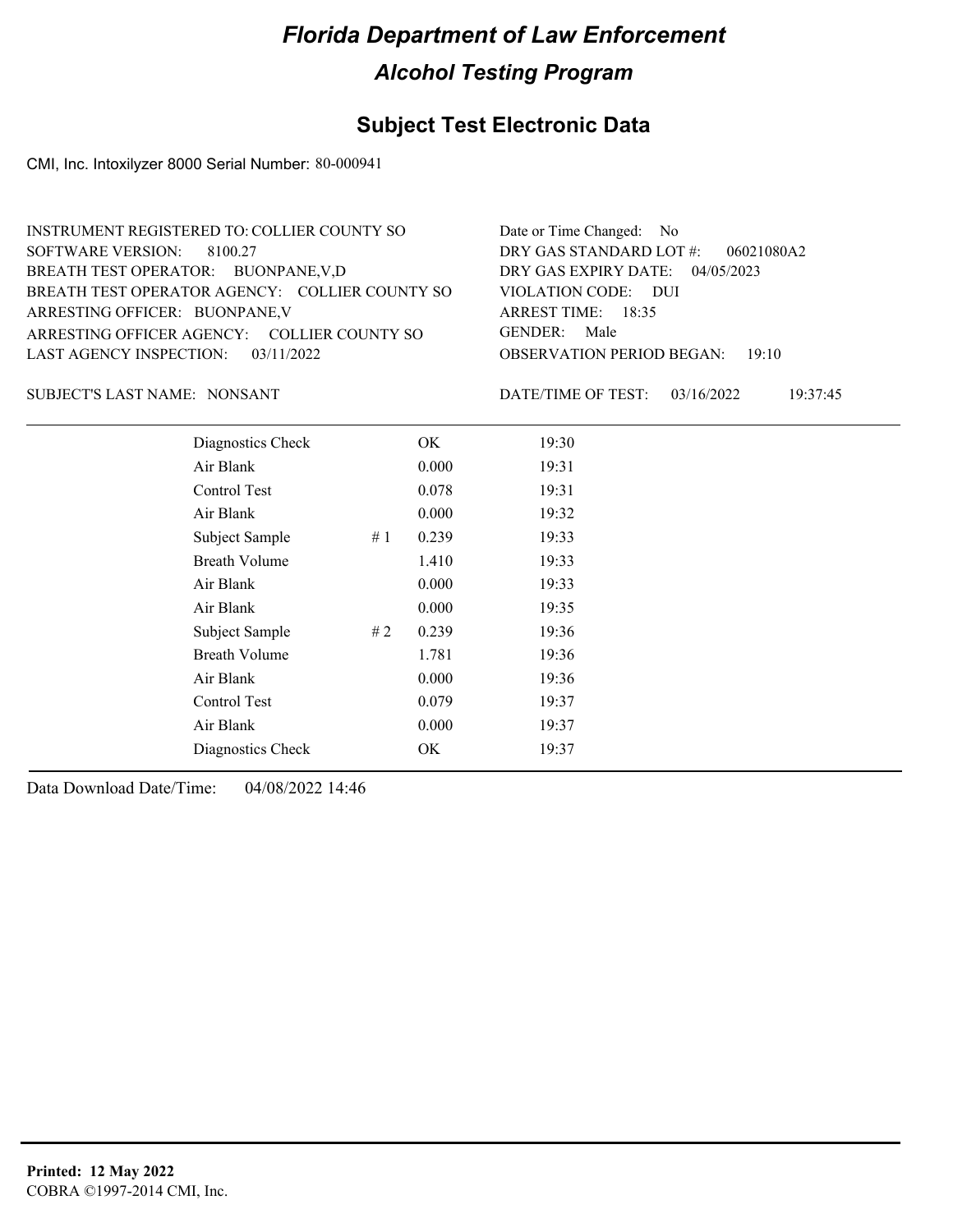# Florida Department of Law Enforcement

## Alcohol Testing Program

### Subject Test Electronic Data

CMI, Inc. Intoxilyzer 8000 Serial Number: 80-000941

INSTRUMENT REGISTERED TO: COLLIER COUNTY SO
SOFTWARE VERSION: 8100.27
BREATH TEST OPERATOR: BUONPANE,V,D
BREATH TEST OPERATOR AGENCY: COLLIER COUNTY SO
ARRESTING OFFICER: BUONPANE,V
ARRESTING OFFICER AGENCY: COLLIER COUNTY SO
LAST AGENCY INSPECTION: 03/11/2022

Date or Time Changed: No
DRY GAS STANDARD LOT #: 06021080A2
DRY GAS EXPIRY DATE: 04/05/2023
VIOLATION CODE: DUI
ARREST TIME: 18:35
GENDER: Male
OBSERVATION PERIOD BEGAN: 19:10

SUBJECT'S LAST NAME: NONSANT

DATE/TIME OF TEST: 03/16/2022 19:37:45

| | | | |
|---|---|---|---|
| Diagnostics Check | | OK | 19:30 |
| Air Blank | | 0.000 | 19:31 |
| Control Test | | 0.078 | 19:31 |
| Air Blank | | 0.000 | 19:32 |
| Subject Sample | # 1 | 0.239 | 19:33 |
| Breath Volume | | 1.410 | 19:33 |
| Air Blank | | 0.000 | 19:33 |
| Air Blank | | 0.000 | 19:35 |
| Subject Sample | # 2 | 0.239 | 19:36 |
| Breath Volume | | 1.781 | 19:36 |
| Air Blank | | 0.000 | 19:36 |
| Control Test | | 0.079 | 19:37 |
| Air Blank | | 0.000 | 19:37 |
| Diagnostics Check | | OK | 19:37 |

Data Download Date/Time: 04/08/2022 14:46

**Printed: 12 May 2022**
COBRA ©1997-2014 CMI, Inc.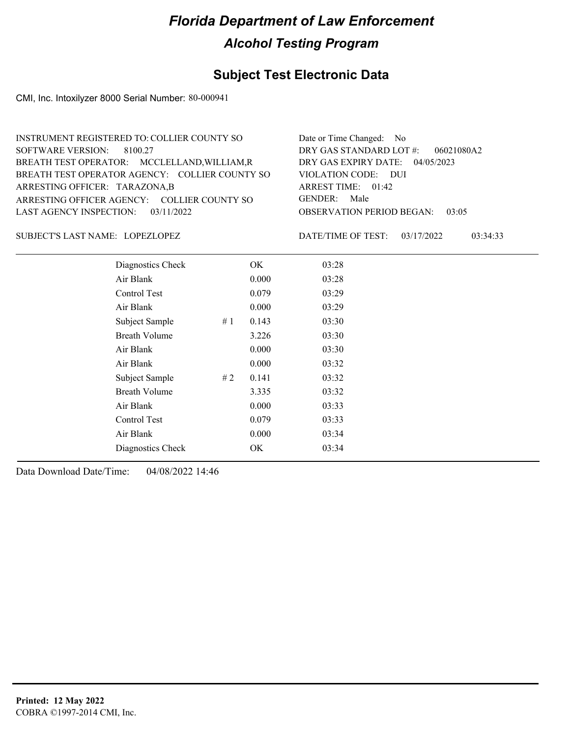# Florida Department of Law Enforcement

## Alcohol Testing Program

### Subject Test Electronic Data

CMI, Inc. Intoxilyzer 8000 Serial Number: 80-000941

INSTRUMENT REGISTERED TO: COLLIER COUNTY SO
SOFTWARE VERSION: 8100.27
BREATH TEST OPERATOR: MCCLELLAND,WILLIAM,R
BREATH TEST OPERATOR AGENCY: COLLIER COUNTY SO
ARRESTING OFFICER: TARAZONA,B
ARRESTING OFFICER AGENCY: COLLIER COUNTY SO
LAST AGENCY INSPECTION: 03/11/2022

Date or Time Changed: No
DRY GAS STANDARD LOT #: 06021080A2
DRY GAS EXPIRY DATE: 04/05/2023
VIOLATION CODE: DUI
ARREST TIME: 01:42
GENDER: Male
OBSERVATION PERIOD BEGAN: 03:05

SUBJECT'S LAST NAME: LOPEZLOPEZ

DATE/TIME OF TEST: 03/17/2022 03:34:33

| Test | # | Result | Time |
|---|---|---|---|
| Diagnostics Check | | OK | 03:28 |
| Air Blank | | 0.000 | 03:28 |
| Control Test | | 0.079 | 03:29 |
| Air Blank | | 0.000 | 03:29 |
| Subject Sample | # 1 | 0.143 | 03:30 |
| Breath Volume | | 3.226 | 03:30 |
| Air Blank | | 0.000 | 03:30 |
| Air Blank | | 0.000 | 03:32 |
| Subject Sample | # 2 | 0.141 | 03:32 |
| Breath Volume | | 3.335 | 03:32 |
| Air Blank | | 0.000 | 03:33 |
| Control Test | | 0.079 | 03:33 |
| Air Blank | | 0.000 | 03:34 |
| Diagnostics Check | | OK | 03:34 |

Data Download Date/Time: 04/08/2022 14:46

**Printed: 12 May 2022**
COBRA ©1997-2014 CMI, Inc.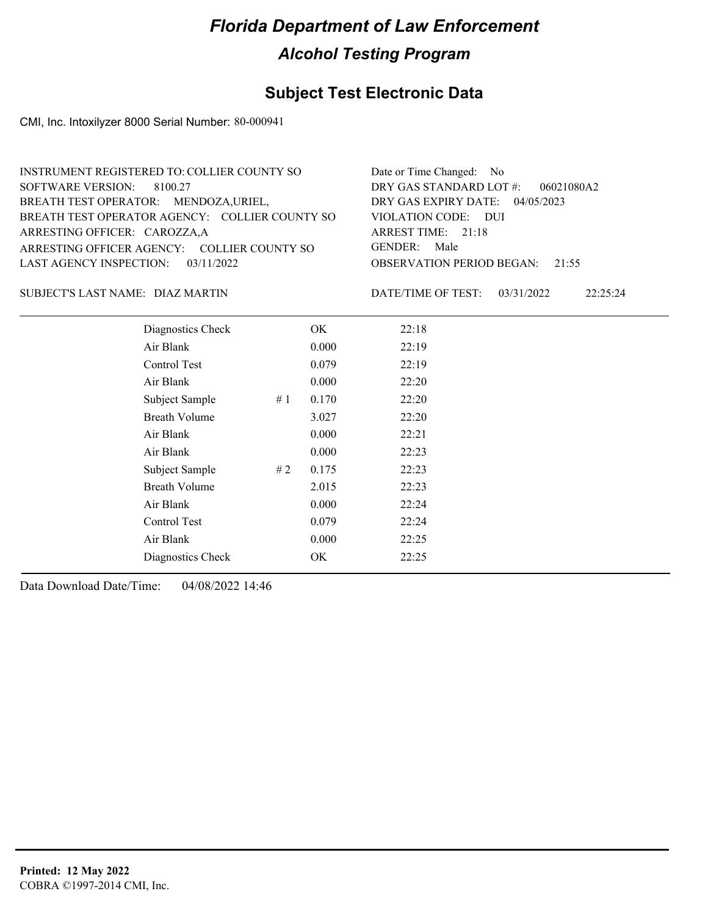# Florida Department of Law Enforcement

## Alcohol Testing Program

## Subject Test Electronic Data

CMI, Inc. Intoxilyzer 8000 Serial Number: 80-000941

INSTRUMENT REGISTERED TO: COLLIER COUNTY SO
SOFTWARE VERSION: 8100.27
BREATH TEST OPERATOR: MENDOZA,URIEL,
BREATH TEST OPERATOR AGENCY: COLLIER COUNTY SO
ARRESTING OFFICER: CAROZZA,A
ARRESTING OFFICER AGENCY: COLLIER COUNTY SO
LAST AGENCY INSPECTION: 03/11/2022

Date or Time Changed: No
DRY GAS STANDARD LOT #: 06021080A2
DRY GAS EXPIRY DATE: 04/05/2023
VIOLATION CODE: DUI
ARREST TIME: 21:18
GENDER: Male
OBSERVATION PERIOD BEGAN: 21:55

SUBJECT'S LAST NAME: DIAZ MARTIN

DATE/TIME OF TEST: 03/31/2022 22:25:24

| | | | |
|---|---|---|---|
| Diagnostics Check | | OK | 22:18 |
| Air Blank | | 0.000 | 22:19 |
| Control Test | | 0.079 | 22:19 |
| Air Blank | | 0.000 | 22:20 |
| Subject Sample | # 1 | 0.170 | 22:20 |
| Breath Volume | | 3.027 | 22:20 |
| Air Blank | | 0.000 | 22:21 |
| Air Blank | | 0.000 | 22:23 |
| Subject Sample | # 2 | 0.175 | 22:23 |
| Breath Volume | | 2.015 | 22:23 |
| Air Blank | | 0.000 | 22:24 |
| Control Test | | 0.079 | 22:24 |
| Air Blank | | 0.000 | 22:25 |
| Diagnostics Check | | OK | 22:25 |

Data Download Date/Time: 04/08/2022 14:46

**Printed: 12 May 2022**
COBRA ©1997-2014 CMI, Inc.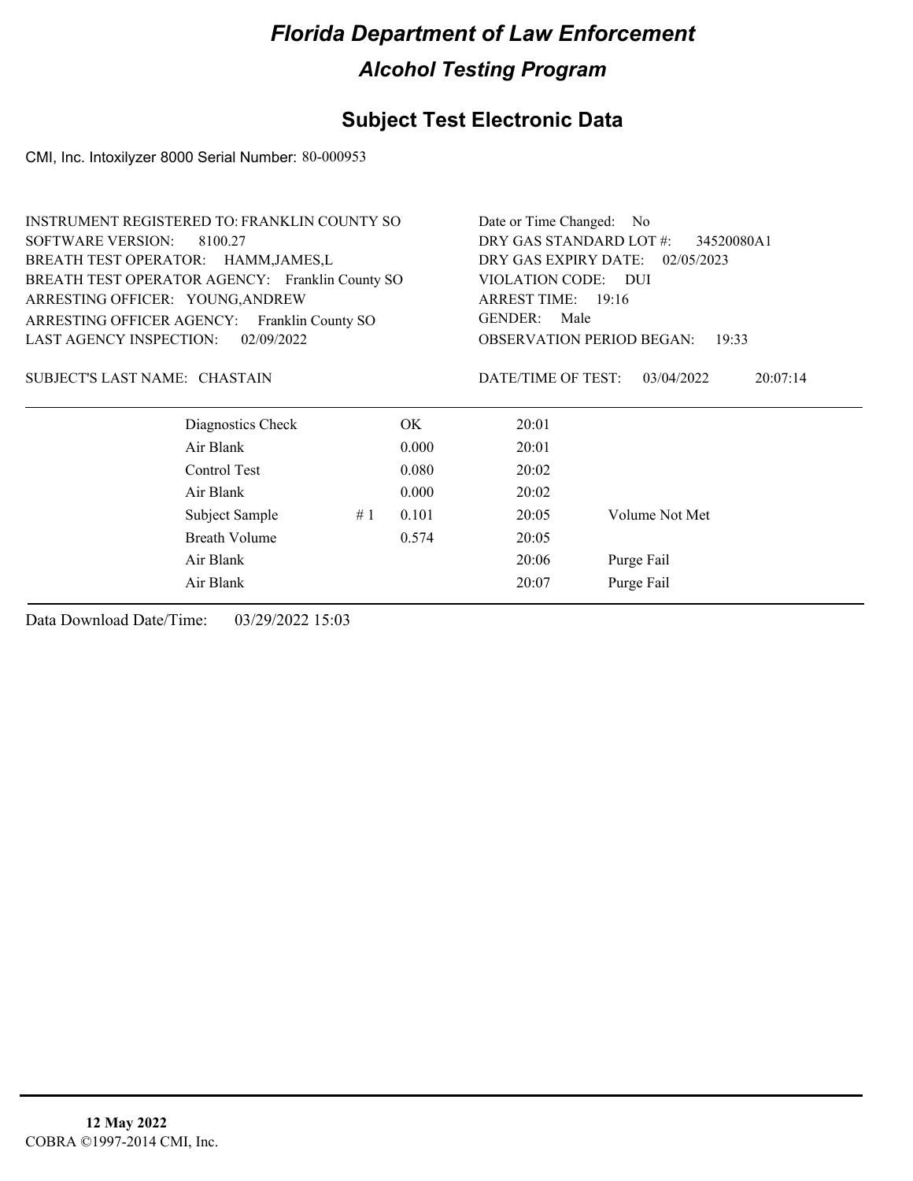# Florida Department of Law Enforcement

## Alcohol Testing Program

### Subject Test Electronic Data

CMI, Inc. Intoxilyzer 8000 Serial Number: 80-000953

INSTRUMENT REGISTERED TO: FRANKLIN COUNTY SO
SOFTWARE VERSION: 8100.27
BREATH TEST OPERATOR: HAMM,JAMES,L
BREATH TEST OPERATOR AGENCY: Franklin County SO
ARRESTING OFFICER: YOUNG,ANDREW
ARRESTING OFFICER AGENCY: Franklin County SO
LAST AGENCY INSPECTION: 02/09/2022

Date or Time Changed: No
DRY GAS STANDARD LOT #: 34520080A1
DRY GAS EXPIRY DATE: 02/05/2023
VIOLATION CODE: DUI
ARREST TIME: 19:16
GENDER: Male
OBSERVATION PERIOD BEGAN: 19:33

SUBJECT'S LAST NAME: CHASTAIN

DATE/TIME OF TEST: 03/04/2022 20:07:14

| Test | # | Result | Time | Note |
|---|---|---|---|---|
| Diagnostics Check | | OK | 20:01 | |
| Air Blank | | 0.000 | 20:01 | |
| Control Test | | 0.080 | 20:02 | |
| Air Blank | | 0.000 | 20:02 | |
| Subject Sample | # 1 | 0.101 | 20:05 | Volume Not Met |
| Breath Volume | | 0.574 | 20:05 | |
| Air Blank | | | 20:06 | Purge Fail |
| Air Blank | | | 20:07 | Purge Fail |

Data Download Date/Time: 03/29/2022 15:03

**12 May 2022**
COBRA ©1997-2014 CMI, Inc.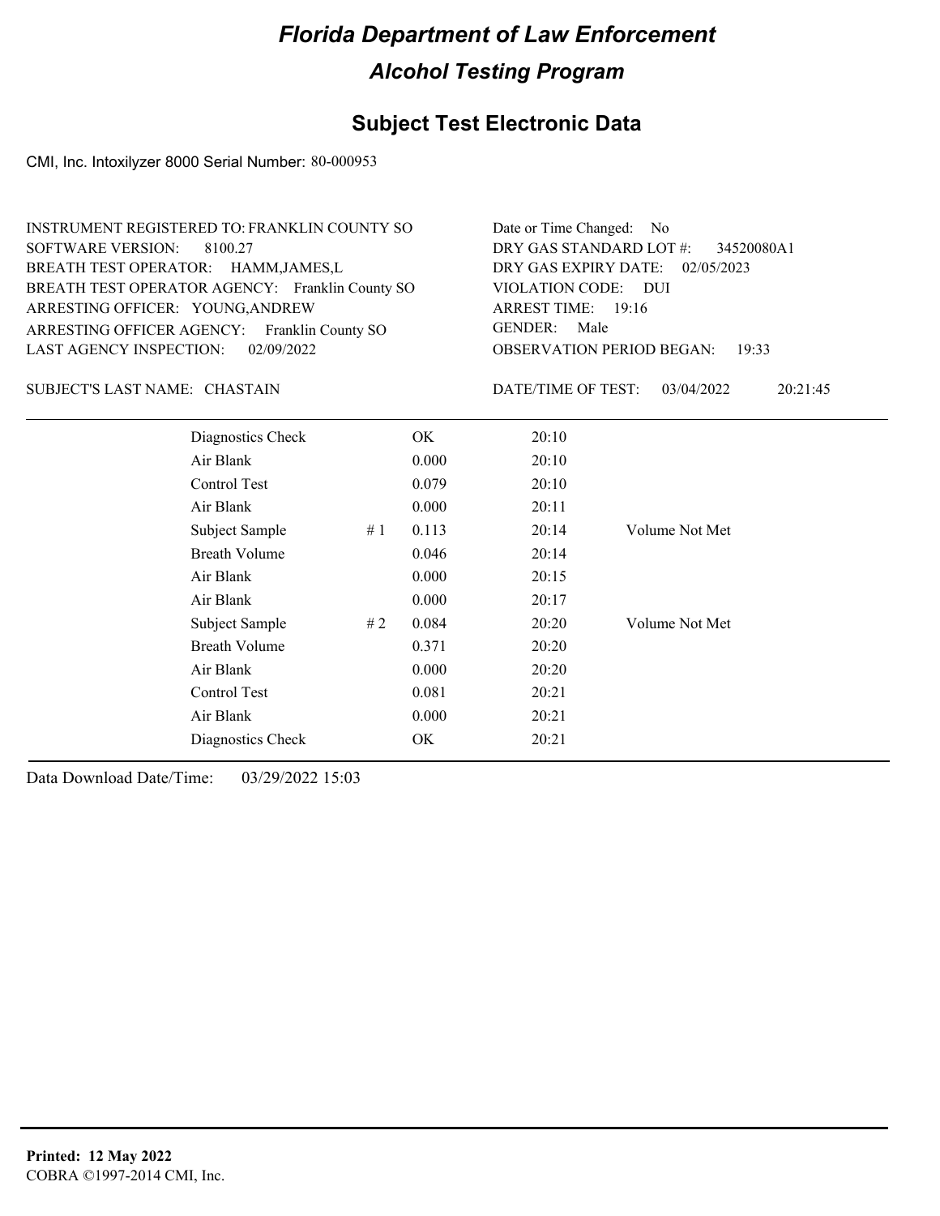# Florida Department of Law Enforcement

## Alcohol Testing Program

### Subject Test Electronic Data

CMI, Inc. Intoxilyzer 8000 Serial Number: 80-000953

INSTRUMENT REGISTERED TO: FRANKLIN COUNTY SO
SOFTWARE VERSION: 8100.27
BREATH TEST OPERATOR: HAMM,JAMES,L
BREATH TEST OPERATOR AGENCY: Franklin County SO
ARRESTING OFFICER: YOUNG,ANDREW
ARRESTING OFFICER AGENCY: Franklin County SO
LAST AGENCY INSPECTION: 02/09/2022

Date or Time Changed: No
DRY GAS STANDARD LOT #: 34520080A1
DRY GAS EXPIRY DATE: 02/05/2023
VIOLATION CODE: DUI
ARREST TIME: 19:16
GENDER: Male
OBSERVATION PERIOD BEGAN: 19:33

SUBJECT'S LAST NAME: CHASTAIN

DATE/TIME OF TEST: 03/04/2022 20:21:45

| Test | # | Result | Time | Note |
|---|---|---|---|---|
| Diagnostics Check | | OK | 20:10 | |
| Air Blank | | 0.000 | 20:10 | |
| Control Test | | 0.079 | 20:10 | |
| Air Blank | | 0.000 | 20:11 | |
| Subject Sample | # 1 | 0.113 | 20:14 | Volume Not Met |
| Breath Volume | | 0.046 | 20:14 | |
| Air Blank | | 0.000 | 20:15 | |
| Air Blank | | 0.000 | 20:17 | |
| Subject Sample | # 2 | 0.084 | 20:20 | Volume Not Met |
| Breath Volume | | 0.371 | 20:20 | |
| Air Blank | | 0.000 | 20:20 | |
| Control Test | | 0.081 | 20:21 | |
| Air Blank | | 0.000 | 20:21 | |
| Diagnostics Check | | OK | 20:21 | |

Data Download Date/Time: 03/29/2022 15:03

**Printed: 12 May 2022**
COBRA ©1997-2014 CMI, Inc.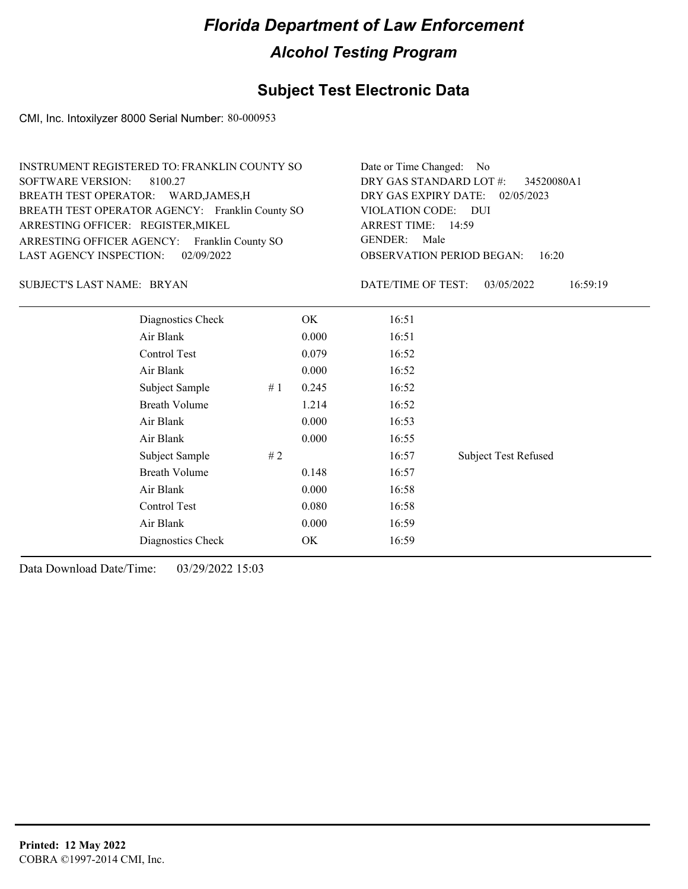# Florida Department of Law Enforcement

## Alcohol Testing Program

### Subject Test Electronic Data

CMI, Inc. Intoxilyzer 8000 Serial Number: 80-000953

INSTRUMENT REGISTERED TO: FRANKLIN COUNTY SO
SOFTWARE VERSION: 8100.27
BREATH TEST OPERATOR: WARD,JAMES,H
BREATH TEST OPERATOR AGENCY: Franklin County SO
ARRESTING OFFICER: REGISTER,MIKEL
ARRESTING OFFICER AGENCY: Franklin County SO
LAST AGENCY INSPECTION: 02/09/2022

Date or Time Changed: No
DRY GAS STANDARD LOT #: 34520080A1
DRY GAS EXPIRY DATE: 02/05/2023
VIOLATION CODE: DUI
ARREST TIME: 14:59
GENDER: Male
OBSERVATION PERIOD BEGAN: 16:20

SUBJECT'S LAST NAME: BRYAN

DATE/TIME OF TEST: 03/05/2022 16:59:19

| | | | | |
|---|---|---|---|---|
| Diagnostics Check | | OK | 16:51 | |
| Air Blank | | 0.000 | 16:51 | |
| Control Test | | 0.079 | 16:52 | |
| Air Blank | | 0.000 | 16:52 | |
| Subject Sample | # 1 | 0.245 | 16:52 | |
| Breath Volume | | 1.214 | 16:52 | |
| Air Blank | | 0.000 | 16:53 | |
| Air Blank | | 0.000 | 16:55 | |
| Subject Sample | # 2 | | 16:57 | Subject Test Refused |
| Breath Volume | | 0.148 | 16:57 | |
| Air Blank | | 0.000 | 16:58 | |
| Control Test | | 0.080 | 16:58 | |
| Air Blank | | 0.000 | 16:59 | |
| Diagnostics Check | | OK | 16:59 | |

Data Download Date/Time: 03/29/2022 15:03

**Printed: 12 May 2022**
COBRA ©1997-2014 CMI, Inc.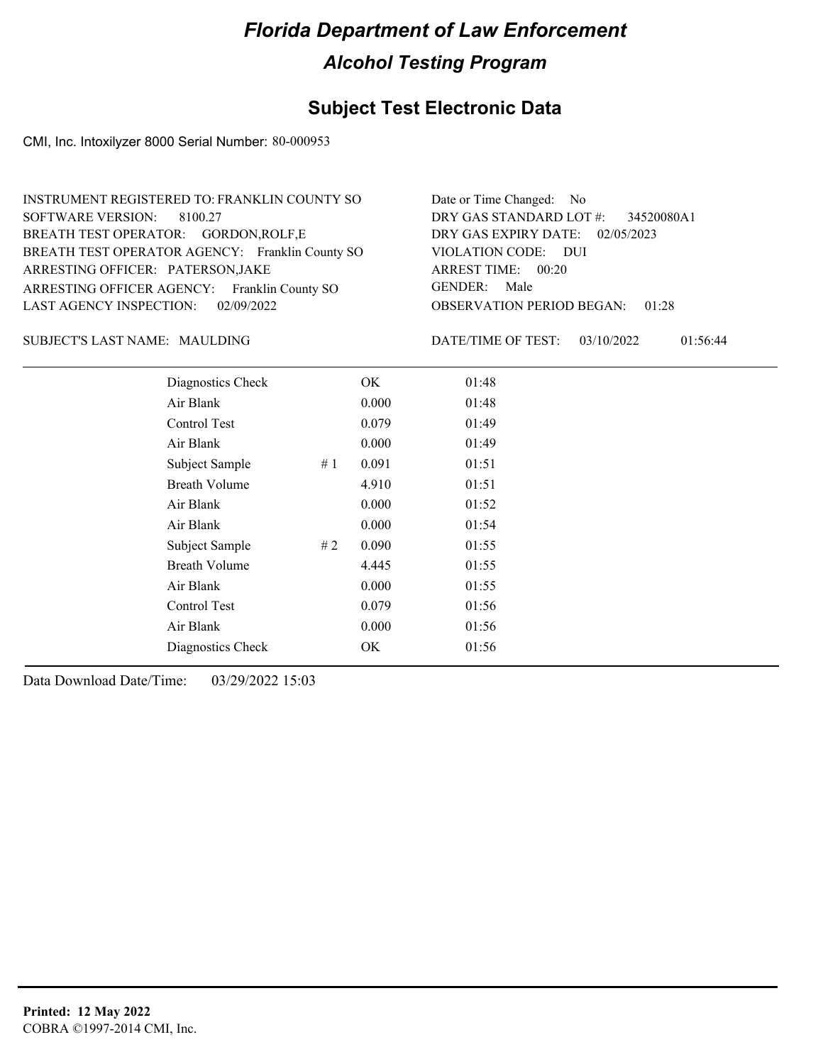# Florida Department of Law Enforcement

## Alcohol Testing Program

### Subject Test Electronic Data

CMI, Inc. Intoxilyzer 8000 Serial Number: 80-000953

INSTRUMENT REGISTERED TO: FRANKLIN COUNTY SO
SOFTWARE VERSION: 8100.27
BREATH TEST OPERATOR: GORDON,ROLF,E
BREATH TEST OPERATOR AGENCY: Franklin County SO
ARRESTING OFFICER: PATERSON,JAKE
ARRESTING OFFICER AGENCY: Franklin County SO
LAST AGENCY INSPECTION: 02/09/2022

Date or Time Changed: No
DRY GAS STANDARD LOT #: 34520080A1
DRY GAS EXPIRY DATE: 02/05/2023
VIOLATION CODE: DUI
ARREST TIME: 00:20
GENDER: Male
OBSERVATION PERIOD BEGAN: 01:28

SUBJECT'S LAST NAME: MAULDING

DATE/TIME OF TEST: 03/10/2022 01:56:44

| | | | |
|---|---|---|---|
| Diagnostics Check | | OK | 01:48 |
| Air Blank | | 0.000 | 01:48 |
| Control Test | | 0.079 | 01:49 |
| Air Blank | | 0.000 | 01:49 |
| Subject Sample | # 1 | 0.091 | 01:51 |
| Breath Volume | | 4.910 | 01:51 |
| Air Blank | | 0.000 | 01:52 |
| Air Blank | | 0.000 | 01:54 |
| Subject Sample | # 2 | 0.090 | 01:55 |
| Breath Volume | | 4.445 | 01:55 |
| Air Blank | | 0.000 | 01:55 |
| Control Test | | 0.079 | 01:56 |
| Air Blank | | 0.000 | 01:56 |
| Diagnostics Check | | OK | 01:56 |

Data Download Date/Time: 03/29/2022 15:03

**Printed: 12 May 2022**
COBRA ©1997-2014 CMI, Inc.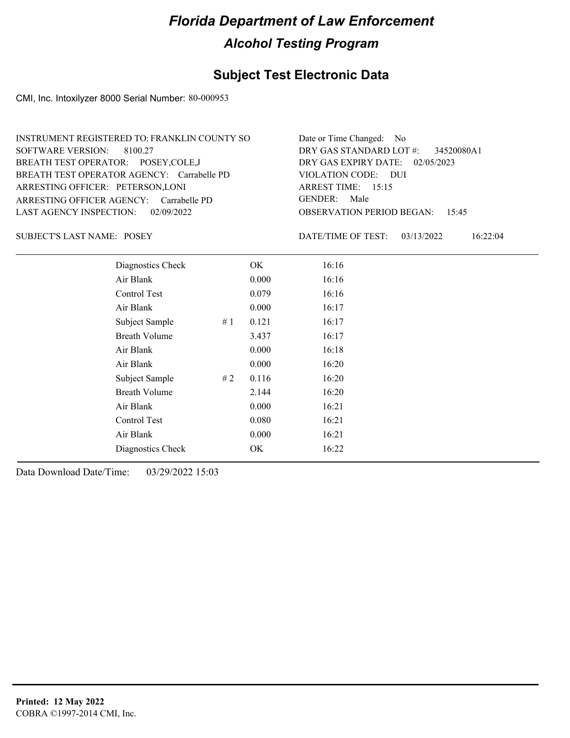# Florida Department of Law Enforcement

## Alcohol Testing Program

### Subject Test Electronic Data

CMI, Inc. Intoxilyzer 8000 Serial Number: 80-000953

INSTRUMENT REGISTERED TO: FRANKLIN COUNTY SO
SOFTWARE VERSION: 8100.27
BREATH TEST OPERATOR: POSEY,COLE,J
BREATH TEST OPERATOR AGENCY: Carrabelle PD
ARRESTING OFFICER: PETERSON,LONI
ARRESTING OFFICER AGENCY: Carrabelle PD
LAST AGENCY INSPECTION: 02/09/2022

Date or Time Changed: No
DRY GAS STANDARD LOT #: 34520080A1
DRY GAS EXPIRY DATE: 02/05/2023
VIOLATION CODE: DUI
ARREST TIME: 15:15
GENDER: Male
OBSERVATION PERIOD BEGAN: 15:45

SUBJECT'S LAST NAME: POSEY

DATE/TIME OF TEST: 03/13/2022 16:22:04

| | | | |
|---|---|---|---|
| Diagnostics Check | | OK | 16:16 |
| Air Blank | | 0.000 | 16:16 |
| Control Test | | 0.079 | 16:16 |
| Air Blank | | 0.000 | 16:17 |
| Subject Sample | # 1 | 0.121 | 16:17 |
| Breath Volume | | 3.437 | 16:17 |
| Air Blank | | 0.000 | 16:18 |
| Air Blank | | 0.000 | 16:20 |
| Subject Sample | # 2 | 0.116 | 16:20 |
| Breath Volume | | 2.144 | 16:20 |
| Air Blank | | 0.000 | 16:21 |
| Control Test | | 0.080 | 16:21 |
| Air Blank | | 0.000 | 16:21 |
| Diagnostics Check | | OK | 16:22 |

Data Download Date/Time: 03/29/2022 15:03

**Printed: 12 May 2022**
COBRA ©1997-2014 CMI, Inc.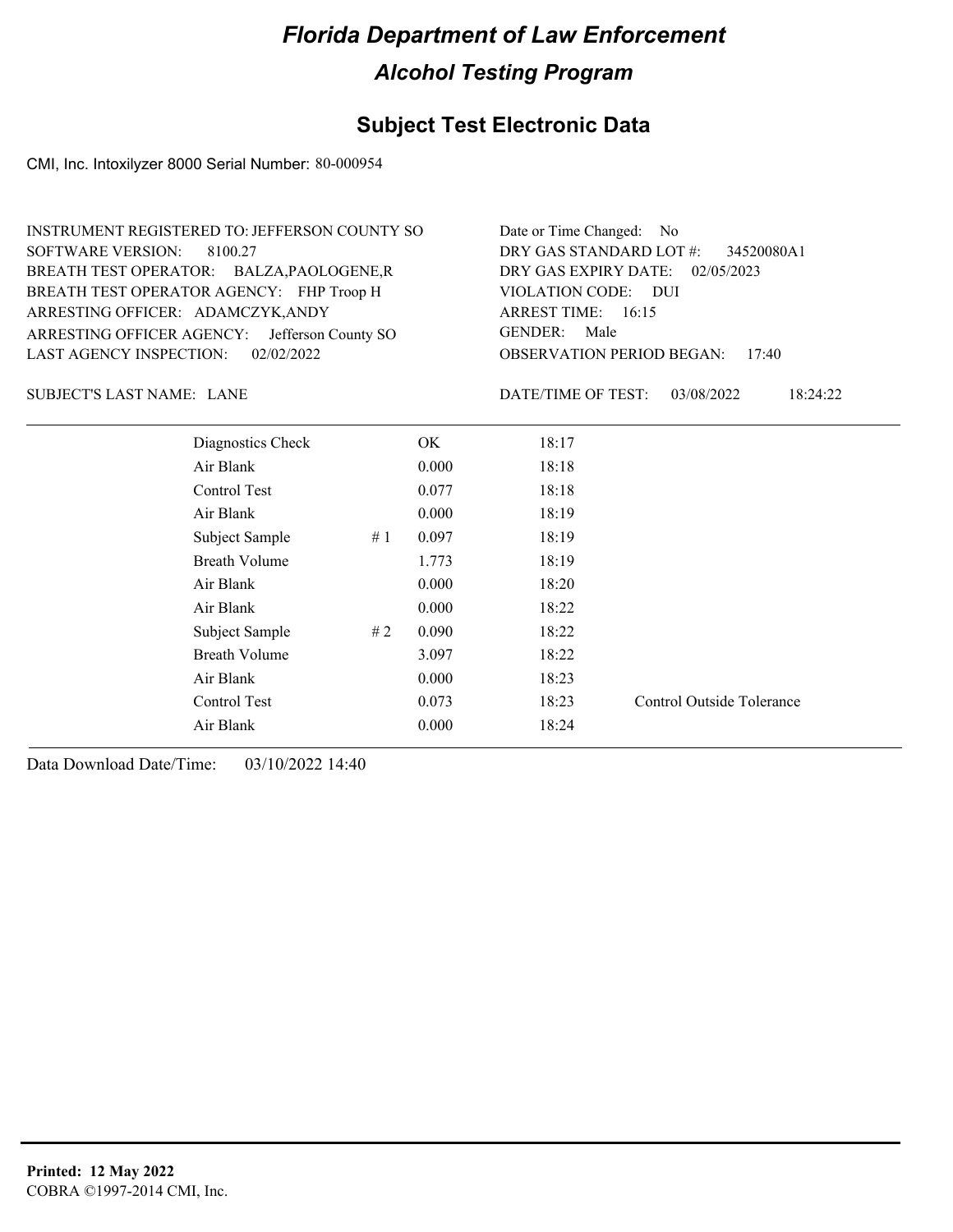# Florida Department of Law Enforcement

## Alcohol Testing Program

### Subject Test Electronic Data

CMI, Inc. Intoxilyzer 8000 Serial Number: 80-000954

INSTRUMENT REGISTERED TO: JEFFERSON COUNTY SO
SOFTWARE VERSION: 8100.27
BREATH TEST OPERATOR: BALZA,PAOLOGENE,R
BREATH TEST OPERATOR AGENCY: FHP Troop H
ARRESTING OFFICER: ADAMCZYK,ANDY
ARRESTING OFFICER AGENCY: Jefferson County SO
LAST AGENCY INSPECTION: 02/02/2022

Date or Time Changed: No
DRY GAS STANDARD LOT #: 34520080A1
DRY GAS EXPIRY DATE: 02/05/2023
VIOLATION CODE: DUI
ARREST TIME: 16:15
GENDER: Male
OBSERVATION PERIOD BEGAN: 17:40

SUBJECT'S LAST NAME: LANE

DATE/TIME OF TEST: 03/08/2022 18:24:22

| | | | | |
|---|---|---|---|---|
| Diagnostics Check | | OK | 18:17 | |
| Air Blank | | 0.000 | 18:18 | |
| Control Test | | 0.077 | 18:18 | |
| Air Blank | | 0.000 | 18:19 | |
| Subject Sample | # 1 | 0.097 | 18:19 | |
| Breath Volume | | 1.773 | 18:19 | |
| Air Blank | | 0.000 | 18:20 | |
| Air Blank | | 0.000 | 18:22 | |
| Subject Sample | # 2 | 0.090 | 18:22 | |
| Breath Volume | | 3.097 | 18:22 | |
| Air Blank | | 0.000 | 18:23 | |
| Control Test | | 0.073 | 18:23 | Control Outside Tolerance |
| Air Blank | | 0.000 | 18:24 | |

Data Download Date/Time: 03/10/2022 14:40

**Printed: 12 May 2022**
COBRA ©1997-2014 CMI, Inc.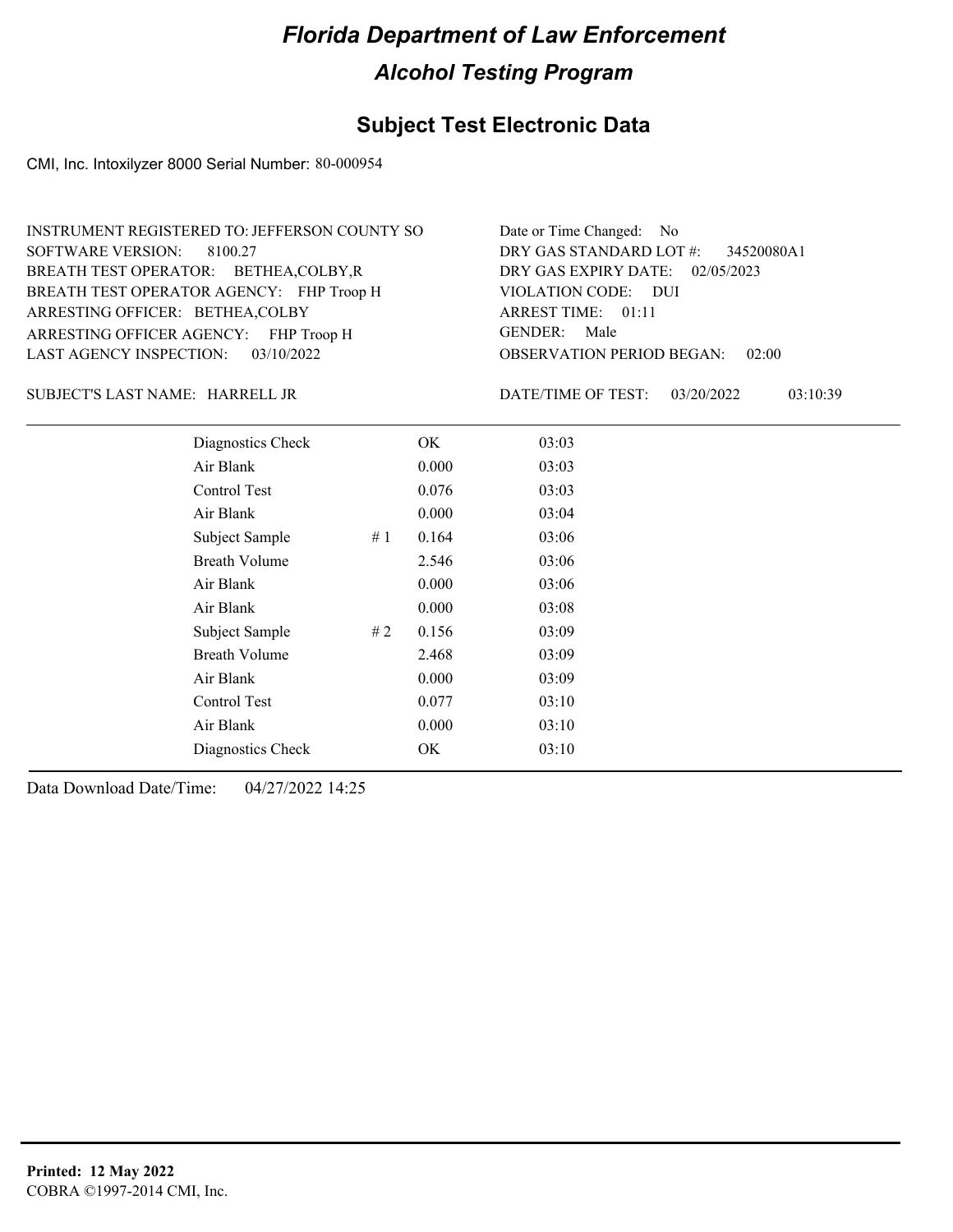# Florida Department of Law Enforcement

## Alcohol Testing Program

### Subject Test Electronic Data

CMI, Inc. Intoxilyzer 8000 Serial Number: 80-000954

INSTRUMENT REGISTERED TO: JEFFERSON COUNTY SO
SOFTWARE VERSION: 8100.27
BREATH TEST OPERATOR: BETHEA,COLBY,R
BREATH TEST OPERATOR AGENCY: FHP Troop H
ARRESTING OFFICER: BETHEA,COLBY
ARRESTING OFFICER AGENCY: FHP Troop H
LAST AGENCY INSPECTION: 03/10/2022

Date or Time Changed: No
DRY GAS STANDARD LOT #: 34520080A1
DRY GAS EXPIRY DATE: 02/05/2023
VIOLATION CODE: DUI
ARREST TIME: 01:11
GENDER: Male
OBSERVATION PERIOD BEGAN: 02:00

SUBJECT'S LAST NAME: HARRELL JR

DATE/TIME OF TEST: 03/20/2022 03:10:39

| | | | |
|---|---|---|---|
| Diagnostics Check | | OK | 03:03 |
| Air Blank | | 0.000 | 03:03 |
| Control Test | | 0.076 | 03:03 |
| Air Blank | | 0.000 | 03:04 |
| Subject Sample | # 1 | 0.164 | 03:06 |
| Breath Volume | | 2.546 | 03:06 |
| Air Blank | | 0.000 | 03:06 |
| Air Blank | | 0.000 | 03:08 |
| Subject Sample | # 2 | 0.156 | 03:09 |
| Breath Volume | | 2.468 | 03:09 |
| Air Blank | | 0.000 | 03:09 |
| Control Test | | 0.077 | 03:10 |
| Air Blank | | 0.000 | 03:10 |
| Diagnostics Check | | OK | 03:10 |

Data Download Date/Time: 04/27/2022 14:25

**Printed: 12 May 2022**
COBRA ©1997-2014 CMI, Inc.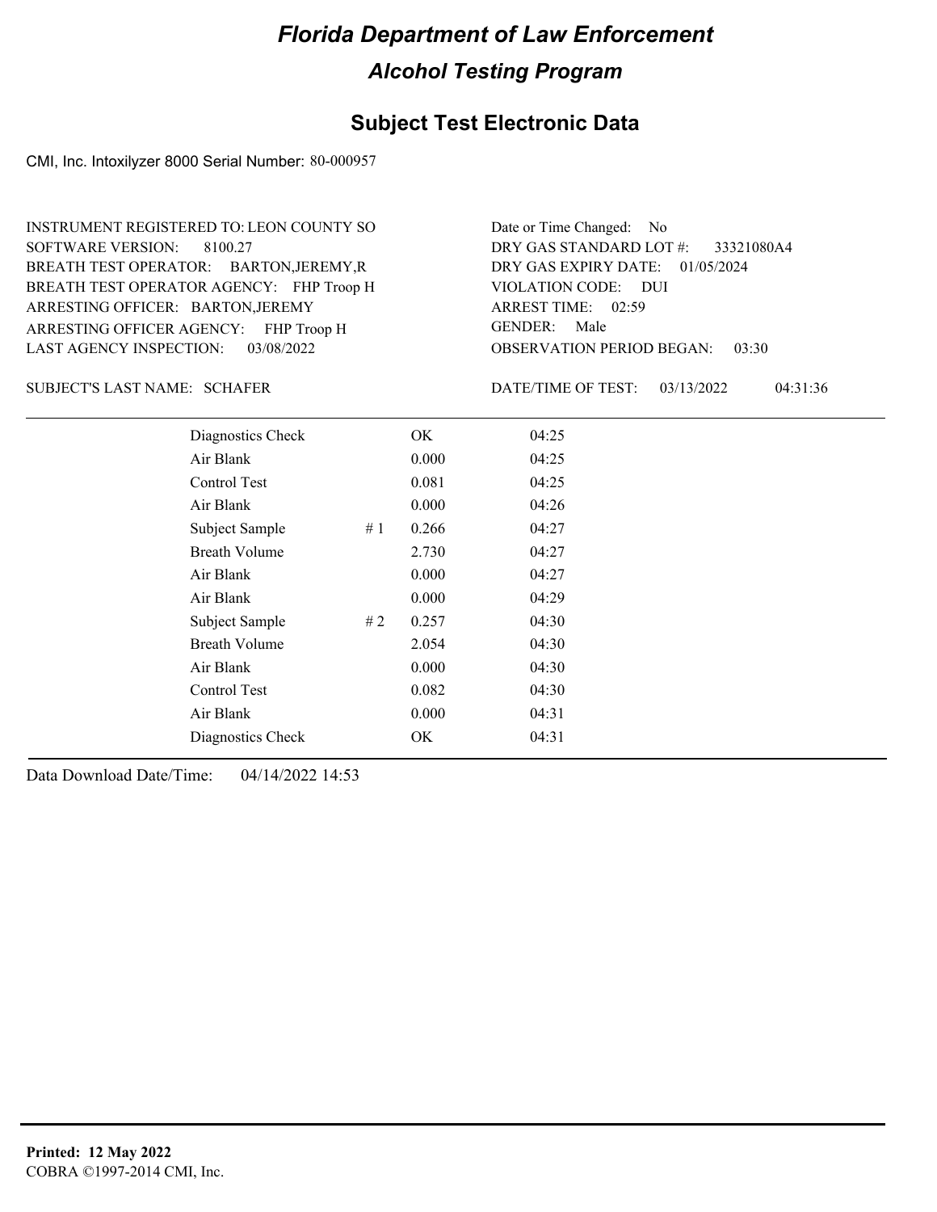# Florida Department of Law Enforcement

## Alcohol Testing Program

## Subject Test Electronic Data

CMI, Inc. Intoxilyzer 8000 Serial Number: 80-000957

INSTRUMENT REGISTERED TO: LEON COUNTY SO
SOFTWARE VERSION: 8100.27
BREATH TEST OPERATOR: BARTON,JEREMY,R
BREATH TEST OPERATOR AGENCY: FHP Troop H
ARRESTING OFFICER: BARTON,JEREMY
ARRESTING OFFICER AGENCY: FHP Troop H
LAST AGENCY INSPECTION: 03/08/2022

Date or Time Changed: No
DRY GAS STANDARD LOT #: 33321080A4
DRY GAS EXPIRY DATE: 01/05/2024
VIOLATION CODE: DUI
ARREST TIME: 02:59
GENDER: Male
OBSERVATION PERIOD BEGAN: 03:30

SUBJECT'S LAST NAME: SCHAFER

DATE/TIME OF TEST: 03/13/2022 04:31:36

| | | | |
|---|---|---|---|
| Diagnostics Check | | OK | 04:25 |
| Air Blank | | 0.000 | 04:25 |
| Control Test | | 0.081 | 04:25 |
| Air Blank | | 0.000 | 04:26 |
| Subject Sample | # 1 | 0.266 | 04:27 |
| Breath Volume | | 2.730 | 04:27 |
| Air Blank | | 0.000 | 04:27 |
| Air Blank | | 0.000 | 04:29 |
| Subject Sample | # 2 | 0.257 | 04:30 |
| Breath Volume | | 2.054 | 04:30 |
| Air Blank | | 0.000 | 04:30 |
| Control Test | | 0.082 | 04:30 |
| Air Blank | | 0.000 | 04:31 |
| Diagnostics Check | | OK | 04:31 |

Data Download Date/Time: 04/14/2022 14:53

**Printed: 12 May 2022**
COBRA ©1997-2014 CMI, Inc.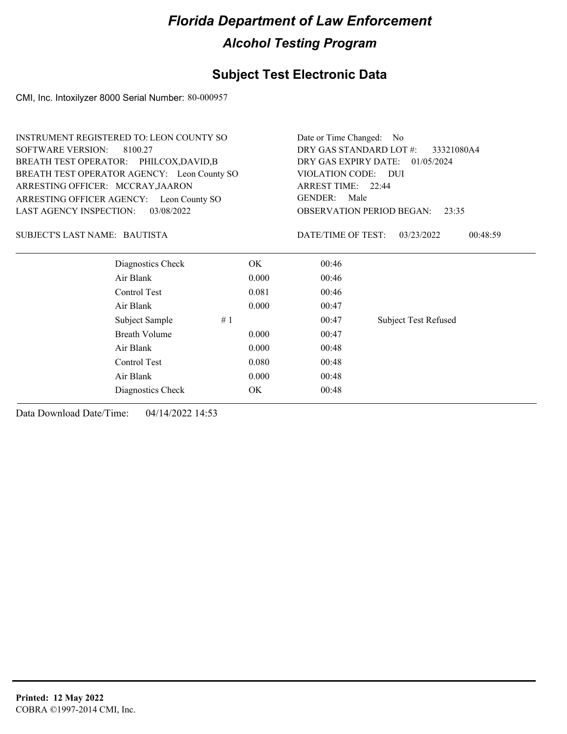# Florida Department of Law Enforcement

## Alcohol Testing Program

### Subject Test Electronic Data

CMI, Inc. Intoxilyzer 8000 Serial Number: 80-000957

INSTRUMENT REGISTERED TO: LEON COUNTY SO
SOFTWARE VERSION: 8100.27
BREATH TEST OPERATOR: PHILCOX,DAVID,B
BREATH TEST OPERATOR AGENCY: Leon County SO
ARRESTING OFFICER: MCCRAY,JAARON
ARRESTING OFFICER AGENCY: Leon County SO
LAST AGENCY INSPECTION: 03/08/2022

Date or Time Changed: No
DRY GAS STANDARD LOT #: 33321080A4
DRY GAS EXPIRY DATE: 01/05/2024
VIOLATION CODE: DUI
ARREST TIME: 22:44
GENDER: Male
OBSERVATION PERIOD BEGAN: 23:35

SUBJECT'S LAST NAME: BAUTISTA

DATE/TIME OF TEST: 03/23/2022 00:48:59

| | | | |
|---|---|---|---|
| Diagnostics Check | OK | 00:46 | |
| Air Blank | 0.000 | 00:46 | |
| Control Test | 0.081 | 00:46 | |
| Air Blank | 0.000 | 00:47 | |
| Subject Sample #1 | | 00:47 | Subject Test Refused |
| Breath Volume | 0.000 | 00:47 | |
| Air Blank | 0.000 | 00:48 | |
| Control Test | 0.080 | 00:48 | |
| Air Blank | 0.000 | 00:48 | |
| Diagnostics Check | OK | 00:48 | |

Data Download Date/Time: 04/14/2022 14:53

**Printed: 12 May 2022**
COBRA ©1997-2014 CMI, Inc.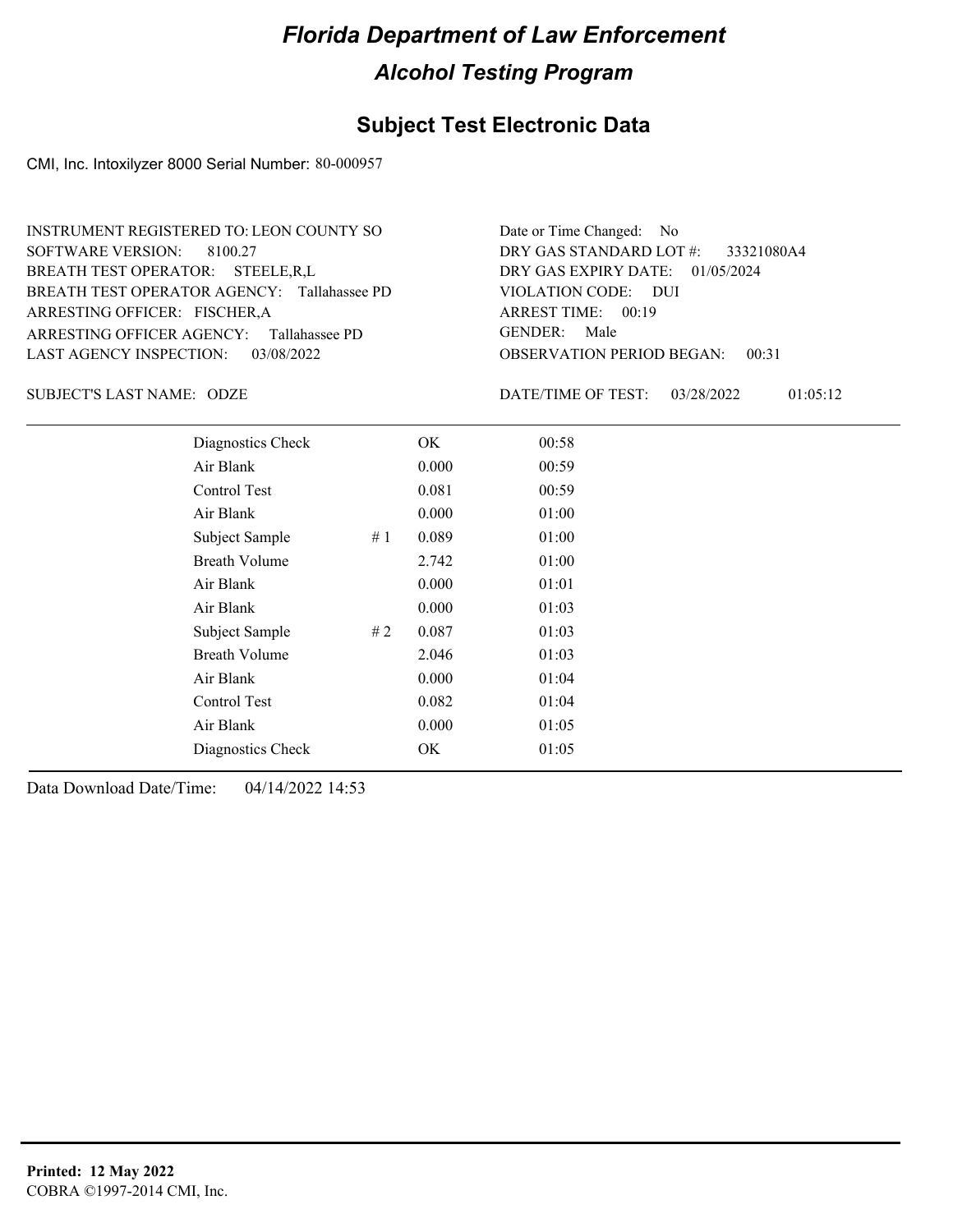# Florida Department of Law Enforcement

## Alcohol Testing Program

### Subject Test Electronic Data

CMI, Inc. Intoxilyzer 8000 Serial Number: 80-000957

INSTRUMENT REGISTERED TO: LEON COUNTY SO
SOFTWARE VERSION: 8100.27
BREATH TEST OPERATOR: STEELE,R,L
BREATH TEST OPERATOR AGENCY: Tallahassee PD
ARRESTING OFFICER: FISCHER,A
ARRESTING OFFICER AGENCY: Tallahassee PD
LAST AGENCY INSPECTION: 03/08/2022

Date or Time Changed: No
DRY GAS STANDARD LOT #: 33321080A4
DRY GAS EXPIRY DATE: 01/05/2024
VIOLATION CODE: DUI
ARREST TIME: 00:19
GENDER: Male
OBSERVATION PERIOD BEGAN: 00:31

SUBJECT'S LAST NAME: ODZE

DATE/TIME OF TEST: 03/28/2022 01:05:12

| | | | |
|---|---|---|---|
| Diagnostics Check | | OK | 00:58 |
| Air Blank | | 0.000 | 00:59 |
| Control Test | | 0.081 | 00:59 |
| Air Blank | | 0.000 | 01:00 |
| Subject Sample | # 1 | 0.089 | 01:00 |
| Breath Volume | | 2.742 | 01:00 |
| Air Blank | | 0.000 | 01:01 |
| Air Blank | | 0.000 | 01:03 |
| Subject Sample | # 2 | 0.087 | 01:03 |
| Breath Volume | | 2.046 | 01:03 |
| Air Blank | | 0.000 | 01:04 |
| Control Test | | 0.082 | 01:04 |
| Air Blank | | 0.000 | 01:05 |
| Diagnostics Check | | OK | 01:05 |

Data Download Date/Time: 04/14/2022 14:53

**Printed: 12 May 2022**
COBRA ©1997-2014 CMI, Inc.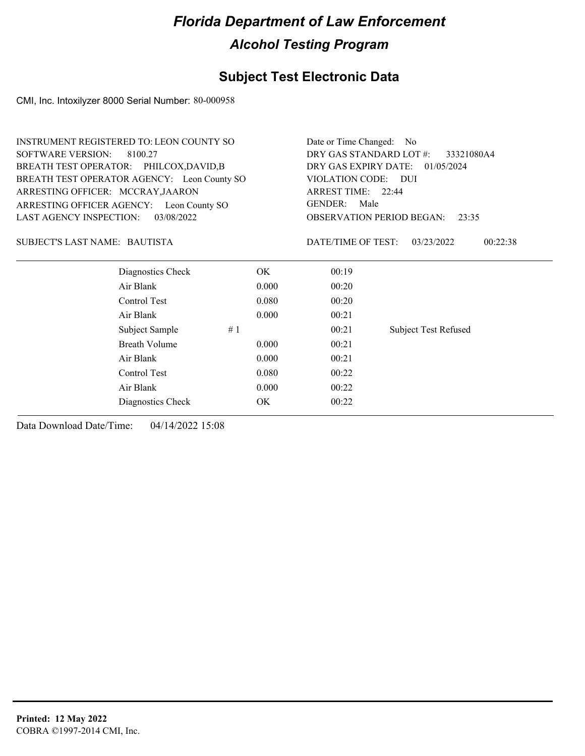# Florida Department of Law Enforcement

## Alcohol Testing Program

### Subject Test Electronic Data

CMI, Inc. Intoxilyzer 8000 Serial Number: 80-000958

INSTRUMENT REGISTERED TO: LEON COUNTY SO
SOFTWARE VERSION: 8100.27
BREATH TEST OPERATOR: PHILCOX,DAVID,B
BREATH TEST OPERATOR AGENCY: Leon County SO
ARRESTING OFFICER: MCCRAY,JAARON
ARRESTING OFFICER AGENCY: Leon County SO
LAST AGENCY INSPECTION: 03/08/2022

Date or Time Changed: No
DRY GAS STANDARD LOT #: 33321080A4
DRY GAS EXPIRY DATE: 01/05/2024
VIOLATION CODE: DUI
ARREST TIME: 22:44
GENDER: Male
OBSERVATION PERIOD BEGAN: 23:35

SUBJECT'S LAST NAME: BAUTISTA

DATE/TIME OF TEST: 03/23/2022 00:22:38

| | | | | |
|---|---|---|---|---|
| Diagnostics Check | | OK | 00:19 | |
| Air Blank | | 0.000 | 00:20 | |
| Control Test | | 0.080 | 00:20 | |
| Air Blank | | 0.000 | 00:21 | |
| Subject Sample | # 1 | | 00:21 | Subject Test Refused |
| Breath Volume | | 0.000 | 00:21 | |
| Air Blank | | 0.000 | 00:21 | |
| Control Test | | 0.080 | 00:22 | |
| Air Blank | | 0.000 | 00:22 | |
| Diagnostics Check | | OK | 00:22 | |

Data Download Date/Time: 04/14/2022 15:08

**Printed: 12 May 2022**
COBRA ©1997-2014 CMI, Inc.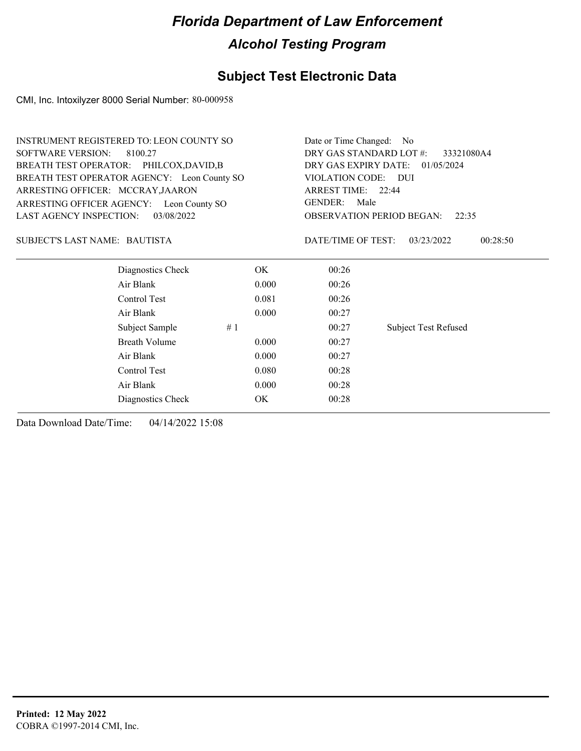# Florida Department of Law Enforcement

## Alcohol Testing Program

### Subject Test Electronic Data

CMI, Inc. Intoxilyzer 8000 Serial Number: 80-000958

INSTRUMENT REGISTERED TO: LEON COUNTY SO
SOFTWARE VERSION: 8100.27
BREATH TEST OPERATOR: PHILCOX,DAVID,B
BREATH TEST OPERATOR AGENCY: Leon County SO
ARRESTING OFFICER: MCCRAY,JAARON
ARRESTING OFFICER AGENCY: Leon County SO
LAST AGENCY INSPECTION: 03/08/2022

Date or Time Changed: No
DRY GAS STANDARD LOT #: 33321080A4
DRY GAS EXPIRY DATE: 01/05/2024
VIOLATION CODE: DUI
ARREST TIME: 22:44
GENDER: Male
OBSERVATION PERIOD BEGAN: 22:35

SUBJECT'S LAST NAME: BAUTISTA

DATE/TIME OF TEST: 03/23/2022 00:28:50

| | | | | |
|---|---|---|---|---|
| Diagnostics Check | | OK | 00:26 | |
| Air Blank | | 0.000 | 00:26 | |
| Control Test | | 0.081 | 00:26 | |
| Air Blank | | 0.000 | 00:27 | |
| Subject Sample | # 1 | | 00:27 | Subject Test Refused |
| Breath Volume | | 0.000 | 00:27 | |
| Air Blank | | 0.000 | 00:27 | |
| Control Test | | 0.080 | 00:28 | |
| Air Blank | | 0.000 | 00:28 | |
| Diagnostics Check | | OK | 00:28 | |

Data Download Date/Time: 04/14/2022 15:08

**Printed: 12 May 2022**
COBRA ©1997-2014 CMI, Inc.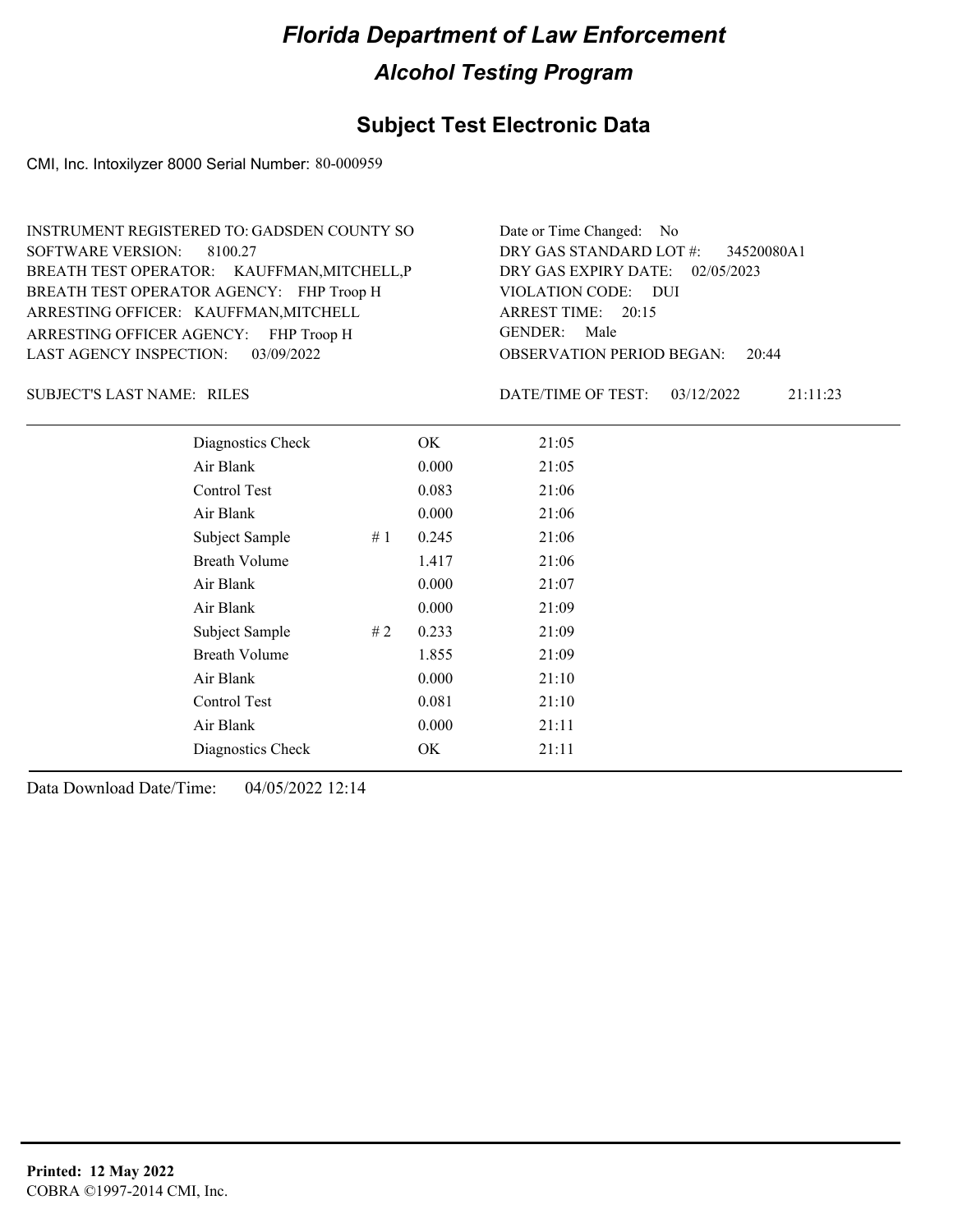# Florida Department of Law Enforcement

## Alcohol Testing Program

### Subject Test Electronic Data

CMI, Inc. Intoxilyzer 8000 Serial Number: 80-000959

INSTRUMENT REGISTERED TO: GADSDEN COUNTY SO
SOFTWARE VERSION: 8100.27
BREATH TEST OPERATOR: KAUFFMAN,MITCHELL,P
BREATH TEST OPERATOR AGENCY: FHP Troop H
ARRESTING OFFICER: KAUFFMAN,MITCHELL
ARRESTING OFFICER AGENCY: FHP Troop H
LAST AGENCY INSPECTION: 03/09/2022

Date or Time Changed: No
DRY GAS STANDARD LOT #: 34520080A1
DRY GAS EXPIRY DATE: 02/05/2023
VIOLATION CODE: DUI
ARREST TIME: 20:15
GENDER: Male
OBSERVATION PERIOD BEGAN: 20:44

SUBJECT'S LAST NAME: RILES

DATE/TIME OF TEST: 03/12/2022 21:11:23

| | | | |
|---|---|---|---|
| Diagnostics Check | | OK | 21:05 |
| Air Blank | | 0.000 | 21:05 |
| Control Test | | 0.083 | 21:06 |
| Air Blank | | 0.000 | 21:06 |
| Subject Sample | # 1 | 0.245 | 21:06 |
| Breath Volume | | 1.417 | 21:06 |
| Air Blank | | 0.000 | 21:07 |
| Air Blank | | 0.000 | 21:09 |
| Subject Sample | # 2 | 0.233 | 21:09 |
| Breath Volume | | 1.855 | 21:09 |
| Air Blank | | 0.000 | 21:10 |
| Control Test | | 0.081 | 21:10 |
| Air Blank | | 0.000 | 21:11 |
| Diagnostics Check | | OK | 21:11 |

Data Download Date/Time: 04/05/2022 12:14

**Printed: 12 May 2022**
COBRA ©1997-2014 CMI, Inc.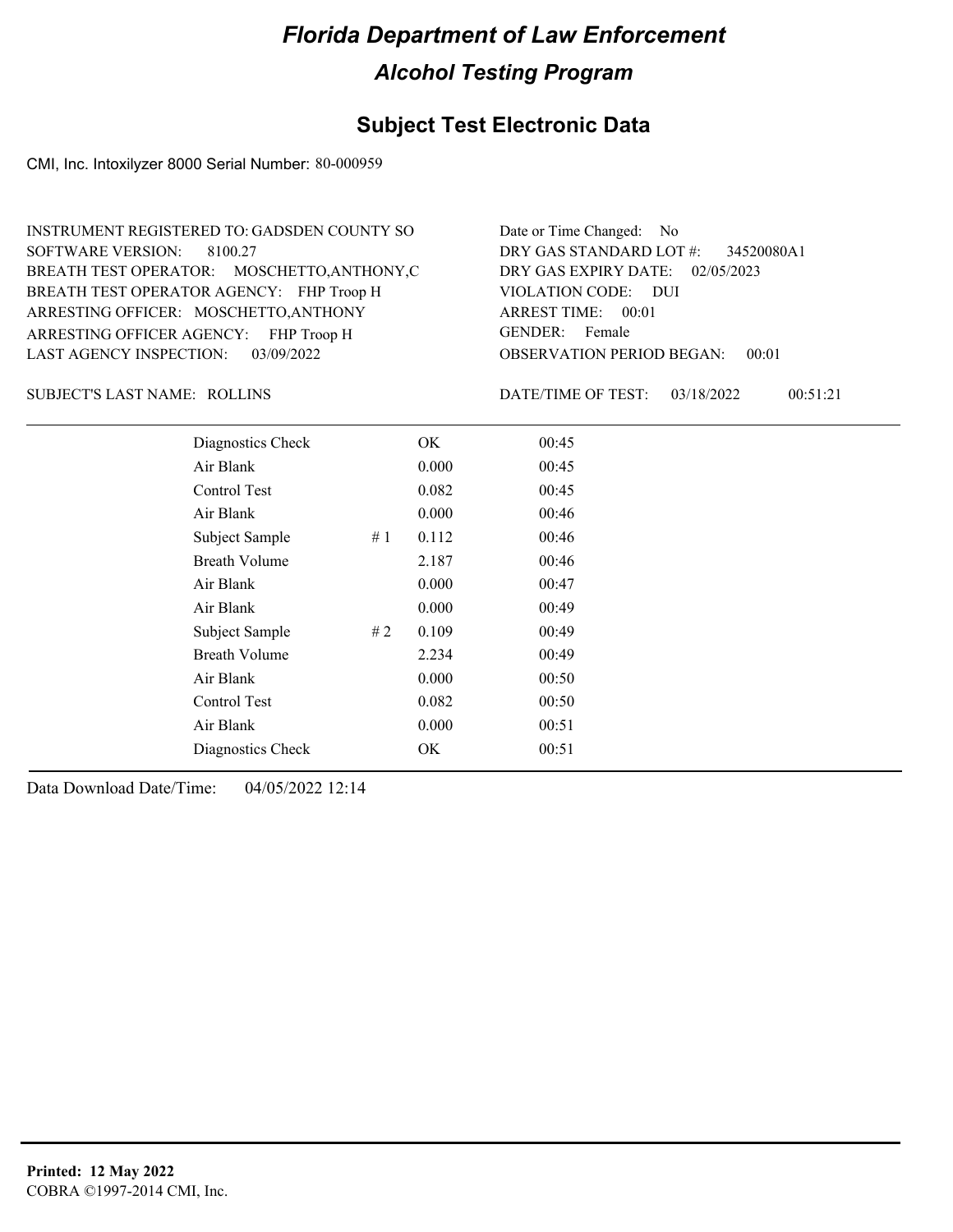# Florida Department of Law Enforcement

## Alcohol Testing Program

## Subject Test Electronic Data

CMI, Inc. Intoxilyzer 8000 Serial Number: 80-000959

INSTRUMENT REGISTERED TO: GADSDEN COUNTY SO
SOFTWARE VERSION: 8100.27
BREATH TEST OPERATOR: MOSCHETTO,ANTHONY,C
BREATH TEST OPERATOR AGENCY: FHP Troop H
ARRESTING OFFICER: MOSCHETTO,ANTHONY
ARRESTING OFFICER AGENCY: FHP Troop H
LAST AGENCY INSPECTION: 03/09/2022

Date or Time Changed: No
DRY GAS STANDARD LOT #: 34520080A1
DRY GAS EXPIRY DATE: 02/05/2023
VIOLATION CODE: DUI
ARREST TIME: 00:01
GENDER: Female
OBSERVATION PERIOD BEGAN: 00:01

SUBJECT'S LAST NAME: ROLLINS

DATE/TIME OF TEST: 03/18/2022 00:51:21

| | | | |
|---|---|---|---|
| Diagnostics Check | | OK | 00:45 |
| Air Blank | | 0.000 | 00:45 |
| Control Test | | 0.082 | 00:45 |
| Air Blank | | 0.000 | 00:46 |
| Subject Sample | # 1 | 0.112 | 00:46 |
| Breath Volume | | 2.187 | 00:46 |
| Air Blank | | 0.000 | 00:47 |
| Air Blank | | 0.000 | 00:49 |
| Subject Sample | # 2 | 0.109 | 00:49 |
| Breath Volume | | 2.234 | 00:49 |
| Air Blank | | 0.000 | 00:50 |
| Control Test | | 0.082 | 00:50 |
| Air Blank | | 0.000 | 00:51 |
| Diagnostics Check | | OK | 00:51 |

Data Download Date/Time: 04/05/2022 12:14

**Printed: 12 May 2022**
COBRA ©1997-2014 CMI, Inc.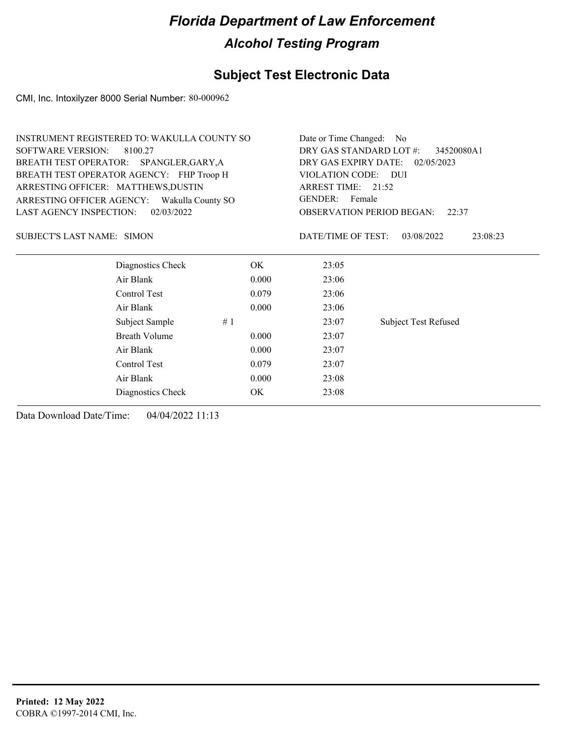# Florida Department of Law Enforcement

## Alcohol Testing Program

## Subject Test Electronic Data

CMI, Inc. Intoxilyzer 8000 Serial Number: 80-000962

INSTRUMENT REGISTERED TO: WAKULLA COUNTY SO
SOFTWARE VERSION: 8100.27
BREATH TEST OPERATOR: SPANGLER,GARY,A
BREATH TEST OPERATOR AGENCY: FHP Troop H
ARRESTING OFFICER: MATTHEWS,DUSTIN
ARRESTING OFFICER AGENCY: Wakulla County SO
LAST AGENCY INSPECTION: 02/03/2022

Date or Time Changed: No
DRY GAS STANDARD LOT #: 34520080A1
DRY GAS EXPIRY DATE: 02/05/2023
VIOLATION CODE: DUI
ARREST TIME: 21:52
GENDER: Female
OBSERVATION PERIOD BEGAN: 22:37

SUBJECT'S LAST NAME: SIMON

DATE/TIME OF TEST: 03/08/2022 23:08:23

| Test | | Result | Time | Note |
|---|---|---|---|---|
| Diagnostics Check | | OK | 23:05 | |
| Air Blank | | 0.000 | 23:06 | |
| Control Test | | 0.079 | 23:06 | |
| Air Blank | | 0.000 | 23:06 | |
| Subject Sample | # 1 | | 23:07 | Subject Test Refused |
| Breath Volume | | 0.000 | 23:07 | |
| Air Blank | | 0.000 | 23:07 | |
| Control Test | | 0.079 | 23:07 | |
| Air Blank | | 0.000 | 23:08 | |
| Diagnostics Check | | OK | 23:08 | |

Data Download Date/Time: 04/04/2022 11:13

**Printed: 12 May 2022**
COBRA ©1997-2014 CMI, Inc.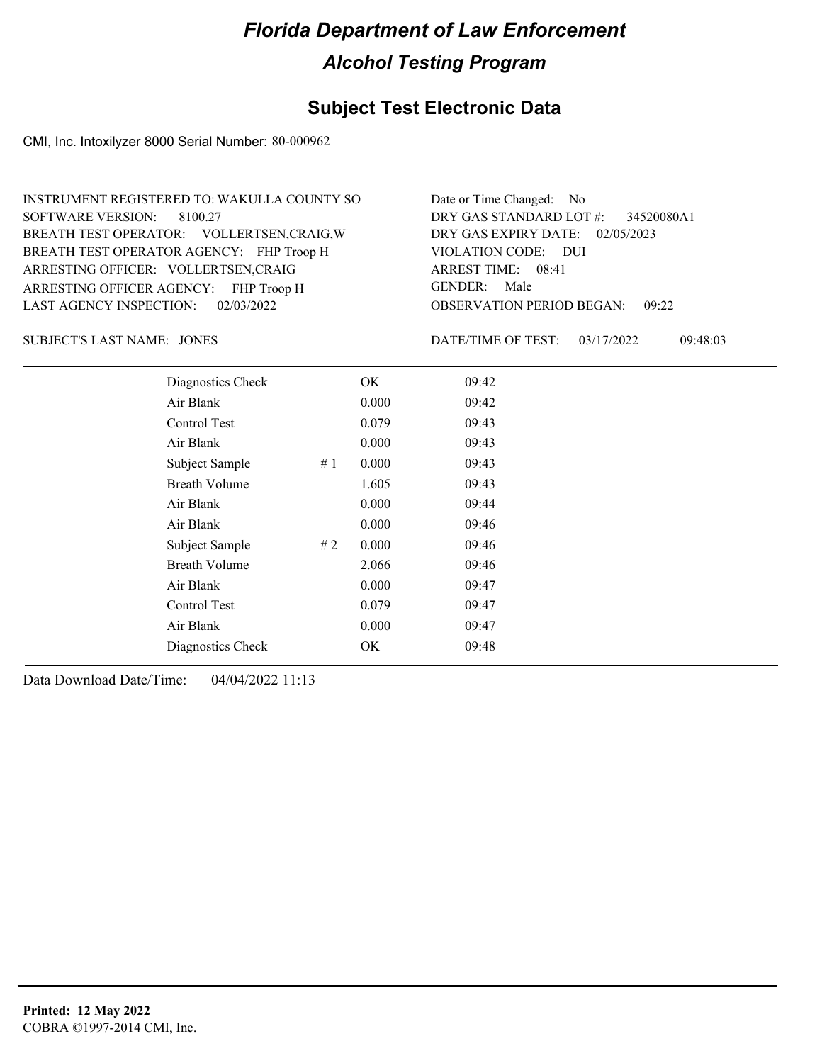# Florida Department of Law Enforcement

## Alcohol Testing Program

### Subject Test Electronic Data

CMI, Inc. Intoxilyzer 8000 Serial Number: 80-000962

| | |
|---|---|
| INSTRUMENT REGISTERED TO: WAKULLA COUNTY SO | Date or Time Changed: No |
| SOFTWARE VERSION: 8100.27 | DRY GAS STANDARD LOT #: 34520080A1 |
| BREATH TEST OPERATOR: VOLLERTSEN,CRAIG,W | DRY GAS EXPIRY DATE: 02/05/2023 |
| BREATH TEST OPERATOR AGENCY: FHP Troop H | VIOLATION CODE: DUI |
| ARRESTING OFFICER: VOLLERTSEN,CRAIG | ARREST TIME: 08:41 |
| ARRESTING OFFICER AGENCY: FHP Troop H | GENDER: Male |
| LAST AGENCY INSPECTION: 02/03/2022 | OBSERVATION PERIOD BEGAN: 09:22 |

SUBJECT'S LAST NAME: JONES

DATE/TIME OF TEST: 03/17/2022 09:48:03

| | | | |
|---|---|---|---|
| Diagnostics Check | | OK | 09:42 |
| Air Blank | | 0.000 | 09:42 |
| Control Test | | 0.079 | 09:43 |
| Air Blank | | 0.000 | 09:43 |
| Subject Sample | # 1 | 0.000 | 09:43 |
| Breath Volume | | 1.605 | 09:43 |
| Air Blank | | 0.000 | 09:44 |
| Air Blank | | 0.000 | 09:46 |
| Subject Sample | # 2 | 0.000 | 09:46 |
| Breath Volume | | 2.066 | 09:46 |
| Air Blank | | 0.000 | 09:47 |
| Control Test | | 0.079 | 09:47 |
| Air Blank | | 0.000 | 09:47 |
| Diagnostics Check | | OK | 09:48 |

Data Download Date/Time: 04/04/2022 11:13

**Printed: 12 May 2022**
COBRA ©1997-2014 CMI, Inc.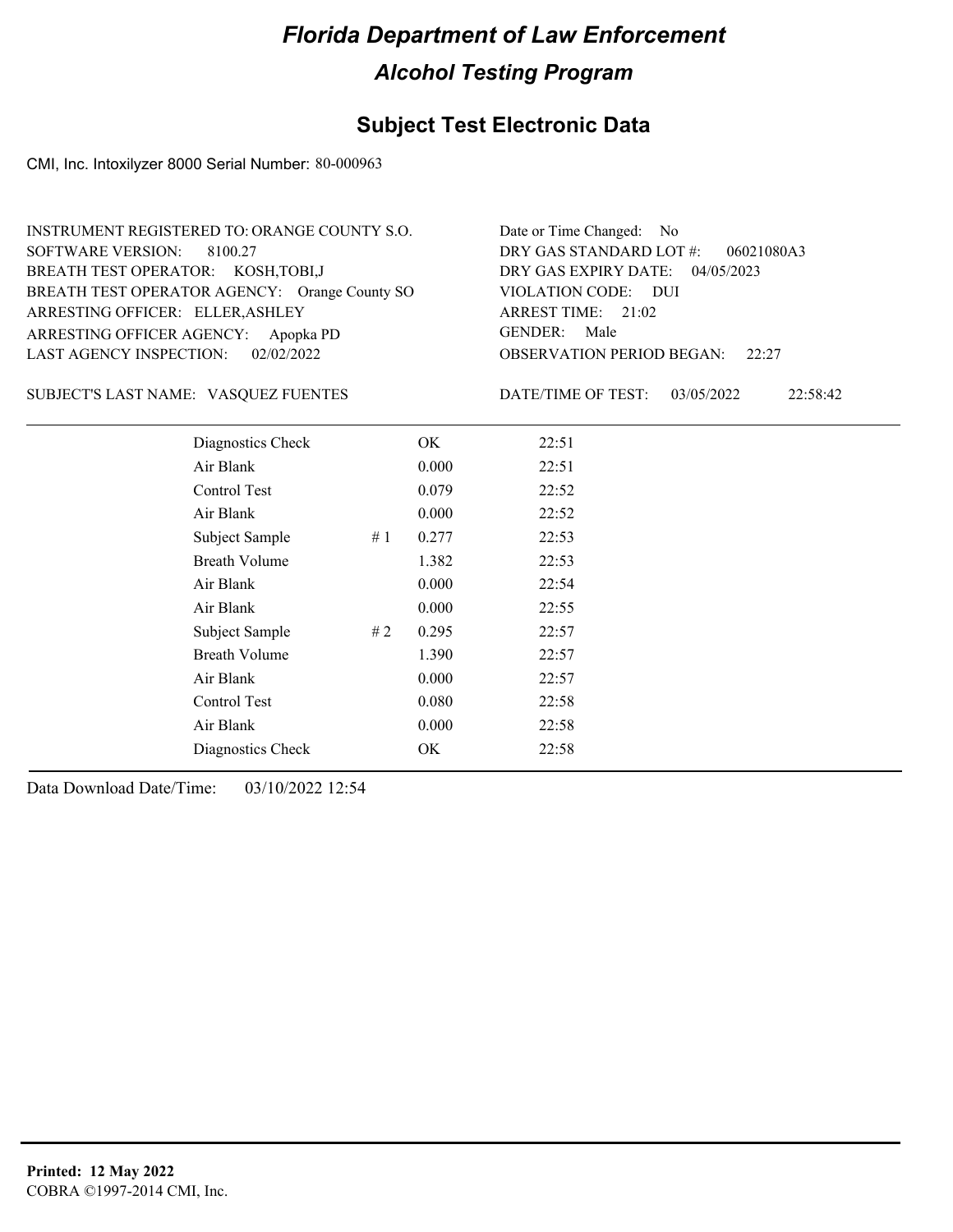# Florida Department of Law Enforcement

## Alcohol Testing Program

### Subject Test Electronic Data

CMI, Inc. Intoxilyzer 8000 Serial Number: 80-000963

INSTRUMENT REGISTERED TO: ORANGE COUNTY S.O.
SOFTWARE VERSION: 8100.27
BREATH TEST OPERATOR: KOSH,TOBI,J
BREATH TEST OPERATOR AGENCY: Orange County SO
ARRESTING OFFICER: ELLER,ASHLEY
ARRESTING OFFICER AGENCY: Apopka PD
LAST AGENCY INSPECTION: 02/02/2022

Date or Time Changed: No
DRY GAS STANDARD LOT #: 06021080A3
DRY GAS EXPIRY DATE: 04/05/2023
VIOLATION CODE: DUI
ARREST TIME: 21:02
GENDER: Male
OBSERVATION PERIOD BEGAN: 22:27

SUBJECT'S LAST NAME: VASQUEZ FUENTES

DATE/TIME OF TEST: 03/05/2022 22:58:42

| Test | # | Result | Time |
|---|---|---|---|
| Diagnostics Check | | OK | 22:51 |
| Air Blank | | 0.000 | 22:51 |
| Control Test | | 0.079 | 22:52 |
| Air Blank | | 0.000 | 22:52 |
| Subject Sample | # 1 | 0.277 | 22:53 |
| Breath Volume | | 1.382 | 22:53 |
| Air Blank | | 0.000 | 22:54 |
| Air Blank | | 0.000 | 22:55 |
| Subject Sample | # 2 | 0.295 | 22:57 |
| Breath Volume | | 1.390 | 22:57 |
| Air Blank | | 0.000 | 22:57 |
| Control Test | | 0.080 | 22:58 |
| Air Blank | | 0.000 | 22:58 |
| Diagnostics Check | | OK | 22:58 |

Data Download Date/Time: 03/10/2022 12:54

**Printed: 12 May 2022**
COBRA ©1997-2014 CMI, Inc.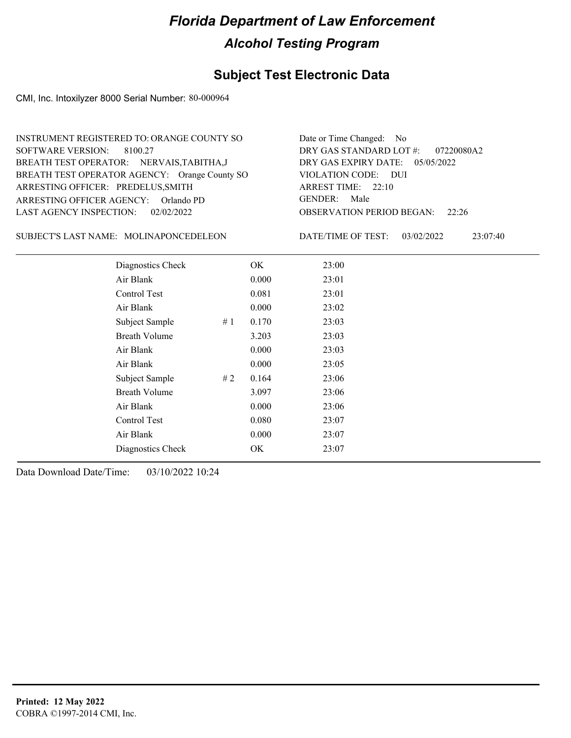# Florida Department of Law Enforcement

## Alcohol Testing Program

### Subject Test Electronic Data

CMI, Inc. Intoxilyzer 8000 Serial Number: 80-000964

INSTRUMENT REGISTERED TO: ORANGE COUNTY SO
SOFTWARE VERSION: 8100.27
BREATH TEST OPERATOR: NERVAIS,TABITHA,J
BREATH TEST OPERATOR AGENCY: Orange County SO
ARRESTING OFFICER: PREDELUS,SMITH
ARRESTING OFFICER AGENCY: Orlando PD
LAST AGENCY INSPECTION: 02/02/2022

Date or Time Changed: No
DRY GAS STANDARD LOT #: 07220080A2
DRY GAS EXPIRY DATE: 05/05/2022
VIOLATION CODE: DUI
ARREST TIME: 22:10
GENDER: Male
OBSERVATION PERIOD BEGAN: 22:26

SUBJECT'S LAST NAME: MOLINAPONCEDELEON

DATE/TIME OF TEST: 03/02/2022 23:07:40

| | | | |
|---|---|---|---|
| Diagnostics Check | | OK | 23:00 |
| Air Blank | | 0.000 | 23:01 |
| Control Test | | 0.081 | 23:01 |
| Air Blank | | 0.000 | 23:02 |
| Subject Sample | # 1 | 0.170 | 23:03 |
| Breath Volume | | 3.203 | 23:03 |
| Air Blank | | 0.000 | 23:03 |
| Air Blank | | 0.000 | 23:05 |
| Subject Sample | # 2 | 0.164 | 23:06 |
| Breath Volume | | 3.097 | 23:06 |
| Air Blank | | 0.000 | 23:06 |
| Control Test | | 0.080 | 23:07 |
| Air Blank | | 0.000 | 23:07 |
| Diagnostics Check | | OK | 23:07 |

Data Download Date/Time: 03/10/2022 10:24

**Printed: 12 May 2022**
COBRA ©1997-2014 CMI, Inc.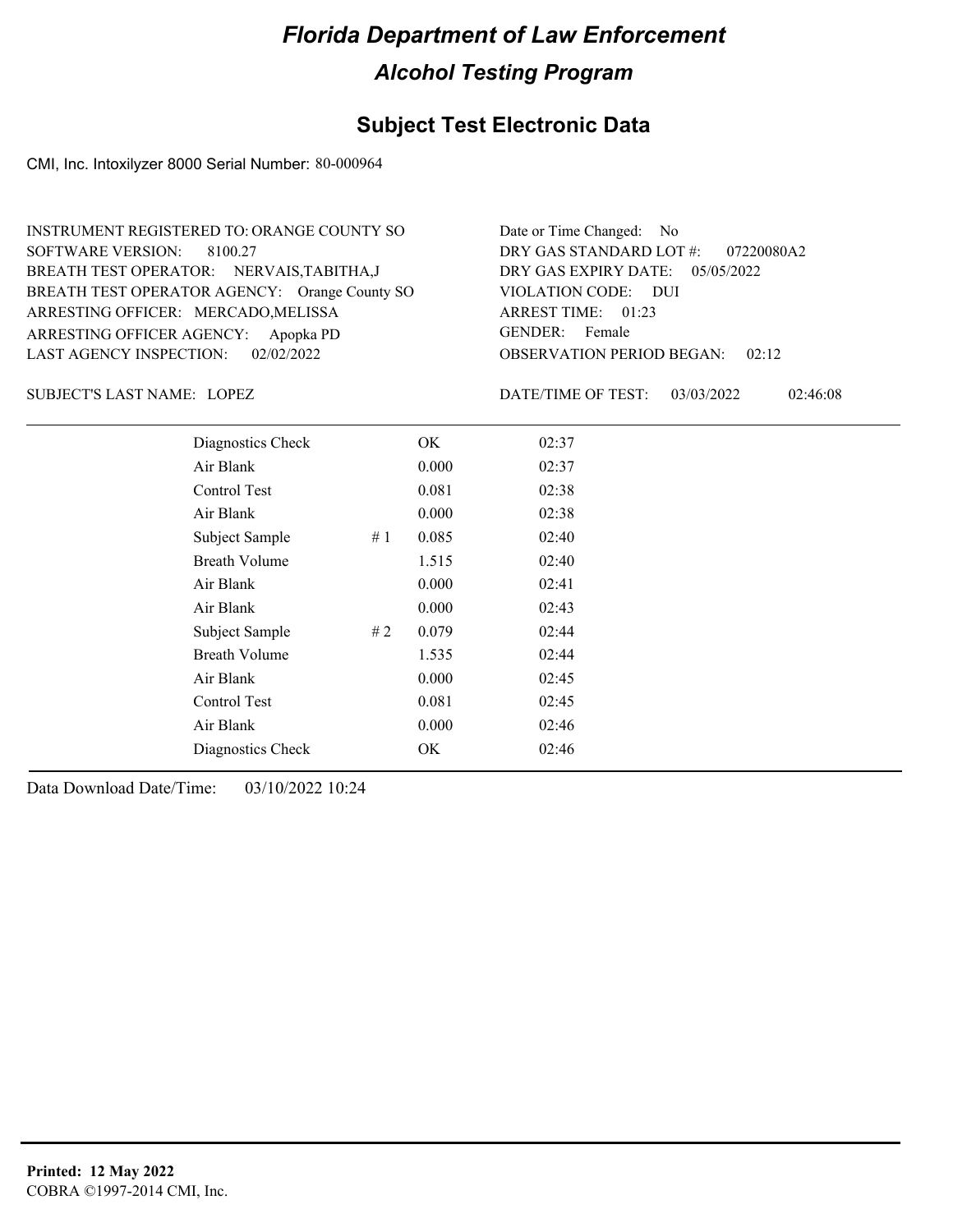# Florida Department of Law Enforcement

## Alcohol Testing Program

### Subject Test Electronic Data

CMI, Inc. Intoxilyzer 8000 Serial Number: 80-000964

INSTRUMENT REGISTERED TO: ORANGE COUNTY SO
SOFTWARE VERSION: 8100.27
BREATH TEST OPERATOR: NERVAIS,TABITHA,J
BREATH TEST OPERATOR AGENCY: Orange County SO
ARRESTING OFFICER: MERCADO,MELISSA
ARRESTING OFFICER AGENCY: Apopka PD
LAST AGENCY INSPECTION: 02/02/2022

Date or Time Changed: No
DRY GAS STANDARD LOT #: 07220080A2
DRY GAS EXPIRY DATE: 05/05/2022
VIOLATION CODE: DUI
ARREST TIME: 01:23
GENDER: Female
OBSERVATION PERIOD BEGAN: 02:12

SUBJECT'S LAST NAME: LOPEZ

DATE/TIME OF TEST: 03/03/2022 02:46:08

| | | | |
|---|---|---|---|
| Diagnostics Check | | OK | 02:37 |
| Air Blank | | 0.000 | 02:37 |
| Control Test | | 0.081 | 02:38 |
| Air Blank | | 0.000 | 02:38 |
| Subject Sample | # 1 | 0.085 | 02:40 |
| Breath Volume | | 1.515 | 02:40 |
| Air Blank | | 0.000 | 02:41 |
| Air Blank | | 0.000 | 02:43 |
| Subject Sample | # 2 | 0.079 | 02:44 |
| Breath Volume | | 1.535 | 02:44 |
| Air Blank | | 0.000 | 02:45 |
| Control Test | | 0.081 | 02:45 |
| Air Blank | | 0.000 | 02:46 |
| Diagnostics Check | | OK | 02:46 |

Data Download Date/Time: 03/10/2022 10:24

**Printed: 12 May 2022**
COBRA ©1997-2014 CMI, Inc.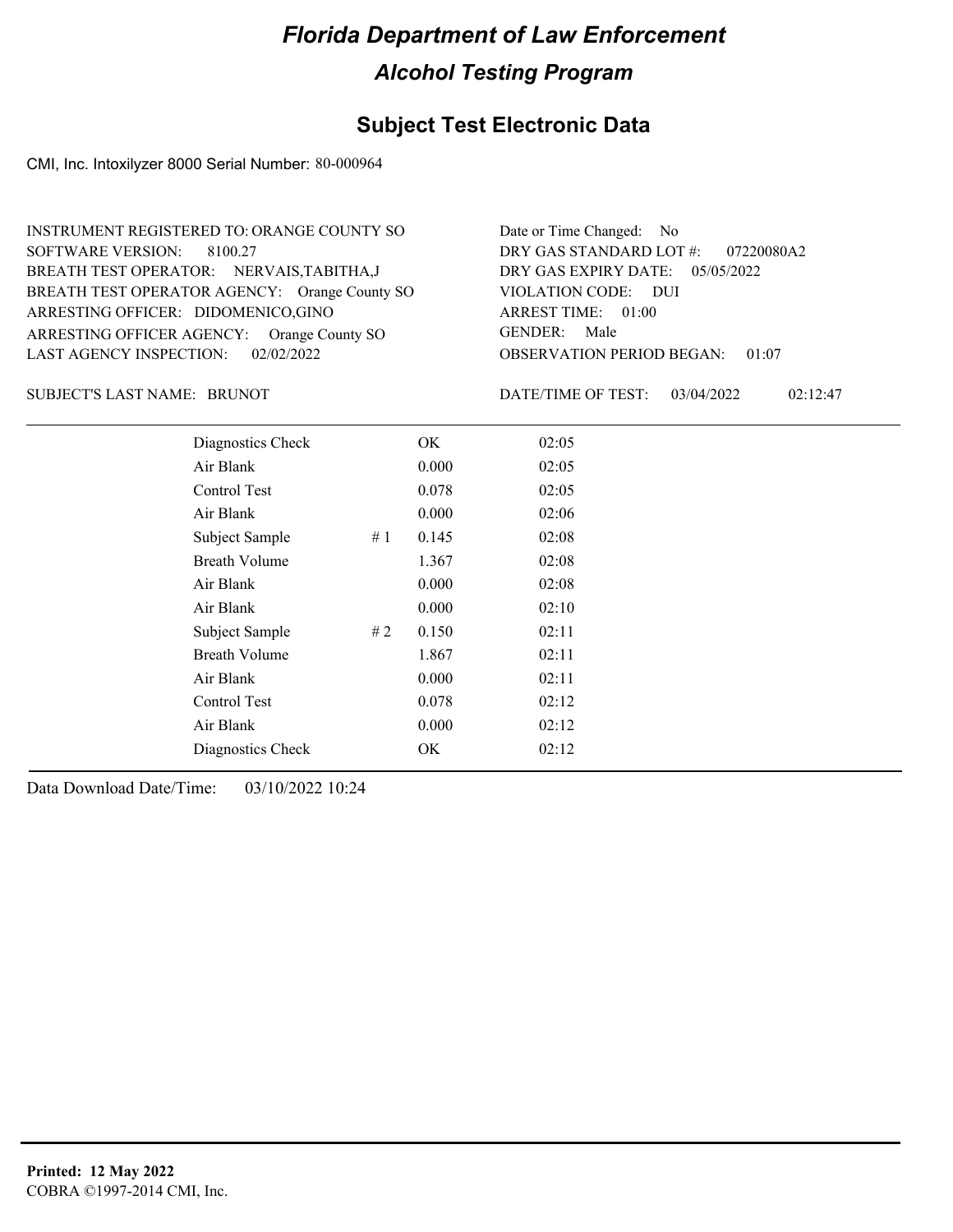# Florida Department of Law Enforcement

## Alcohol Testing Program

### Subject Test Electronic Data

CMI, Inc. Intoxilyzer 8000 Serial Number: 80-000964

INSTRUMENT REGISTERED TO: ORANGE COUNTY SO
SOFTWARE VERSION: 8100.27
BREATH TEST OPERATOR: NERVAIS,TABITHA,J
BREATH TEST OPERATOR AGENCY: Orange County SO
ARRESTING OFFICER: DIDOMENICO,GINO
ARRESTING OFFICER AGENCY: Orange County SO
LAST AGENCY INSPECTION: 02/02/2022

Date or Time Changed: No
DRY GAS STANDARD LOT #: 07220080A2
DRY GAS EXPIRY DATE: 05/05/2022
VIOLATION CODE: DUI
ARREST TIME: 01:00
GENDER: Male
OBSERVATION PERIOD BEGAN: 01:07

SUBJECT'S LAST NAME: BRUNOT

DATE/TIME OF TEST: 03/04/2022 02:12:47

| | | | |
|---|---|---|---|
| Diagnostics Check | | OK | 02:05 |
| Air Blank | | 0.000 | 02:05 |
| Control Test | | 0.078 | 02:05 |
| Air Blank | | 0.000 | 02:06 |
| Subject Sample | # 1 | 0.145 | 02:08 |
| Breath Volume | | 1.367 | 02:08 |
| Air Blank | | 0.000 | 02:08 |
| Air Blank | | 0.000 | 02:10 |
| Subject Sample | # 2 | 0.150 | 02:11 |
| Breath Volume | | 1.867 | 02:11 |
| Air Blank | | 0.000 | 02:11 |
| Control Test | | 0.078 | 02:12 |
| Air Blank | | 0.000 | 02:12 |
| Diagnostics Check | | OK | 02:12 |

Data Download Date/Time: 03/10/2022 10:24

**Printed: 12 May 2022**
COBRA ©1997-2014 CMI, Inc.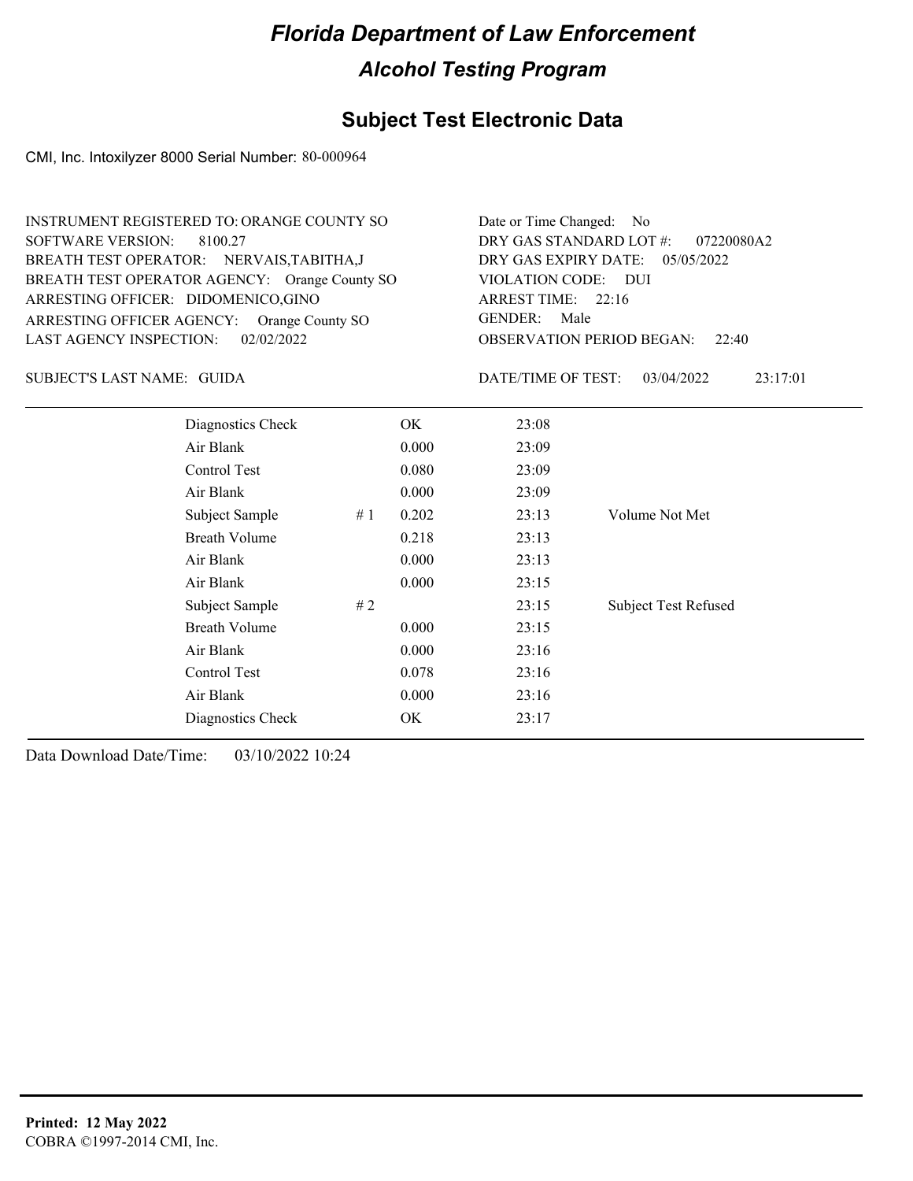# Florida Department of Law Enforcement

## Alcohol Testing Program

### Subject Test Electronic Data

CMI, Inc. Intoxilyzer 8000 Serial Number: 80-000964

INSTRUMENT REGISTERED TO: ORANGE COUNTY SO
SOFTWARE VERSION: 8100.27
BREATH TEST OPERATOR: NERVAIS,TABITHA,J
BREATH TEST OPERATOR AGENCY: Orange County SO
ARRESTING OFFICER: DIDOMENICO,GINO
ARRESTING OFFICER AGENCY: Orange County SO
LAST AGENCY INSPECTION: 02/02/2022

Date or Time Changed: No
DRY GAS STANDARD LOT #: 07220080A2
DRY GAS EXPIRY DATE: 05/05/2022
VIOLATION CODE: DUI
ARREST TIME: 22:16
GENDER: Male
OBSERVATION PERIOD BEGAN: 22:40

SUBJECT'S LAST NAME: GUIDA

DATE/TIME OF TEST: 03/04/2022 23:17:01

| | | | | |
|---|---|---|---|---|
| Diagnostics Check | | OK | 23:08 | |
| Air Blank | | 0.000 | 23:09 | |
| Control Test | | 0.080 | 23:09 | |
| Air Blank | | 0.000 | 23:09 | |
| Subject Sample | # 1 | 0.202 | 23:13 | Volume Not Met |
| Breath Volume | | 0.218 | 23:13 | |
| Air Blank | | 0.000 | 23:13 | |
| Air Blank | | 0.000 | 23:15 | |
| Subject Sample | # 2 | | 23:15 | Subject Test Refused |
| Breath Volume | | 0.000 | 23:15 | |
| Air Blank | | 0.000 | 23:16 | |
| Control Test | | 0.078 | 23:16 | |
| Air Blank | | 0.000 | 23:16 | |
| Diagnostics Check | | OK | 23:17 | |

Data Download Date/Time: 03/10/2022 10:24

**Printed: 12 May 2022**
COBRA ©1997-2014 CMI, Inc.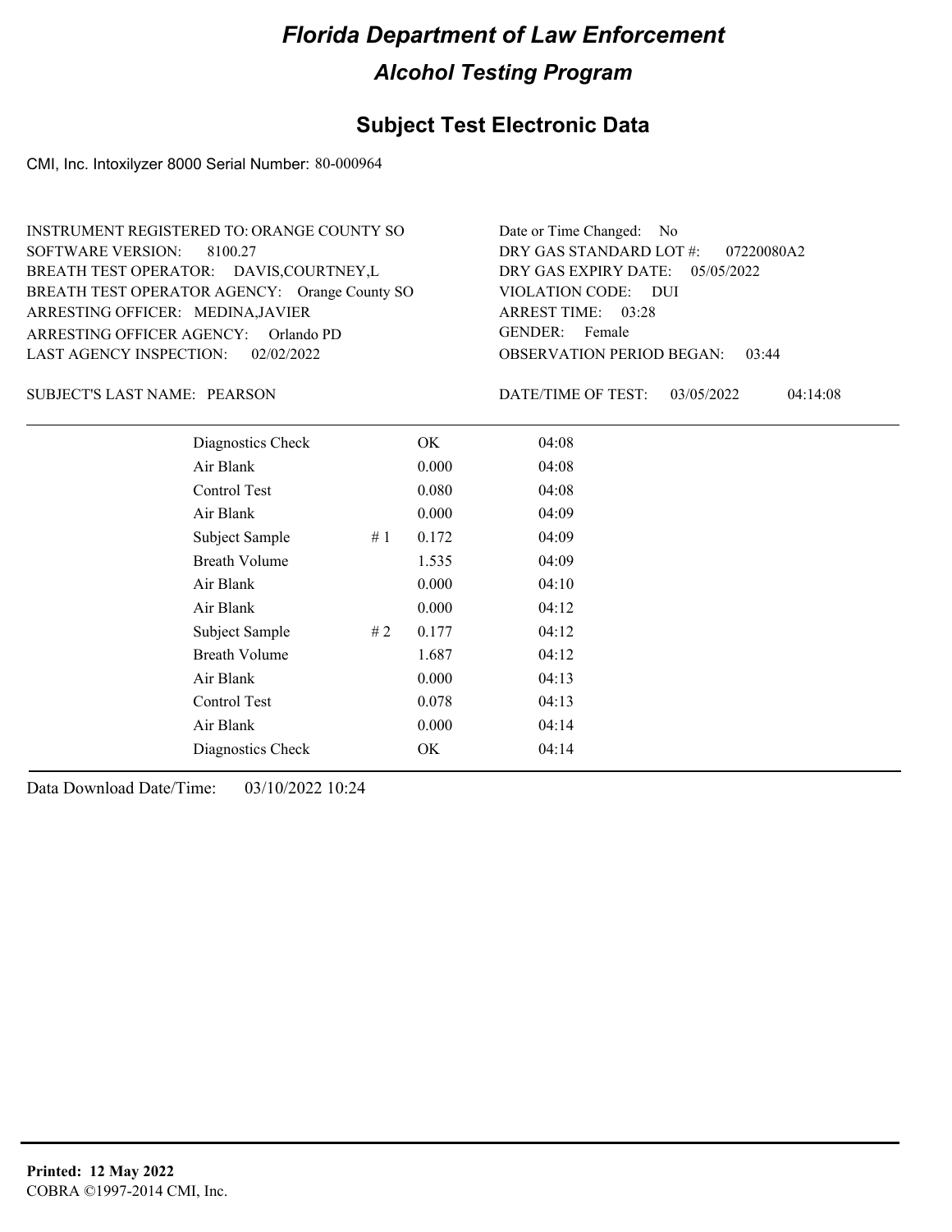# Florida Department of Law Enforcement

## Alcohol Testing Program

### Subject Test Electronic Data

CMI, Inc. Intoxilyzer 8000 Serial Number: 80-000964

INSTRUMENT REGISTERED TO: ORANGE COUNTY SO
SOFTWARE VERSION: 8100.27
BREATH TEST OPERATOR: DAVIS,COURTNEY,L
BREATH TEST OPERATOR AGENCY: Orange County SO
ARRESTING OFFICER: MEDINA,JAVIER
ARRESTING OFFICER AGENCY: Orlando PD
LAST AGENCY INSPECTION: 02/02/2022

Date or Time Changed: No
DRY GAS STANDARD LOT #: 07220080A2
DRY GAS EXPIRY DATE: 05/05/2022
VIOLATION CODE: DUI
ARREST TIME: 03:28
GENDER: Female
OBSERVATION PERIOD BEGAN: 03:44

SUBJECT'S LAST NAME: PEARSON

DATE/TIME OF TEST: 03/05/2022 04:14:08

| | | | |
|---|---|---|---|
| Diagnostics Check | | OK | 04:08 |
| Air Blank | | 0.000 | 04:08 |
| Control Test | | 0.080 | 04:08 |
| Air Blank | | 0.000 | 04:09 |
| Subject Sample | # 1 | 0.172 | 04:09 |
| Breath Volume | | 1.535 | 04:09 |
| Air Blank | | 0.000 | 04:10 |
| Air Blank | | 0.000 | 04:12 |
| Subject Sample | # 2 | 0.177 | 04:12 |
| Breath Volume | | 1.687 | 04:12 |
| Air Blank | | 0.000 | 04:13 |
| Control Test | | 0.078 | 04:13 |
| Air Blank | | 0.000 | 04:14 |
| Diagnostics Check | | OK | 04:14 |

Data Download Date/Time: 03/10/2022 10:24

**Printed: 12 May 2022**
COBRA ©1997-2014 CMI, Inc.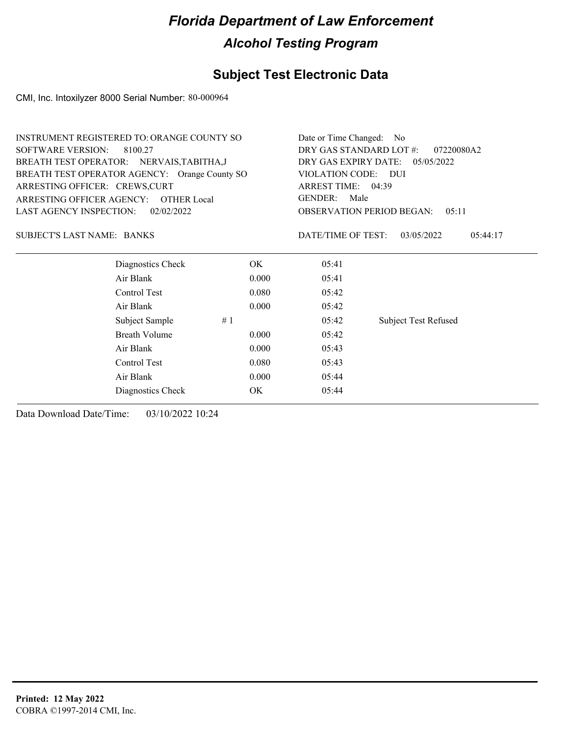# Florida Department of Law Enforcement

## Alcohol Testing Program

### Subject Test Electronic Data

CMI, Inc. Intoxilyzer 8000 Serial Number: 80-000964

INSTRUMENT REGISTERED TO: ORANGE COUNTY SO
SOFTWARE VERSION: 8100.27
BREATH TEST OPERATOR: NERVAIS,TABITHA,J
BREATH TEST OPERATOR AGENCY: Orange County SO
ARRESTING OFFICER: CREWS,CURT
ARRESTING OFFICER AGENCY: OTHER Local
LAST AGENCY INSPECTION: 02/02/2022

Date or Time Changed: No
DRY GAS STANDARD LOT #: 07220080A2
DRY GAS EXPIRY DATE: 05/05/2022
VIOLATION CODE: DUI
ARREST TIME: 04:39
GENDER: Male
OBSERVATION PERIOD BEGAN: 05:11

SUBJECT'S LAST NAME: BANKS

DATE/TIME OF TEST: 03/05/2022 05:44:17

| | | | | |
|---|---|---|---|---|
| Diagnostics Check | | OK | 05:41 | |
| Air Blank | | 0.000 | 05:41 | |
| Control Test | | 0.080 | 05:42 | |
| Air Blank | | 0.000 | 05:42 | |
| Subject Sample | # 1 | | 05:42 | Subject Test Refused |
| Breath Volume | | 0.000 | 05:42 | |
| Air Blank | | 0.000 | 05:43 | |
| Control Test | | 0.080 | 05:43 | |
| Air Blank | | 0.000 | 05:44 | |
| Diagnostics Check | | OK | 05:44 | |

Data Download Date/Time: 03/10/2022 10:24

**Printed: 12 May 2022**
COBRA ©1997-2014 CMI, Inc.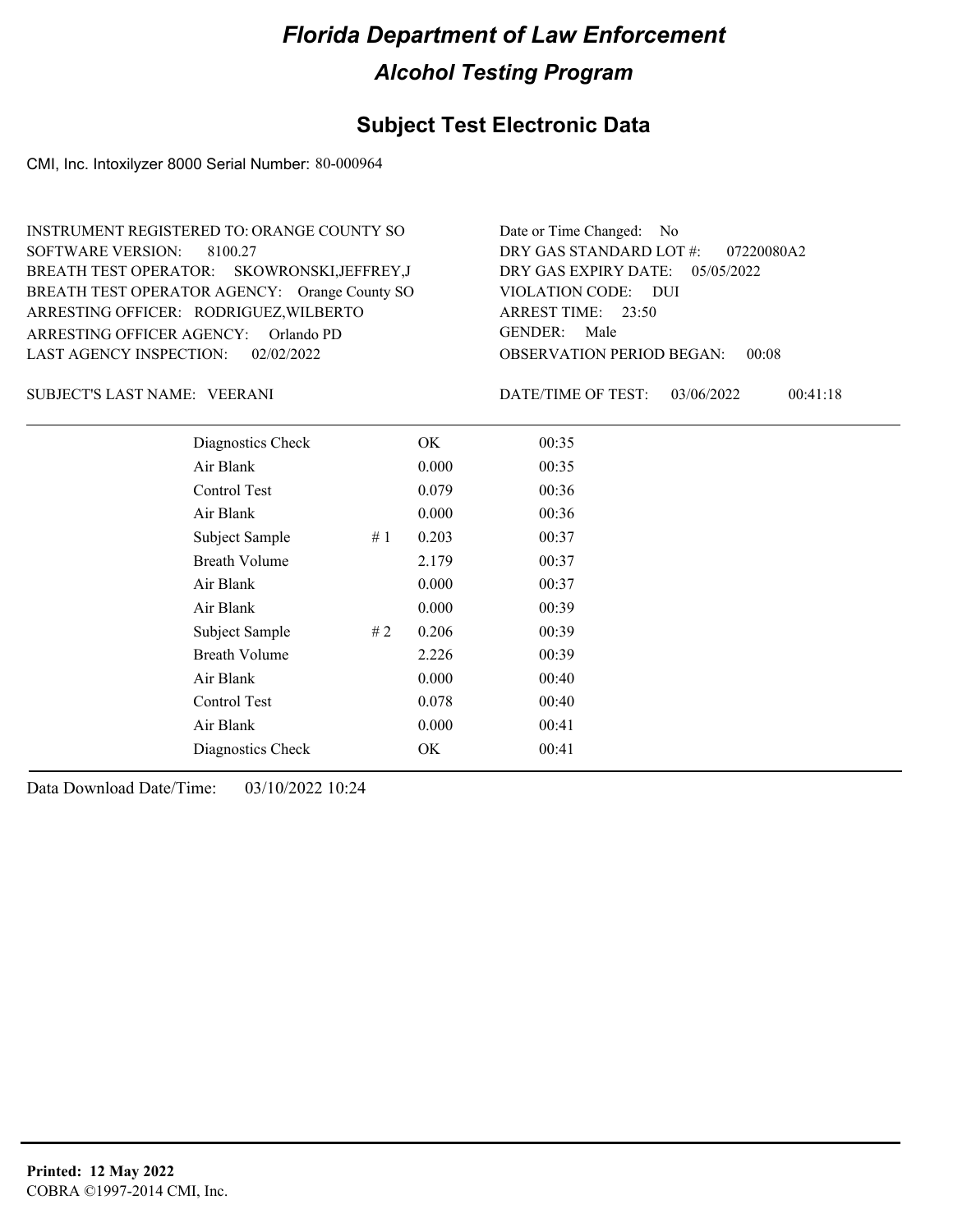# *Florida Department of Law Enforcement*

## *Alcohol Testing Program*

## Subject Test Electronic Data

CMI, Inc. Intoxilyzer 8000 Serial Number: 80-000964

INSTRUMENT REGISTERED TO: ORANGE COUNTY SO
SOFTWARE VERSION: 8100.27
BREATH TEST OPERATOR: SKOWRONSKI,JEFFREY,J
BREATH TEST OPERATOR AGENCY: Orange County SO
ARRESTING OFFICER: RODRIGUEZ,WILBERTO
ARRESTING OFFICER AGENCY: Orlando PD
LAST AGENCY INSPECTION: 02/02/2022

Date or Time Changed: No
DRY GAS STANDARD LOT #: 07220080A2
DRY GAS EXPIRY DATE: 05/05/2022
VIOLATION CODE: DUI
ARREST TIME: 23:50
GENDER: Male
OBSERVATION PERIOD BEGAN: 00:08

SUBJECT'S LAST NAME: VEERANI

DATE/TIME OF TEST: 03/06/2022 00:41:18

| | | | |
|---|---|---|---|
| Diagnostics Check | | OK | 00:35 |
| Air Blank | | 0.000 | 00:35 |
| Control Test | | 0.079 | 00:36 |
| Air Blank | | 0.000 | 00:36 |
| Subject Sample | # 1 | 0.203 | 00:37 |
| Breath Volume | | 2.179 | 00:37 |
| Air Blank | | 0.000 | 00:37 |
| Air Blank | | 0.000 | 00:39 |
| Subject Sample | # 2 | 0.206 | 00:39 |
| Breath Volume | | 2.226 | 00:39 |
| Air Blank | | 0.000 | 00:40 |
| Control Test | | 0.078 | 00:40 |
| Air Blank | | 0.000 | 00:41 |
| Diagnostics Check | | OK | 00:41 |

Data Download Date/Time: 03/10/2022 10:24

**Printed: 12 May 2022**
COBRA ©1997-2014 CMI, Inc.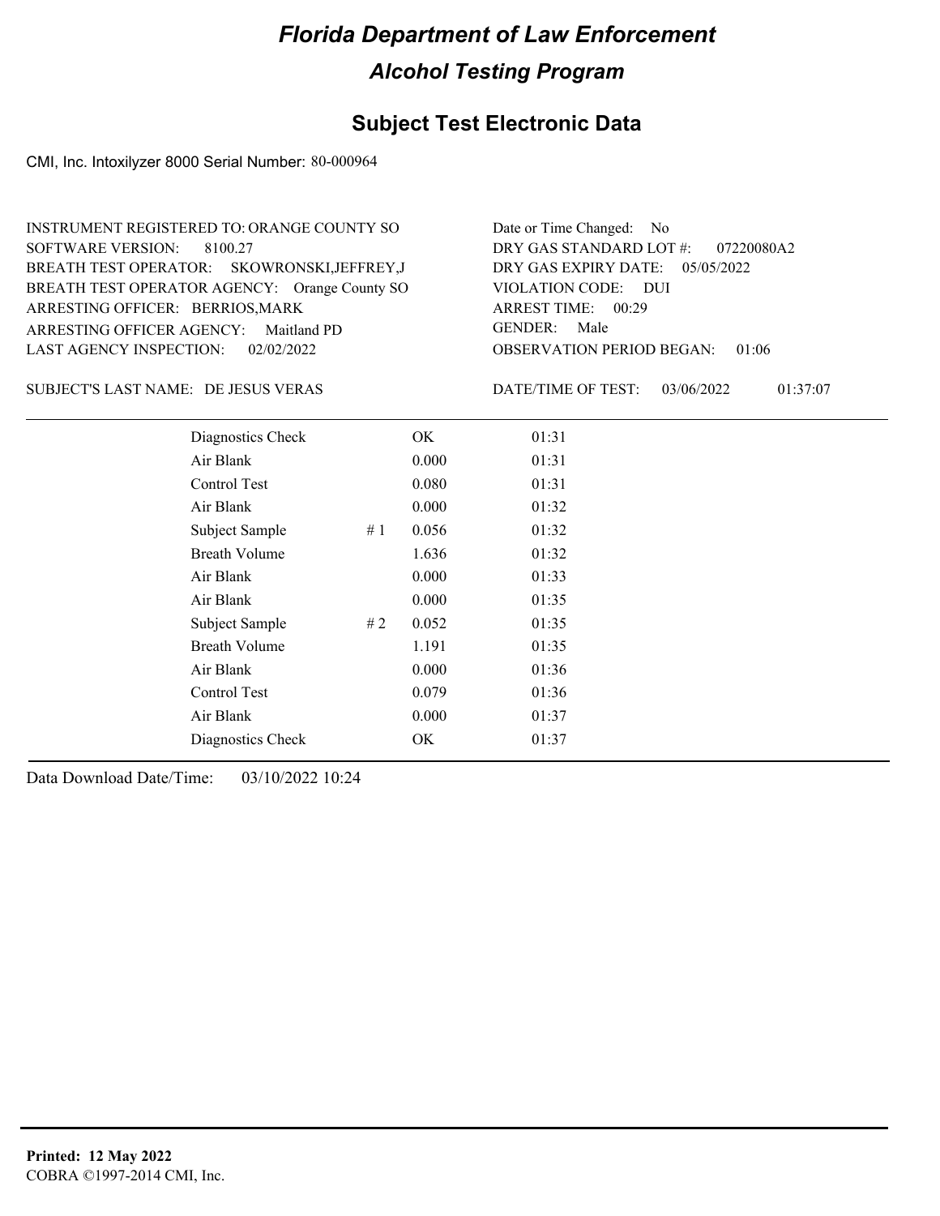# Florida Department of Law Enforcement

## Alcohol Testing Program

### Subject Test Electronic Data

CMI, Inc. Intoxilyzer 8000 Serial Number: 80-000964

INSTRUMENT REGISTERED TO: ORANGE COUNTY SO
SOFTWARE VERSION: 8100.27
BREATH TEST OPERATOR: SKOWRONSKI,JEFFREY,J
BREATH TEST OPERATOR AGENCY: Orange County SO
ARRESTING OFFICER: BERRIOS,MARK
ARRESTING OFFICER AGENCY: Maitland PD
LAST AGENCY INSPECTION: 02/02/2022

Date or Time Changed: No
DRY GAS STANDARD LOT #: 07220080A2
DRY GAS EXPIRY DATE: 05/05/2022
VIOLATION CODE: DUI
ARREST TIME: 00:29
GENDER: Male
OBSERVATION PERIOD BEGAN: 01:06

SUBJECT'S LAST NAME: DE JESUS VERAS

DATE/TIME OF TEST: 03/06/2022 01:37:07

| | | | |
|---|---|---|---|
| Diagnostics Check | | OK | 01:31 |
| Air Blank | | 0.000 | 01:31 |
| Control Test | | 0.080 | 01:31 |
| Air Blank | | 0.000 | 01:32 |
| Subject Sample | # 1 | 0.056 | 01:32 |
| Breath Volume | | 1.636 | 01:32 |
| Air Blank | | 0.000 | 01:33 |
| Air Blank | | 0.000 | 01:35 |
| Subject Sample | # 2 | 0.052 | 01:35 |
| Breath Volume | | 1.191 | 01:35 |
| Air Blank | | 0.000 | 01:36 |
| Control Test | | 0.079 | 01:36 |
| Air Blank | | 0.000 | 01:37 |
| Diagnostics Check | | OK | 01:37 |

Data Download Date/Time: 03/10/2022 10:24

**Printed: 12 May 2022**
COBRA ©1997-2014 CMI, Inc.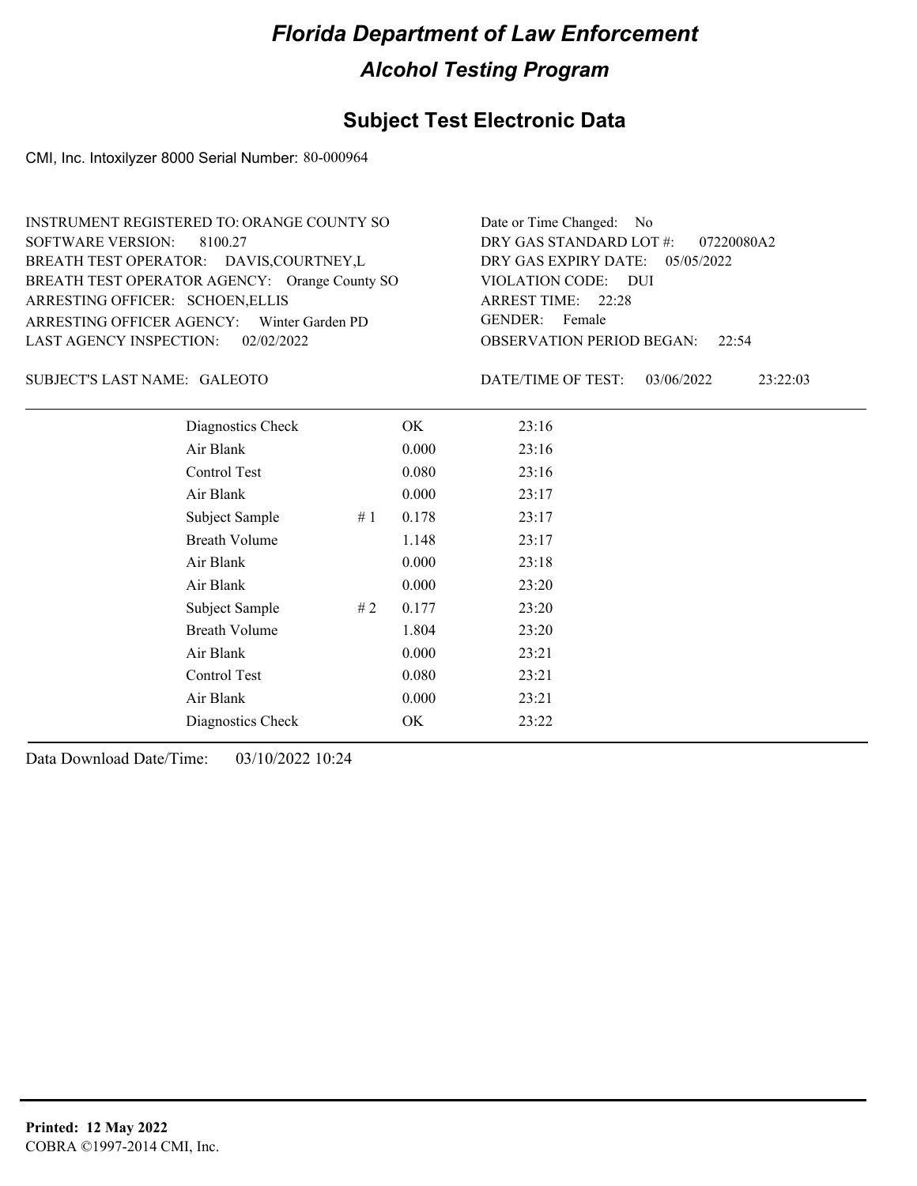# Florida Department of Law Enforcement

## Alcohol Testing Program

### Subject Test Electronic Data

CMI, Inc. Intoxilyzer 8000 Serial Number: 80-000964

INSTRUMENT REGISTERED TO: ORANGE COUNTY SO
SOFTWARE VERSION: 8100.27
BREATH TEST OPERATOR: DAVIS,COURTNEY,L
BREATH TEST OPERATOR AGENCY: Orange County SO
ARRESTING OFFICER: SCHOEN,ELLIS
ARRESTING OFFICER AGENCY: Winter Garden PD
LAST AGENCY INSPECTION: 02/02/2022

Date or Time Changed: No
DRY GAS STANDARD LOT #: 07220080A2
DRY GAS EXPIRY DATE: 05/05/2022
VIOLATION CODE: DUI
ARREST TIME: 22:28
GENDER: Female
OBSERVATION PERIOD BEGAN: 22:54

SUBJECT'S LAST NAME: GALEOTO

DATE/TIME OF TEST: 03/06/2022 23:22:03

| | | | |
|---|---|---|---|
| Diagnostics Check | | OK | 23:16 |
| Air Blank | | 0.000 | 23:16 |
| Control Test | | 0.080 | 23:16 |
| Air Blank | | 0.000 | 23:17 |
| Subject Sample | # 1 | 0.178 | 23:17 |
| Breath Volume | | 1.148 | 23:17 |
| Air Blank | | 0.000 | 23:18 |
| Air Blank | | 0.000 | 23:20 |
| Subject Sample | # 2 | 0.177 | 23:20 |
| Breath Volume | | 1.804 | 23:20 |
| Air Blank | | 0.000 | 23:21 |
| Control Test | | 0.080 | 23:21 |
| Air Blank | | 0.000 | 23:21 |
| Diagnostics Check | | OK | 23:22 |

Data Download Date/Time: 03/10/2022 10:24

**Printed: 12 May 2022**
COBRA ©1997-2014 CMI, Inc.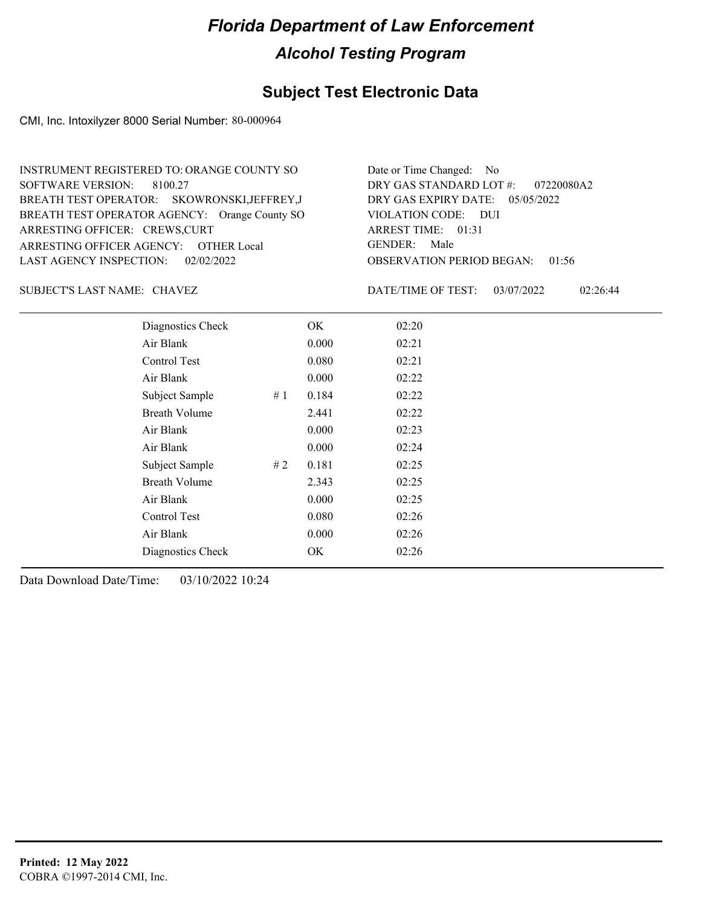# Florida Department of Law Enforcement

## Alcohol Testing Program

### Subject Test Electronic Data

CMI, Inc. Intoxilyzer 8000 Serial Number: 80-000964

INSTRUMENT REGISTERED TO: ORANGE COUNTY SO
SOFTWARE VERSION: 8100.27
BREATH TEST OPERATOR: SKOWRONSKI,JEFFREY,J
BREATH TEST OPERATOR AGENCY: Orange County SO
ARRESTING OFFICER: CREWS,CURT
ARRESTING OFFICER AGENCY: OTHER Local
LAST AGENCY INSPECTION: 02/02/2022

Date or Time Changed: No
DRY GAS STANDARD LOT #: 07220080A2
DRY GAS EXPIRY DATE: 05/05/2022
VIOLATION CODE: DUI
ARREST TIME: 01:31
GENDER: Male
OBSERVATION PERIOD BEGAN: 01:56

SUBJECT'S LAST NAME: CHAVEZ

DATE/TIME OF TEST: 03/07/2022 02:26:44

| | | | |
|---|---|---|---|
| Diagnostics Check | | OK | 02:20 |
| Air Blank | | 0.000 | 02:21 |
| Control Test | | 0.080 | 02:21 |
| Air Blank | | 0.000 | 02:22 |
| Subject Sample | # 1 | 0.184 | 02:22 |
| Breath Volume | | 2.441 | 02:22 |
| Air Blank | | 0.000 | 02:23 |
| Air Blank | | 0.000 | 02:24 |
| Subject Sample | # 2 | 0.181 | 02:25 |
| Breath Volume | | 2.343 | 02:25 |
| Air Blank | | 0.000 | 02:25 |
| Control Test | | 0.080 | 02:26 |
| Air Blank | | 0.000 | 02:26 |
| Diagnostics Check | | OK | 02:26 |

Data Download Date/Time: 03/10/2022 10:24

**Printed: 12 May 2022**
COBRA ©1997-2014 CMI, Inc.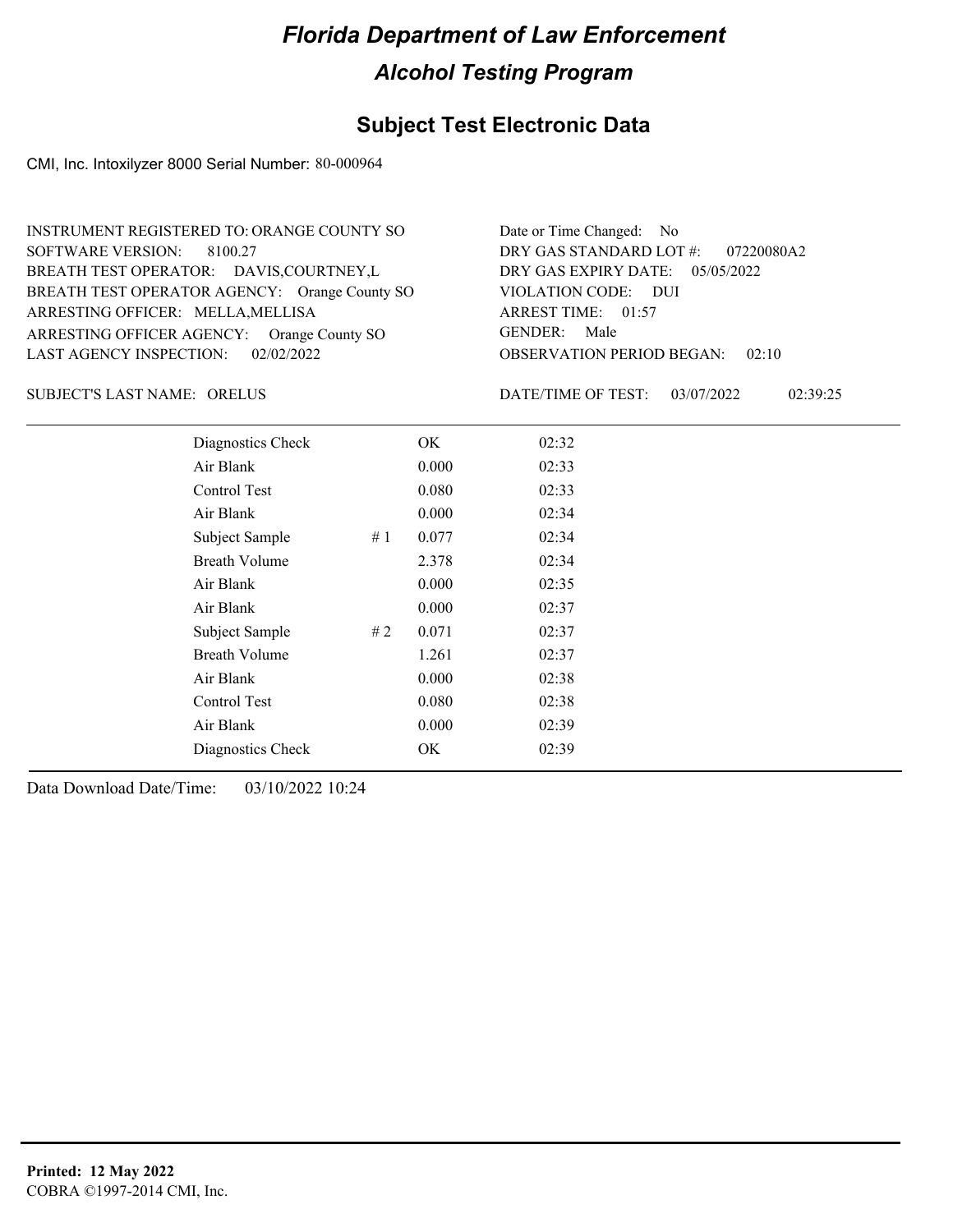# Florida Department of Law Enforcement

## Alcohol Testing Program

## Subject Test Electronic Data

CMI, Inc. Intoxilyzer 8000 Serial Number: 80-000964

INSTRUMENT REGISTERED TO: ORANGE COUNTY SO
SOFTWARE VERSION: 8100.27
BREATH TEST OPERATOR: DAVIS,COURTNEY,L
BREATH TEST OPERATOR AGENCY: Orange County SO
ARRESTING OFFICER: MELLA,MELLISA
ARRESTING OFFICER AGENCY: Orange County SO
LAST AGENCY INSPECTION: 02/02/2022

Date or Time Changed: No
DRY GAS STANDARD LOT #: 07220080A2
DRY GAS EXPIRY DATE: 05/05/2022
VIOLATION CODE: DUI
ARREST TIME: 01:57
GENDER: Male
OBSERVATION PERIOD BEGAN: 02:10

SUBJECT'S LAST NAME: ORELUS

DATE/TIME OF TEST: 03/07/2022 02:39:25

| | | | |
|---|---|---|---|
| Diagnostics Check | | OK | 02:32 |
| Air Blank | | 0.000 | 02:33 |
| Control Test | | 0.080 | 02:33 |
| Air Blank | | 0.000 | 02:34 |
| Subject Sample | # 1 | 0.077 | 02:34 |
| Breath Volume | | 2.378 | 02:34 |
| Air Blank | | 0.000 | 02:35 |
| Air Blank | | 0.000 | 02:37 |
| Subject Sample | # 2 | 0.071 | 02:37 |
| Breath Volume | | 1.261 | 02:37 |
| Air Blank | | 0.000 | 02:38 |
| Control Test | | 0.080 | 02:38 |
| Air Blank | | 0.000 | 02:39 |
| Diagnostics Check | | OK | 02:39 |

Data Download Date/Time: 03/10/2022 10:24

**Printed: 12 May 2022**
COBRA ©1997-2014 CMI, Inc.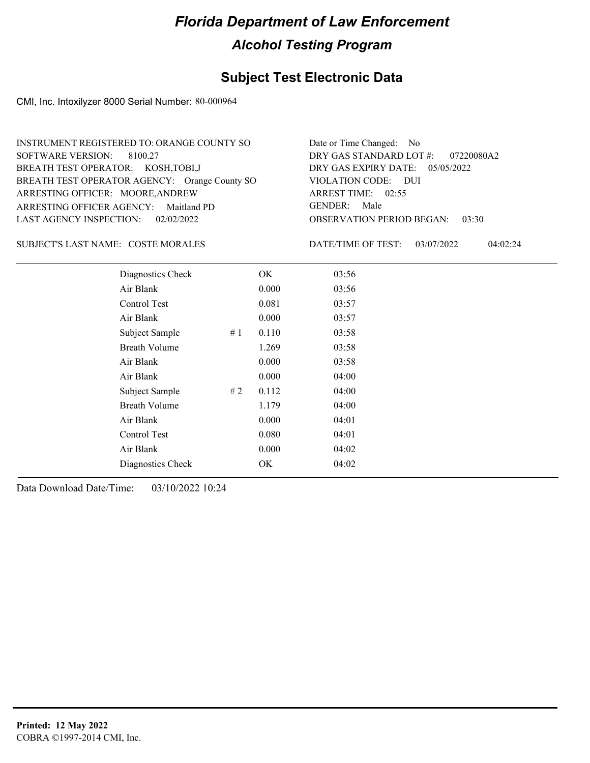# Florida Department of Law Enforcement

## Alcohol Testing Program

### Subject Test Electronic Data

CMI, Inc. Intoxilyzer 8000 Serial Number: 80-000964

INSTRUMENT REGISTERED TO: ORANGE COUNTY SO
SOFTWARE VERSION: 8100.27
BREATH TEST OPERATOR: KOSH,TOBI,J
BREATH TEST OPERATOR AGENCY: Orange County SO
ARRESTING OFFICER: MOORE,ANDREW
ARRESTING OFFICER AGENCY: Maitland PD
LAST AGENCY INSPECTION: 02/02/2022

Date or Time Changed: No
DRY GAS STANDARD LOT #: 07220080A2
DRY GAS EXPIRY DATE: 05/05/2022
VIOLATION CODE: DUI
ARREST TIME: 02:55
GENDER: Male
OBSERVATION PERIOD BEGAN: 03:30

SUBJECT'S LAST NAME: COSTE MORALES

DATE/TIME OF TEST: 03/07/2022 04:02:24

| Test | # | Result | Time |
|---|---|---|---|
| Diagnostics Check | | OK | 03:56 |
| Air Blank | | 0.000 | 03:56 |
| Control Test | | 0.081 | 03:57 |
| Air Blank | | 0.000 | 03:57 |
| Subject Sample | # 1 | 0.110 | 03:58 |
| Breath Volume | | 1.269 | 03:58 |
| Air Blank | | 0.000 | 03:58 |
| Air Blank | | 0.000 | 04:00 |
| Subject Sample | # 2 | 0.112 | 04:00 |
| Breath Volume | | 1.179 | 04:00 |
| Air Blank | | 0.000 | 04:01 |
| Control Test | | 0.080 | 04:01 |
| Air Blank | | 0.000 | 04:02 |
| Diagnostics Check | | OK | 04:02 |

Data Download Date/Time: 03/10/2022 10:24

**Printed: 12 May 2022**
COBRA ©1997-2014 CMI, Inc.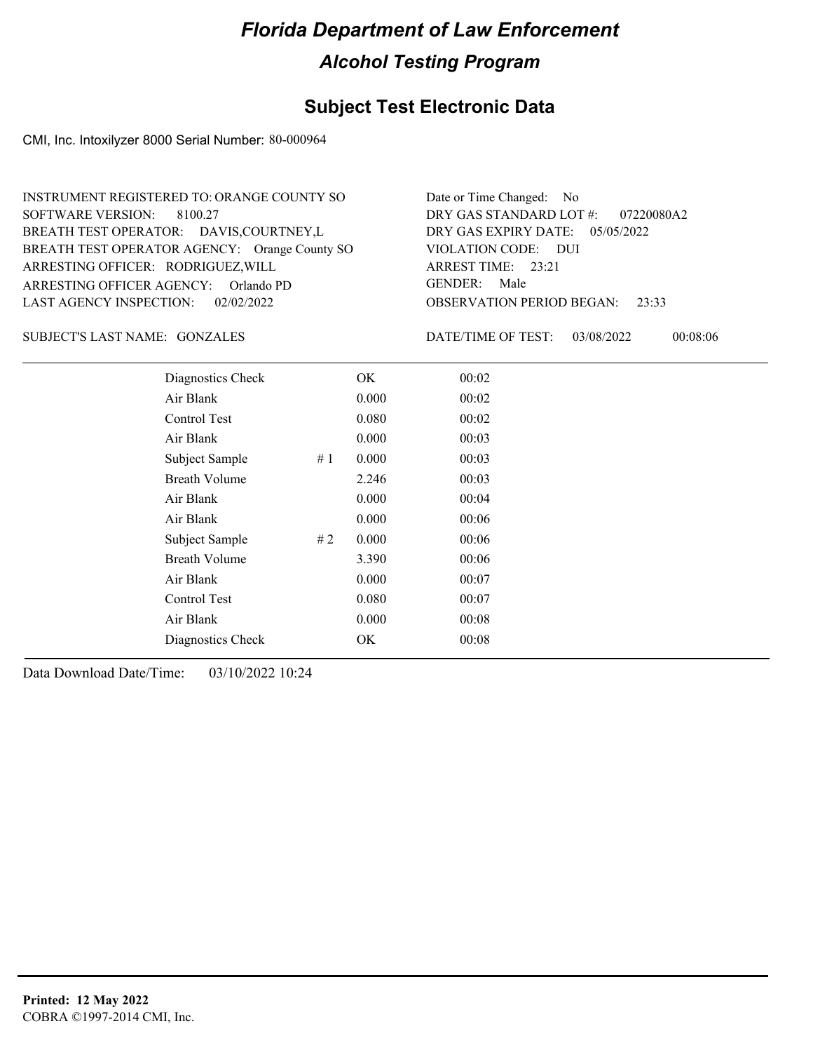# Florida Department of Law Enforcement

## Alcohol Testing Program

### Subject Test Electronic Data

CMI, Inc. Intoxilyzer 8000 Serial Number: 80-000964

INSTRUMENT REGISTERED TO: ORANGE COUNTY SO
SOFTWARE VERSION: 8100.27
BREATH TEST OPERATOR: DAVIS,COURTNEY,L
BREATH TEST OPERATOR AGENCY: Orange County SO
ARRESTING OFFICER: RODRIGUEZ,WILL
ARRESTING OFFICER AGENCY: Orlando PD
LAST AGENCY INSPECTION: 02/02/2022

Date or Time Changed: No
DRY GAS STANDARD LOT #: 07220080A2
DRY GAS EXPIRY DATE: 05/05/2022
VIOLATION CODE: DUI
ARREST TIME: 23:21
GENDER: Male
OBSERVATION PERIOD BEGAN: 23:33

SUBJECT'S LAST NAME: GONZALES

DATE/TIME OF TEST: 03/08/2022 00:08:06

| Test | # | Result | Time |
|---|---|---|---|
| Diagnostics Check | | OK | 00:02 |
| Air Blank | | 0.000 | 00:02 |
| Control Test | | 0.080 | 00:02 |
| Air Blank | | 0.000 | 00:03 |
| Subject Sample | # 1 | 0.000 | 00:03 |
| Breath Volume | | 2.246 | 00:03 |
| Air Blank | | 0.000 | 00:04 |
| Air Blank | | 0.000 | 00:06 |
| Subject Sample | # 2 | 0.000 | 00:06 |
| Breath Volume | | 3.390 | 00:06 |
| Air Blank | | 0.000 | 00:07 |
| Control Test | | 0.080 | 00:07 |
| Air Blank | | 0.000 | 00:08 |
| Diagnostics Check | | OK | 00:08 |

Data Download Date/Time: 03/10/2022 10:24

**Printed: 12 May 2022**
COBRA ©1997-2014 CMI, Inc.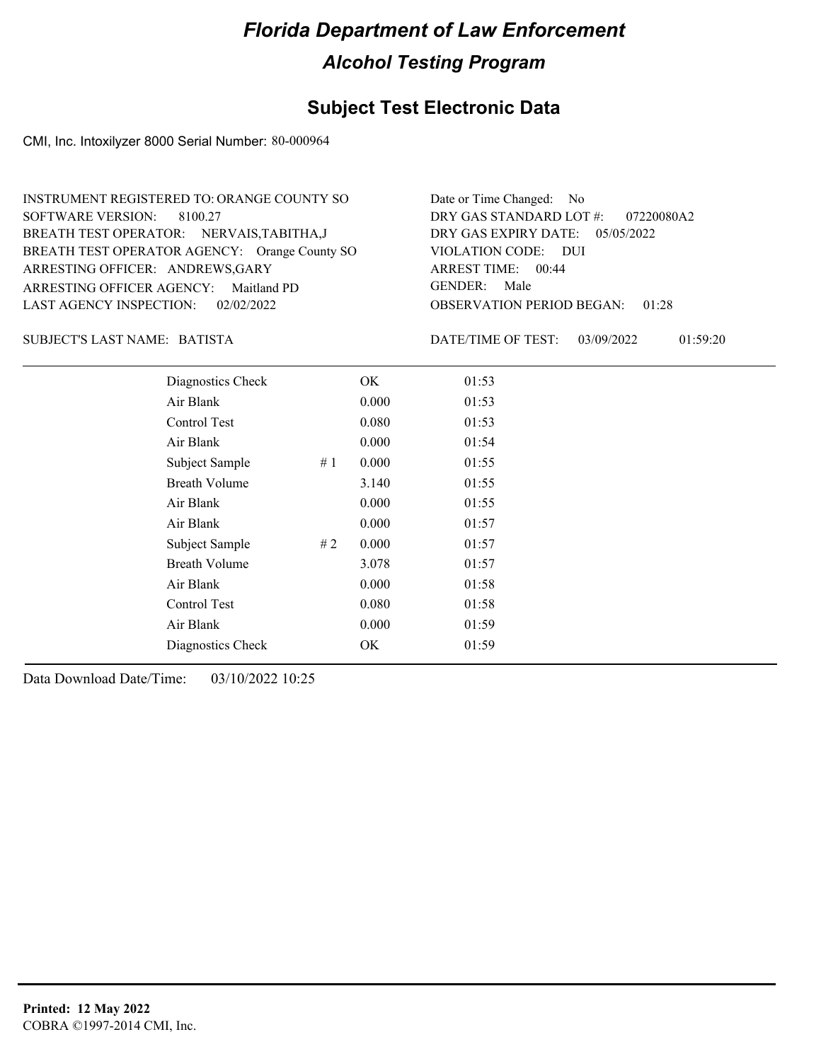# Florida Department of Law Enforcement

## Alcohol Testing Program

### Subject Test Electronic Data

CMI, Inc. Intoxilyzer 8000 Serial Number: 80-000964

INSTRUMENT REGISTERED TO: ORANGE COUNTY SO
SOFTWARE VERSION: 8100.27
BREATH TEST OPERATOR: NERVAIS,TABITHA,J
BREATH TEST OPERATOR AGENCY: Orange County SO
ARRESTING OFFICER: ANDREWS,GARY
ARRESTING OFFICER AGENCY: Maitland PD
LAST AGENCY INSPECTION: 02/02/2022

Date or Time Changed: No
DRY GAS STANDARD LOT #: 07220080A2
DRY GAS EXPIRY DATE: 05/05/2022
VIOLATION CODE: DUI
ARREST TIME: 00:44
GENDER: Male
OBSERVATION PERIOD BEGAN: 01:28

SUBJECT'S LAST NAME: BATISTA

DATE/TIME OF TEST: 03/09/2022 01:59:20

| | | | |
|---|---|---|---|
| Diagnostics Check | | OK | 01:53 |
| Air Blank | | 0.000 | 01:53 |
| Control Test | | 0.080 | 01:53 |
| Air Blank | | 0.000 | 01:54 |
| Subject Sample | # 1 | 0.000 | 01:55 |
| Breath Volume | | 3.140 | 01:55 |
| Air Blank | | 0.000 | 01:55 |
| Air Blank | | 0.000 | 01:57 |
| Subject Sample | # 2 | 0.000 | 01:57 |
| Breath Volume | | 3.078 | 01:57 |
| Air Blank | | 0.000 | 01:58 |
| Control Test | | 0.080 | 01:58 |
| Air Blank | | 0.000 | 01:59 |
| Diagnostics Check | | OK | 01:59 |

Data Download Date/Time: 03/10/2022 10:25

**Printed: 12 May 2022**
COBRA ©1997-2014 CMI, Inc.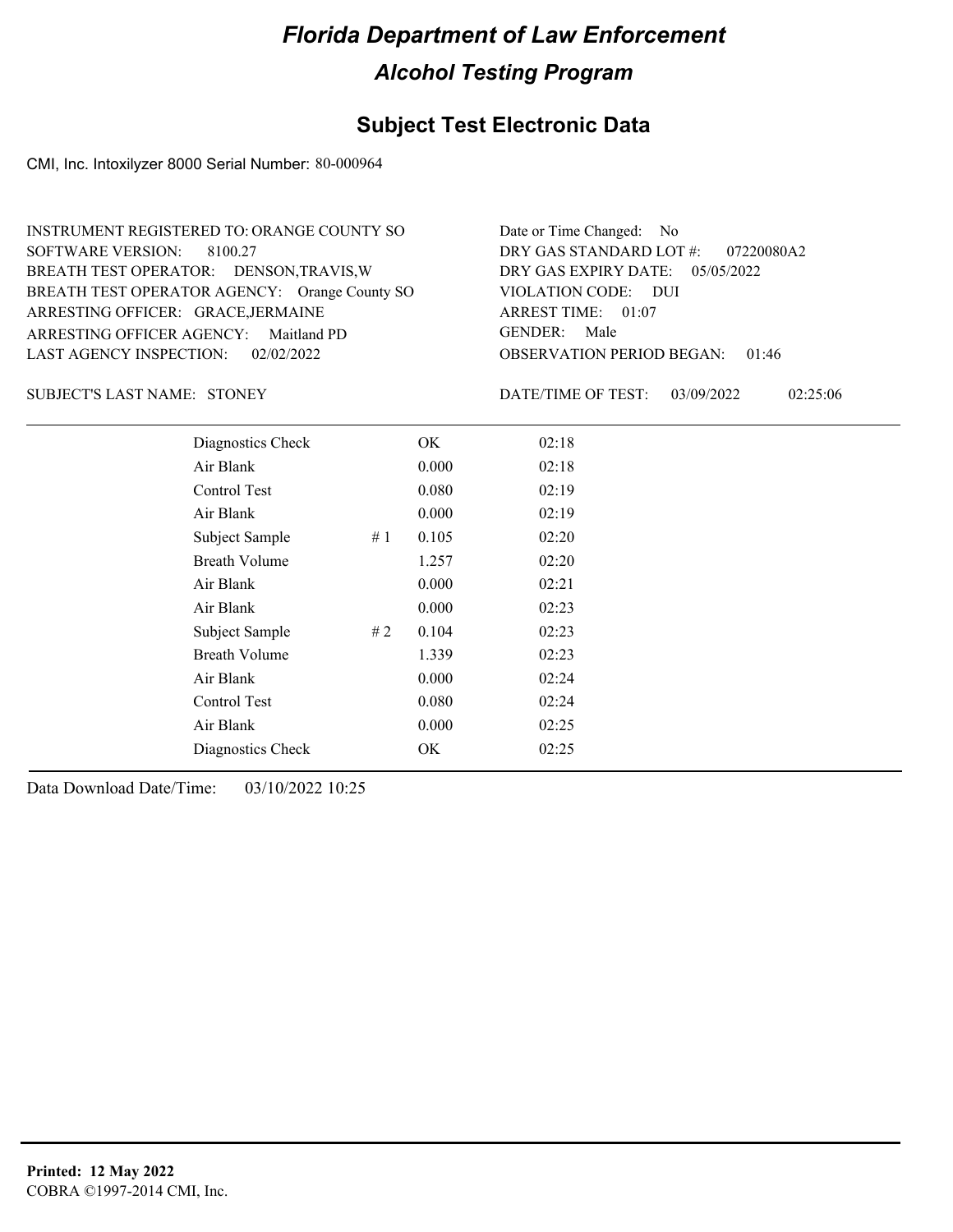# Florida Department of Law Enforcement

## Alcohol Testing Program

### Subject Test Electronic Data

CMI, Inc. Intoxilyzer 8000 Serial Number: 80-000964

INSTRUMENT REGISTERED TO: ORANGE COUNTY SO
SOFTWARE VERSION: 8100.27
BREATH TEST OPERATOR: DENSON,TRAVIS,W
BREATH TEST OPERATOR AGENCY: Orange County SO
ARRESTING OFFICER: GRACE,JERMAINE
ARRESTING OFFICER AGENCY: Maitland PD
LAST AGENCY INSPECTION: 02/02/2022

Date or Time Changed: No
DRY GAS STANDARD LOT #: 07220080A2
DRY GAS EXPIRY DATE: 05/05/2022
VIOLATION CODE: DUI
ARREST TIME: 01:07
GENDER: Male
OBSERVATION PERIOD BEGAN: 01:46

SUBJECT'S LAST NAME: STONEY

DATE/TIME OF TEST: 03/09/2022 02:25:06

| Test | # | Result | Time |
|---|---|---|---|
| Diagnostics Check | | OK | 02:18 |
| Air Blank | | 0.000 | 02:18 |
| Control Test | | 0.080 | 02:19 |
| Air Blank | | 0.000 | 02:19 |
| Subject Sample | # 1 | 0.105 | 02:20 |
| Breath Volume | | 1.257 | 02:20 |
| Air Blank | | 0.000 | 02:21 |
| Air Blank | | 0.000 | 02:23 |
| Subject Sample | # 2 | 0.104 | 02:23 |
| Breath Volume | | 1.339 | 02:23 |
| Air Blank | | 0.000 | 02:24 |
| Control Test | | 0.080 | 02:24 |
| Air Blank | | 0.000 | 02:25 |
| Diagnostics Check | | OK | 02:25 |

Data Download Date/Time: 03/10/2022 10:25

**Printed: 12 May 2022**
COBRA ©1997-2014 CMI, Inc.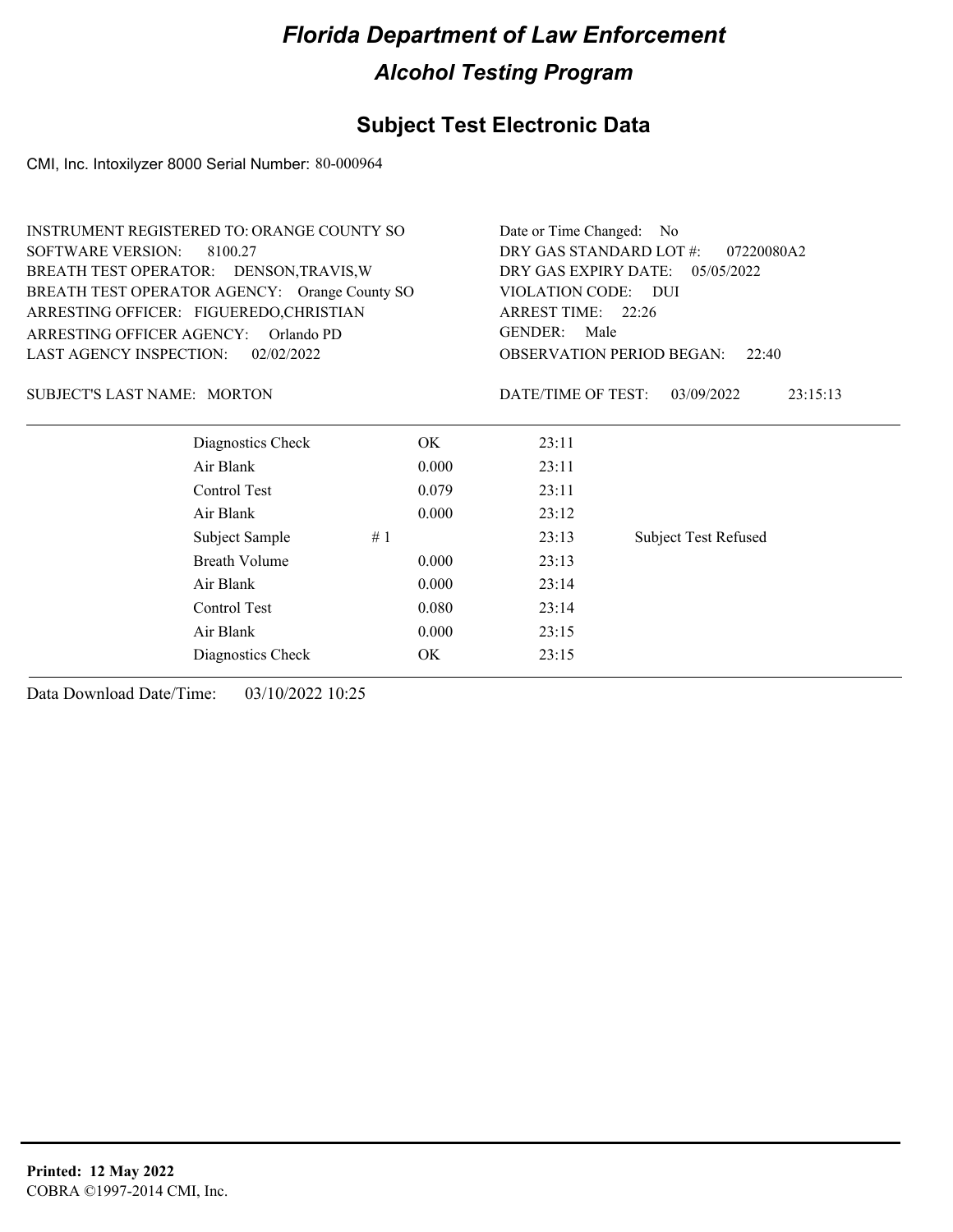# Florida Department of Law Enforcement

## Alcohol Testing Program

### Subject Test Electronic Data

CMI, Inc. Intoxilyzer 8000 Serial Number: 80-000964

INSTRUMENT REGISTERED TO: ORANGE COUNTY SO
SOFTWARE VERSION: 8100.27
BREATH TEST OPERATOR: DENSON,TRAVIS,W
BREATH TEST OPERATOR AGENCY: Orange County SO
ARRESTING OFFICER: FIGUEREDO,CHRISTIAN
ARRESTING OFFICER AGENCY: Orlando PD
LAST AGENCY INSPECTION: 02/02/2022

Date or Time Changed: No
DRY GAS STANDARD LOT #: 07220080A2
DRY GAS EXPIRY DATE: 05/05/2022
VIOLATION CODE: DUI
ARREST TIME: 22:26
GENDER: Male
OBSERVATION PERIOD BEGAN: 22:40

SUBJECT'S LAST NAME: MORTON

DATE/TIME OF TEST: 03/09/2022 23:15:13

| | | | |
|---|---|---|---|
| Diagnostics Check | OK | 23:11 | |
| Air Blank | 0.000 | 23:11 | |
| Control Test | 0.079 | 23:11 | |
| Air Blank | 0.000 | 23:12 | |
| Subject Sample # 1 | | 23:13 | Subject Test Refused |
| Breath Volume | 0.000 | 23:13 | |
| Air Blank | 0.000 | 23:14 | |
| Control Test | 0.080 | 23:14 | |
| Air Blank | 0.000 | 23:15 | |
| Diagnostics Check | OK | 23:15 | |

Data Download Date/Time: 03/10/2022 10:25

**Printed: 12 May 2022**
COBRA ©1997-2014 CMI, Inc.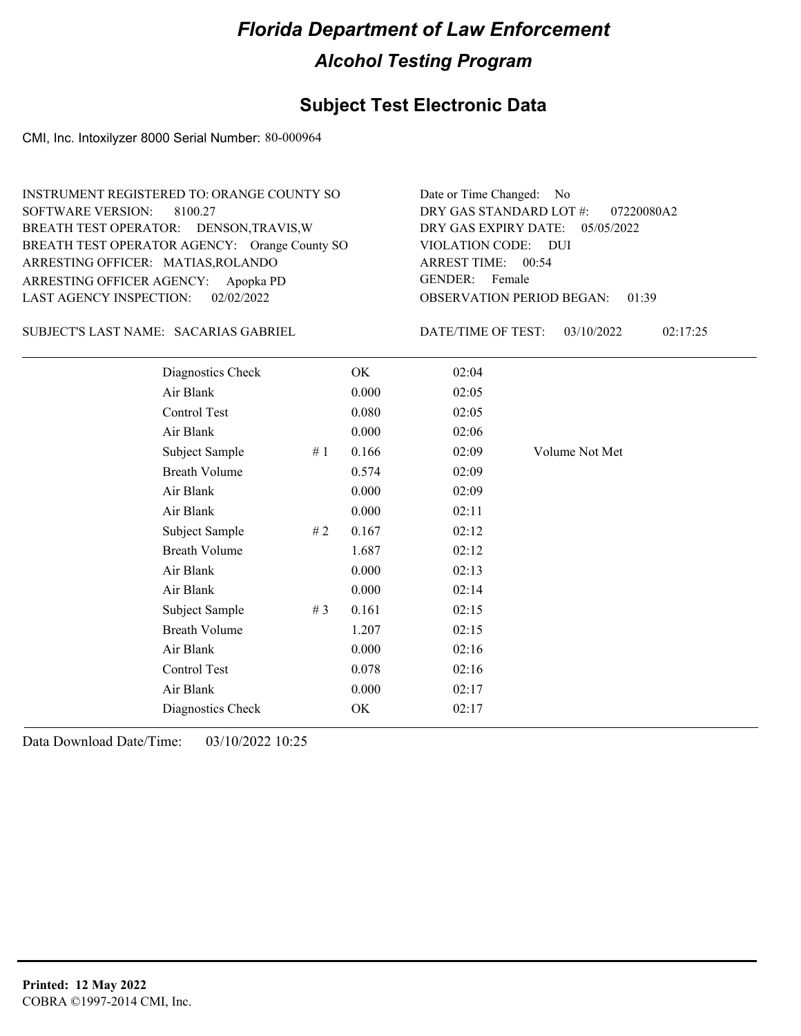# Florida Department of Law Enforcement

## Alcohol Testing Program

### Subject Test Electronic Data

CMI, Inc. Intoxilyzer 8000 Serial Number: 80-000964

INSTRUMENT REGISTERED TO: ORANGE COUNTY SO
SOFTWARE VERSION: 8100.27
BREATH TEST OPERATOR: DENSON,TRAVIS,W
BREATH TEST OPERATOR AGENCY: Orange County SO
ARRESTING OFFICER: MATIAS,ROLANDO
ARRESTING OFFICER AGENCY: Apopka PD
LAST AGENCY INSPECTION: 02/02/2022

Date or Time Changed: No
DRY GAS STANDARD LOT #: 07220080A2
DRY GAS EXPIRY DATE: 05/05/2022
VIOLATION CODE: DUI
ARREST TIME: 00:54
GENDER: Female
OBSERVATION PERIOD BEGAN: 01:39

SUBJECT'S LAST NAME: SACARIAS GABRIEL

DATE/TIME OF TEST: 03/10/2022 02:17:25

| | | | | |
|---|---|---|---|---|
| Diagnostics Check | | OK | 02:04 | |
| Air Blank | | 0.000 | 02:05 | |
| Control Test | | 0.080 | 02:05 | |
| Air Blank | | 0.000 | 02:06 | |
| Subject Sample | # 1 | 0.166 | 02:09 | Volume Not Met |
| Breath Volume | | 0.574 | 02:09 | |
| Air Blank | | 0.000 | 02:09 | |
| Air Blank | | 0.000 | 02:11 | |
| Subject Sample | # 2 | 0.167 | 02:12 | |
| Breath Volume | | 1.687 | 02:12 | |
| Air Blank | | 0.000 | 02:13 | |
| Air Blank | | 0.000 | 02:14 | |
| Subject Sample | # 3 | 0.161 | 02:15 | |
| Breath Volume | | 1.207 | 02:15 | |
| Air Blank | | 0.000 | 02:16 | |
| Control Test | | 0.078 | 02:16 | |
| Air Blank | | 0.000 | 02:17 | |
| Diagnostics Check | | OK | 02:17 | |

Data Download Date/Time: 03/10/2022 10:25

**Printed: 12 May 2022**
COBRA ©1997-2014 CMI, Inc.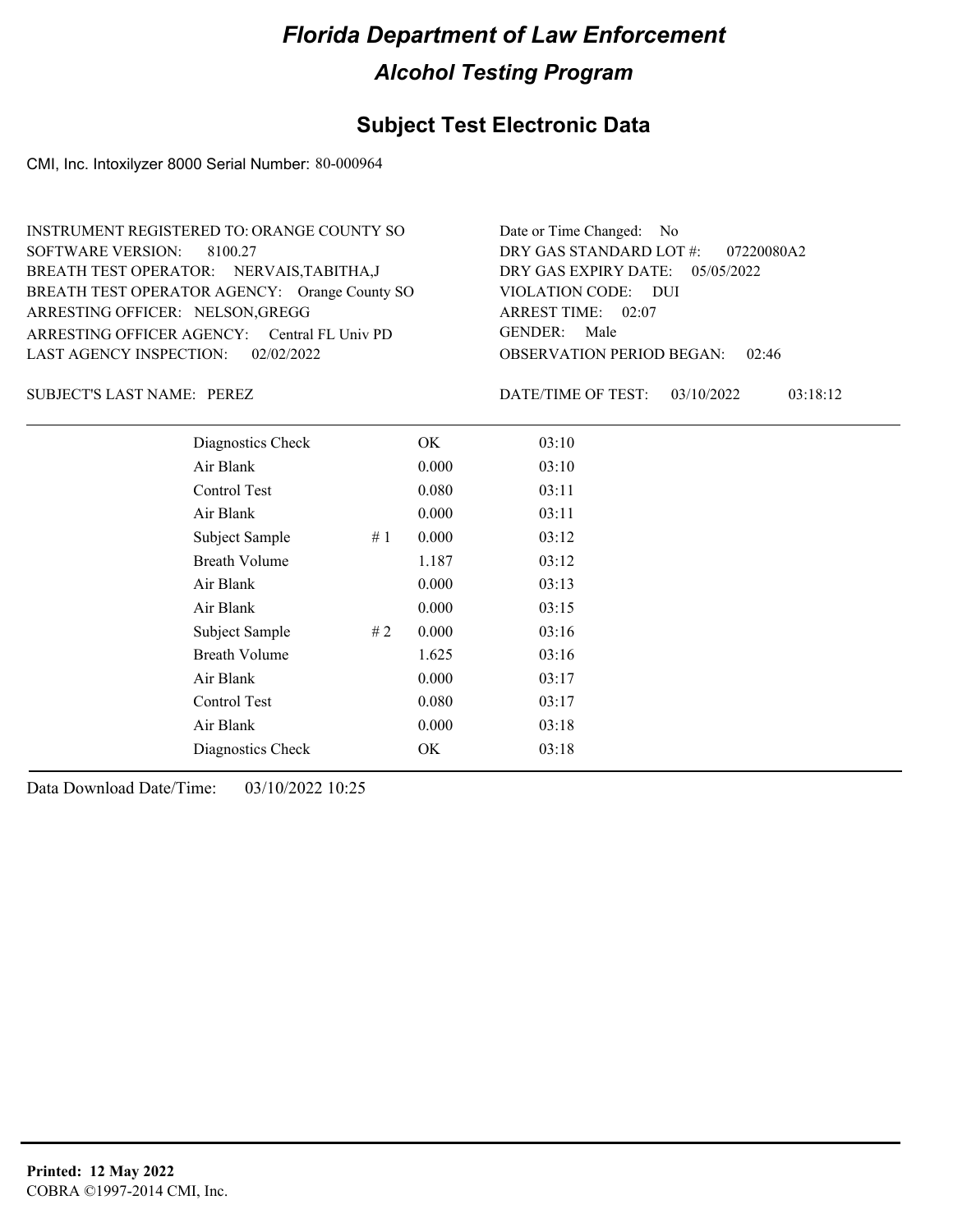# Florida Department of Law Enforcement

## Alcohol Testing Program

## Subject Test Electronic Data

CMI, Inc. Intoxilyzer 8000 Serial Number: 80-000964

INSTRUMENT REGISTERED TO: ORANGE COUNTY SO
SOFTWARE VERSION: 8100.27
BREATH TEST OPERATOR: NERVAIS,TABITHA,J
BREATH TEST OPERATOR AGENCY: Orange County SO
ARRESTING OFFICER: NELSON,GREGG
ARRESTING OFFICER AGENCY: Central FL Univ PD
LAST AGENCY INSPECTION: 02/02/2022

Date or Time Changed: No
DRY GAS STANDARD LOT #: 07220080A2
DRY GAS EXPIRY DATE: 05/05/2022
VIOLATION CODE: DUI
ARREST TIME: 02:07
GENDER: Male
OBSERVATION PERIOD BEGAN: 02:46

SUBJECT'S LAST NAME: PEREZ

DATE/TIME OF TEST: 03/10/2022 03:18:12

| | | | |
|---|---|---|---|
| Diagnostics Check | | OK | 03:10 |
| Air Blank | | 0.000 | 03:10 |
| Control Test | | 0.080 | 03:11 |
| Air Blank | | 0.000 | 03:11 |
| Subject Sample | # 1 | 0.000 | 03:12 |
| Breath Volume | | 1.187 | 03:12 |
| Air Blank | | 0.000 | 03:13 |
| Air Blank | | 0.000 | 03:15 |
| Subject Sample | # 2 | 0.000 | 03:16 |
| Breath Volume | | 1.625 | 03:16 |
| Air Blank | | 0.000 | 03:17 |
| Control Test | | 0.080 | 03:17 |
| Air Blank | | 0.000 | 03:18 |
| Diagnostics Check | | OK | 03:18 |

Data Download Date/Time: 03/10/2022 10:25

**Printed: 12 May 2022**
COBRA ©1997-2014 CMI, Inc.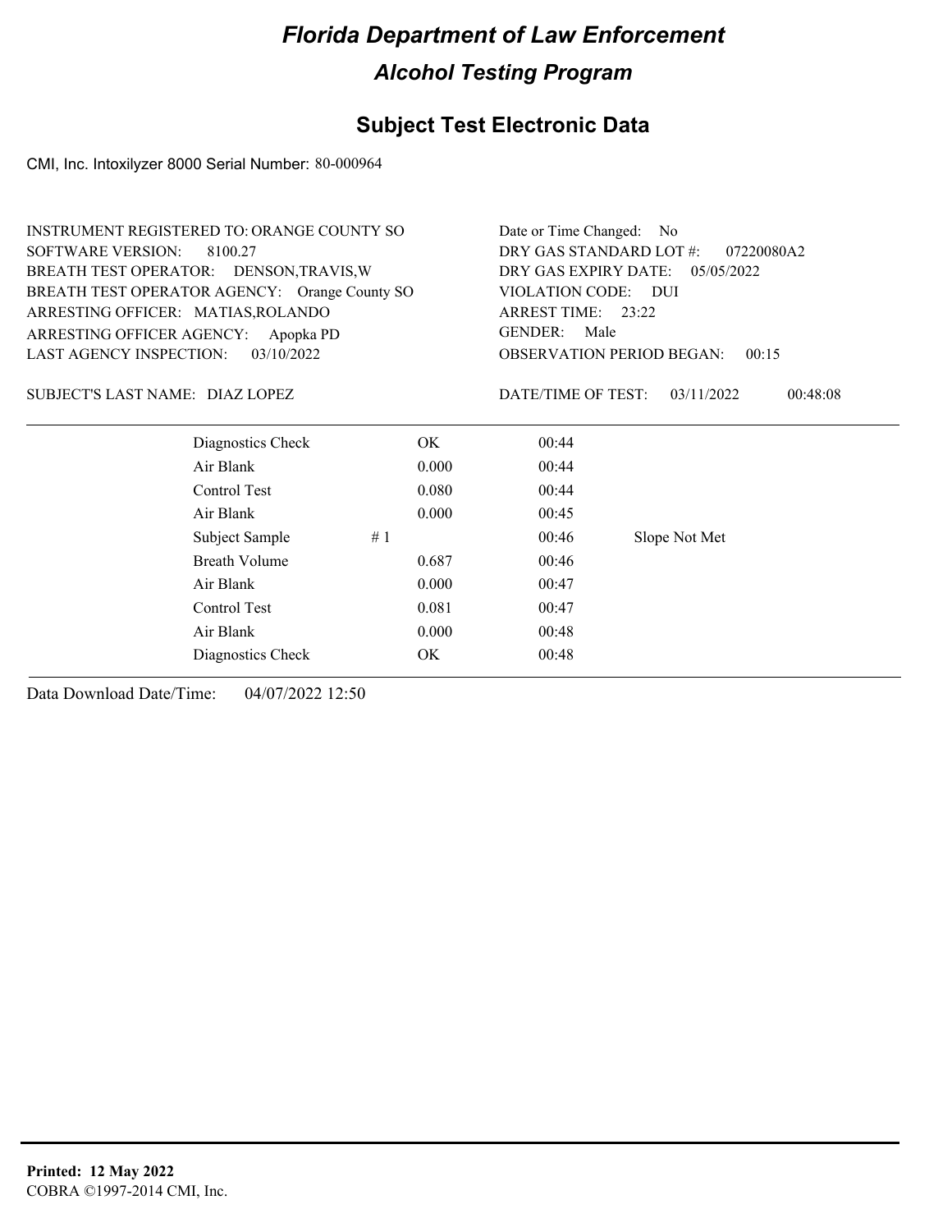# Florida Department of Law Enforcement

## Alcohol Testing Program

## Subject Test Electronic Data

CMI, Inc. Intoxilyzer 8000 Serial Number: 80-000964

INSTRUMENT REGISTERED TO: ORANGE COUNTY SO
SOFTWARE VERSION: 8100.27
BREATH TEST OPERATOR: DENSON,TRAVIS,W
BREATH TEST OPERATOR AGENCY: Orange County SO
ARRESTING OFFICER: MATIAS,ROLANDO
ARRESTING OFFICER AGENCY: Apopka PD
LAST AGENCY INSPECTION: 03/10/2022

Date or Time Changed: No
DRY GAS STANDARD LOT #: 07220080A2
DRY GAS EXPIRY DATE: 05/05/2022
VIOLATION CODE: DUI
ARREST TIME: 23:22
GENDER: Male
OBSERVATION PERIOD BEGAN: 00:15

SUBJECT'S LAST NAME: DIAZ LOPEZ

DATE/TIME OF TEST: 03/11/2022 00:48:08

| | | | |
|---|---|---|---|
| Diagnostics Check | OK | 00:44 | |
| Air Blank | 0.000 | 00:44 | |
| Control Test | 0.080 | 00:44 | |
| Air Blank | 0.000 | 00:45 | |
| Subject Sample # 1 | | 00:46 | Slope Not Met |
| Breath Volume | 0.687 | 00:46 | |
| Air Blank | 0.000 | 00:47 | |
| Control Test | 0.081 | 00:47 | |
| Air Blank | 0.000 | 00:48 | |
| Diagnostics Check | OK | 00:48 | |

Data Download Date/Time: 04/07/2022 12:50

**Printed: 12 May 2022**
COBRA ©1997-2014 CMI, Inc.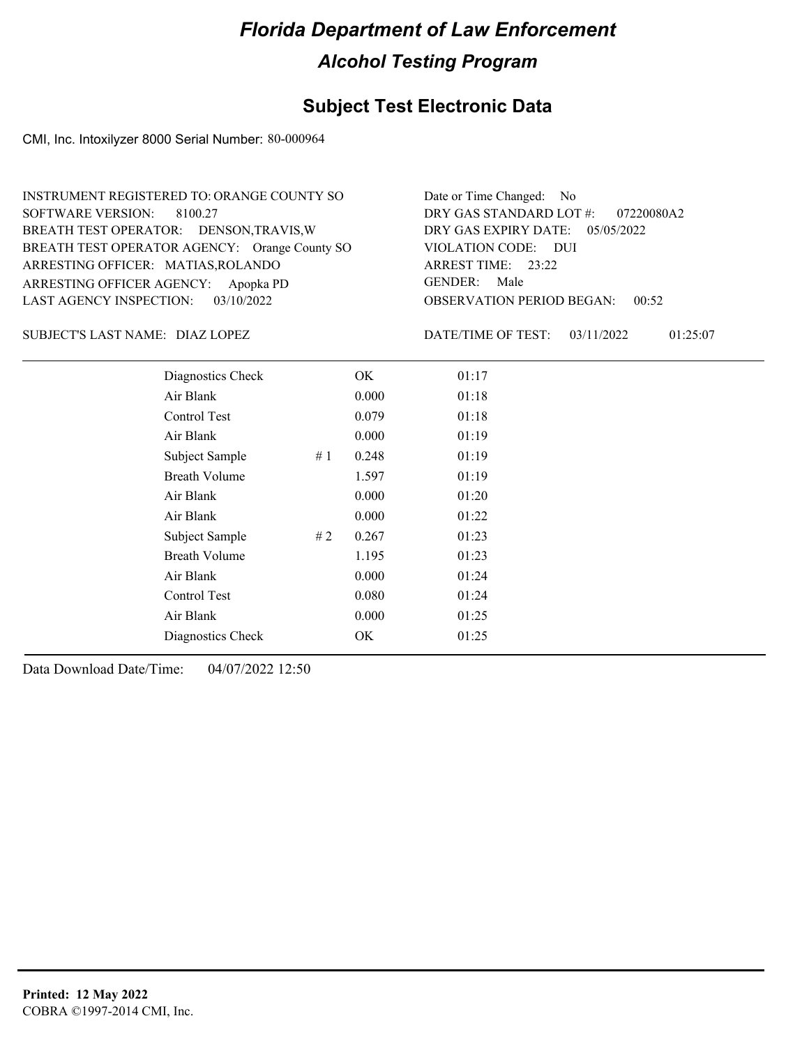# Florida Department of Law Enforcement

## Alcohol Testing Program

### Subject Test Electronic Data

CMI, Inc. Intoxilyzer 8000 Serial Number: 80-000964

INSTRUMENT REGISTERED TO: ORANGE COUNTY SO
SOFTWARE VERSION: 8100.27
BREATH TEST OPERATOR: DENSON,TRAVIS,W
BREATH TEST OPERATOR AGENCY: Orange County SO
ARRESTING OFFICER: MATIAS,ROLANDO
ARRESTING OFFICER AGENCY: Apopka PD
LAST AGENCY INSPECTION: 03/10/2022

Date or Time Changed: No
DRY GAS STANDARD LOT #: 07220080A2
DRY GAS EXPIRY DATE: 05/05/2022
VIOLATION CODE: DUI
ARREST TIME: 23:22
GENDER: Male
OBSERVATION PERIOD BEGAN: 00:52

SUBJECT'S LAST NAME: DIAZ LOPEZ

DATE/TIME OF TEST: 03/11/2022 01:25:07

| | | | |
|---|---|---|---|
| Diagnostics Check | | OK | 01:17 |
| Air Blank | | 0.000 | 01:18 |
| Control Test | | 0.079 | 01:18 |
| Air Blank | | 0.000 | 01:19 |
| Subject Sample | # 1 | 0.248 | 01:19 |
| Breath Volume | | 1.597 | 01:19 |
| Air Blank | | 0.000 | 01:20 |
| Air Blank | | 0.000 | 01:22 |
| Subject Sample | # 2 | 0.267 | 01:23 |
| Breath Volume | | 1.195 | 01:23 |
| Air Blank | | 0.000 | 01:24 |
| Control Test | | 0.080 | 01:24 |
| Air Blank | | 0.000 | 01:25 |
| Diagnostics Check | | OK | 01:25 |

Data Download Date/Time: 04/07/2022 12:50

**Printed: 12 May 2022**
COBRA ©1997-2014 CMI, Inc.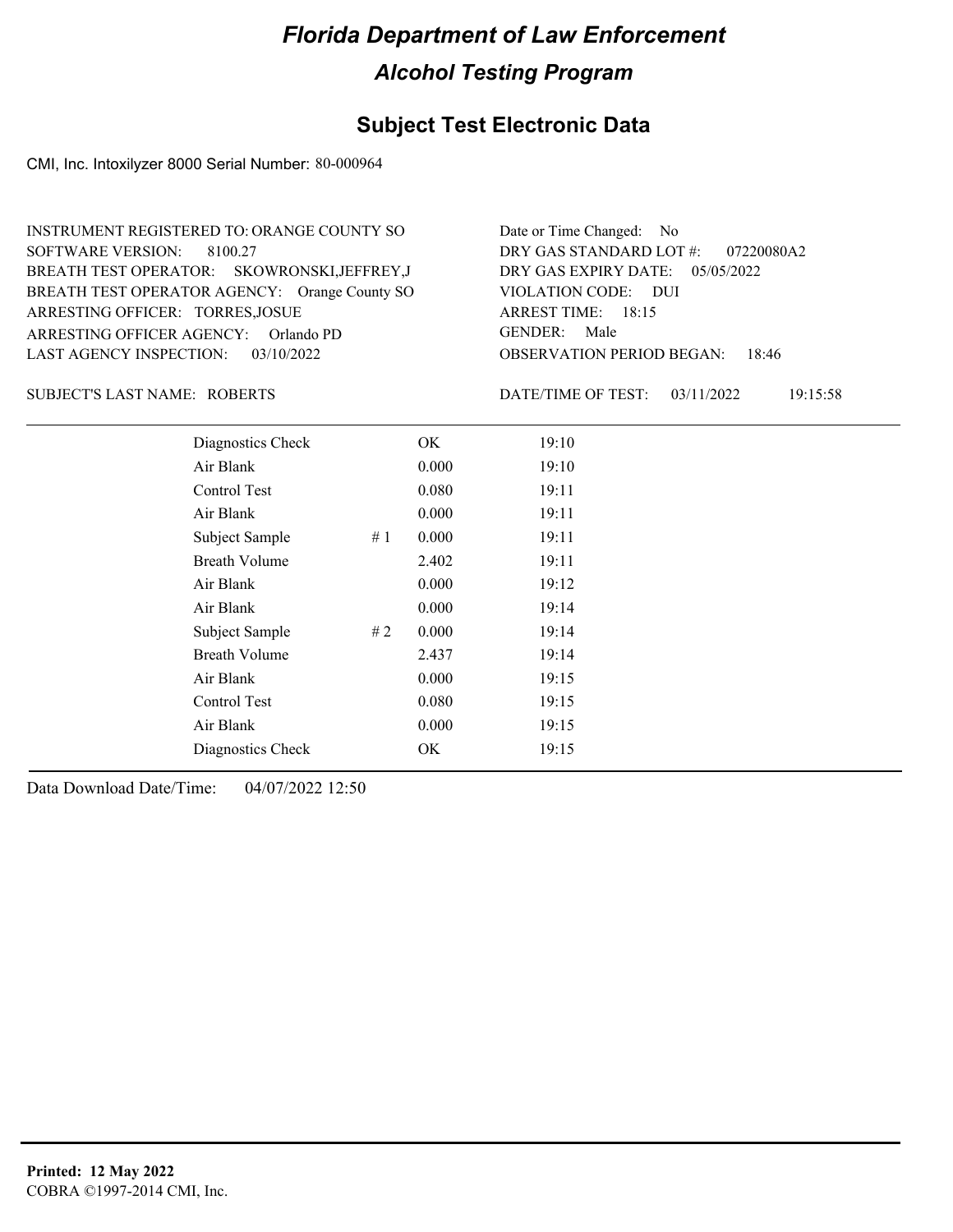# Florida Department of Law Enforcement

## Alcohol Testing Program

### Subject Test Electronic Data

CMI, Inc. Intoxilyzer 8000 Serial Number: 80-000964

INSTRUMENT REGISTERED TO: ORANGE COUNTY SO
SOFTWARE VERSION: 8100.27
BREATH TEST OPERATOR: SKOWRONSKI,JEFFREY,J
BREATH TEST OPERATOR AGENCY: Orange County SO
ARRESTING OFFICER: TORRES,JOSUE
ARRESTING OFFICER AGENCY: Orlando PD
LAST AGENCY INSPECTION: 03/10/2022

Date or Time Changed: No
DRY GAS STANDARD LOT #: 07220080A2
DRY GAS EXPIRY DATE: 05/05/2022
VIOLATION CODE: DUI
ARREST TIME: 18:15
GENDER: Male
OBSERVATION PERIOD BEGAN: 18:46

SUBJECT'S LAST NAME: ROBERTS

DATE/TIME OF TEST: 03/11/2022 19:15:58

| | | | |
|---|---|---|---|
| Diagnostics Check | | OK | 19:10 |
| Air Blank | | 0.000 | 19:10 |
| Control Test | | 0.080 | 19:11 |
| Air Blank | | 0.000 | 19:11 |
| Subject Sample | # 1 | 0.000 | 19:11 |
| Breath Volume | | 2.402 | 19:11 |
| Air Blank | | 0.000 | 19:12 |
| Air Blank | | 0.000 | 19:14 |
| Subject Sample | # 2 | 0.000 | 19:14 |
| Breath Volume | | 2.437 | 19:14 |
| Air Blank | | 0.000 | 19:15 |
| Control Test | | 0.080 | 19:15 |
| Air Blank | | 0.000 | 19:15 |
| Diagnostics Check | | OK | 19:15 |

Data Download Date/Time: 04/07/2022 12:50

**Printed: 12 May 2022**
COBRA ©1997-2014 CMI, Inc.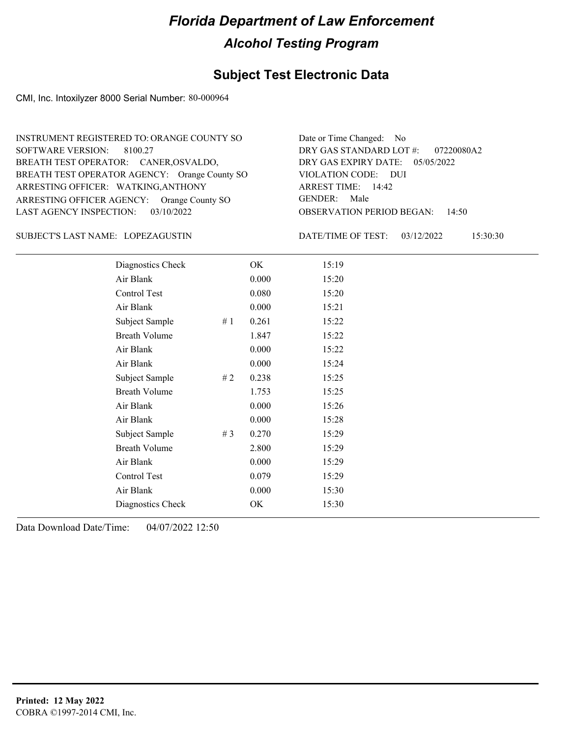# Florida Department of Law Enforcement

## Alcohol Testing Program

### Subject Test Electronic Data

CMI, Inc. Intoxilyzer 8000 Serial Number: 80-000964

INSTRUMENT REGISTERED TO: ORANGE COUNTY SO
SOFTWARE VERSION: 8100.27
BREATH TEST OPERATOR: CANER,OSVALDO,
BREATH TEST OPERATOR AGENCY: Orange County SO
ARRESTING OFFICER: WATKING,ANTHONY
ARRESTING OFFICER AGENCY: Orange County SO
LAST AGENCY INSPECTION: 03/10/2022

Date or Time Changed: No
DRY GAS STANDARD LOT #: 07220080A2
DRY GAS EXPIRY DATE: 05/05/2022
VIOLATION CODE: DUI
ARREST TIME: 14:42
GENDER: Male
OBSERVATION PERIOD BEGAN: 14:50

SUBJECT'S LAST NAME: LOPEZAGUSTIN

DATE/TIME OF TEST: 03/12/2022 15:30:30

| Test | # | Result | Time |
|---|---|---|---|
| Diagnostics Check | | OK | 15:19 |
| Air Blank | | 0.000 | 15:20 |
| Control Test | | 0.080 | 15:20 |
| Air Blank | | 0.000 | 15:21 |
| Subject Sample | # 1 | 0.261 | 15:22 |
| Breath Volume | | 1.847 | 15:22 |
| Air Blank | | 0.000 | 15:22 |
| Air Blank | | 0.000 | 15:24 |
| Subject Sample | # 2 | 0.238 | 15:25 |
| Breath Volume | | 1.753 | 15:25 |
| Air Blank | | 0.000 | 15:26 |
| Air Blank | | 0.000 | 15:28 |
| Subject Sample | # 3 | 0.270 | 15:29 |
| Breath Volume | | 2.800 | 15:29 |
| Air Blank | | 0.000 | 15:29 |
| Control Test | | 0.079 | 15:29 |
| Air Blank | | 0.000 | 15:30 |
| Diagnostics Check | | OK | 15:30 |

Data Download Date/Time: 04/07/2022 12:50

**Printed: 12 May 2022**
COBRA ©1997-2014 CMI, Inc.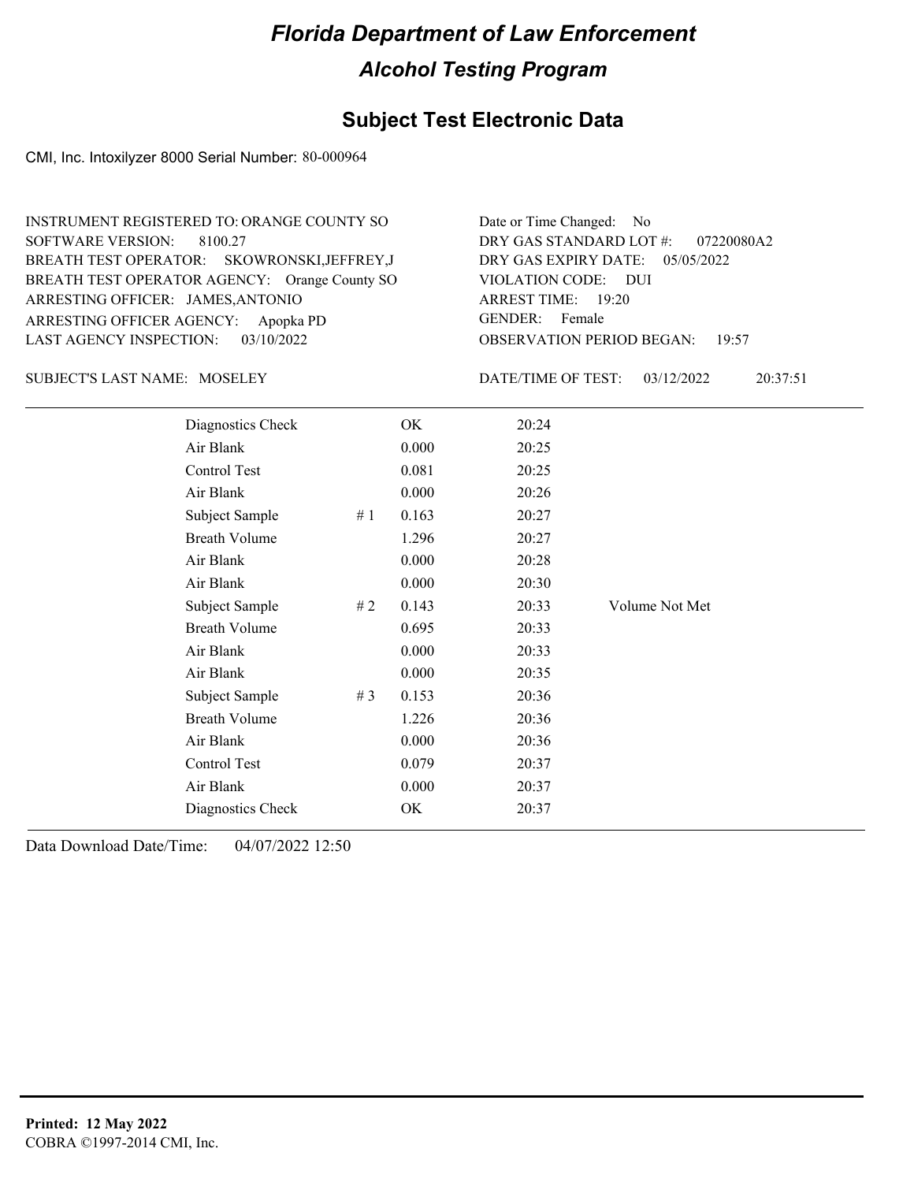# Florida Department of Law Enforcement

## Alcohol Testing Program

### Subject Test Electronic Data

CMI, Inc. Intoxilyzer 8000 Serial Number: 80-000964

INSTRUMENT REGISTERED TO: ORANGE COUNTY SO
SOFTWARE VERSION: 8100.27
BREATH TEST OPERATOR: SKOWRONSKI,JEFFREY,J
BREATH TEST OPERATOR AGENCY: Orange County SO
ARRESTING OFFICER: JAMES,ANTONIO
ARRESTING OFFICER AGENCY: Apopka PD
LAST AGENCY INSPECTION: 03/10/2022

Date or Time Changed: No
DRY GAS STANDARD LOT #: 07220080A2
DRY GAS EXPIRY DATE: 05/05/2022
VIOLATION CODE: DUI
ARREST TIME: 19:20
GENDER: Female
OBSERVATION PERIOD BEGAN: 19:57

SUBJECT'S LAST NAME: MOSELEY

DATE/TIME OF TEST: 03/12/2022 20:37:51

| Test | # | Result | Time | Note |
|---|---|---|---|---|
| Diagnostics Check | | OK | 20:24 | |
| Air Blank | | 0.000 | 20:25 | |
| Control Test | | 0.081 | 20:25 | |
| Air Blank | | 0.000 | 20:26 | |
| Subject Sample | # 1 | 0.163 | 20:27 | |
| Breath Volume | | 1.296 | 20:27 | |
| Air Blank | | 0.000 | 20:28 | |
| Air Blank | | 0.000 | 20:30 | |
| Subject Sample | # 2 | 0.143 | 20:33 | Volume Not Met |
| Breath Volume | | 0.695 | 20:33 | |
| Air Blank | | 0.000 | 20:33 | |
| Air Blank | | 0.000 | 20:35 | |
| Subject Sample | # 3 | 0.153 | 20:36 | |
| Breath Volume | | 1.226 | 20:36 | |
| Air Blank | | 0.000 | 20:36 | |
| Control Test | | 0.079 | 20:37 | |
| Air Blank | | 0.000 | 20:37 | |
| Diagnostics Check | | OK | 20:37 | |

Data Download Date/Time: 04/07/2022 12:50

**Printed: 12 May 2022**
COBRA ©1997-2014 CMI, Inc.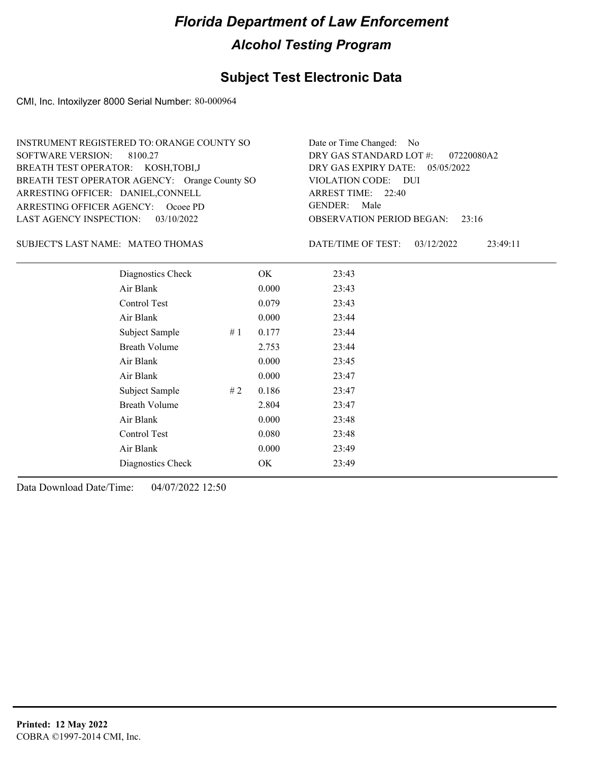# Florida Department of Law Enforcement

## Alcohol Testing Program

### Subject Test Electronic Data

CMI, Inc. Intoxilyzer 8000 Serial Number: 80-000964

INSTRUMENT REGISTERED TO: ORANGE COUNTY SO
SOFTWARE VERSION: 8100.27
BREATH TEST OPERATOR: KOSH,TOBI,J
BREATH TEST OPERATOR AGENCY: Orange County SO
ARRESTING OFFICER: DANIEL,CONNELL
ARRESTING OFFICER AGENCY: Ocoee PD
LAST AGENCY INSPECTION: 03/10/2022

Date or Time Changed: No
DRY GAS STANDARD LOT #: 07220080A2
DRY GAS EXPIRY DATE: 05/05/2022
VIOLATION CODE: DUI
ARREST TIME: 22:40
GENDER: Male
OBSERVATION PERIOD BEGAN: 23:16

SUBJECT'S LAST NAME: MATEO THOMAS

DATE/TIME OF TEST: 03/12/2022 23:49:11

| Test | # | Result | Time |
|---|---|---|---|
| Diagnostics Check | | OK | 23:43 |
| Air Blank | | 0.000 | 23:43 |
| Control Test | | 0.079 | 23:43 |
| Air Blank | | 0.000 | 23:44 |
| Subject Sample | # 1 | 0.177 | 23:44 |
| Breath Volume | | 2.753 | 23:44 |
| Air Blank | | 0.000 | 23:45 |
| Air Blank | | 0.000 | 23:47 |
| Subject Sample | # 2 | 0.186 | 23:47 |
| Breath Volume | | 2.804 | 23:47 |
| Air Blank | | 0.000 | 23:48 |
| Control Test | | 0.080 | 23:48 |
| Air Blank | | 0.000 | 23:49 |
| Diagnostics Check | | OK | 23:49 |

Data Download Date/Time: 04/07/2022 12:50

**Printed: 12 May 2022**
COBRA ©1997-2014 CMI, Inc.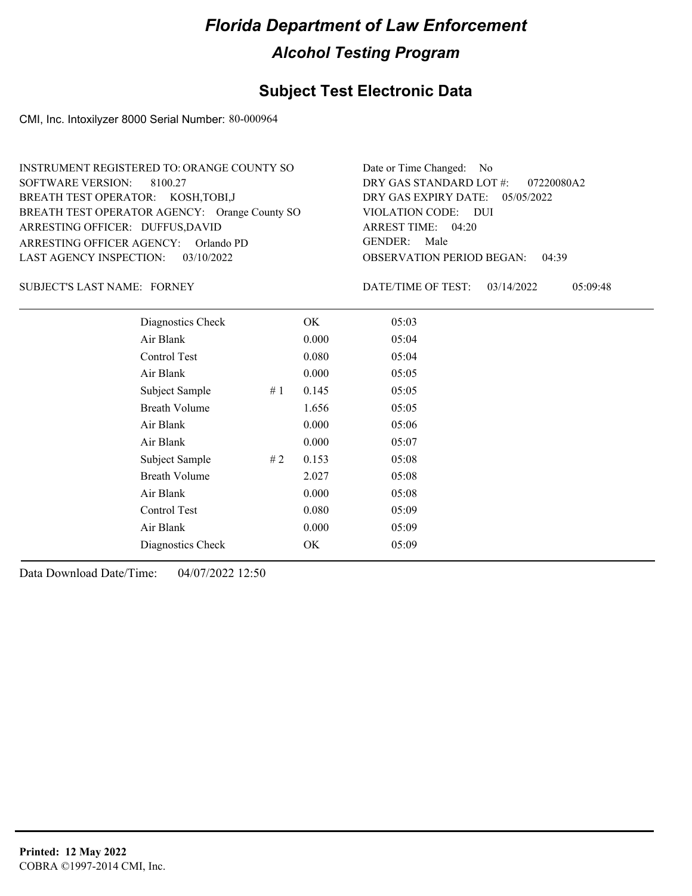# Florida Department of Law Enforcement

## Alcohol Testing Program

## Subject Test Electronic Data

CMI, Inc. Intoxilyzer 8000 Serial Number: 80-000964

INSTRUMENT REGISTERED TO: ORANGE COUNTY SO
SOFTWARE VERSION: 8100.27
BREATH TEST OPERATOR: KOSH,TOBI,J
BREATH TEST OPERATOR AGENCY: Orange County SO
ARRESTING OFFICER: DUFFUS,DAVID
ARRESTING OFFICER AGENCY: Orlando PD
LAST AGENCY INSPECTION: 03/10/2022

Date or Time Changed: No
DRY GAS STANDARD LOT #: 07220080A2
DRY GAS EXPIRY DATE: 05/05/2022
VIOLATION CODE: DUI
ARREST TIME: 04:20
GENDER: Male
OBSERVATION PERIOD BEGAN: 04:39

SUBJECT'S LAST NAME: FORNEY

DATE/TIME OF TEST: 03/14/2022 05:09:48

| | | | |
|---|---|---|---|
| Diagnostics Check | | OK | 05:03 |
| Air Blank | | 0.000 | 05:04 |
| Control Test | | 0.080 | 05:04 |
| Air Blank | | 0.000 | 05:05 |
| Subject Sample | # 1 | 0.145 | 05:05 |
| Breath Volume | | 1.656 | 05:05 |
| Air Blank | | 0.000 | 05:06 |
| Air Blank | | 0.000 | 05:07 |
| Subject Sample | # 2 | 0.153 | 05:08 |
| Breath Volume | | 2.027 | 05:08 |
| Air Blank | | 0.000 | 05:08 |
| Control Test | | 0.080 | 05:09 |
| Air Blank | | 0.000 | 05:09 |
| Diagnostics Check | | OK | 05:09 |

Data Download Date/Time: 04/07/2022 12:50

**Printed: 12 May 2022**
COBRA ©1997-2014 CMI, Inc.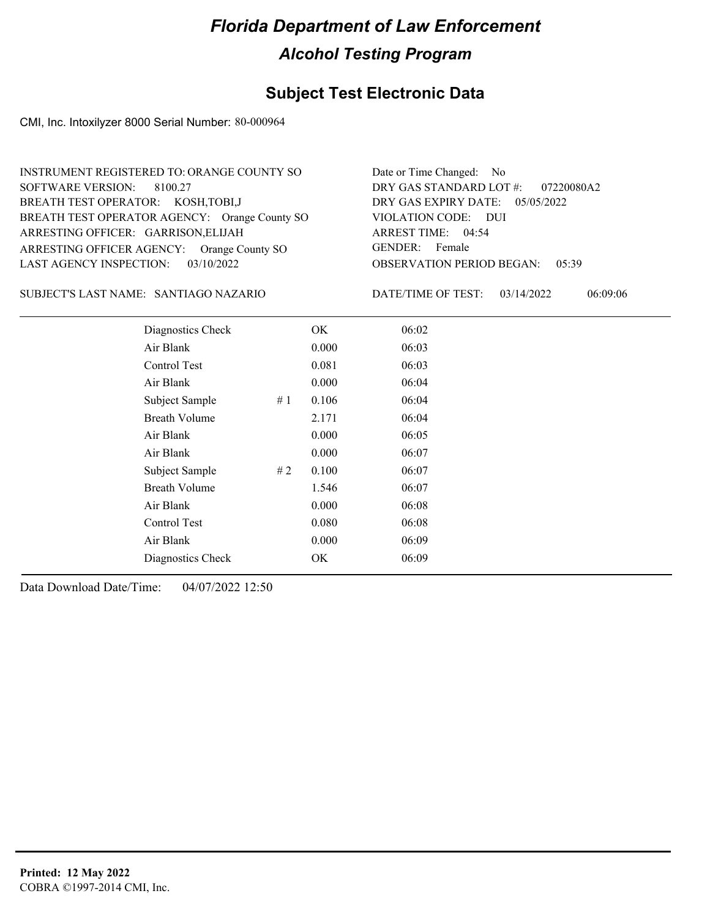# Florida Department of Law Enforcement

## Alcohol Testing Program

### Subject Test Electronic Data

CMI, Inc. Intoxilyzer 8000 Serial Number: 80-000964

INSTRUMENT REGISTERED TO: ORANGE COUNTY SO
SOFTWARE VERSION: 8100.27
BREATH TEST OPERATOR: KOSH,TOBI,J
BREATH TEST OPERATOR AGENCY: Orange County SO
ARRESTING OFFICER: GARRISON,ELIJAH
ARRESTING OFFICER AGENCY: Orange County SO
LAST AGENCY INSPECTION: 03/10/2022

Date or Time Changed: No
DRY GAS STANDARD LOT #: 07220080A2
DRY GAS EXPIRY DATE: 05/05/2022
VIOLATION CODE: DUI
ARREST TIME: 04:54
GENDER: Female
OBSERVATION PERIOD BEGAN: 05:39

SUBJECT'S LAST NAME: SANTIAGO NAZARIO

DATE/TIME OF TEST: 03/14/2022 06:09:06

| | | | |
|---|---|---|---|
| Diagnostics Check | | OK | 06:02 |
| Air Blank | | 0.000 | 06:03 |
| Control Test | | 0.081 | 06:03 |
| Air Blank | | 0.000 | 06:04 |
| Subject Sample | # 1 | 0.106 | 06:04 |
| Breath Volume | | 2.171 | 06:04 |
| Air Blank | | 0.000 | 06:05 |
| Air Blank | | 0.000 | 06:07 |
| Subject Sample | # 2 | 0.100 | 06:07 |
| Breath Volume | | 1.546 | 06:07 |
| Air Blank | | 0.000 | 06:08 |
| Control Test | | 0.080 | 06:08 |
| Air Blank | | 0.000 | 06:09 |
| Diagnostics Check | | OK | 06:09 |

Data Download Date/Time: 04/07/2022 12:50

**Printed: 12 May 2022**
COBRA ©1997-2014 CMI, Inc.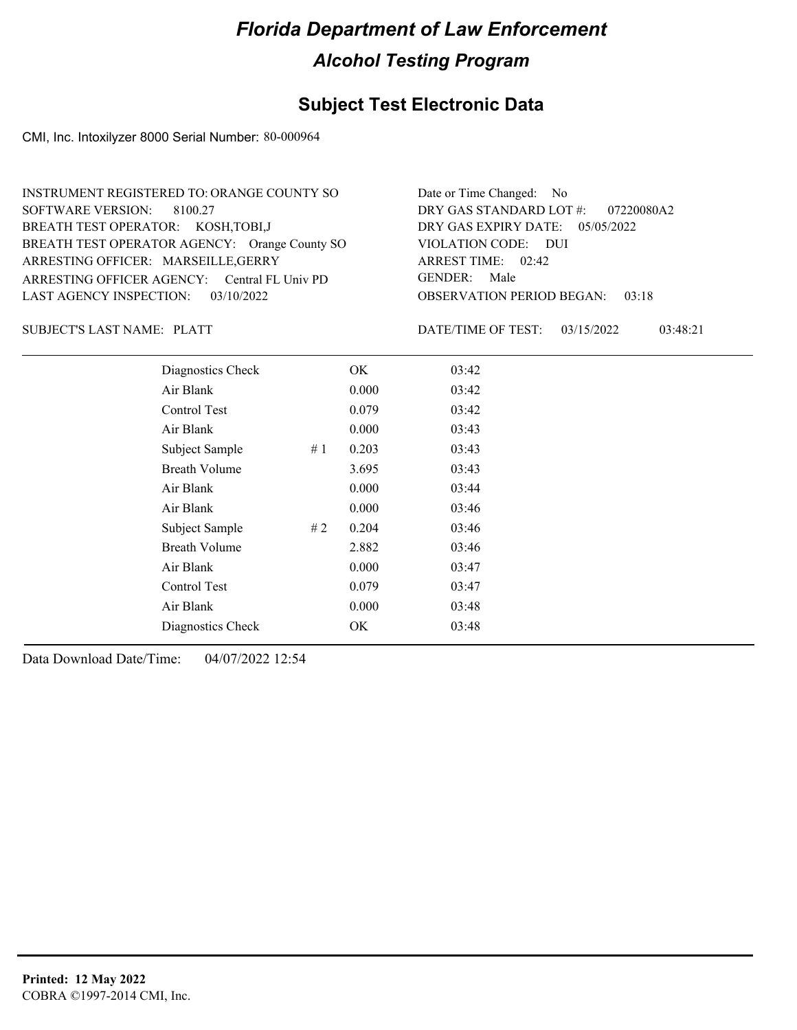# Florida Department of Law Enforcement

## Alcohol Testing Program

### Subject Test Electronic Data

CMI, Inc. Intoxilyzer 8000 Serial Number: 80-000964

INSTRUMENT REGISTERED TO: ORANGE COUNTY SO
SOFTWARE VERSION: 8100.27
BREATH TEST OPERATOR: KOSH,TOBI,J
BREATH TEST OPERATOR AGENCY: Orange County SO
ARRESTING OFFICER: MARSEILLE,GERRY
ARRESTING OFFICER AGENCY: Central FL Univ PD
LAST AGENCY INSPECTION: 03/10/2022

Date or Time Changed: No
DRY GAS STANDARD LOT #: 07220080A2
DRY GAS EXPIRY DATE: 05/05/2022
VIOLATION CODE: DUI
ARREST TIME: 02:42
GENDER: Male
OBSERVATION PERIOD BEGAN: 03:18

SUBJECT'S LAST NAME: PLATT

DATE/TIME OF TEST: 03/15/2022 03:48:21

| | | | |
|---|---|---|---|
| Diagnostics Check | | OK | 03:42 |
| Air Blank | | 0.000 | 03:42 |
| Control Test | | 0.079 | 03:42 |
| Air Blank | | 0.000 | 03:43 |
| Subject Sample | # 1 | 0.203 | 03:43 |
| Breath Volume | | 3.695 | 03:43 |
| Air Blank | | 0.000 | 03:44 |
| Air Blank | | 0.000 | 03:46 |
| Subject Sample | # 2 | 0.204 | 03:46 |
| Breath Volume | | 2.882 | 03:46 |
| Air Blank | | 0.000 | 03:47 |
| Control Test | | 0.079 | 03:47 |
| Air Blank | | 0.000 | 03:48 |
| Diagnostics Check | | OK | 03:48 |

Data Download Date/Time: 04/07/2022 12:54

**Printed: 12 May 2022**
COBRA ©1997-2014 CMI, Inc.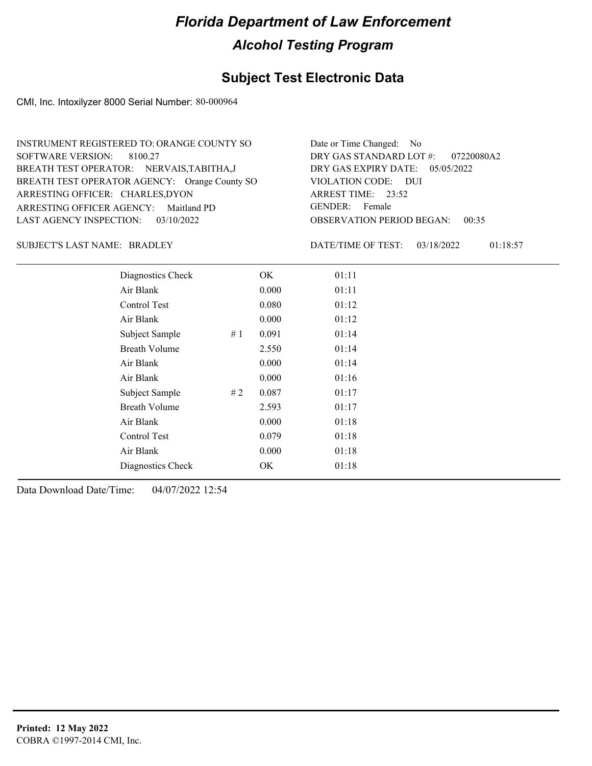# Florida Department of Law Enforcement

## Alcohol Testing Program

### Subject Test Electronic Data

CMI, Inc. Intoxilyzer 8000 Serial Number: 80-000964

INSTRUMENT REGISTERED TO: ORANGE COUNTY SO
SOFTWARE VERSION: 8100.27
BREATH TEST OPERATOR: NERVAIS,TABITHA,J
BREATH TEST OPERATOR AGENCY: Orange County SO
ARRESTING OFFICER: CHARLES,DYON
ARRESTING OFFICER AGENCY: Maitland PD
LAST AGENCY INSPECTION: 03/10/2022

Date or Time Changed: No
DRY GAS STANDARD LOT #: 07220080A2
DRY GAS EXPIRY DATE: 05/05/2022
VIOLATION CODE: DUI
ARREST TIME: 23:52
GENDER: Female
OBSERVATION PERIOD BEGAN: 00:35

SUBJECT'S LAST NAME: BRADLEY

DATE/TIME OF TEST: 03/18/2022 01:18:57

| | | | |
|---|---|---|---|
| Diagnostics Check | | OK | 01:11 |
| Air Blank | | 0.000 | 01:11 |
| Control Test | | 0.080 | 01:12 |
| Air Blank | | 0.000 | 01:12 |
| Subject Sample | # 1 | 0.091 | 01:14 |
| Breath Volume | | 2.550 | 01:14 |
| Air Blank | | 0.000 | 01:14 |
| Air Blank | | 0.000 | 01:16 |
| Subject Sample | # 2 | 0.087 | 01:17 |
| Breath Volume | | 2.593 | 01:17 |
| Air Blank | | 0.000 | 01:18 |
| Control Test | | 0.079 | 01:18 |
| Air Blank | | 0.000 | 01:18 |
| Diagnostics Check | | OK | 01:18 |

Data Download Date/Time: 04/07/2022 12:54

**Printed: 12 May 2022**
COBRA ©1997-2014 CMI, Inc.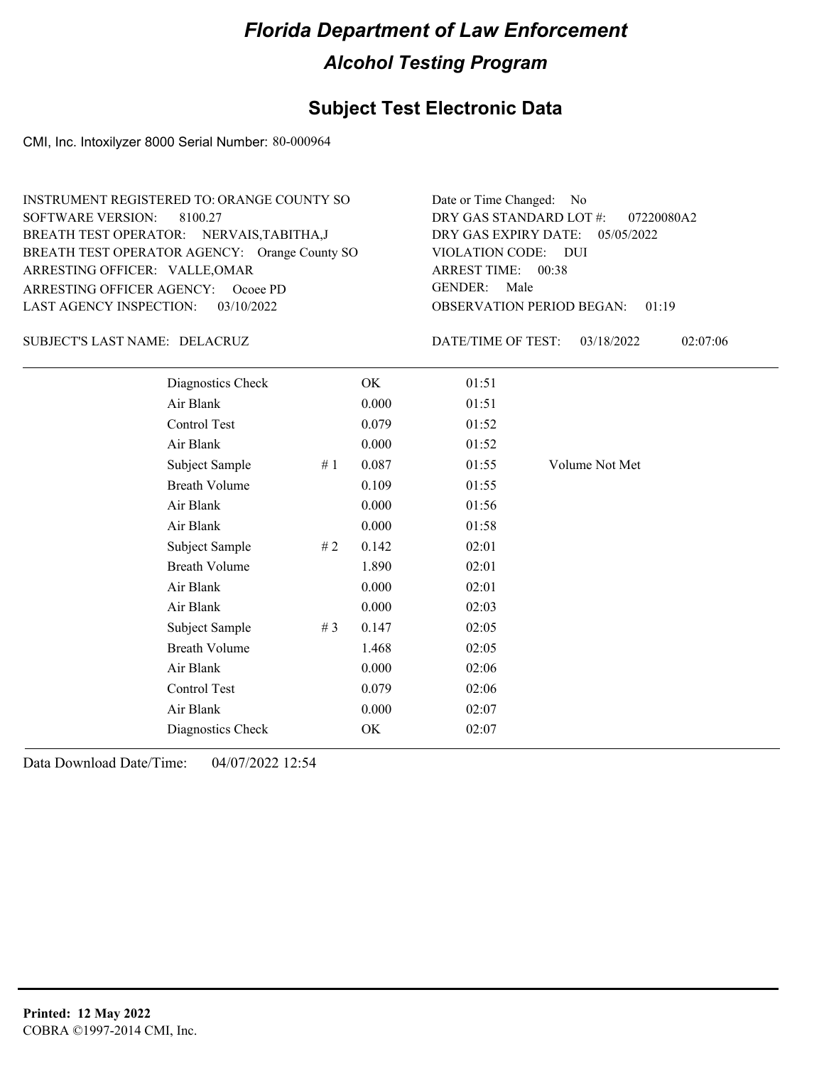# Florida Department of Law Enforcement

## Alcohol Testing Program

### Subject Test Electronic Data

CMI, Inc. Intoxilyzer 8000 Serial Number: 80-000964

INSTRUMENT REGISTERED TO: ORANGE COUNTY SO
SOFTWARE VERSION: 8100.27
BREATH TEST OPERATOR: NERVAIS,TABITHA,J
BREATH TEST OPERATOR AGENCY: Orange County SO
ARRESTING OFFICER: VALLE,OMAR
ARRESTING OFFICER AGENCY: Ocoee PD
LAST AGENCY INSPECTION: 03/10/2022

Date or Time Changed: No
DRY GAS STANDARD LOT #: 07220080A2
DRY GAS EXPIRY DATE: 05/05/2022
VIOLATION CODE: DUI
ARREST TIME: 00:38
GENDER: Male
OBSERVATION PERIOD BEGAN: 01:19

SUBJECT'S LAST NAME: DELACRUZ

DATE/TIME OF TEST: 03/18/2022 02:07:06

| | | | | |
|---|---|---|---|---|
| Diagnostics Check | | OK | 01:51 | |
| Air Blank | | 0.000 | 01:51 | |
| Control Test | | 0.079 | 01:52 | |
| Air Blank | | 0.000 | 01:52 | |
| Subject Sample | # 1 | 0.087 | 01:55 | Volume Not Met |
| Breath Volume | | 0.109 | 01:55 | |
| Air Blank | | 0.000 | 01:56 | |
| Air Blank | | 0.000 | 01:58 | |
| Subject Sample | # 2 | 0.142 | 02:01 | |
| Breath Volume | | 1.890 | 02:01 | |
| Air Blank | | 0.000 | 02:01 | |
| Air Blank | | 0.000 | 02:03 | |
| Subject Sample | # 3 | 0.147 | 02:05 | |
| Breath Volume | | 1.468 | 02:05 | |
| Air Blank | | 0.000 | 02:06 | |
| Control Test | | 0.079 | 02:06 | |
| Air Blank | | 0.000 | 02:07 | |
| Diagnostics Check | | OK | 02:07 | |

Data Download Date/Time: 04/07/2022 12:54

**Printed: 12 May 2022**
COBRA ©1997-2014 CMI, Inc.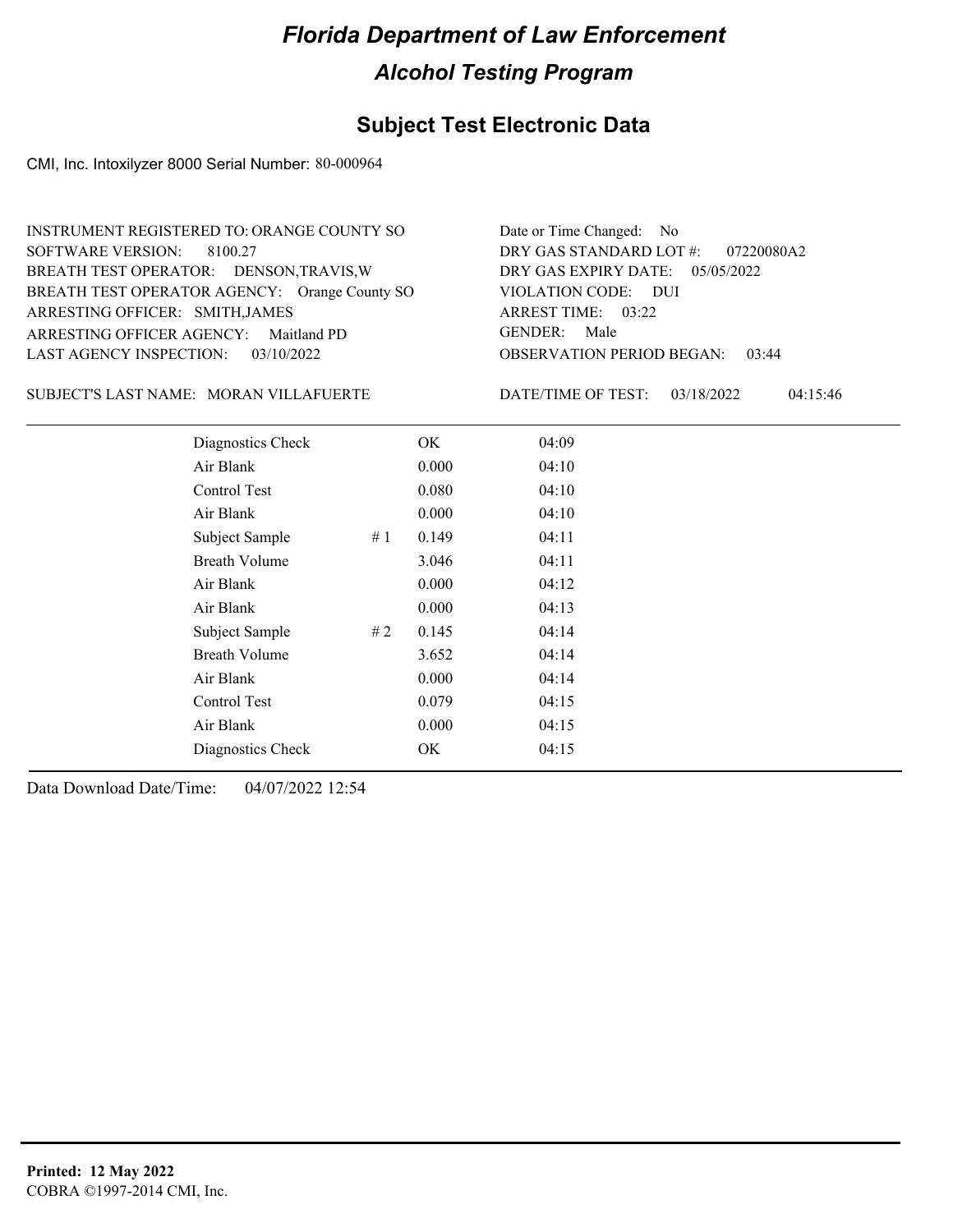# Florida Department of Law Enforcement

## Alcohol Testing Program

### Subject Test Electronic Data

CMI, Inc. Intoxilyzer 8000 Serial Number: 80-000964

INSTRUMENT REGISTERED TO: ORANGE COUNTY SO
SOFTWARE VERSION: 8100.27
BREATH TEST OPERATOR: DENSON,TRAVIS,W
BREATH TEST OPERATOR AGENCY: Orange County SO
ARRESTING OFFICER: SMITH,JAMES
ARRESTING OFFICER AGENCY: Maitland PD
LAST AGENCY INSPECTION: 03/10/2022

Date or Time Changed: No
DRY GAS STANDARD LOT #: 07220080A2
DRY GAS EXPIRY DATE: 05/05/2022
VIOLATION CODE: DUI
ARREST TIME: 03:22
GENDER: Male
OBSERVATION PERIOD BEGAN: 03:44

SUBJECT'S LAST NAME: MORAN VILLAFUERTE

DATE/TIME OF TEST: 03/18/2022 04:15:46

| | | | |
|---|---|---|---|
| Diagnostics Check | | OK | 04:09 |
| Air Blank | | 0.000 | 04:10 |
| Control Test | | 0.080 | 04:10 |
| Air Blank | | 0.000 | 04:10 |
| Subject Sample | # 1 | 0.149 | 04:11 |
| Breath Volume | | 3.046 | 04:11 |
| Air Blank | | 0.000 | 04:12 |
| Air Blank | | 0.000 | 04:13 |
| Subject Sample | # 2 | 0.145 | 04:14 |
| Breath Volume | | 3.652 | 04:14 |
| Air Blank | | 0.000 | 04:14 |
| Control Test | | 0.079 | 04:15 |
| Air Blank | | 0.000 | 04:15 |
| Diagnostics Check | | OK | 04:15 |

Data Download Date/Time: 04/07/2022 12:54

**Printed: 12 May 2022**
COBRA ©1997-2014 CMI, Inc.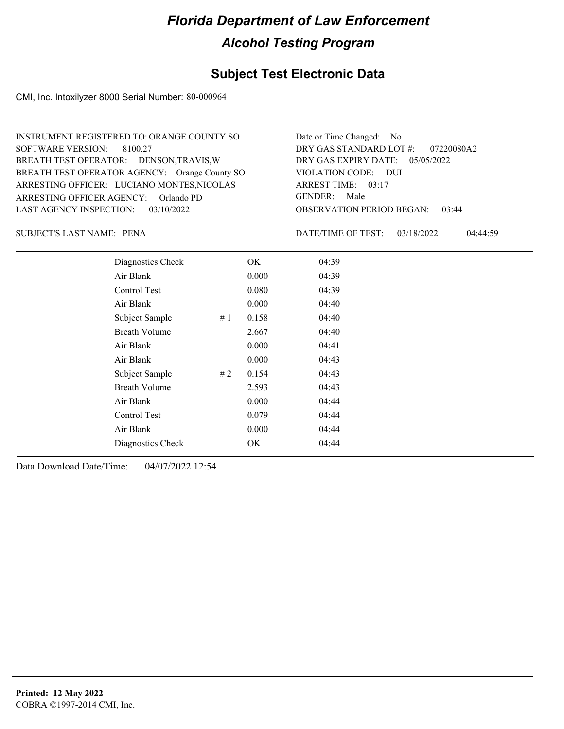# Florida Department of Law Enforcement

## Alcohol Testing Program

### Subject Test Electronic Data

CMI, Inc. Intoxilyzer 8000 Serial Number: 80-000964

INSTRUMENT REGISTERED TO: ORANGE COUNTY SO
SOFTWARE VERSION: 8100.27
BREATH TEST OPERATOR: DENSON,TRAVIS,W
BREATH TEST OPERATOR AGENCY: Orange County SO
ARRESTING OFFICER: LUCIANO MONTES,NICOLAS
ARRESTING OFFICER AGENCY: Orlando PD
LAST AGENCY INSPECTION: 03/10/2022

Date or Time Changed: No
DRY GAS STANDARD LOT #: 07220080A2
DRY GAS EXPIRY DATE: 05/05/2022
VIOLATION CODE: DUI
ARREST TIME: 03:17
GENDER: Male
OBSERVATION PERIOD BEGAN: 03:44

SUBJECT'S LAST NAME: PENA

DATE/TIME OF TEST: 03/18/2022 04:44:59

| | | | |
|---|---|---|---|
| Diagnostics Check | | OK | 04:39 |
| Air Blank | | 0.000 | 04:39 |
| Control Test | | 0.080 | 04:39 |
| Air Blank | | 0.000 | 04:40 |
| Subject Sample | # 1 | 0.158 | 04:40 |
| Breath Volume | | 2.667 | 04:40 |
| Air Blank | | 0.000 | 04:41 |
| Air Blank | | 0.000 | 04:43 |
| Subject Sample | # 2 | 0.154 | 04:43 |
| Breath Volume | | 2.593 | 04:43 |
| Air Blank | | 0.000 | 04:44 |
| Control Test | | 0.079 | 04:44 |
| Air Blank | | 0.000 | 04:44 |
| Diagnostics Check | | OK | 04:44 |

Data Download Date/Time: 04/07/2022 12:54

**Printed: 12 May 2022**
COBRA ©1997-2014 CMI, Inc.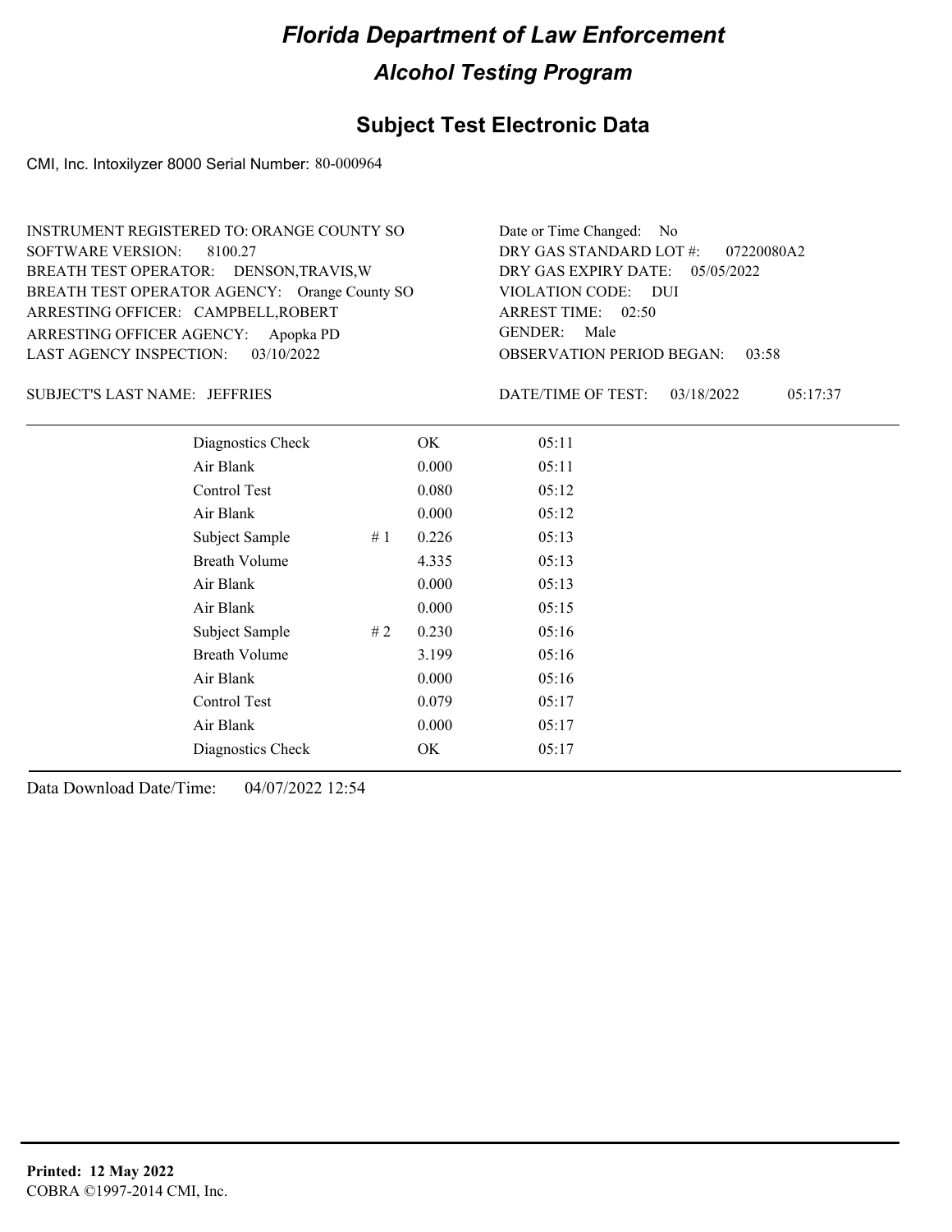# Florida Department of Law Enforcement

## Alcohol Testing Program

### Subject Test Electronic Data

CMI, Inc. Intoxilyzer 8000 Serial Number: 80-000964

INSTRUMENT REGISTERED TO: ORANGE COUNTY SO
SOFTWARE VERSION: 8100.27
BREATH TEST OPERATOR: DENSON,TRAVIS,W
BREATH TEST OPERATOR AGENCY: Orange County SO
ARRESTING OFFICER: CAMPBELL,ROBERT
ARRESTING OFFICER AGENCY: Apopka PD
LAST AGENCY INSPECTION: 03/10/2022

Date or Time Changed: No
DRY GAS STANDARD LOT #: 07220080A2
DRY GAS EXPIRY DATE: 05/05/2022
VIOLATION CODE: DUI
ARREST TIME: 02:50
GENDER: Male
OBSERVATION PERIOD BEGAN: 03:58

SUBJECT'S LAST NAME: JEFFRIES

DATE/TIME OF TEST: 03/18/2022 05:17:37

| | | | |
|---|---|---|---|
| Diagnostics Check | | OK | 05:11 |
| Air Blank | | 0.000 | 05:11 |
| Control Test | | 0.080 | 05:12 |
| Air Blank | | 0.000 | 05:12 |
| Subject Sample | # 1 | 0.226 | 05:13 |
| Breath Volume | | 4.335 | 05:13 |
| Air Blank | | 0.000 | 05:13 |
| Air Blank | | 0.000 | 05:15 |
| Subject Sample | # 2 | 0.230 | 05:16 |
| Breath Volume | | 3.199 | 05:16 |
| Air Blank | | 0.000 | 05:16 |
| Control Test | | 0.079 | 05:17 |
| Air Blank | | 0.000 | 05:17 |
| Diagnostics Check | | OK | 05:17 |

Data Download Date/Time: 04/07/2022 12:54

**Printed: 12 May 2022**
COBRA ©1997-2014 CMI, Inc.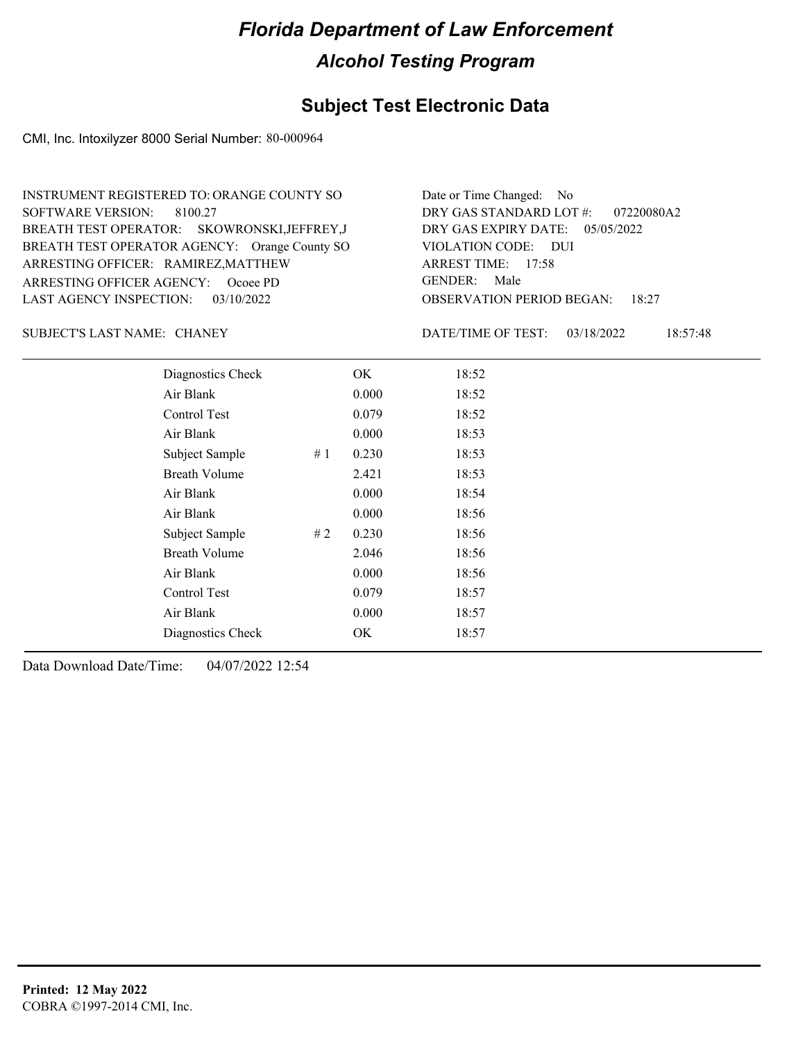# Florida Department of Law Enforcement

## Alcohol Testing Program

### Subject Test Electronic Data

CMI, Inc. Intoxilyzer 8000 Serial Number: 80-000964

INSTRUMENT REGISTERED TO: ORANGE COUNTY SO
SOFTWARE VERSION: 8100.27
BREATH TEST OPERATOR: SKOWRONSKI,JEFFREY,J
BREATH TEST OPERATOR AGENCY: Orange County SO
ARRESTING OFFICER: RAMIREZ,MATTHEW
ARRESTING OFFICER AGENCY: Ocoee PD
LAST AGENCY INSPECTION: 03/10/2022

Date or Time Changed: No
DRY GAS STANDARD LOT #: 07220080A2
DRY GAS EXPIRY DATE: 05/05/2022
VIOLATION CODE: DUI
ARREST TIME: 17:58
GENDER: Male
OBSERVATION PERIOD BEGAN: 18:27

SUBJECT'S LAST NAME: CHANEY

DATE/TIME OF TEST: 03/18/2022 18:57:48

| | | | |
|---|---|---|---|
| Diagnostics Check | | OK | 18:52 |
| Air Blank | | 0.000 | 18:52 |
| Control Test | | 0.079 | 18:52 |
| Air Blank | | 0.000 | 18:53 |
| Subject Sample | # 1 | 0.230 | 18:53 |
| Breath Volume | | 2.421 | 18:53 |
| Air Blank | | 0.000 | 18:54 |
| Air Blank | | 0.000 | 18:56 |
| Subject Sample | # 2 | 0.230 | 18:56 |
| Breath Volume | | 2.046 | 18:56 |
| Air Blank | | 0.000 | 18:56 |
| Control Test | | 0.079 | 18:57 |
| Air Blank | | 0.000 | 18:57 |
| Diagnostics Check | | OK | 18:57 |

Data Download Date/Time: 04/07/2022 12:54

**Printed: 12 May 2022**
COBRA ©1997-2014 CMI, Inc.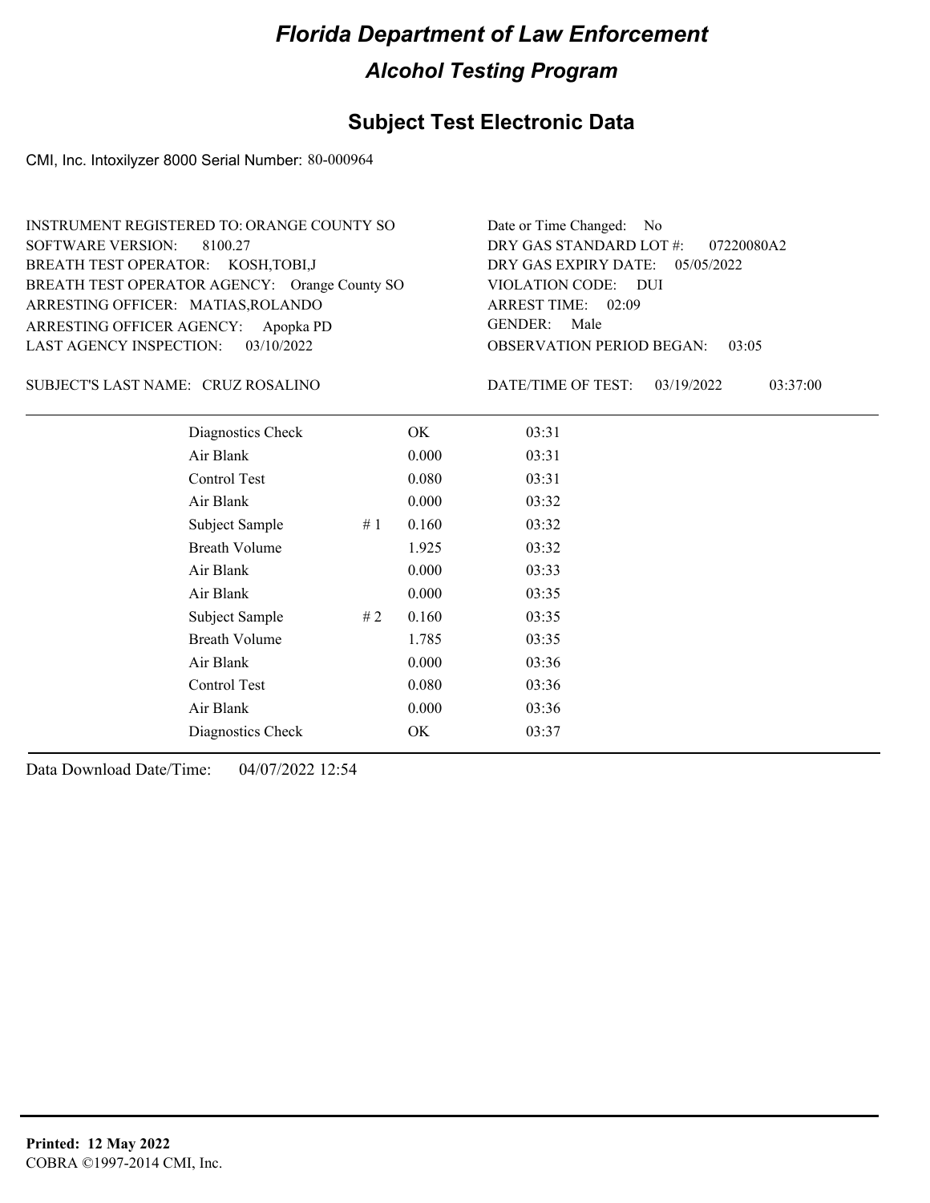# Florida Department of Law Enforcement

## Alcohol Testing Program

## Subject Test Electronic Data

CMI, Inc. Intoxilyzer 8000 Serial Number: 80-000964

INSTRUMENT REGISTERED TO: ORANGE COUNTY SO
SOFTWARE VERSION: 8100.27
BREATH TEST OPERATOR: KOSH,TOBI,J
BREATH TEST OPERATOR AGENCY: Orange County SO
ARRESTING OFFICER: MATIAS,ROLANDO
ARRESTING OFFICER AGENCY: Apopka PD
LAST AGENCY INSPECTION: 03/10/2022

Date or Time Changed: No
DRY GAS STANDARD LOT #: 07220080A2
DRY GAS EXPIRY DATE: 05/05/2022
VIOLATION CODE: DUI
ARREST TIME: 02:09
GENDER: Male
OBSERVATION PERIOD BEGAN: 03:05

SUBJECT'S LAST NAME: CRUZ ROSALINO

DATE/TIME OF TEST: 03/19/2022 03:37:00

| | | | |
|---|---|---|---|
| Diagnostics Check | | OK | 03:31 |
| Air Blank | | 0.000 | 03:31 |
| Control Test | | 0.080 | 03:31 |
| Air Blank | | 0.000 | 03:32 |
| Subject Sample | # 1 | 0.160 | 03:32 |
| Breath Volume | | 1.925 | 03:32 |
| Air Blank | | 0.000 | 03:33 |
| Air Blank | | 0.000 | 03:35 |
| Subject Sample | # 2 | 0.160 | 03:35 |
| Breath Volume | | 1.785 | 03:35 |
| Air Blank | | 0.000 | 03:36 |
| Control Test | | 0.080 | 03:36 |
| Air Blank | | 0.000 | 03:36 |
| Diagnostics Check | | OK | 03:37 |

Data Download Date/Time: 04/07/2022 12:54

**Printed: 12 May 2022**
COBRA ©1997-2014 CMI, Inc.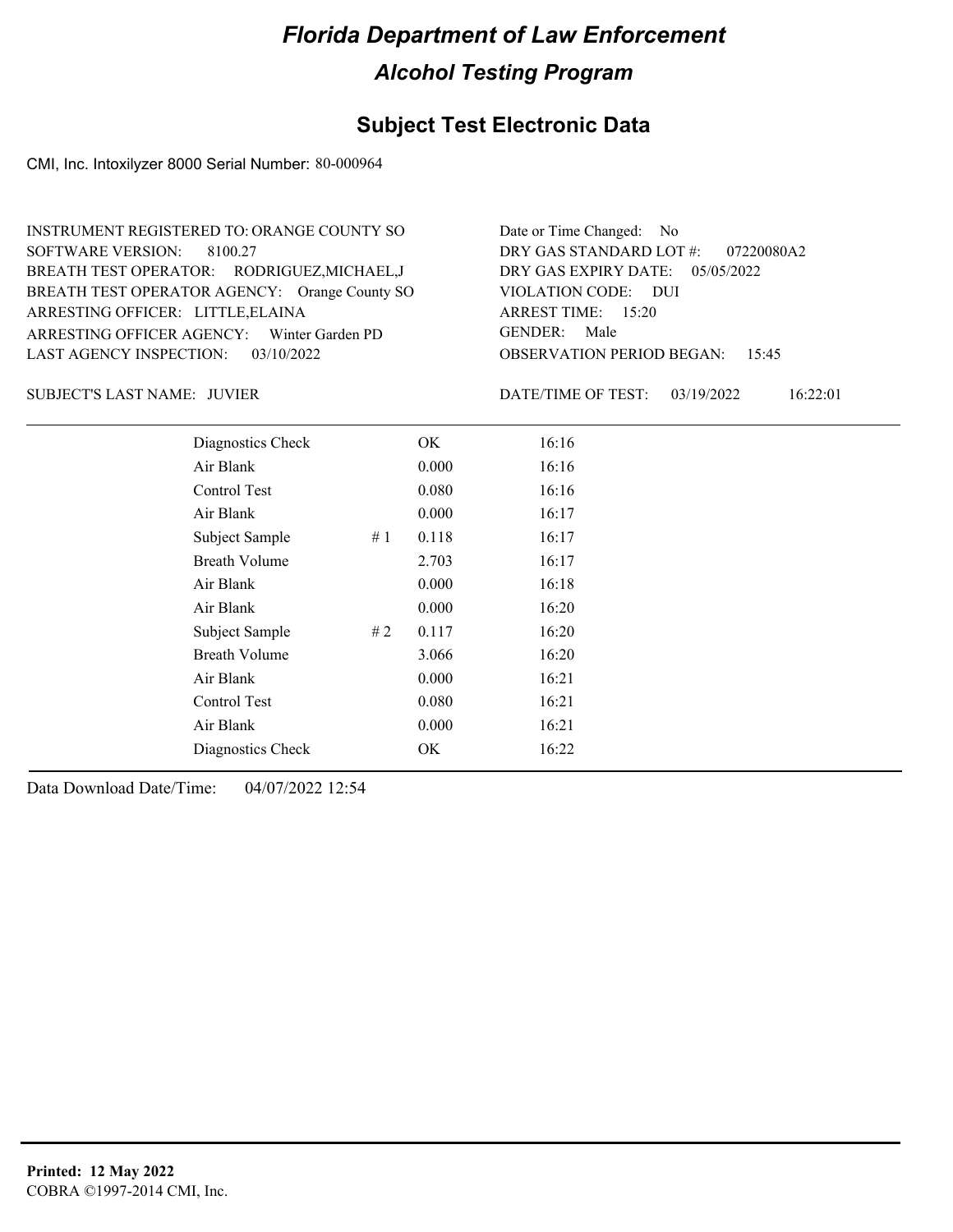# Florida Department of Law Enforcement

## Alcohol Testing Program

### Subject Test Electronic Data

CMI, Inc. Intoxilyzer 8000 Serial Number: 80-000964

INSTRUMENT REGISTERED TO: ORANGE COUNTY SO
SOFTWARE VERSION: 8100.27
BREATH TEST OPERATOR: RODRIGUEZ,MICHAEL,J
BREATH TEST OPERATOR AGENCY: Orange County SO
ARRESTING OFFICER: LITTLE,ELAINA
ARRESTING OFFICER AGENCY: Winter Garden PD
LAST AGENCY INSPECTION: 03/10/2022

Date or Time Changed: No
DRY GAS STANDARD LOT #: 07220080A2
DRY GAS EXPIRY DATE: 05/05/2022
VIOLATION CODE: DUI
ARREST TIME: 15:20
GENDER: Male
OBSERVATION PERIOD BEGAN: 15:45

SUBJECT'S LAST NAME: JUVIER

DATE/TIME OF TEST: 03/19/2022 16:22:01

| | | | |
|---|---|---|---|
| Diagnostics Check | | OK | 16:16 |
| Air Blank | | 0.000 | 16:16 |
| Control Test | | 0.080 | 16:16 |
| Air Blank | | 0.000 | 16:17 |
| Subject Sample | # 1 | 0.118 | 16:17 |
| Breath Volume | | 2.703 | 16:17 |
| Air Blank | | 0.000 | 16:18 |
| Air Blank | | 0.000 | 16:20 |
| Subject Sample | # 2 | 0.117 | 16:20 |
| Breath Volume | | 3.066 | 16:20 |
| Air Blank | | 0.000 | 16:21 |
| Control Test | | 0.080 | 16:21 |
| Air Blank | | 0.000 | 16:21 |
| Diagnostics Check | | OK | 16:22 |

Data Download Date/Time: 04/07/2022 12:54

**Printed: 12 May 2022**
COBRA ©1997-2014 CMI, Inc.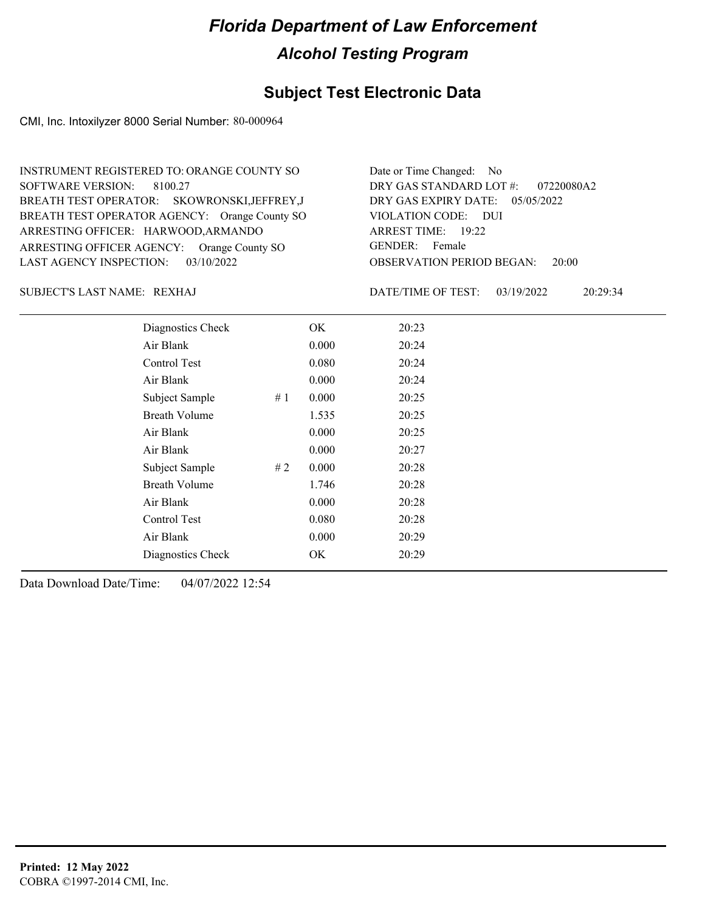# Florida Department of Law Enforcement

## Alcohol Testing Program

### Subject Test Electronic Data

CMI, Inc. Intoxilyzer 8000 Serial Number: 80-000964

INSTRUMENT REGISTERED TO: ORANGE COUNTY SO
SOFTWARE VERSION: 8100.27
BREATH TEST OPERATOR: SKOWRONSKI,JEFFREY,J
BREATH TEST OPERATOR AGENCY: Orange County SO
ARRESTING OFFICER: HARWOOD,ARMANDO
ARRESTING OFFICER AGENCY: Orange County SO
LAST AGENCY INSPECTION: 03/10/2022

Date or Time Changed: No
DRY GAS STANDARD LOT #: 07220080A2
DRY GAS EXPIRY DATE: 05/05/2022
VIOLATION CODE: DUI
ARREST TIME: 19:22
GENDER: Female
OBSERVATION PERIOD BEGAN: 20:00

SUBJECT'S LAST NAME: REXHAJ

DATE/TIME OF TEST: 03/19/2022 20:29:34

| | | | |
|---|---|---|---|
| Diagnostics Check | | OK | 20:23 |
| Air Blank | | 0.000 | 20:24 |
| Control Test | | 0.080 | 20:24 |
| Air Blank | | 0.000 | 20:24 |
| Subject Sample | # 1 | 0.000 | 20:25 |
| Breath Volume | | 1.535 | 20:25 |
| Air Blank | | 0.000 | 20:25 |
| Air Blank | | 0.000 | 20:27 |
| Subject Sample | # 2 | 0.000 | 20:28 |
| Breath Volume | | 1.746 | 20:28 |
| Air Blank | | 0.000 | 20:28 |
| Control Test | | 0.080 | 20:28 |
| Air Blank | | 0.000 | 20:29 |
| Diagnostics Check | | OK | 20:29 |

Data Download Date/Time: 04/07/2022 12:54

**Printed: 12 May 2022**
COBRA ©1997-2014 CMI, Inc.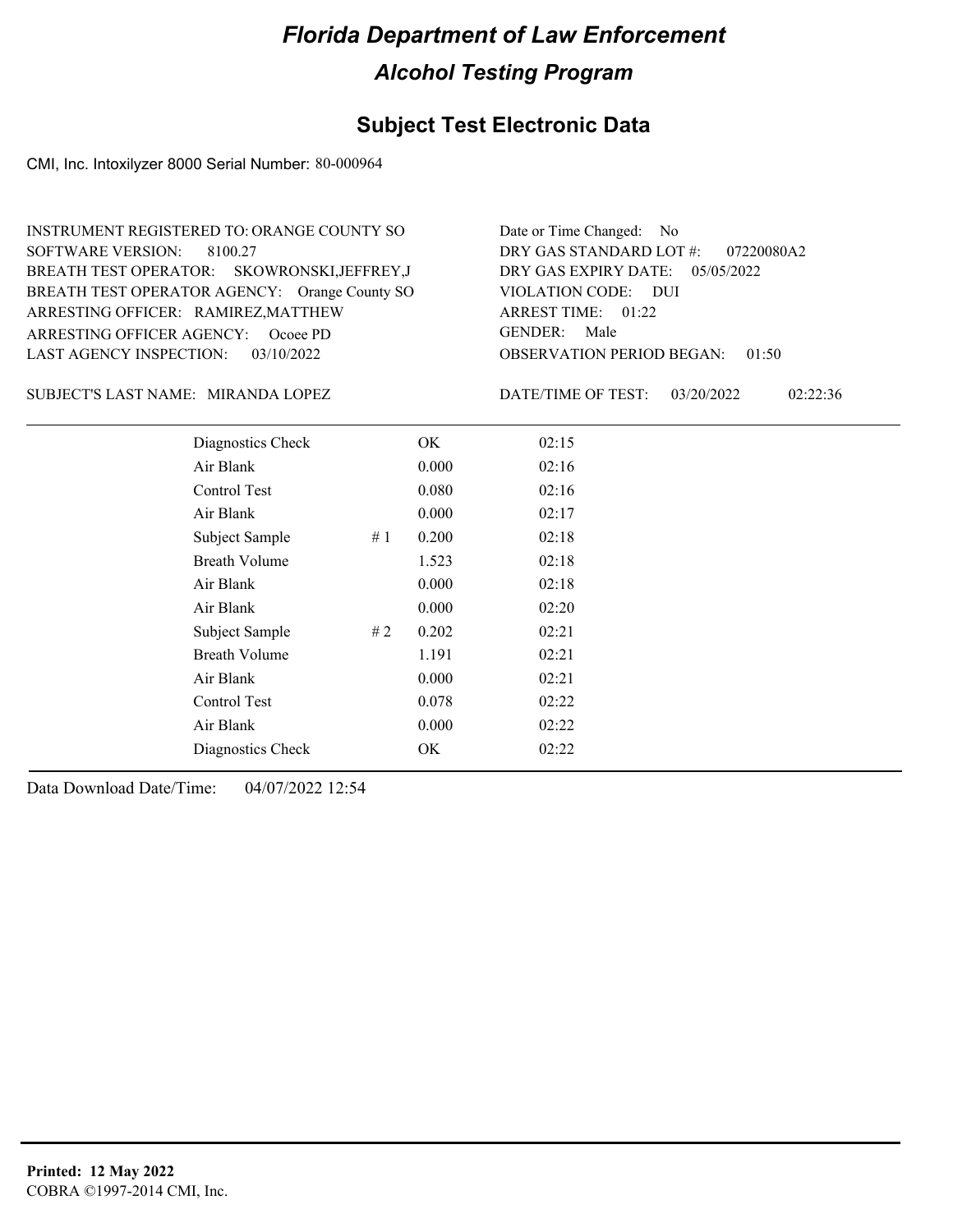# Florida Department of Law Enforcement

## Alcohol Testing Program

### Subject Test Electronic Data

CMI, Inc. Intoxilyzer 8000 Serial Number: 80-000964

INSTRUMENT REGISTERED TO: ORANGE COUNTY SO
SOFTWARE VERSION: 8100.27
BREATH TEST OPERATOR: SKOWRONSKI,JEFFREY,J
BREATH TEST OPERATOR AGENCY: Orange County SO
ARRESTING OFFICER: RAMIREZ,MATTHEW
ARRESTING OFFICER AGENCY: Ocoee PD
LAST AGENCY INSPECTION: 03/10/2022

Date or Time Changed: No
DRY GAS STANDARD LOT #: 07220080A2
DRY GAS EXPIRY DATE: 05/05/2022
VIOLATION CODE: DUI
ARREST TIME: 01:22
GENDER: Male
OBSERVATION PERIOD BEGAN: 01:50

SUBJECT'S LAST NAME: MIRANDA LOPEZ

DATE/TIME OF TEST: 03/20/2022 02:22:36

| Test | | Result | Time |
|---|---|---|---|
| Diagnostics Check | | OK | 02:15 |
| Air Blank | | 0.000 | 02:16 |
| Control Test | | 0.080 | 02:16 |
| Air Blank | | 0.000 | 02:17 |
| Subject Sample | # 1 | 0.200 | 02:18 |
| Breath Volume | | 1.523 | 02:18 |
| Air Blank | | 0.000 | 02:18 |
| Air Blank | | 0.000 | 02:20 |
| Subject Sample | # 2 | 0.202 | 02:21 |
| Breath Volume | | 1.191 | 02:21 |
| Air Blank | | 0.000 | 02:21 |
| Control Test | | 0.078 | 02:22 |
| Air Blank | | 0.000 | 02:22 |
| Diagnostics Check | | OK | 02:22 |

Data Download Date/Time: 04/07/2022 12:54

**Printed: 12 May 2022**
COBRA ©1997-2014 CMI, Inc.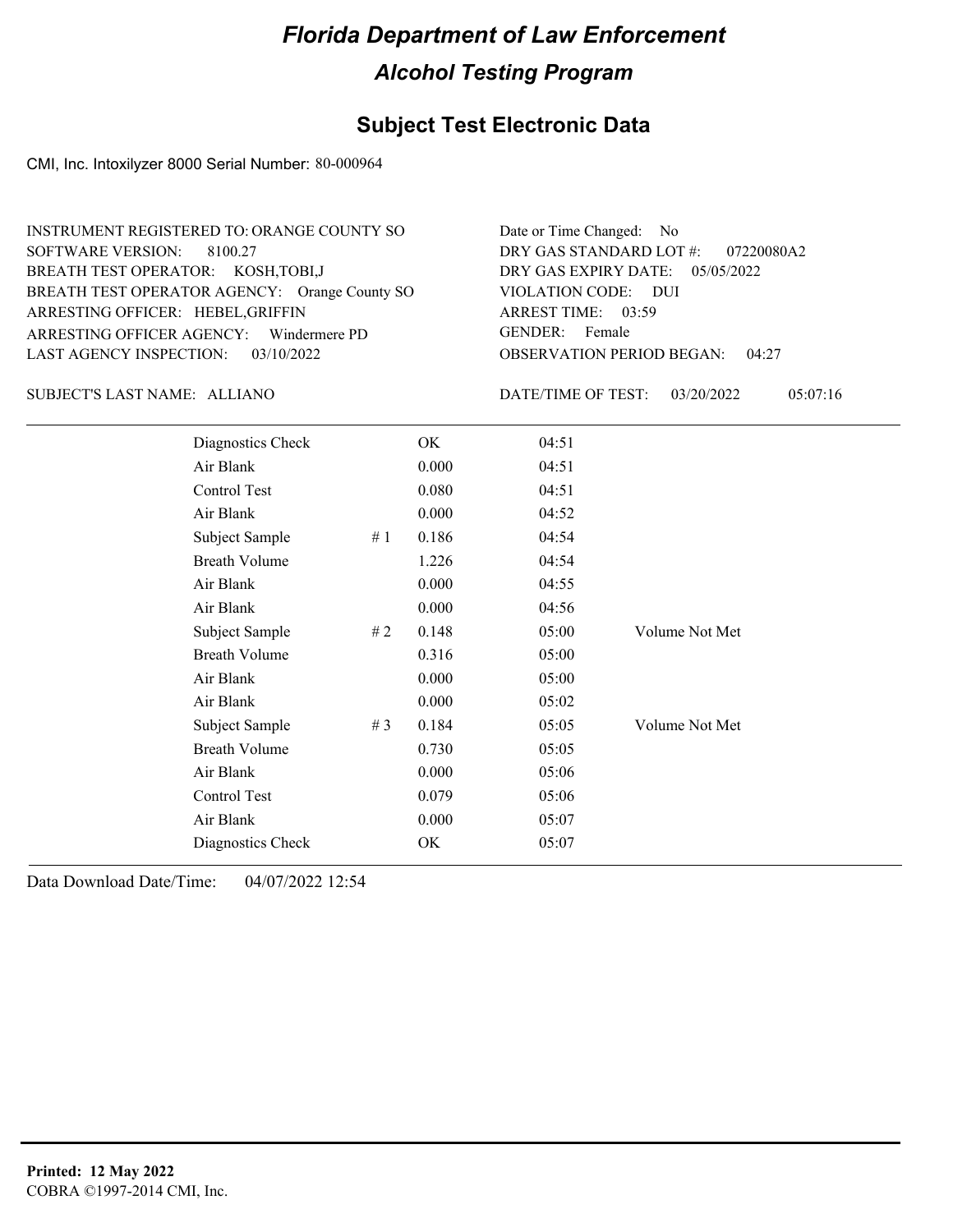# Florida Department of Law Enforcement

## Alcohol Testing Program

### Subject Test Electronic Data

CMI, Inc. Intoxilyzer 8000 Serial Number: 80-000964

INSTRUMENT REGISTERED TO: ORANGE COUNTY SO
SOFTWARE VERSION: 8100.27
BREATH TEST OPERATOR: KOSH,TOBI,J
BREATH TEST OPERATOR AGENCY: Orange County SO
ARRESTING OFFICER: HEBEL,GRIFFIN
ARRESTING OFFICER AGENCY: Windermere PD
LAST AGENCY INSPECTION: 03/10/2022

Date or Time Changed: No
DRY GAS STANDARD LOT #: 07220080A2
DRY GAS EXPIRY DATE: 05/05/2022
VIOLATION CODE: DUI
ARREST TIME: 03:59
GENDER: Female
OBSERVATION PERIOD BEGAN: 04:27

SUBJECT'S LAST NAME: ALLIANO

DATE/TIME OF TEST: 03/20/2022 05:07:16

| Test | # | Result | Time | Note |
|---|---|---|---|---|
| Diagnostics Check | | OK | 04:51 | |
| Air Blank | | 0.000 | 04:51 | |
| Control Test | | 0.080 | 04:51 | |
| Air Blank | | 0.000 | 04:52 | |
| Subject Sample | # 1 | 0.186 | 04:54 | |
| Breath Volume | | 1.226 | 04:54 | |
| Air Blank | | 0.000 | 04:55 | |
| Air Blank | | 0.000 | 04:56 | |
| Subject Sample | # 2 | 0.148 | 05:00 | Volume Not Met |
| Breath Volume | | 0.316 | 05:00 | |
| Air Blank | | 0.000 | 05:00 | |
| Air Blank | | 0.000 | 05:02 | |
| Subject Sample | # 3 | 0.184 | 05:05 | Volume Not Met |
| Breath Volume | | 0.730 | 05:05 | |
| Air Blank | | 0.000 | 05:06 | |
| Control Test | | 0.079 | 05:06 | |
| Air Blank | | 0.000 | 05:07 | |
| Diagnostics Check | | OK | 05:07 | |

Data Download Date/Time: 04/07/2022 12:54

**Printed: 12 May 2022**
COBRA ©1997-2014 CMI, Inc.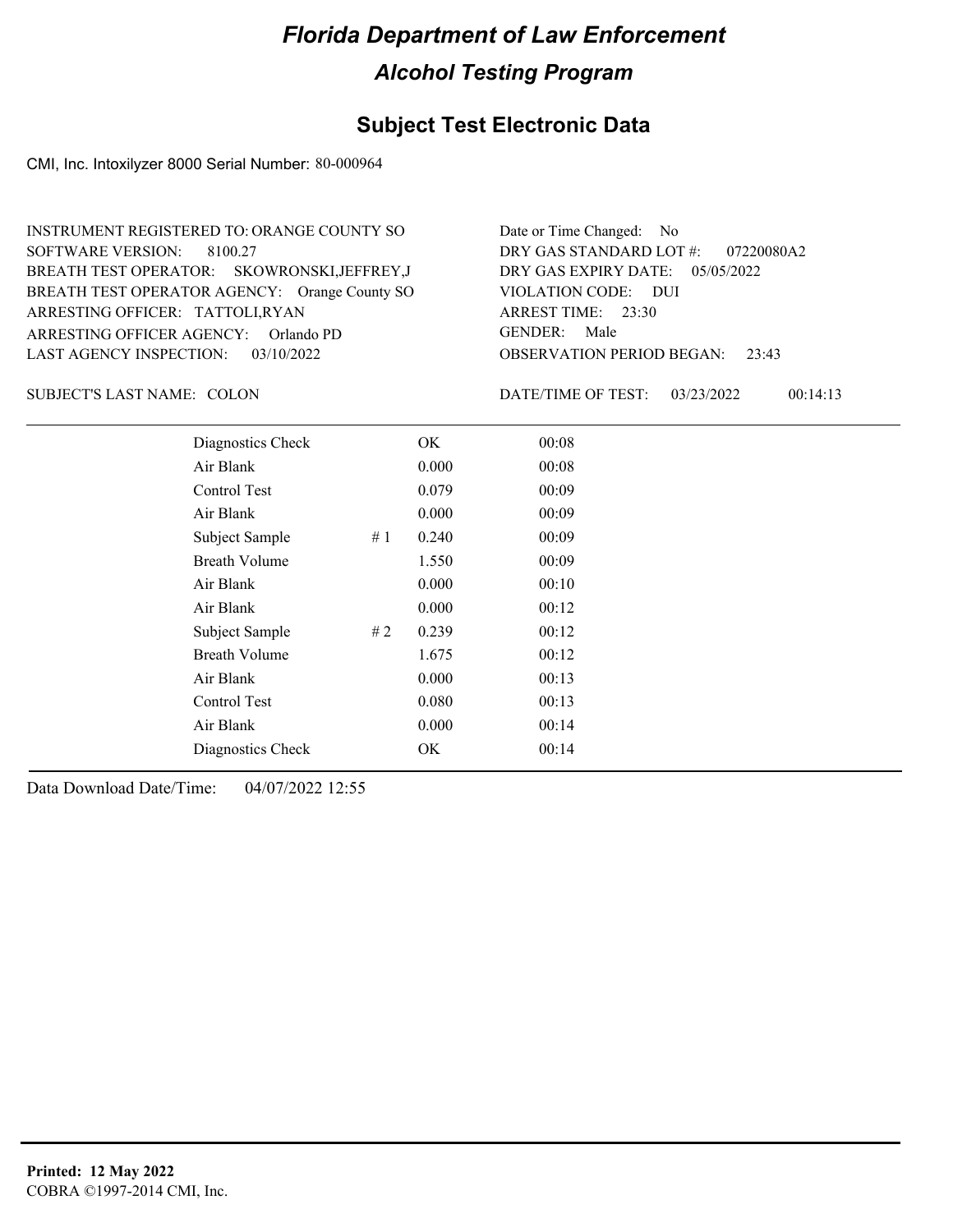# Florida Department of Law Enforcement

## Alcohol Testing Program

### Subject Test Electronic Data

CMI, Inc. Intoxilyzer 8000 Serial Number: 80-000964

INSTRUMENT REGISTERED TO: ORANGE COUNTY SO
SOFTWARE VERSION: 8100.27
BREATH TEST OPERATOR: SKOWRONSKI,JEFFREY,J
BREATH TEST OPERATOR AGENCY: Orange County SO
ARRESTING OFFICER: TATTOLI,RYAN
ARRESTING OFFICER AGENCY: Orlando PD
LAST AGENCY INSPECTION: 03/10/2022

Date or Time Changed: No
DRY GAS STANDARD LOT #: 07220080A2
DRY GAS EXPIRY DATE: 05/05/2022
VIOLATION CODE: DUI
ARREST TIME: 23:30
GENDER: Male
OBSERVATION PERIOD BEGAN: 23:43

SUBJECT'S LAST NAME: COLON

DATE/TIME OF TEST: 03/23/2022 00:14:13

| Test | # | Result | Time |
|---|---|---|---|
| Diagnostics Check | | OK | 00:08 |
| Air Blank | | 0.000 | 00:08 |
| Control Test | | 0.079 | 00:09 |
| Air Blank | | 0.000 | 00:09 |
| Subject Sample | # 1 | 0.240 | 00:09 |
| Breath Volume | | 1.550 | 00:09 |
| Air Blank | | 0.000 | 00:10 |
| Air Blank | | 0.000 | 00:12 |
| Subject Sample | # 2 | 0.239 | 00:12 |
| Breath Volume | | 1.675 | 00:12 |
| Air Blank | | 0.000 | 00:13 |
| Control Test | | 0.080 | 00:13 |
| Air Blank | | 0.000 | 00:14 |
| Diagnostics Check | | OK | 00:14 |

Data Download Date/Time: 04/07/2022 12:55

**Printed: 12 May 2022**
COBRA ©1997-2014 CMI, Inc.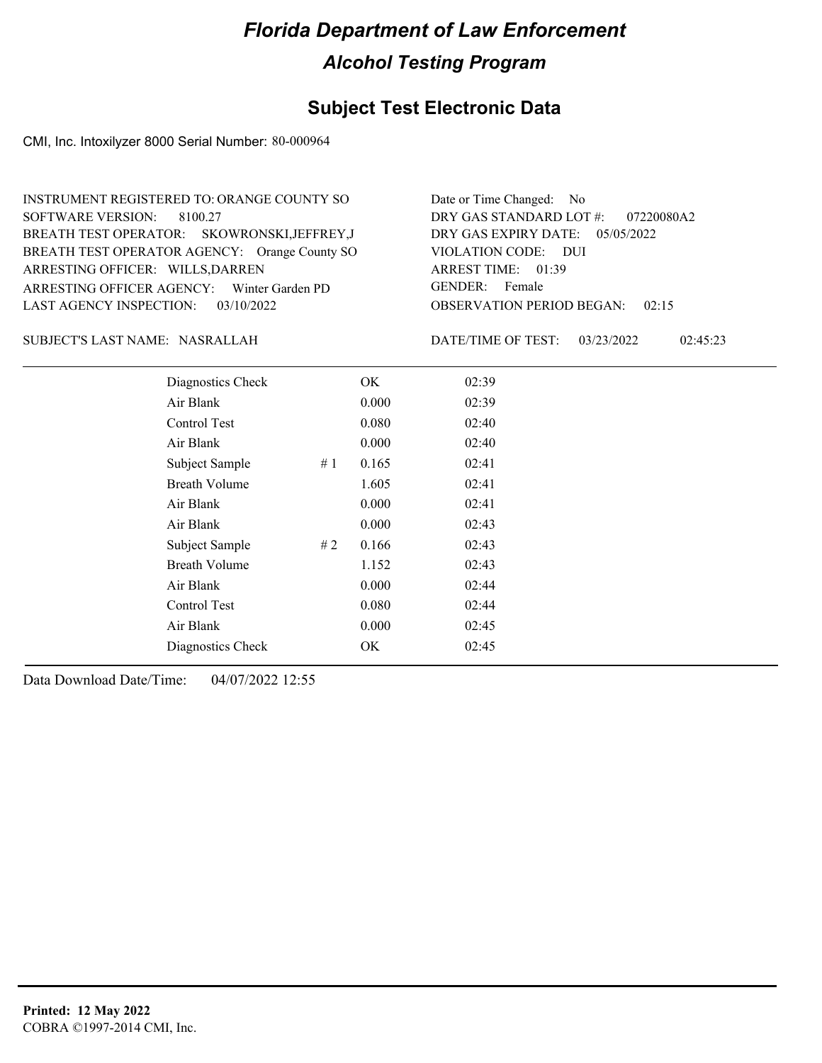# Florida Department of Law Enforcement

## Alcohol Testing Program

### Subject Test Electronic Data

CMI, Inc. Intoxilyzer 8000 Serial Number: 80-000964

INSTRUMENT REGISTERED TO: ORANGE COUNTY SO
SOFTWARE VERSION: 8100.27
BREATH TEST OPERATOR: SKOWRONSKI,JEFFREY,J
BREATH TEST OPERATOR AGENCY: Orange County SO
ARRESTING OFFICER: WILLS,DARREN
ARRESTING OFFICER AGENCY: Winter Garden PD
LAST AGENCY INSPECTION: 03/10/2022

Date or Time Changed: No
DRY GAS STANDARD LOT #: 07220080A2
DRY GAS EXPIRY DATE: 05/05/2022
VIOLATION CODE: DUI
ARREST TIME: 01:39
GENDER: Female
OBSERVATION PERIOD BEGAN: 02:15

SUBJECT'S LAST NAME: NASRALLAH

DATE/TIME OF TEST: 03/23/2022 02:45:23

| | | | |
|---|---|---|---|
| Diagnostics Check | | OK | 02:39 |
| Air Blank | | 0.000 | 02:39 |
| Control Test | | 0.080 | 02:40 |
| Air Blank | | 0.000 | 02:40 |
| Subject Sample | # 1 | 0.165 | 02:41 |
| Breath Volume | | 1.605 | 02:41 |
| Air Blank | | 0.000 | 02:41 |
| Air Blank | | 0.000 | 02:43 |
| Subject Sample | # 2 | 0.166 | 02:43 |
| Breath Volume | | 1.152 | 02:43 |
| Air Blank | | 0.000 | 02:44 |
| Control Test | | 0.080 | 02:44 |
| Air Blank | | 0.000 | 02:45 |
| Diagnostics Check | | OK | 02:45 |

Data Download Date/Time: 04/07/2022 12:55

**Printed: 12 May 2022**
COBRA ©1997-2014 CMI, Inc.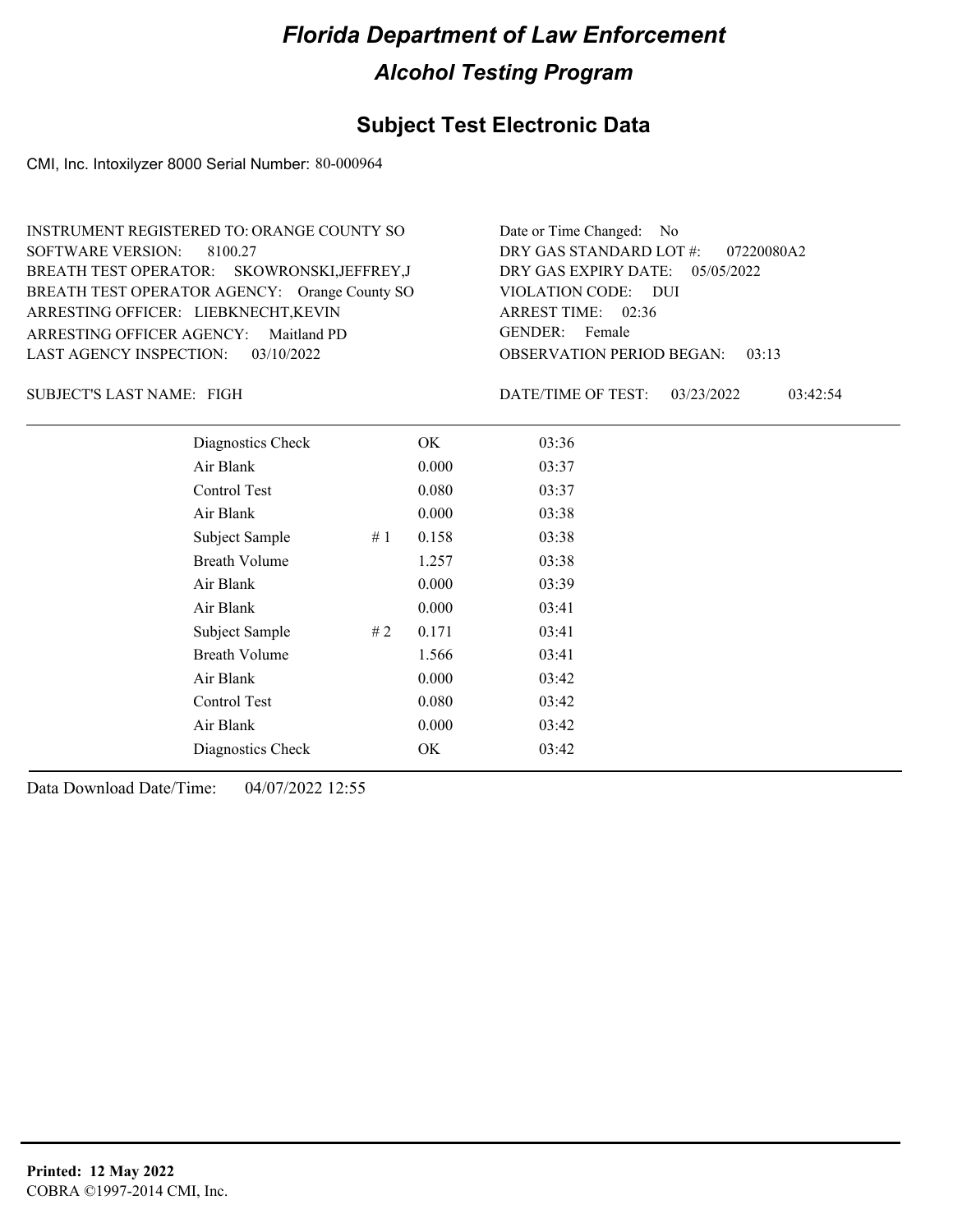# Florida Department of Law Enforcement

## Alcohol Testing Program

### Subject Test Electronic Data

CMI, Inc. Intoxilyzer 8000 Serial Number: 80-000964

INSTRUMENT REGISTERED TO: ORANGE COUNTY SO
SOFTWARE VERSION: 8100.27
BREATH TEST OPERATOR: SKOWRONSKI,JEFFREY,J
BREATH TEST OPERATOR AGENCY: Orange County SO
ARRESTING OFFICER: LIEBKNECHT,KEVIN
ARRESTING OFFICER AGENCY: Maitland PD
LAST AGENCY INSPECTION: 03/10/2022

Date or Time Changed: No
DRY GAS STANDARD LOT #: 07220080A2
DRY GAS EXPIRY DATE: 05/05/2022
VIOLATION CODE: DUI
ARREST TIME: 02:36
GENDER: Female
OBSERVATION PERIOD BEGAN: 03:13

SUBJECT'S LAST NAME: FIGH

DATE/TIME OF TEST: 03/23/2022 03:42:54

| | | | |
|---|---|---|---|
| Diagnostics Check | | OK | 03:36 |
| Air Blank | | 0.000 | 03:37 |
| Control Test | | 0.080 | 03:37 |
| Air Blank | | 0.000 | 03:38 |
| Subject Sample | # 1 | 0.158 | 03:38 |
| Breath Volume | | 1.257 | 03:38 |
| Air Blank | | 0.000 | 03:39 |
| Air Blank | | 0.000 | 03:41 |
| Subject Sample | # 2 | 0.171 | 03:41 |
| Breath Volume | | 1.566 | 03:41 |
| Air Blank | | 0.000 | 03:42 |
| Control Test | | 0.080 | 03:42 |
| Air Blank | | 0.000 | 03:42 |
| Diagnostics Check | | OK | 03:42 |

Data Download Date/Time: 04/07/2022 12:55

**Printed: 12 May 2022**
COBRA ©1997-2014 CMI, Inc.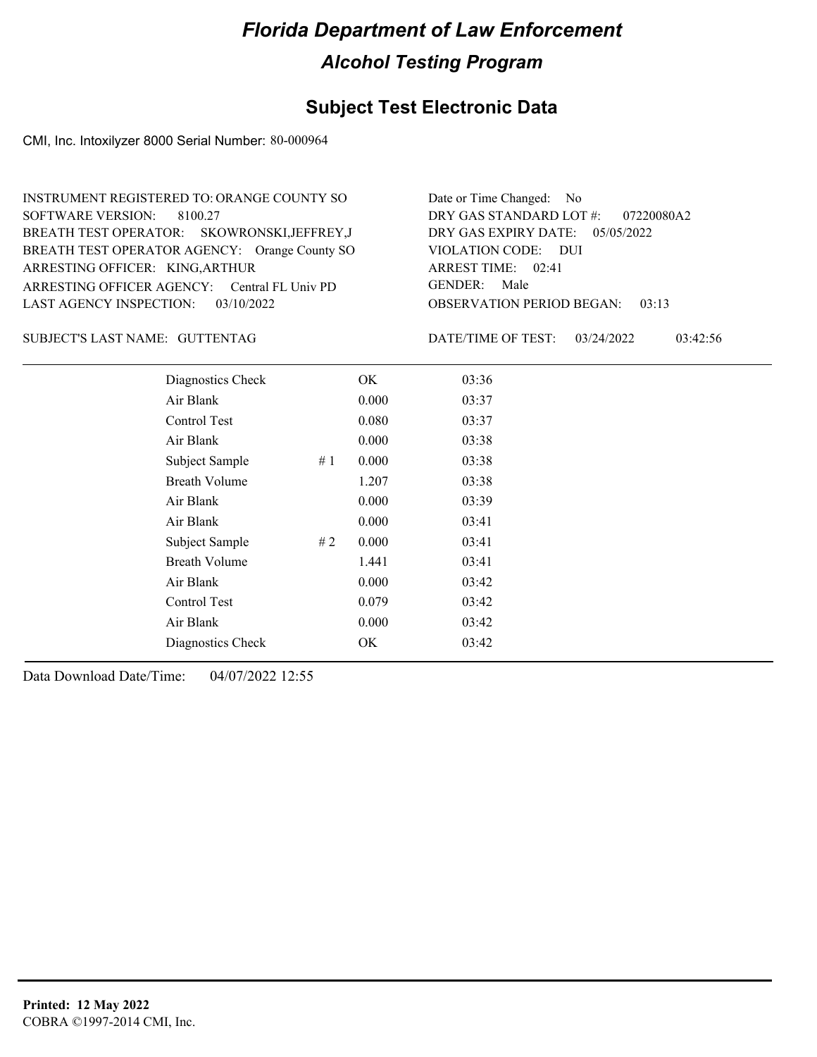# Florida Department of Law Enforcement

## Alcohol Testing Program

### Subject Test Electronic Data

CMI, Inc. Intoxilyzer 8000 Serial Number: 80-000964

INSTRUMENT REGISTERED TO: ORANGE COUNTY SO
SOFTWARE VERSION: 8100.27
BREATH TEST OPERATOR: SKOWRONSKI,JEFFREY,J
BREATH TEST OPERATOR AGENCY: Orange County SO
ARRESTING OFFICER: KING,ARTHUR
ARRESTING OFFICER AGENCY: Central FL Univ PD
LAST AGENCY INSPECTION: 03/10/2022

Date or Time Changed: No
DRY GAS STANDARD LOT #: 07220080A2
DRY GAS EXPIRY DATE: 05/05/2022
VIOLATION CODE: DUI
ARREST TIME: 02:41
GENDER: Male
OBSERVATION PERIOD BEGAN: 03:13

SUBJECT'S LAST NAME: GUTTENTAG

DATE/TIME OF TEST: 03/24/2022 03:42:56

| | | | |
|---|---|---|---|
| Diagnostics Check | | OK | 03:36 |
| Air Blank | | 0.000 | 03:37 |
| Control Test | | 0.080 | 03:37 |
| Air Blank | | 0.000 | 03:38 |
| Subject Sample | # 1 | 0.000 | 03:38 |
| Breath Volume | | 1.207 | 03:38 |
| Air Blank | | 0.000 | 03:39 |
| Air Blank | | 0.000 | 03:41 |
| Subject Sample | # 2 | 0.000 | 03:41 |
| Breath Volume | | 1.441 | 03:41 |
| Air Blank | | 0.000 | 03:42 |
| Control Test | | 0.079 | 03:42 |
| Air Blank | | 0.000 | 03:42 |
| Diagnostics Check | | OK | 03:42 |

Data Download Date/Time: 04/07/2022 12:55

**Printed: 12 May 2022**
COBRA ©1997-2014 CMI, Inc.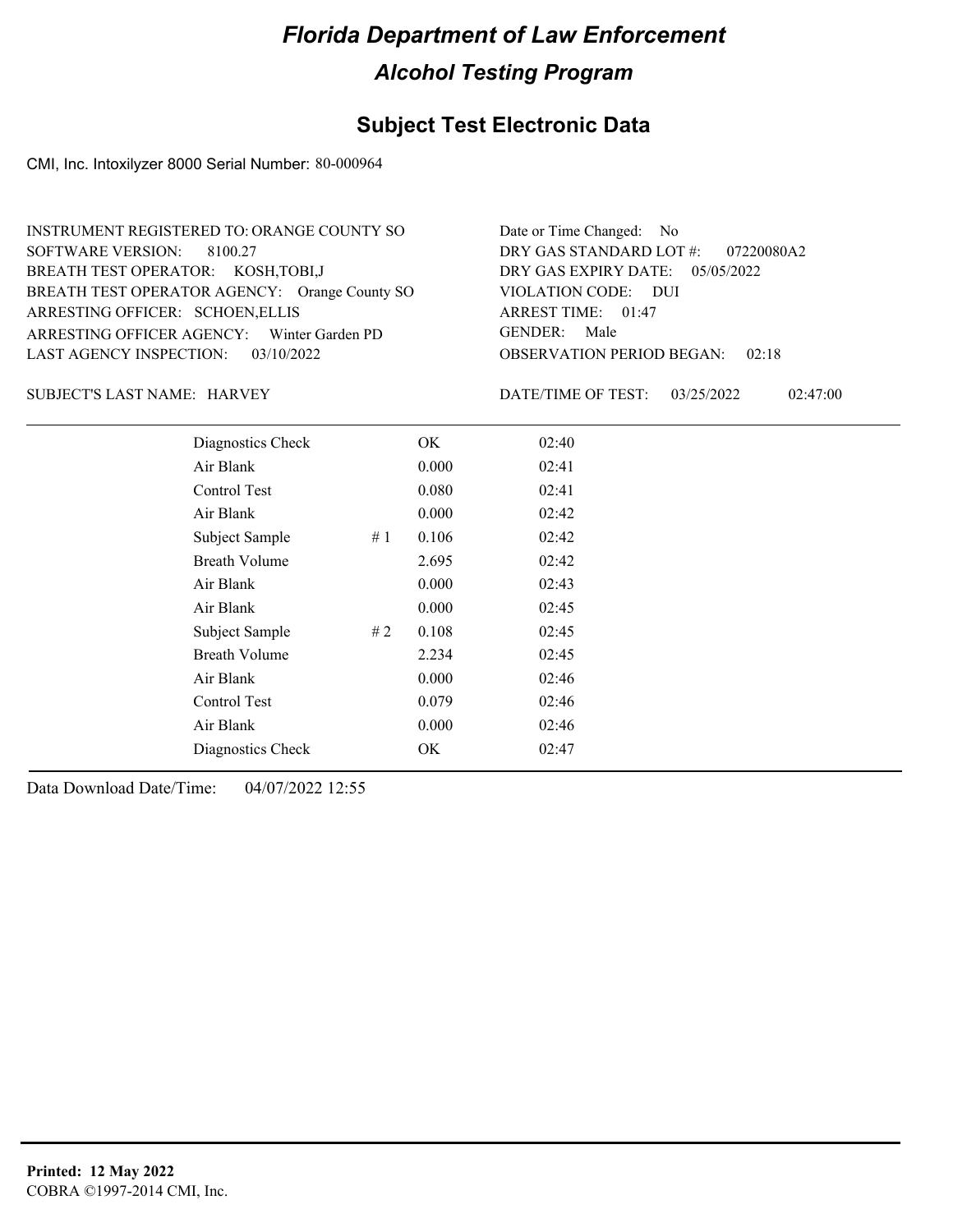# Florida Department of Law Enforcement

## Alcohol Testing Program

### Subject Test Electronic Data

CMI, Inc. Intoxilyzer 8000 Serial Number: 80-000964

INSTRUMENT REGISTERED TO: ORANGE COUNTY SO
SOFTWARE VERSION: 8100.27
BREATH TEST OPERATOR: KOSH,TOBI,J
BREATH TEST OPERATOR AGENCY: Orange County SO
ARRESTING OFFICER: SCHOEN,ELLIS
ARRESTING OFFICER AGENCY: Winter Garden PD
LAST AGENCY INSPECTION: 03/10/2022

Date or Time Changed: No
DRY GAS STANDARD LOT #: 07220080A2
DRY GAS EXPIRY DATE: 05/05/2022
VIOLATION CODE: DUI
ARREST TIME: 01:47
GENDER: Male
OBSERVATION PERIOD BEGAN: 02:18

SUBJECT'S LAST NAME: HARVEY

DATE/TIME OF TEST: 03/25/2022 02:47:00

| | | | |
|---|---|---|---|
| Diagnostics Check | | OK | 02:40 |
| Air Blank | | 0.000 | 02:41 |
| Control Test | | 0.080 | 02:41 |
| Air Blank | | 0.000 | 02:42 |
| Subject Sample | # 1 | 0.106 | 02:42 |
| Breath Volume | | 2.695 | 02:42 |
| Air Blank | | 0.000 | 02:43 |
| Air Blank | | 0.000 | 02:45 |
| Subject Sample | # 2 | 0.108 | 02:45 |
| Breath Volume | | 2.234 | 02:45 |
| Air Blank | | 0.000 | 02:46 |
| Control Test | | 0.079 | 02:46 |
| Air Blank | | 0.000 | 02:46 |
| Diagnostics Check | | OK | 02:47 |

Data Download Date/Time: 04/07/2022 12:55

**Printed: 12 May 2022**
COBRA ©1997-2014 CMI, Inc.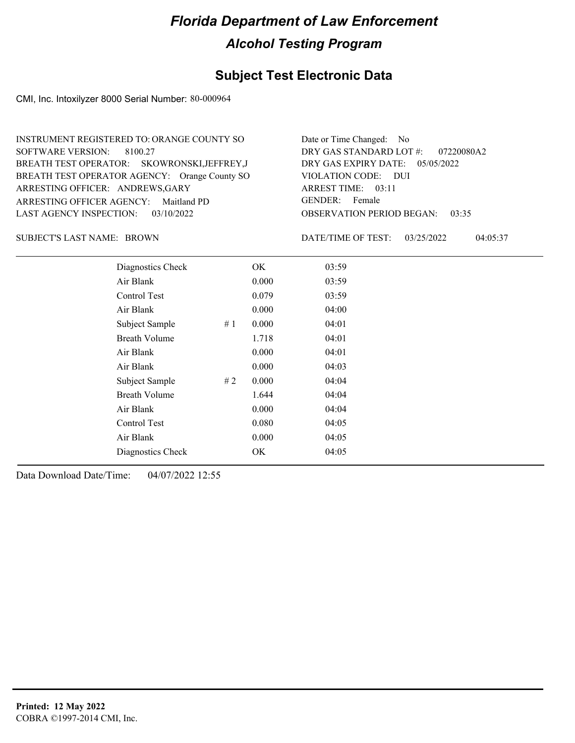# Florida Department of Law Enforcement

## Alcohol Testing Program

### Subject Test Electronic Data

CMI, Inc. Intoxilyzer 8000 Serial Number: 80-000964

INSTRUMENT REGISTERED TO: ORANGE COUNTY SO
SOFTWARE VERSION: 8100.27
BREATH TEST OPERATOR: SKOWRONSKI,JEFFREY,J
BREATH TEST OPERATOR AGENCY: Orange County SO
ARRESTING OFFICER: ANDREWS,GARY
ARRESTING OFFICER AGENCY: Maitland PD
LAST AGENCY INSPECTION: 03/10/2022

Date or Time Changed: No
DRY GAS STANDARD LOT #: 07220080A2
DRY GAS EXPIRY DATE: 05/05/2022
VIOLATION CODE: DUI
ARREST TIME: 03:11
GENDER: Female
OBSERVATION PERIOD BEGAN: 03:35

SUBJECT'S LAST NAME: BROWN

DATE/TIME OF TEST: 03/25/2022 04:05:37

| | | | |
|---|---|---|---|
| Diagnostics Check | | OK | 03:59 |
| Air Blank | | 0.000 | 03:59 |
| Control Test | | 0.079 | 03:59 |
| Air Blank | | 0.000 | 04:00 |
| Subject Sample | # 1 | 0.000 | 04:01 |
| Breath Volume | | 1.718 | 04:01 |
| Air Blank | | 0.000 | 04:01 |
| Air Blank | | 0.000 | 04:03 |
| Subject Sample | # 2 | 0.000 | 04:04 |
| Breath Volume | | 1.644 | 04:04 |
| Air Blank | | 0.000 | 04:04 |
| Control Test | | 0.080 | 04:05 |
| Air Blank | | 0.000 | 04:05 |
| Diagnostics Check | | OK | 04:05 |

Data Download Date/Time: 04/07/2022 12:55

**Printed: 12 May 2022**
COBRA ©1997-2014 CMI, Inc.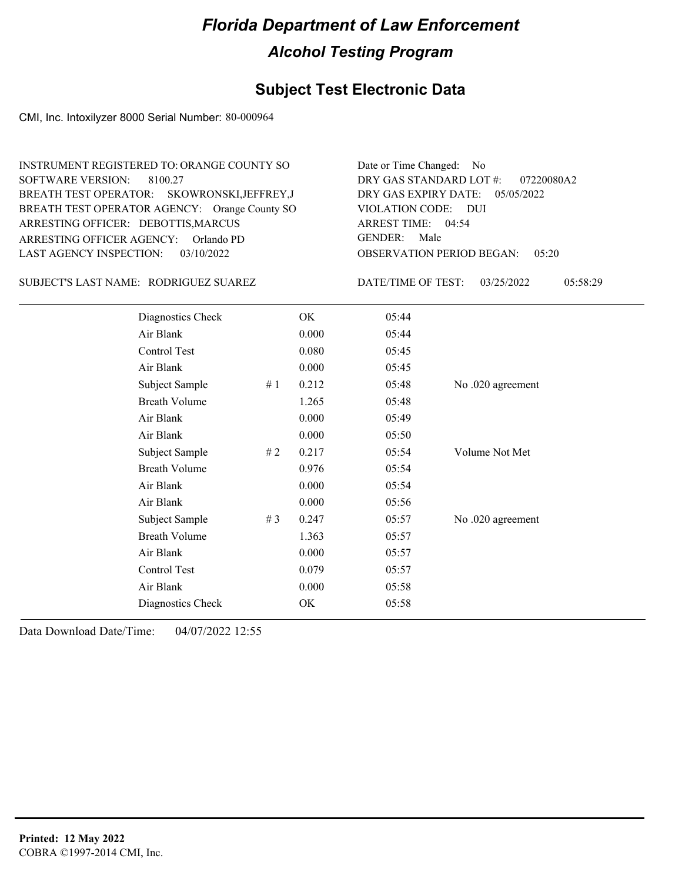# Florida Department of Law Enforcement

## Alcohol Testing Program

### Subject Test Electronic Data

CMI, Inc. Intoxilyzer 8000 Serial Number: 80-000964

INSTRUMENT REGISTERED TO: ORANGE COUNTY SO
SOFTWARE VERSION: 8100.27
BREATH TEST OPERATOR: SKOWRONSKI,JEFFREY,J
BREATH TEST OPERATOR AGENCY: Orange County SO
ARRESTING OFFICER: DEBOTTIS,MARCUS
ARRESTING OFFICER AGENCY: Orlando PD
LAST AGENCY INSPECTION: 03/10/2022

Date or Time Changed: No
DRY GAS STANDARD LOT #: 07220080A2
DRY GAS EXPIRY DATE: 05/05/2022
VIOLATION CODE: DUI
ARREST TIME: 04:54
GENDER: Male
OBSERVATION PERIOD BEGAN: 05:20

SUBJECT'S LAST NAME: RODRIGUEZ SUAREZ

DATE/TIME OF TEST: 03/25/2022 05:58:29

| | | | | |
|---|---|---|---|---|
| Diagnostics Check | | OK | 05:44 | |
| Air Blank | | 0.000 | 05:44 | |
| Control Test | | 0.080 | 05:45 | |
| Air Blank | | 0.000 | 05:45 | |
| Subject Sample | # 1 | 0.212 | 05:48 | No .020 agreement |
| Breath Volume | | 1.265 | 05:48 | |
| Air Blank | | 0.000 | 05:49 | |
| Air Blank | | 0.000 | 05:50 | |
| Subject Sample | # 2 | 0.217 | 05:54 | Volume Not Met |
| Breath Volume | | 0.976 | 05:54 | |
| Air Blank | | 0.000 | 05:54 | |
| Air Blank | | 0.000 | 05:56 | |
| Subject Sample | # 3 | 0.247 | 05:57 | No .020 agreement |
| Breath Volume | | 1.363 | 05:57 | |
| Air Blank | | 0.000 | 05:57 | |
| Control Test | | 0.079 | 05:57 | |
| Air Blank | | 0.000 | 05:58 | |
| Diagnostics Check | | OK | 05:58 | |

Data Download Date/Time: 04/07/2022 12:55

**Printed: 12 May 2022**
COBRA ©1997-2014 CMI, Inc.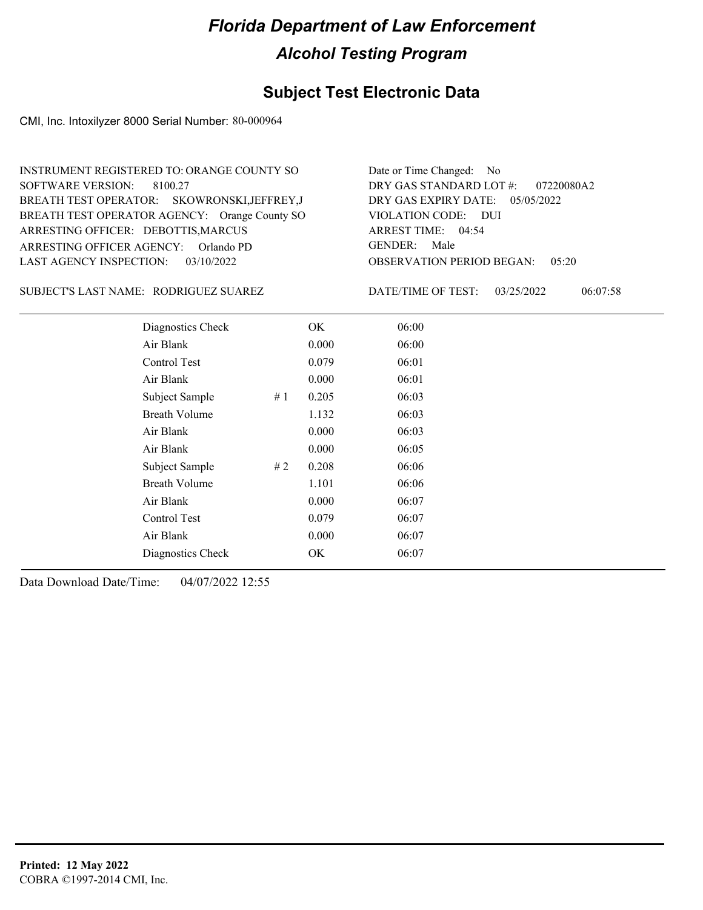# *Florida Department of Law Enforcement*

## *Alcohol Testing Program*

## Subject Test Electronic Data

CMI, Inc. Intoxilyzer 8000 Serial Number: 80-000964

INSTRUMENT REGISTERED TO: ORANGE COUNTY SO
SOFTWARE VERSION: 8100.27
BREATH TEST OPERATOR: SKOWRONSKI,JEFFREY,J
BREATH TEST OPERATOR AGENCY: Orange County SO
ARRESTING OFFICER: DEBOTTIS,MARCUS
ARRESTING OFFICER AGENCY: Orlando PD
LAST AGENCY INSPECTION: 03/10/2022

Date or Time Changed: No
DRY GAS STANDARD LOT #: 07220080A2
DRY GAS EXPIRY DATE: 05/05/2022
VIOLATION CODE: DUI
ARREST TIME: 04:54
GENDER: Male
OBSERVATION PERIOD BEGAN: 05:20

SUBJECT'S LAST NAME: RODRIGUEZ SUAREZ

DATE/TIME OF TEST: 03/25/2022 06:07:58

| | | | |
|---|---|---|---|
| Diagnostics Check | | OK | 06:00 |
| Air Blank | | 0.000 | 06:00 |
| Control Test | | 0.079 | 06:01 |
| Air Blank | | 0.000 | 06:01 |
| Subject Sample | # 1 | 0.205 | 06:03 |
| Breath Volume | | 1.132 | 06:03 |
| Air Blank | | 0.000 | 06:03 |
| Air Blank | | 0.000 | 06:05 |
| Subject Sample | # 2 | 0.208 | 06:06 |
| Breath Volume | | 1.101 | 06:06 |
| Air Blank | | 0.000 | 06:07 |
| Control Test | | 0.079 | 06:07 |
| Air Blank | | 0.000 | 06:07 |
| Diagnostics Check | | OK | 06:07 |

Data Download Date/Time: 04/07/2022 12:55

**Printed: 12 May 2022**
COBRA ©1997-2014 CMI, Inc.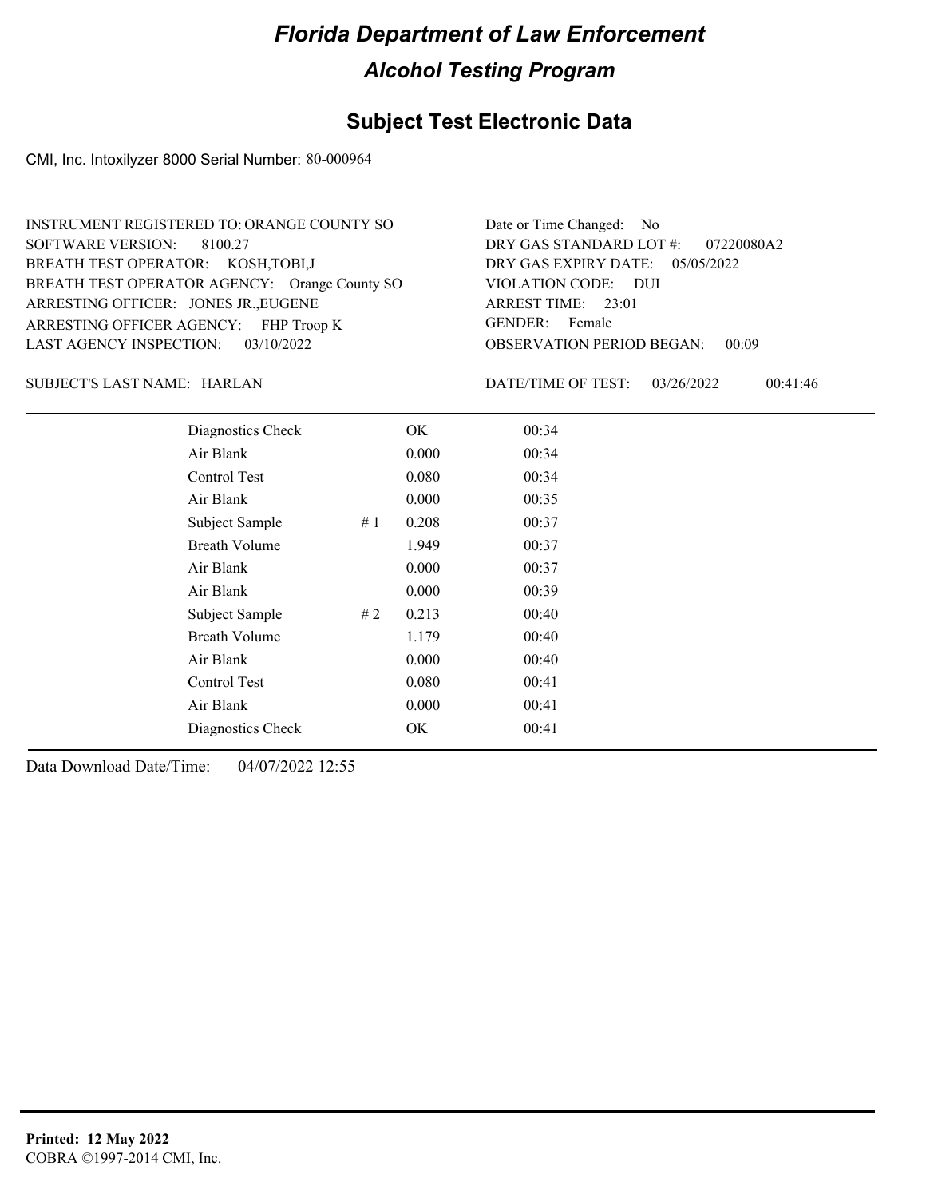# Florida Department of Law Enforcement

## Alcohol Testing Program

### Subject Test Electronic Data

CMI, Inc. Intoxilyzer 8000 Serial Number: 80-000964

INSTRUMENT REGISTERED TO: ORANGE COUNTY SO
SOFTWARE VERSION: 8100.27
BREATH TEST OPERATOR: KOSH,TOBI,J
BREATH TEST OPERATOR AGENCY: Orange County SO
ARRESTING OFFICER: JONES JR.,EUGENE
ARRESTING OFFICER AGENCY: FHP Troop K
LAST AGENCY INSPECTION: 03/10/2022

Date or Time Changed: No
DRY GAS STANDARD LOT #: 07220080A2
DRY GAS EXPIRY DATE: 05/05/2022
VIOLATION CODE: DUI
ARREST TIME: 23:01
GENDER: Female
OBSERVATION PERIOD BEGAN: 00:09

SUBJECT'S LAST NAME: HARLAN

DATE/TIME OF TEST: 03/26/2022 00:41:46

| Test | # | Result | Time |
|---|---|---|---|
| Diagnostics Check | | OK | 00:34 |
| Air Blank | | 0.000 | 00:34 |
| Control Test | | 0.080 | 00:34 |
| Air Blank | | 0.000 | 00:35 |
| Subject Sample | # 1 | 0.208 | 00:37 |
| Breath Volume | | 1.949 | 00:37 |
| Air Blank | | 0.000 | 00:37 |
| Air Blank | | 0.000 | 00:39 |
| Subject Sample | # 2 | 0.213 | 00:40 |
| Breath Volume | | 1.179 | 00:40 |
| Air Blank | | 0.000 | 00:40 |
| Control Test | | 0.080 | 00:41 |
| Air Blank | | 0.000 | 00:41 |
| Diagnostics Check | | OK | 00:41 |

Data Download Date/Time: 04/07/2022 12:55

**Printed: 12 May 2022**
COBRA ©1997-2014 CMI, Inc.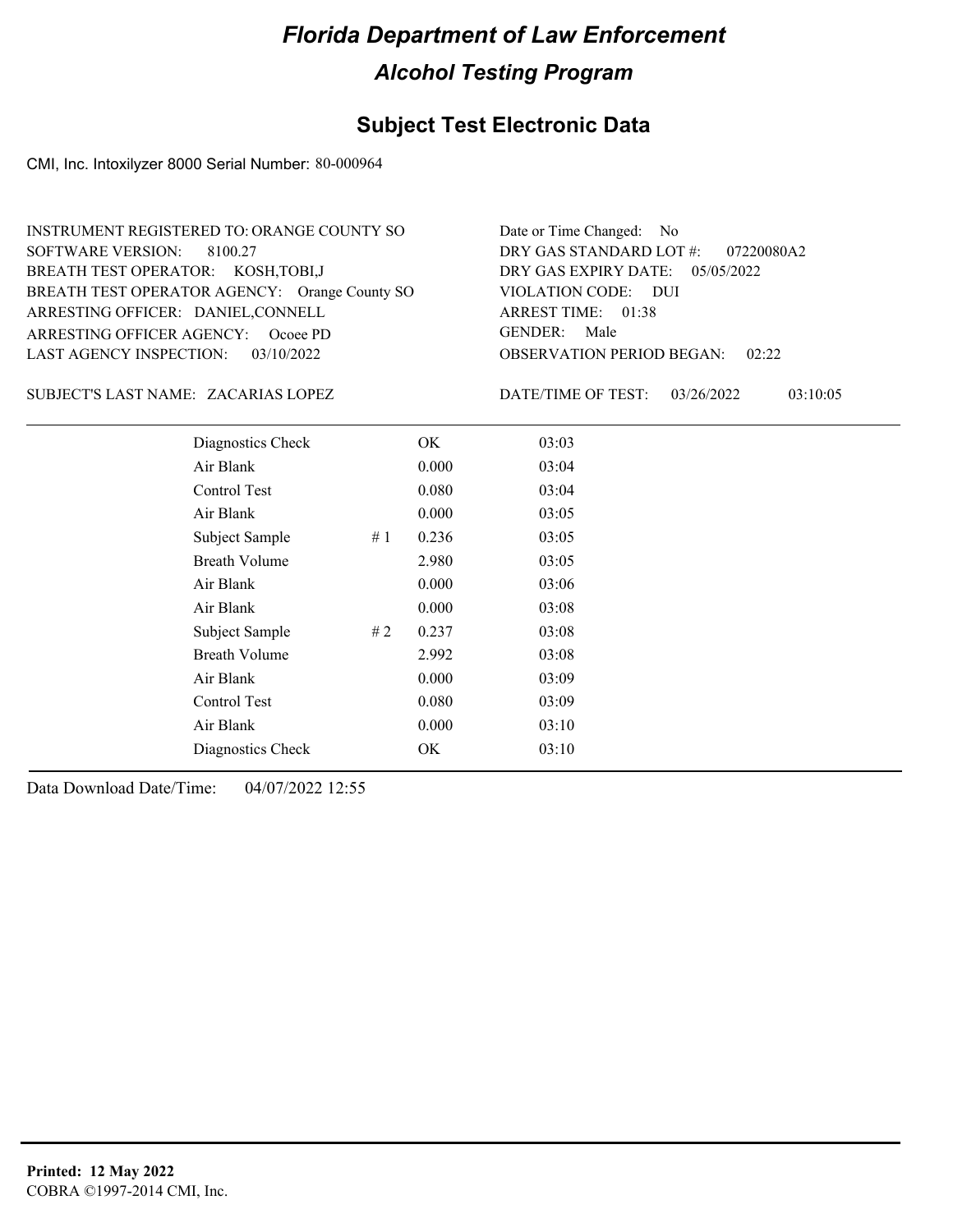# Florida Department of Law Enforcement

## Alcohol Testing Program

### Subject Test Electronic Data

CMI, Inc. Intoxilyzer 8000 Serial Number: 80-000964

INSTRUMENT REGISTERED TO: ORANGE COUNTY SO
SOFTWARE VERSION: 8100.27
BREATH TEST OPERATOR: KOSH,TOBI,J
BREATH TEST OPERATOR AGENCY: Orange County SO
ARRESTING OFFICER: DANIEL,CONNELL
ARRESTING OFFICER AGENCY: Ocoee PD
LAST AGENCY INSPECTION: 03/10/2022

Date or Time Changed: No
DRY GAS STANDARD LOT #: 07220080A2
DRY GAS EXPIRY DATE: 05/05/2022
VIOLATION CODE: DUI
ARREST TIME: 01:38
GENDER: Male
OBSERVATION PERIOD BEGAN: 02:22

SUBJECT'S LAST NAME: ZACARIAS LOPEZ

DATE/TIME OF TEST: 03/26/2022 03:10:05

| Test | # | Result | Time |
|---|---|---|---|
| Diagnostics Check | | OK | 03:03 |
| Air Blank | | 0.000 | 03:04 |
| Control Test | | 0.080 | 03:04 |
| Air Blank | | 0.000 | 03:05 |
| Subject Sample | # 1 | 0.236 | 03:05 |
| Breath Volume | | 2.980 | 03:05 |
| Air Blank | | 0.000 | 03:06 |
| Air Blank | | 0.000 | 03:08 |
| Subject Sample | # 2 | 0.237 | 03:08 |
| Breath Volume | | 2.992 | 03:08 |
| Air Blank | | 0.000 | 03:09 |
| Control Test | | 0.080 | 03:09 |
| Air Blank | | 0.000 | 03:10 |
| Diagnostics Check | | OK | 03:10 |

Data Download Date/Time: 04/07/2022 12:55

**Printed: 12 May 2022**
COBRA ©1997-2014 CMI, Inc.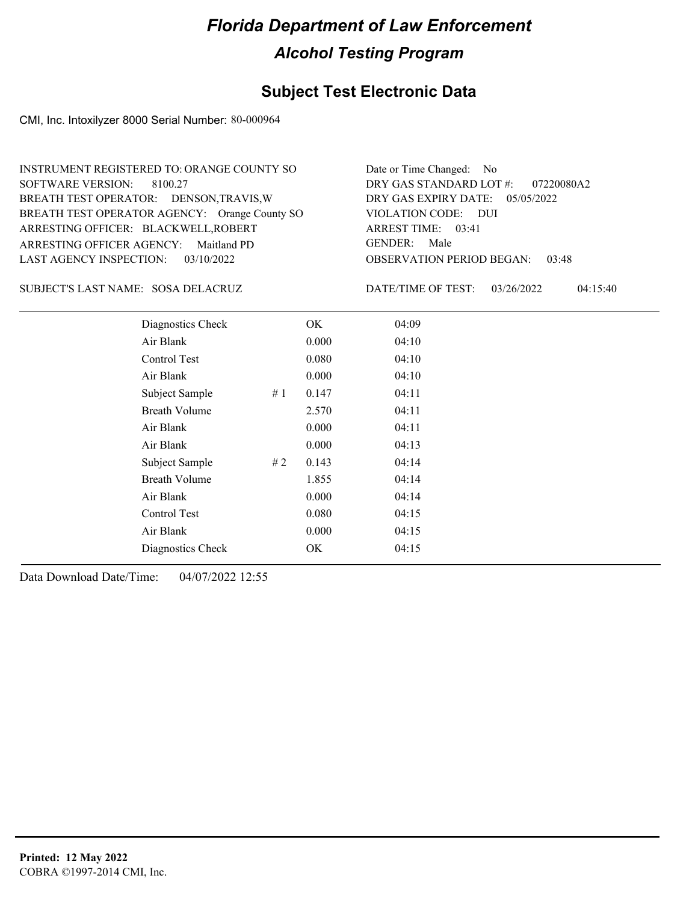# Florida Department of Law Enforcement

## Alcohol Testing Program

## Subject Test Electronic Data

CMI, Inc. Intoxilyzer 8000 Serial Number: 80-000964

INSTRUMENT REGISTERED TO: ORANGE COUNTY SO
SOFTWARE VERSION: 8100.27
BREATH TEST OPERATOR: DENSON,TRAVIS,W
BREATH TEST OPERATOR AGENCY: Orange County SO
ARRESTING OFFICER: BLACKWELL,ROBERT
ARRESTING OFFICER AGENCY: Maitland PD
LAST AGENCY INSPECTION: 03/10/2022

Date or Time Changed: No
DRY GAS STANDARD LOT #: 07220080A2
DRY GAS EXPIRY DATE: 05/05/2022
VIOLATION CODE: DUI
ARREST TIME: 03:41
GENDER: Male
OBSERVATION PERIOD BEGAN: 03:48

SUBJECT'S LAST NAME: SOSA DELACRUZ

DATE/TIME OF TEST: 03/26/2022 04:15:40

| | | | |
|---|---|---|---|
| Diagnostics Check | | OK | 04:09 |
| Air Blank | | 0.000 | 04:10 |
| Control Test | | 0.080 | 04:10 |
| Air Blank | | 0.000 | 04:10 |
| Subject Sample | # 1 | 0.147 | 04:11 |
| Breath Volume | | 2.570 | 04:11 |
| Air Blank | | 0.000 | 04:11 |
| Air Blank | | 0.000 | 04:13 |
| Subject Sample | # 2 | 0.143 | 04:14 |
| Breath Volume | | 1.855 | 04:14 |
| Air Blank | | 0.000 | 04:14 |
| Control Test | | 0.080 | 04:15 |
| Air Blank | | 0.000 | 04:15 |
| Diagnostics Check | | OK | 04:15 |

Data Download Date/Time: 04/07/2022 12:55

**Printed: 12 May 2022**
COBRA ©1997-2014 CMI, Inc.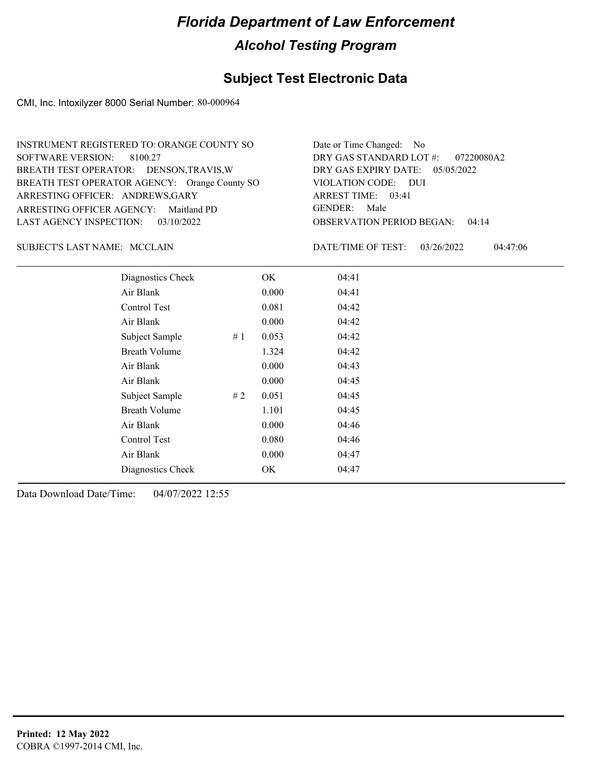# Florida Department of Law Enforcement

## Alcohol Testing Program

### Subject Test Electronic Data

CMI, Inc. Intoxilyzer 8000 Serial Number: 80-000964

INSTRUMENT REGISTERED TO: ORANGE COUNTY SO
SOFTWARE VERSION: 8100.27
BREATH TEST OPERATOR: DENSON,TRAVIS,W
BREATH TEST OPERATOR AGENCY: Orange County SO
ARRESTING OFFICER: ANDREWS,GARY
ARRESTING OFFICER AGENCY: Maitland PD
LAST AGENCY INSPECTION: 03/10/2022

Date or Time Changed: No
DRY GAS STANDARD LOT #: 07220080A2
DRY GAS EXPIRY DATE: 05/05/2022
VIOLATION CODE: DUI
ARREST TIME: 03:41
GENDER: Male
OBSERVATION PERIOD BEGAN: 04:14

SUBJECT'S LAST NAME: MCCLAIN

DATE/TIME OF TEST: 03/26/2022 04:47:06

| | | | |
|---|---|---|---|
| Diagnostics Check | | OK | 04:41 |
| Air Blank | | 0.000 | 04:41 |
| Control Test | | 0.081 | 04:42 |
| Air Blank | | 0.000 | 04:42 |
| Subject Sample | # 1 | 0.053 | 04:42 |
| Breath Volume | | 1.324 | 04:42 |
| Air Blank | | 0.000 | 04:43 |
| Air Blank | | 0.000 | 04:45 |
| Subject Sample | # 2 | 0.051 | 04:45 |
| Breath Volume | | 1.101 | 04:45 |
| Air Blank | | 0.000 | 04:46 |
| Control Test | | 0.080 | 04:46 |
| Air Blank | | 0.000 | 04:47 |
| Diagnostics Check | | OK | 04:47 |

Data Download Date/Time: 04/07/2022 12:55

**Printed: 12 May 2022**
COBRA ©1997-2014 CMI, Inc.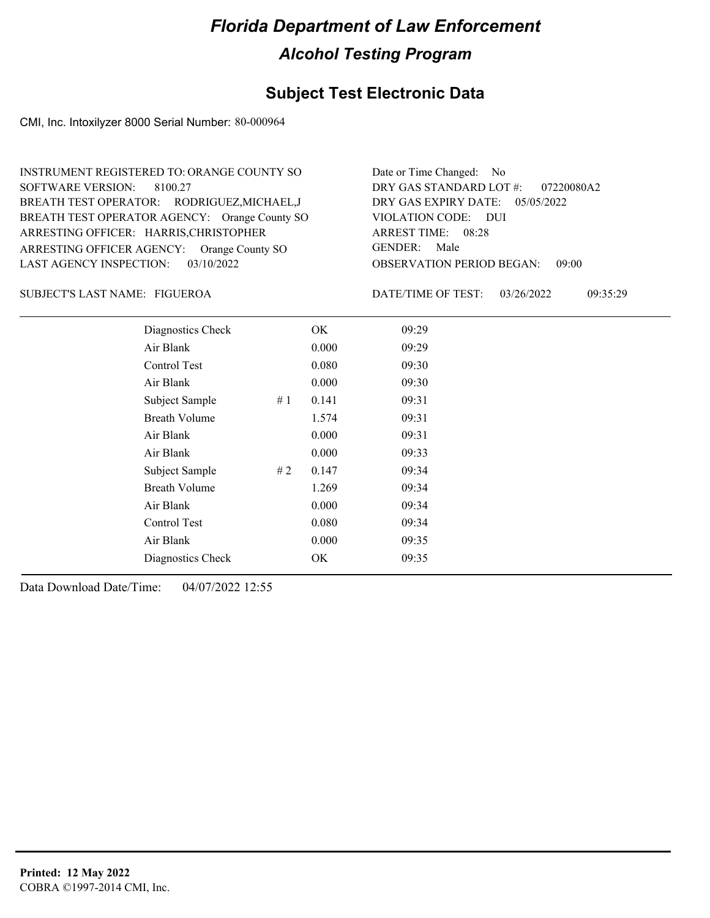# Florida Department of Law Enforcement

## Alcohol Testing Program

### Subject Test Electronic Data

CMI, Inc. Intoxilyzer 8000 Serial Number: 80-000964

INSTRUMENT REGISTERED TO: ORANGE COUNTY SO
SOFTWARE VERSION: 8100.27
BREATH TEST OPERATOR: RODRIGUEZ,MICHAEL,J
BREATH TEST OPERATOR AGENCY: Orange County SO
ARRESTING OFFICER: HARRIS,CHRISTOPHER
ARRESTING OFFICER AGENCY: Orange County SO
LAST AGENCY INSPECTION: 03/10/2022

Date or Time Changed: No
DRY GAS STANDARD LOT #: 07220080A2
DRY GAS EXPIRY DATE: 05/05/2022
VIOLATION CODE: DUI
ARREST TIME: 08:28
GENDER: Male
OBSERVATION PERIOD BEGAN: 09:00

SUBJECT'S LAST NAME: FIGUEROA

DATE/TIME OF TEST: 03/26/2022 09:35:29

| Test | | Result | Time |
|---|---|---|---|
| Diagnostics Check | | OK | 09:29 |
| Air Blank | | 0.000 | 09:29 |
| Control Test | | 0.080 | 09:30 |
| Air Blank | | 0.000 | 09:30 |
| Subject Sample | # 1 | 0.141 | 09:31 |
| Breath Volume | | 1.574 | 09:31 |
| Air Blank | | 0.000 | 09:31 |
| Air Blank | | 0.000 | 09:33 |
| Subject Sample | # 2 | 0.147 | 09:34 |
| Breath Volume | | 1.269 | 09:34 |
| Air Blank | | 0.000 | 09:34 |
| Control Test | | 0.080 | 09:34 |
| Air Blank | | 0.000 | 09:35 |
| Diagnostics Check | | OK | 09:35 |

Data Download Date/Time: 04/07/2022 12:55

**Printed: 12 May 2022**
COBRA ©1997-2014 CMI, Inc.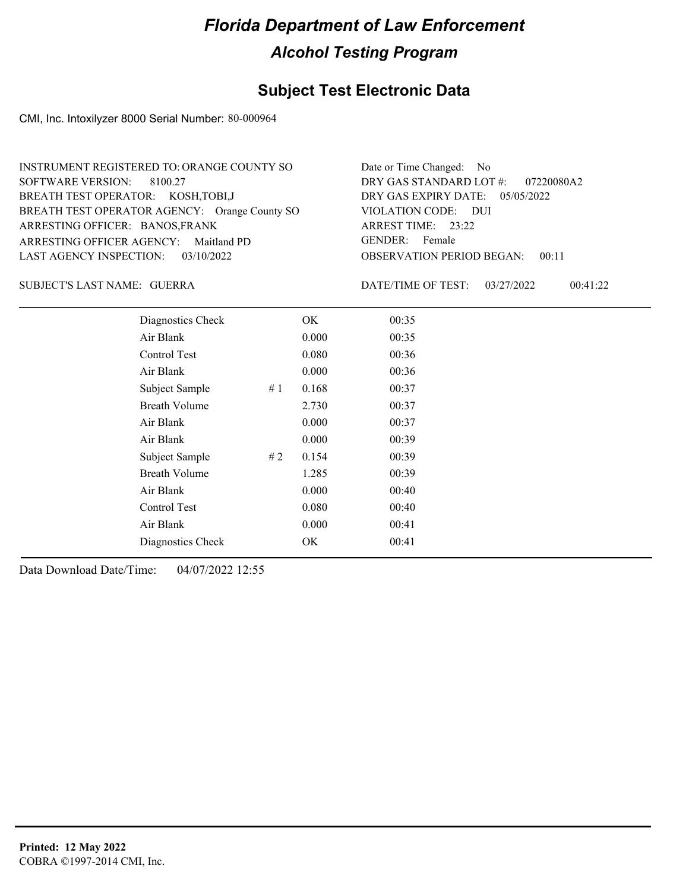# Florida Department of Law Enforcement

## Alcohol Testing Program

### Subject Test Electronic Data

CMI, Inc. Intoxilyzer 8000 Serial Number: 80-000964

INSTRUMENT REGISTERED TO: ORANGE COUNTY SO
SOFTWARE VERSION: 8100.27
BREATH TEST OPERATOR: KOSH,TOBI,J
BREATH TEST OPERATOR AGENCY: Orange County SO
ARRESTING OFFICER: BANOS,FRANK
ARRESTING OFFICER AGENCY: Maitland PD
LAST AGENCY INSPECTION: 03/10/2022

Date or Time Changed: No
DRY GAS STANDARD LOT #: 07220080A2
DRY GAS EXPIRY DATE: 05/05/2022
VIOLATION CODE: DUI
ARREST TIME: 23:22
GENDER: Female
OBSERVATION PERIOD BEGAN: 00:11

SUBJECT'S LAST NAME: GUERRA

DATE/TIME OF TEST: 03/27/2022 00:41:22

| Test | # | Result | Time |
|---|---|---|---|
| Diagnostics Check | | OK | 00:35 |
| Air Blank | | 0.000 | 00:35 |
| Control Test | | 0.080 | 00:36 |
| Air Blank | | 0.000 | 00:36 |
| Subject Sample | # 1 | 0.168 | 00:37 |
| Breath Volume | | 2.730 | 00:37 |
| Air Blank | | 0.000 | 00:37 |
| Air Blank | | 0.000 | 00:39 |
| Subject Sample | # 2 | 0.154 | 00:39 |
| Breath Volume | | 1.285 | 00:39 |
| Air Blank | | 0.000 | 00:40 |
| Control Test | | 0.080 | 00:40 |
| Air Blank | | 0.000 | 00:41 |
| Diagnostics Check | | OK | 00:41 |

Data Download Date/Time: 04/07/2022 12:55

**Printed: 12 May 2022**
COBRA ©1997-2014 CMI, Inc.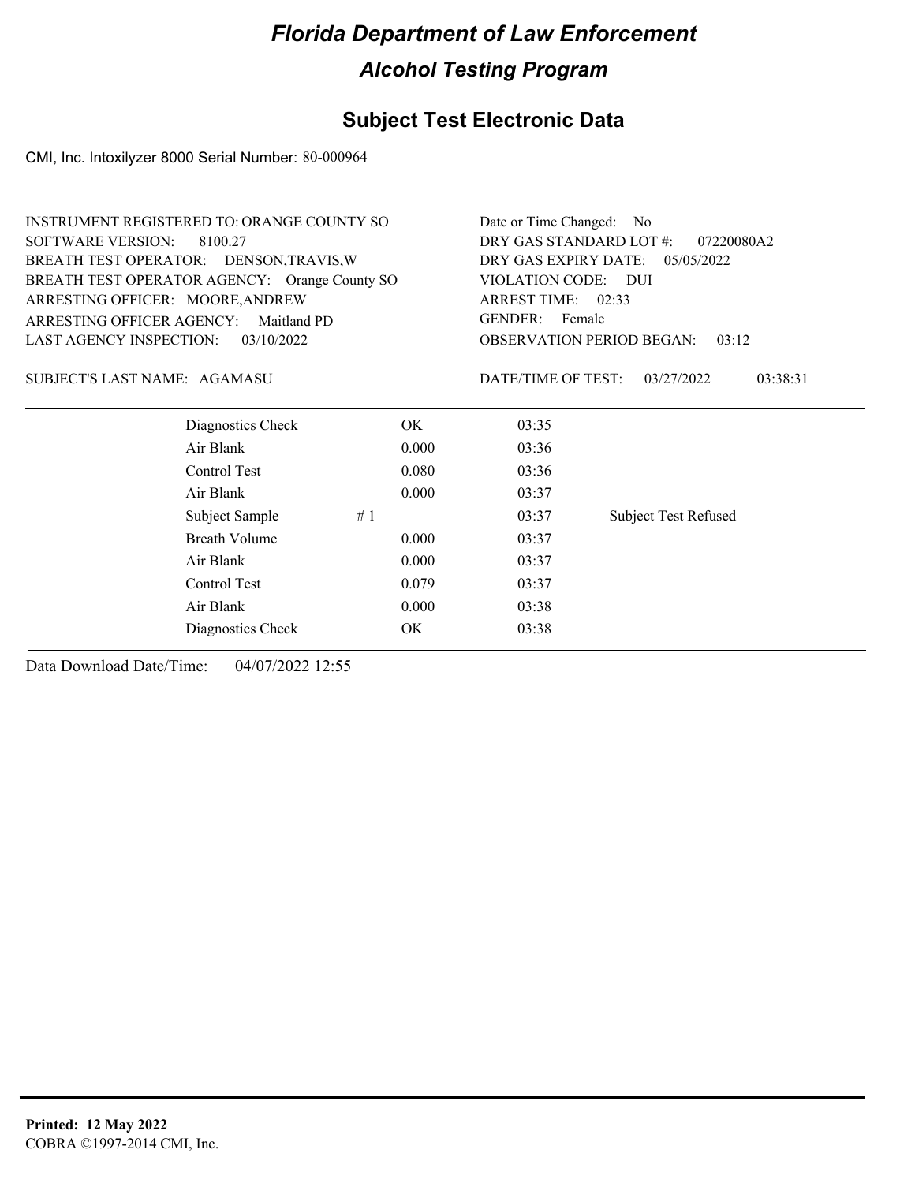# Florida Department of Law Enforcement

## Alcohol Testing Program

### Subject Test Electronic Data

CMI, Inc. Intoxilyzer 8000 Serial Number: 80-000964

INSTRUMENT REGISTERED TO: ORANGE COUNTY SO
SOFTWARE VERSION: 8100.27
BREATH TEST OPERATOR: DENSON,TRAVIS,W
BREATH TEST OPERATOR AGENCY: Orange County SO
ARRESTING OFFICER: MOORE,ANDREW
ARRESTING OFFICER AGENCY: Maitland PD
LAST AGENCY INSPECTION: 03/10/2022

Date or Time Changed: No
DRY GAS STANDARD LOT #: 07220080A2
DRY GAS EXPIRY DATE: 05/05/2022
VIOLATION CODE: DUI
ARREST TIME: 02:33
GENDER: Female
OBSERVATION PERIOD BEGAN: 03:12

SUBJECT'S LAST NAME: AGAMASU

DATE/TIME OF TEST: 03/27/2022 03:38:31

| | | | | |
|---|---|---|---|---|
| Diagnostics Check | | OK | 03:35 | |
| Air Blank | | 0.000 | 03:36 | |
| Control Test | | 0.080 | 03:36 | |
| Air Blank | | 0.000 | 03:37 | |
| Subject Sample | # 1 | | 03:37 | Subject Test Refused |
| Breath Volume | | 0.000 | 03:37 | |
| Air Blank | | 0.000 | 03:37 | |
| Control Test | | 0.079 | 03:37 | |
| Air Blank | | 0.000 | 03:38 | |
| Diagnostics Check | | OK | 03:38 | |

Data Download Date/Time: 04/07/2022 12:55

**Printed: 12 May 2022**
COBRA ©1997-2014 CMI, Inc.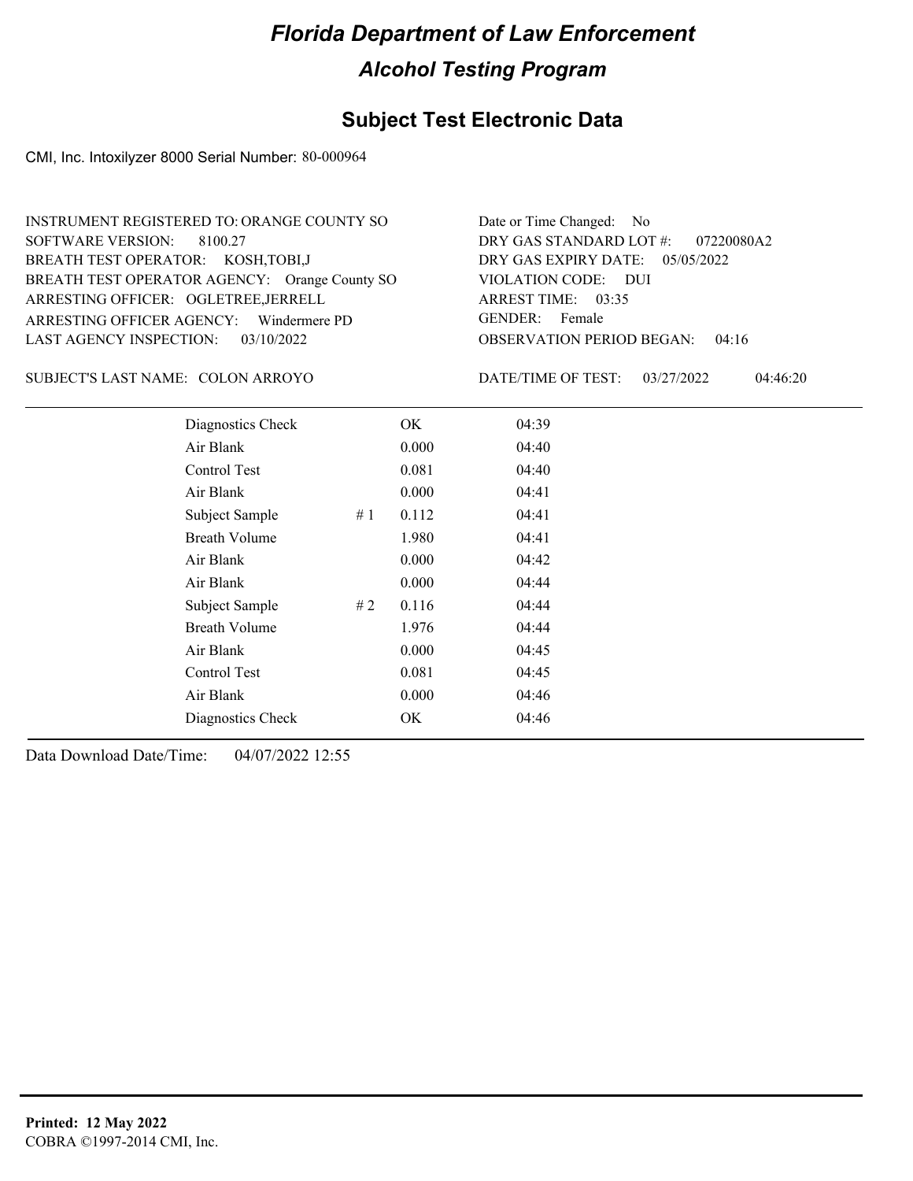# Florida Department of Law Enforcement

## Alcohol Testing Program

### Subject Test Electronic Data

CMI, Inc. Intoxilyzer 8000 Serial Number: 80-000964

INSTRUMENT REGISTERED TO: ORANGE COUNTY SO
SOFTWARE VERSION: 8100.27
BREATH TEST OPERATOR: KOSH,TOBI,J
BREATH TEST OPERATOR AGENCY: Orange County SO
ARRESTING OFFICER: OGLETREE,JERRELL
ARRESTING OFFICER AGENCY: Windermere PD
LAST AGENCY INSPECTION: 03/10/2022

Date or Time Changed: No
DRY GAS STANDARD LOT #: 07220080A2
DRY GAS EXPIRY DATE: 05/05/2022
VIOLATION CODE: DUI
ARREST TIME: 03:35
GENDER: Female
OBSERVATION PERIOD BEGAN: 04:16

SUBJECT'S LAST NAME: COLON ARROYO

DATE/TIME OF TEST: 03/27/2022 04:46:20

| | | | |
|---|---|---|---|
| Diagnostics Check | | OK | 04:39 |
| Air Blank | | 0.000 | 04:40 |
| Control Test | | 0.081 | 04:40 |
| Air Blank | | 0.000 | 04:41 |
| Subject Sample | # 1 | 0.112 | 04:41 |
| Breath Volume | | 1.980 | 04:41 |
| Air Blank | | 0.000 | 04:42 |
| Air Blank | | 0.000 | 04:44 |
| Subject Sample | # 2 | 0.116 | 04:44 |
| Breath Volume | | 1.976 | 04:44 |
| Air Blank | | 0.000 | 04:45 |
| Control Test | | 0.081 | 04:45 |
| Air Blank | | 0.000 | 04:46 |
| Diagnostics Check | | OK | 04:46 |

Data Download Date/Time: 04/07/2022 12:55

**Printed: 12 May 2022**
COBRA ©1997-2014 CMI, Inc.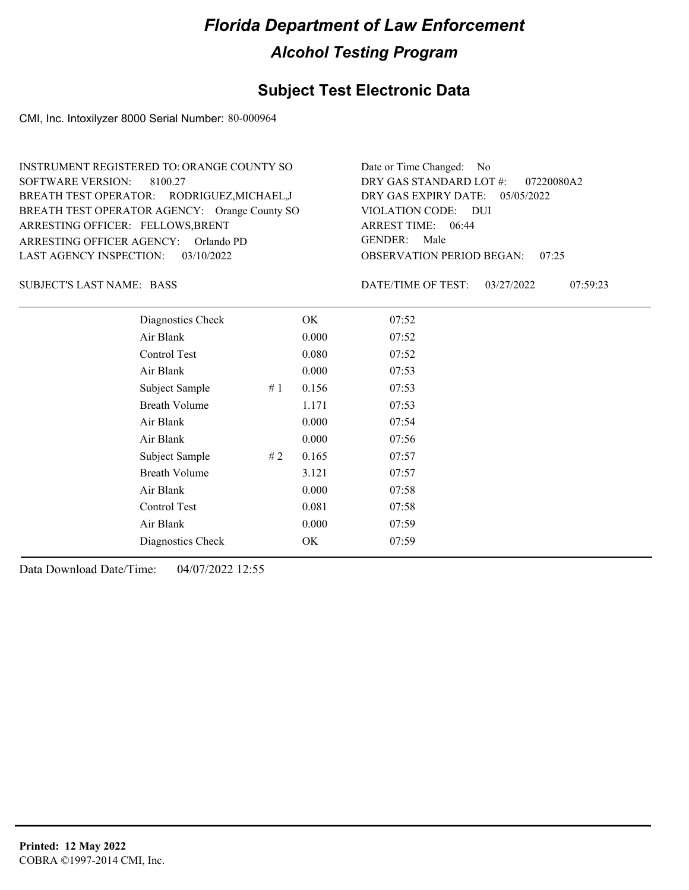# Florida Department of Law Enforcement

## Alcohol Testing Program

## Subject Test Electronic Data

CMI, Inc. Intoxilyzer 8000 Serial Number: 80-000964

INSTRUMENT REGISTERED TO: ORANGE COUNTY SO
SOFTWARE VERSION: 8100.27
BREATH TEST OPERATOR: RODRIGUEZ,MICHAEL,J
BREATH TEST OPERATOR AGENCY: Orange County SO
ARRESTING OFFICER: FELLOWS,BRENT
ARRESTING OFFICER AGENCY: Orlando PD
LAST AGENCY INSPECTION: 03/10/2022

Date or Time Changed: No
DRY GAS STANDARD LOT #: 07220080A2
DRY GAS EXPIRY DATE: 05/05/2022
VIOLATION CODE: DUI
ARREST TIME: 06:44
GENDER: Male
OBSERVATION PERIOD BEGAN: 07:25

SUBJECT'S LAST NAME: BASS

DATE/TIME OF TEST: 03/27/2022 07:59:23

| | | | |
|---|---|---|---|
| Diagnostics Check | | OK | 07:52 |
| Air Blank | | 0.000 | 07:52 |
| Control Test | | 0.080 | 07:52 |
| Air Blank | | 0.000 | 07:53 |
| Subject Sample | # 1 | 0.156 | 07:53 |
| Breath Volume | | 1.171 | 07:53 |
| Air Blank | | 0.000 | 07:54 |
| Air Blank | | 0.000 | 07:56 |
| Subject Sample | # 2 | 0.165 | 07:57 |
| Breath Volume | | 3.121 | 07:57 |
| Air Blank | | 0.000 | 07:58 |
| Control Test | | 0.081 | 07:58 |
| Air Blank | | 0.000 | 07:59 |
| Diagnostics Check | | OK | 07:59 |

Data Download Date/Time: 04/07/2022 12:55

**Printed: 12 May 2022**
COBRA ©1997-2014 CMI, Inc.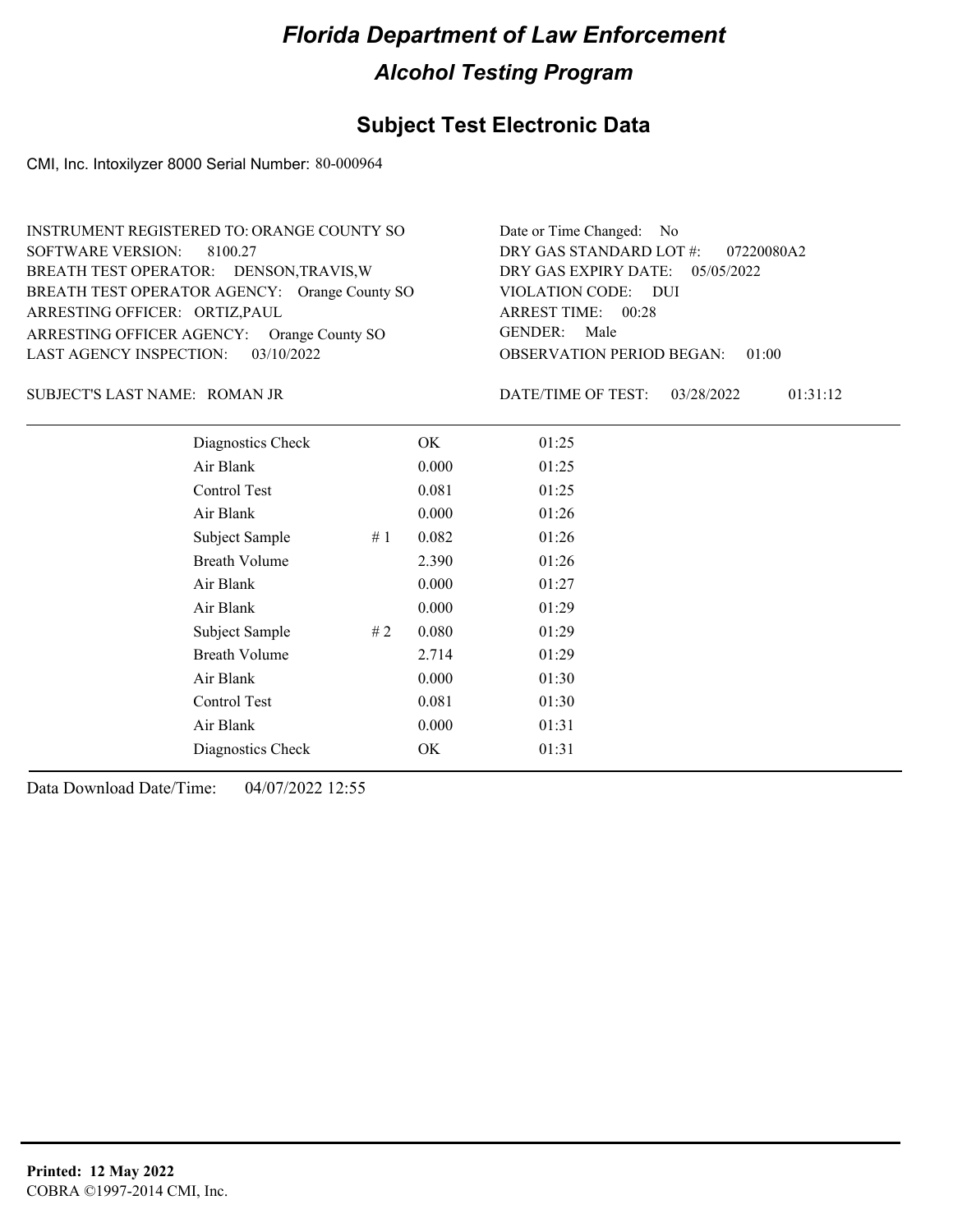# Florida Department of Law Enforcement

## Alcohol Testing Program

### Subject Test Electronic Data

CMI, Inc. Intoxilyzer 8000 Serial Number: 80-000964

INSTRUMENT REGISTERED TO: ORANGE COUNTY SO
SOFTWARE VERSION: 8100.27
BREATH TEST OPERATOR: DENSON,TRAVIS,W
BREATH TEST OPERATOR AGENCY: Orange County SO
ARRESTING OFFICER: ORTIZ,PAUL
ARRESTING OFFICER AGENCY: Orange County SO
LAST AGENCY INSPECTION: 03/10/2022

Date or Time Changed: No
DRY GAS STANDARD LOT #: 07220080A2
DRY GAS EXPIRY DATE: 05/05/2022
VIOLATION CODE: DUI
ARREST TIME: 00:28
GENDER: Male
OBSERVATION PERIOD BEGAN: 01:00

SUBJECT'S LAST NAME: ROMAN JR

DATE/TIME OF TEST: 03/28/2022 01:31:12

| Test | # | Result | Time |
|---|---|---|---|
| Diagnostics Check | | OK | 01:25 |
| Air Blank | | 0.000 | 01:25 |
| Control Test | | 0.081 | 01:25 |
| Air Blank | | 0.000 | 01:26 |
| Subject Sample | # 1 | 0.082 | 01:26 |
| Breath Volume | | 2.390 | 01:26 |
| Air Blank | | 0.000 | 01:27 |
| Air Blank | | 0.000 | 01:29 |
| Subject Sample | # 2 | 0.080 | 01:29 |
| Breath Volume | | 2.714 | 01:29 |
| Air Blank | | 0.000 | 01:30 |
| Control Test | | 0.081 | 01:30 |
| Air Blank | | 0.000 | 01:31 |
| Diagnostics Check | | OK | 01:31 |

Data Download Date/Time: 04/07/2022 12:55

**Printed: 12 May 2022**
COBRA ©1997-2014 CMI, Inc.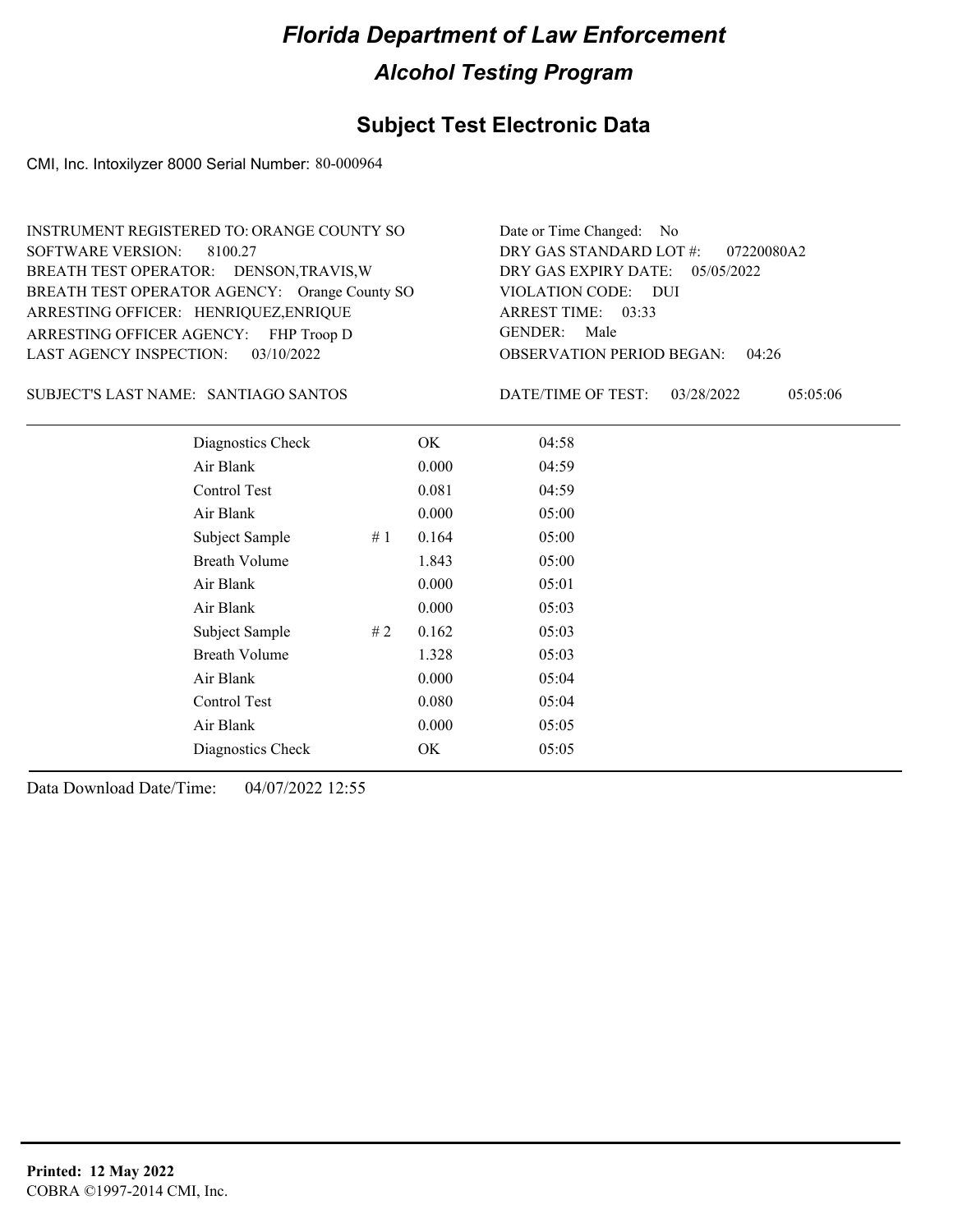# Florida Department of Law Enforcement

## Alcohol Testing Program

### Subject Test Electronic Data

CMI, Inc. Intoxilyzer 8000 Serial Number: 80-000964

INSTRUMENT REGISTERED TO: ORANGE COUNTY SO
SOFTWARE VERSION: 8100.27
BREATH TEST OPERATOR: DENSON,TRAVIS,W
BREATH TEST OPERATOR AGENCY: Orange County SO
ARRESTING OFFICER: HENRIQUEZ,ENRIQUE
ARRESTING OFFICER AGENCY: FHP Troop D
LAST AGENCY INSPECTION: 03/10/2022

Date or Time Changed: No
DRY GAS STANDARD LOT #: 07220080A2
DRY GAS EXPIRY DATE: 05/05/2022
VIOLATION CODE: DUI
ARREST TIME: 03:33
GENDER: Male
OBSERVATION PERIOD BEGAN: 04:26

SUBJECT'S LAST NAME: SANTIAGO SANTOS

DATE/TIME OF TEST: 03/28/2022 05:05:06

| | | | |
|---|---|---|---|
| Diagnostics Check | | OK | 04:58 |
| Air Blank | | 0.000 | 04:59 |
| Control Test | | 0.081 | 04:59 |
| Air Blank | | 0.000 | 05:00 |
| Subject Sample | # 1 | 0.164 | 05:00 |
| Breath Volume | | 1.843 | 05:00 |
| Air Blank | | 0.000 | 05:01 |
| Air Blank | | 0.000 | 05:03 |
| Subject Sample | # 2 | 0.162 | 05:03 |
| Breath Volume | | 1.328 | 05:03 |
| Air Blank | | 0.000 | 05:04 |
| Control Test | | 0.080 | 05:04 |
| Air Blank | | 0.000 | 05:05 |
| Diagnostics Check | | OK | 05:05 |

Data Download Date/Time: 04/07/2022 12:55

**Printed: 12 May 2022**
COBRA ©1997-2014 CMI, Inc.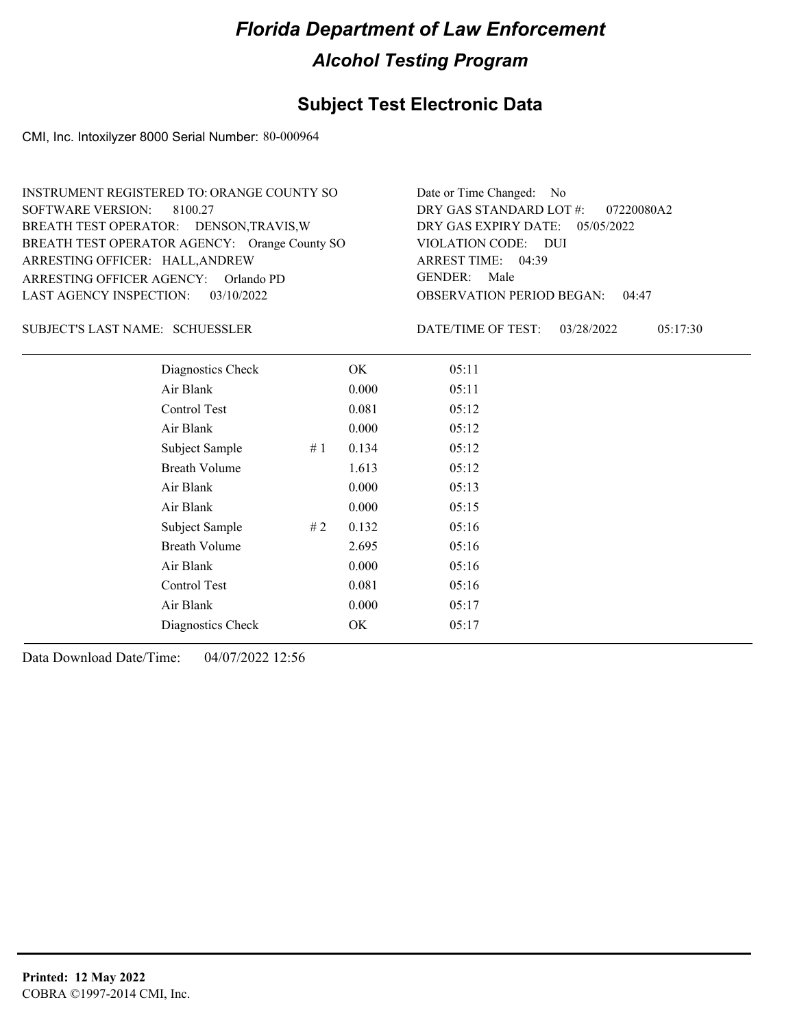# Florida Department of Law Enforcement

## Alcohol Testing Program

### Subject Test Electronic Data

CMI, Inc. Intoxilyzer 8000 Serial Number: 80-000964

INSTRUMENT REGISTERED TO: ORANGE COUNTY SO
SOFTWARE VERSION: 8100.27
BREATH TEST OPERATOR: DENSON,TRAVIS,W
BREATH TEST OPERATOR AGENCY: Orange County SO
ARRESTING OFFICER: HALL,ANDREW
ARRESTING OFFICER AGENCY: Orlando PD
LAST AGENCY INSPECTION: 03/10/2022

Date or Time Changed: No
DRY GAS STANDARD LOT #: 07220080A2
DRY GAS EXPIRY DATE: 05/05/2022
VIOLATION CODE: DUI
ARREST TIME: 04:39
GENDER: Male
OBSERVATION PERIOD BEGAN: 04:47

SUBJECT'S LAST NAME: SCHUESSLER

DATE/TIME OF TEST: 03/28/2022 05:17:30

| Test | # | Result | Time |
|---|---|---|---|
| Diagnostics Check | | OK | 05:11 |
| Air Blank | | 0.000 | 05:11 |
| Control Test | | 0.081 | 05:12 |
| Air Blank | | 0.000 | 05:12 |
| Subject Sample | # 1 | 0.134 | 05:12 |
| Breath Volume | | 1.613 | 05:12 |
| Air Blank | | 0.000 | 05:13 |
| Air Blank | | 0.000 | 05:15 |
| Subject Sample | # 2 | 0.132 | 05:16 |
| Breath Volume | | 2.695 | 05:16 |
| Air Blank | | 0.000 | 05:16 |
| Control Test | | 0.081 | 05:16 |
| Air Blank | | 0.000 | 05:17 |
| Diagnostics Check | | OK | 05:17 |

Data Download Date/Time: 04/07/2022 12:56

**Printed: 12 May 2022**
COBRA ©1997-2014 CMI, Inc.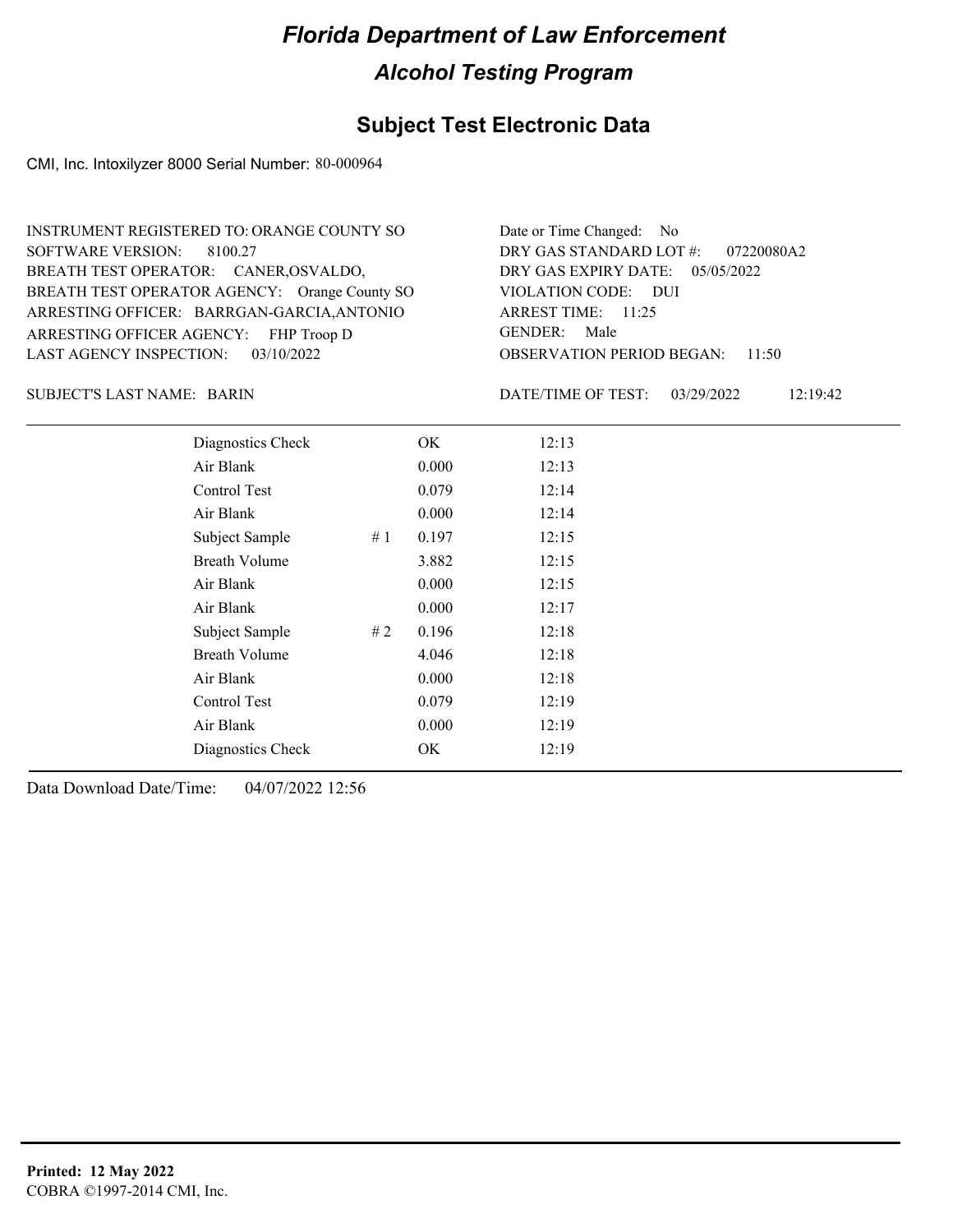# Florida Department of Law Enforcement

## Alcohol Testing Program

### Subject Test Electronic Data

CMI, Inc. Intoxilyzer 8000 Serial Number: 80-000964

INSTRUMENT REGISTERED TO: ORANGE COUNTY SO
SOFTWARE VERSION: 8100.27
BREATH TEST OPERATOR: CANER,OSVALDO,
BREATH TEST OPERATOR AGENCY: Orange County SO
ARRESTING OFFICER: BARRGAN-GARCIA,ANTONIO
ARRESTING OFFICER AGENCY: FHP Troop D
LAST AGENCY INSPECTION: 03/10/2022

Date or Time Changed: No
DRY GAS STANDARD LOT #: 07220080A2
DRY GAS EXPIRY DATE: 05/05/2022
VIOLATION CODE: DUI
ARREST TIME: 11:25
GENDER: Male
OBSERVATION PERIOD BEGAN: 11:50

SUBJECT'S LAST NAME: BARIN

DATE/TIME OF TEST: 03/29/2022 12:19:42

| | | | |
|---|---|---|---|
| Diagnostics Check | | OK | 12:13 |
| Air Blank | | 0.000 | 12:13 |
| Control Test | | 0.079 | 12:14 |
| Air Blank | | 0.000 | 12:14 |
| Subject Sample | # 1 | 0.197 | 12:15 |
| Breath Volume | | 3.882 | 12:15 |
| Air Blank | | 0.000 | 12:15 |
| Air Blank | | 0.000 | 12:17 |
| Subject Sample | # 2 | 0.196 | 12:18 |
| Breath Volume | | 4.046 | 12:18 |
| Air Blank | | 0.000 | 12:18 |
| Control Test | | 0.079 | 12:19 |
| Air Blank | | 0.000 | 12:19 |
| Diagnostics Check | | OK | 12:19 |

Data Download Date/Time: 04/07/2022 12:56

**Printed: 12 May 2022**
COBRA ©1997-2014 CMI, Inc.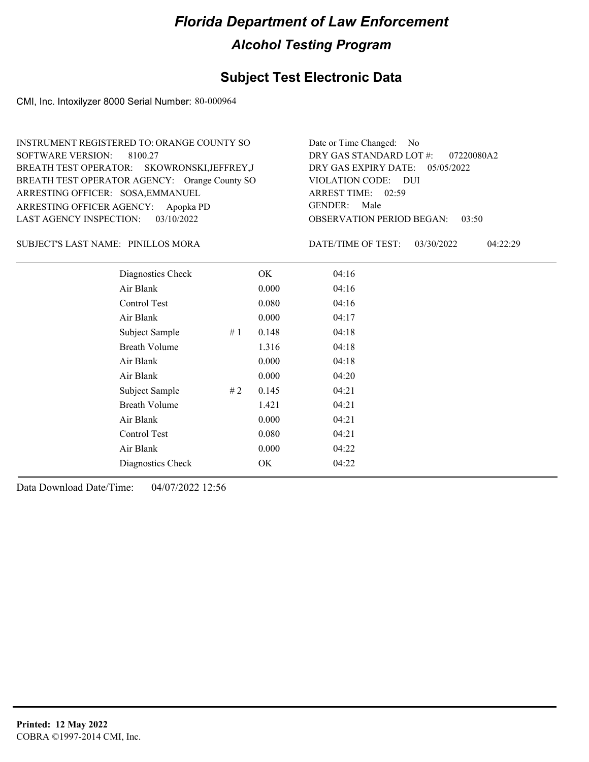# Florida Department of Law Enforcement

## Alcohol Testing Program

### Subject Test Electronic Data

CMI, Inc. Intoxilyzer 8000 Serial Number: 80-000964

INSTRUMENT REGISTERED TO: ORANGE COUNTY SO
SOFTWARE VERSION: 8100.27
BREATH TEST OPERATOR: SKOWRONSKI,JEFFREY,J
BREATH TEST OPERATOR AGENCY: Orange County SO
ARRESTING OFFICER: SOSA,EMMANUEL
ARRESTING OFFICER AGENCY: Apopka PD
LAST AGENCY INSPECTION: 03/10/2022

Date or Time Changed: No
DRY GAS STANDARD LOT #: 07220080A2
DRY GAS EXPIRY DATE: 05/05/2022
VIOLATION CODE: DUI
ARREST TIME: 02:59
GENDER: Male
OBSERVATION PERIOD BEGAN: 03:50

SUBJECT'S LAST NAME: PINILLOS MORA

DATE/TIME OF TEST: 03/30/2022 04:22:29

| | | | |
|---|---|---|---|
| Diagnostics Check | | OK | 04:16 |
| Air Blank | | 0.000 | 04:16 |
| Control Test | | 0.080 | 04:16 |
| Air Blank | | 0.000 | 04:17 |
| Subject Sample | # 1 | 0.148 | 04:18 |
| Breath Volume | | 1.316 | 04:18 |
| Air Blank | | 0.000 | 04:18 |
| Air Blank | | 0.000 | 04:20 |
| Subject Sample | # 2 | 0.145 | 04:21 |
| Breath Volume | | 1.421 | 04:21 |
| Air Blank | | 0.000 | 04:21 |
| Control Test | | 0.080 | 04:21 |
| Air Blank | | 0.000 | 04:22 |
| Diagnostics Check | | OK | 04:22 |

Data Download Date/Time: 04/07/2022 12:56

**Printed: 12 May 2022**
COBRA ©1997-2014 CMI, Inc.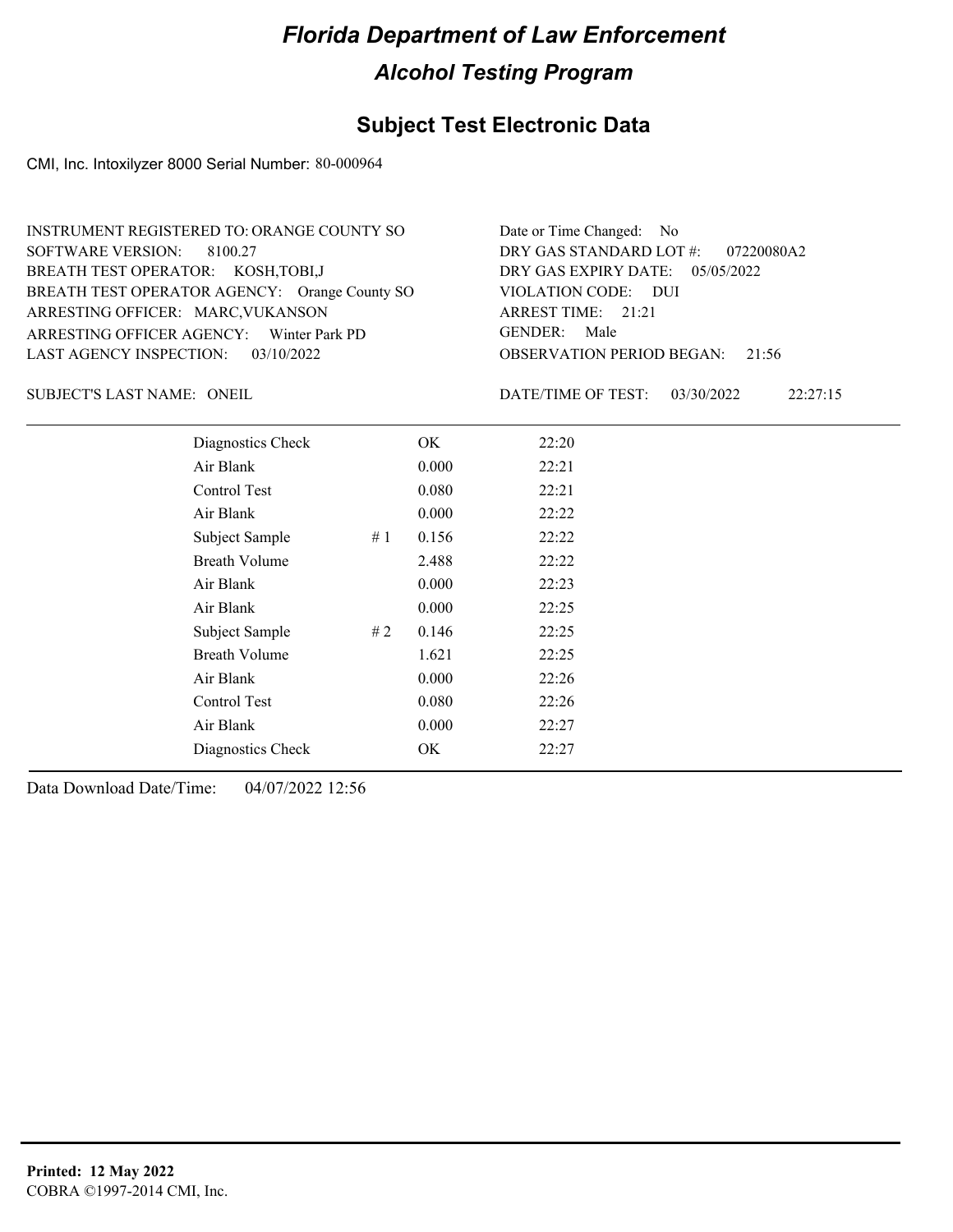# Florida Department of Law Enforcement

## Alcohol Testing Program

### Subject Test Electronic Data

CMI, Inc. Intoxilyzer 8000 Serial Number: 80-000964

INSTRUMENT REGISTERED TO: ORANGE COUNTY SO
SOFTWARE VERSION: 8100.27
BREATH TEST OPERATOR: KOSH,TOBI,J
BREATH TEST OPERATOR AGENCY: Orange County SO
ARRESTING OFFICER: MARC,VUKANSON
ARRESTING OFFICER AGENCY: Winter Park PD
LAST AGENCY INSPECTION: 03/10/2022

Date or Time Changed: No
DRY GAS STANDARD LOT #: 07220080A2
DRY GAS EXPIRY DATE: 05/05/2022
VIOLATION CODE: DUI
ARREST TIME: 21:21
GENDER: Male
OBSERVATION PERIOD BEGAN: 21:56

SUBJECT'S LAST NAME: ONEIL

DATE/TIME OF TEST: 03/30/2022 22:27:15

| | | | |
|---|---|---|---|
| Diagnostics Check | | OK | 22:20 |
| Air Blank | | 0.000 | 22:21 |
| Control Test | | 0.080 | 22:21 |
| Air Blank | | 0.000 | 22:22 |
| Subject Sample | # 1 | 0.156 | 22:22 |
| Breath Volume | | 2.488 | 22:22 |
| Air Blank | | 0.000 | 22:23 |
| Air Blank | | 0.000 | 22:25 |
| Subject Sample | # 2 | 0.146 | 22:25 |
| Breath Volume | | 1.621 | 22:25 |
| Air Blank | | 0.000 | 22:26 |
| Control Test | | 0.080 | 22:26 |
| Air Blank | | 0.000 | 22:27 |
| Diagnostics Check | | OK | 22:27 |

Data Download Date/Time: 04/07/2022 12:56

**Printed: 12 May 2022**
COBRA ©1997-2014 CMI, Inc.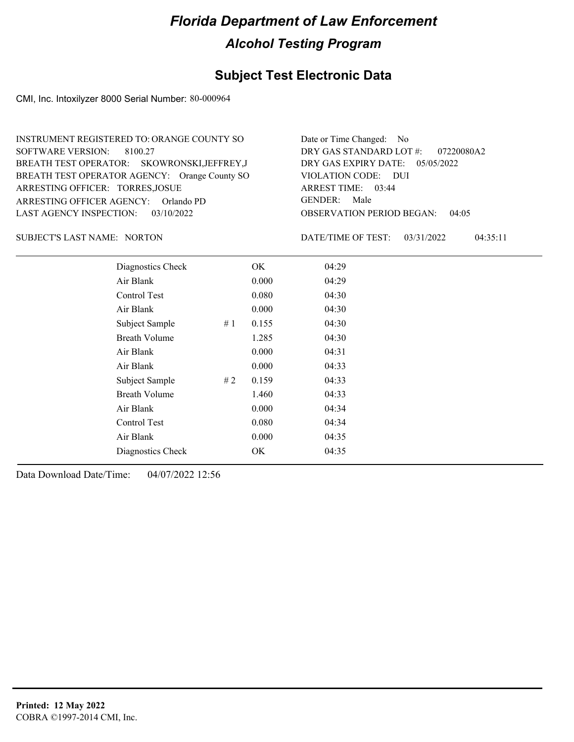# Florida Department of Law Enforcement

## Alcohol Testing Program

### Subject Test Electronic Data

CMI, Inc. Intoxilyzer 8000 Serial Number: 80-000964

INSTRUMENT REGISTERED TO: ORANGE COUNTY SO
SOFTWARE VERSION: 8100.27
BREATH TEST OPERATOR: SKOWRONSKI,JEFFREY,J
BREATH TEST OPERATOR AGENCY: Orange County SO
ARRESTING OFFICER: TORRES,JOSUE
ARRESTING OFFICER AGENCY: Orlando PD
LAST AGENCY INSPECTION: 03/10/2022

Date or Time Changed: No
DRY GAS STANDARD LOT #: 07220080A2
DRY GAS EXPIRY DATE: 05/05/2022
VIOLATION CODE: DUI
ARREST TIME: 03:44
GENDER: Male
OBSERVATION PERIOD BEGAN: 04:05

SUBJECT'S LAST NAME: NORTON

DATE/TIME OF TEST: 03/31/2022 04:35:11

| Test | | Result | Time |
|---|---|---|---|
| Diagnostics Check | | OK | 04:29 |
| Air Blank | | 0.000 | 04:29 |
| Control Test | | 0.080 | 04:30 |
| Air Blank | | 0.000 | 04:30 |
| Subject Sample | # 1 | 0.155 | 04:30 |
| Breath Volume | | 1.285 | 04:30 |
| Air Blank | | 0.000 | 04:31 |
| Air Blank | | 0.000 | 04:33 |
| Subject Sample | # 2 | 0.159 | 04:33 |
| Breath Volume | | 1.460 | 04:33 |
| Air Blank | | 0.000 | 04:34 |
| Control Test | | 0.080 | 04:34 |
| Air Blank | | 0.000 | 04:35 |
| Diagnostics Check | | OK | 04:35 |

Data Download Date/Time: 04/07/2022 12:56

**Printed: 12 May 2022**
COBRA ©1997-2014 CMI, Inc.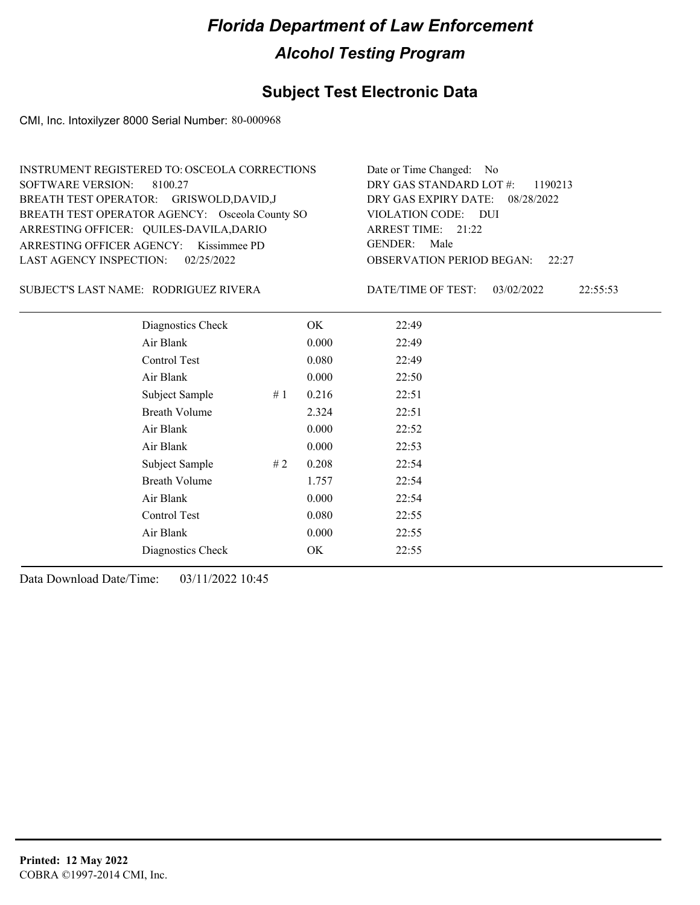# Florida Department of Law Enforcement

## Alcohol Testing Program

### Subject Test Electronic Data

CMI, Inc. Intoxilyzer 8000 Serial Number: 80-000968

INSTRUMENT REGISTERED TO: OSCEOLA CORRECTIONS
SOFTWARE VERSION: 8100.27
BREATH TEST OPERATOR: GRISWOLD,DAVID,J
BREATH TEST OPERATOR AGENCY: Osceola County SO
ARRESTING OFFICER: QUILES-DAVILA,DARIO
ARRESTING OFFICER AGENCY: Kissimmee PD
LAST AGENCY INSPECTION: 02/25/2022

Date or Time Changed: No
DRY GAS STANDARD LOT #: 1190213
DRY GAS EXPIRY DATE: 08/28/2022
VIOLATION CODE: DUI
ARREST TIME: 21:22
GENDER: Male
OBSERVATION PERIOD BEGAN: 22:27

SUBJECT'S LAST NAME: RODRIGUEZ RIVERA

DATE/TIME OF TEST: 03/02/2022 22:55:53

| Test | # | Result | Time |
|---|---|---|---|
| Diagnostics Check | | OK | 22:49 |
| Air Blank | | 0.000 | 22:49 |
| Control Test | | 0.080 | 22:49 |
| Air Blank | | 0.000 | 22:50 |
| Subject Sample | # 1 | 0.216 | 22:51 |
| Breath Volume | | 2.324 | 22:51 |
| Air Blank | | 0.000 | 22:52 |
| Air Blank | | 0.000 | 22:53 |
| Subject Sample | # 2 | 0.208 | 22:54 |
| Breath Volume | | 1.757 | 22:54 |
| Air Blank | | 0.000 | 22:54 |
| Control Test | | 0.080 | 22:55 |
| Air Blank | | 0.000 | 22:55 |
| Diagnostics Check | | OK | 22:55 |

Data Download Date/Time: 03/11/2022 10:45

**Printed: 12 May 2022**
COBRA ©1997-2014 CMI, Inc.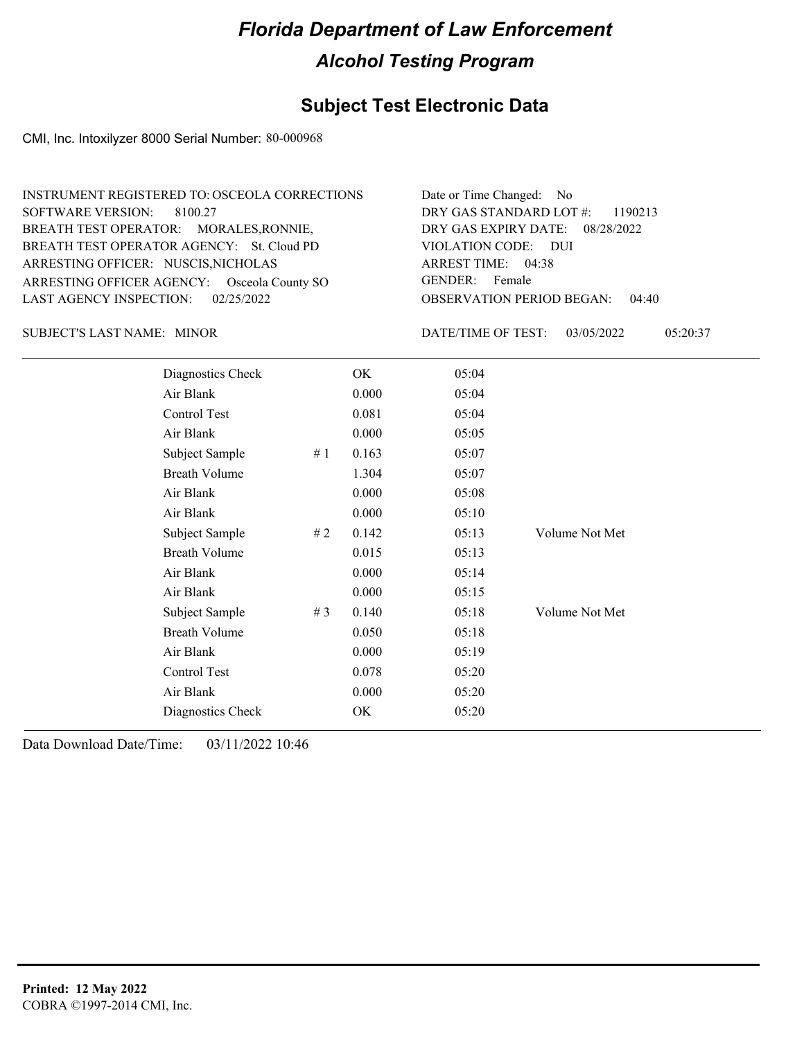# Florida Department of Law Enforcement

## Alcohol Testing Program

### Subject Test Electronic Data

CMI, Inc. Intoxilyzer 8000 Serial Number: 80-000968

INSTRUMENT REGISTERED TO: OSCEOLA CORRECTIONS
SOFTWARE VERSION: 8100.27
BREATH TEST OPERATOR: MORALES,RONNIE,
BREATH TEST OPERATOR AGENCY: St. Cloud PD
ARRESTING OFFICER: NUSCIS,NICHOLAS
ARRESTING OFFICER AGENCY: Osceola County SO
LAST AGENCY INSPECTION: 02/25/2022

Date or Time Changed: No
DRY GAS STANDARD LOT #: 1190213
DRY GAS EXPIRY DATE: 08/28/2022
VIOLATION CODE: DUI
ARREST TIME: 04:38
GENDER: Female
OBSERVATION PERIOD BEGAN: 04:40

SUBJECT'S LAST NAME: MINOR

DATE/TIME OF TEST: 03/05/2022 05:20:37

| | | | | |
|---|---|---|---|---|
| Diagnostics Check | | OK | 05:04 | |
| Air Blank | | 0.000 | 05:04 | |
| Control Test | | 0.081 | 05:04 | |
| Air Blank | | 0.000 | 05:05 | |
| Subject Sample | # 1 | 0.163 | 05:07 | |
| Breath Volume | | 1.304 | 05:07 | |
| Air Blank | | 0.000 | 05:08 | |
| Air Blank | | 0.000 | 05:10 | |
| Subject Sample | # 2 | 0.142 | 05:13 | Volume Not Met |
| Breath Volume | | 0.015 | 05:13 | |
| Air Blank | | 0.000 | 05:14 | |
| Air Blank | | 0.000 | 05:15 | |
| Subject Sample | # 3 | 0.140 | 05:18 | Volume Not Met |
| Breath Volume | | 0.050 | 05:18 | |
| Air Blank | | 0.000 | 05:19 | |
| Control Test | | 0.078 | 05:20 | |
| Air Blank | | 0.000 | 05:20 | |
| Diagnostics Check | | OK | 05:20 | |

Data Download Date/Time: 03/11/2022 10:46

**Printed: 12 May 2022**
COBRA ©1997-2014 CMI, Inc.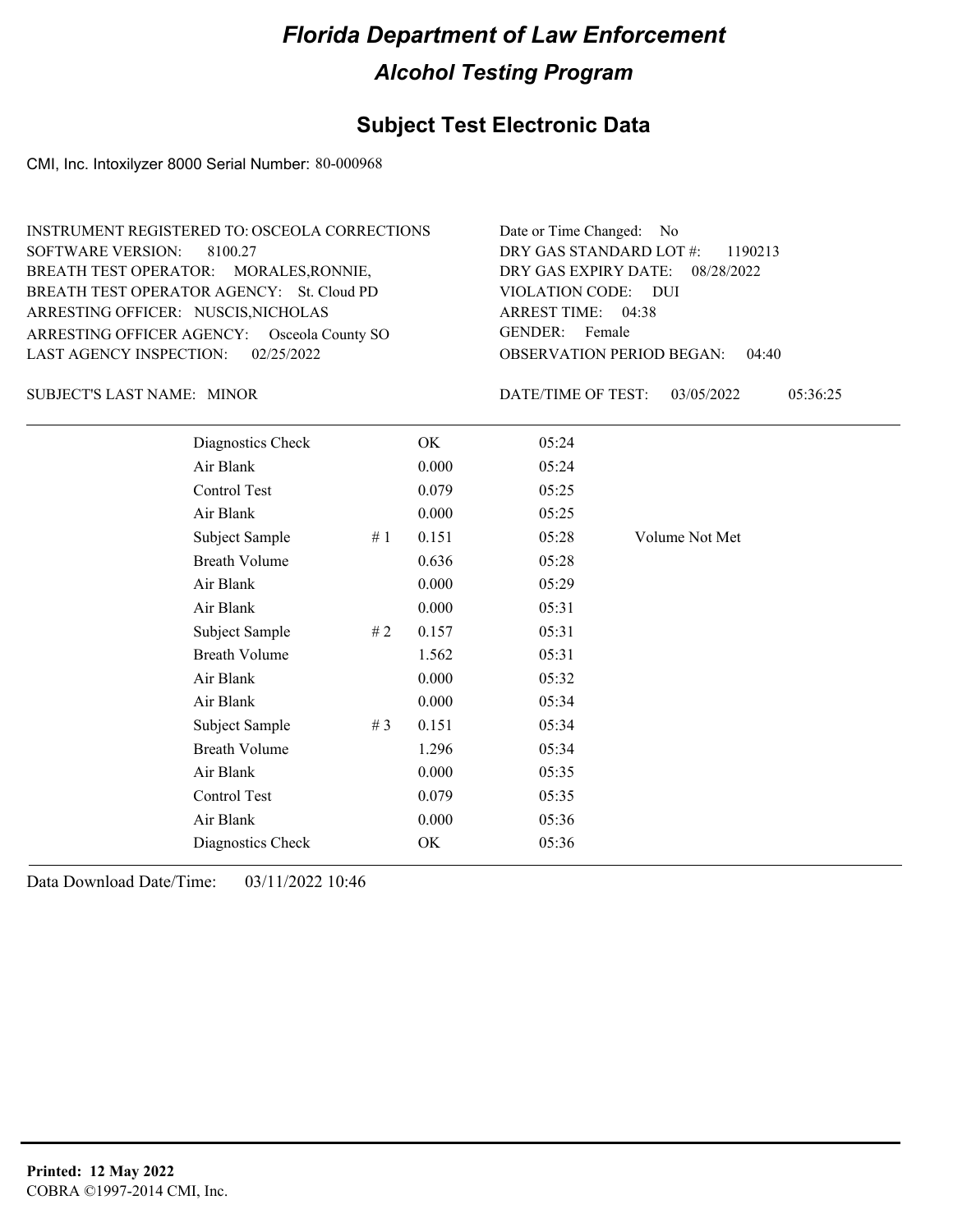# Florida Department of Law Enforcement

## Alcohol Testing Program

### Subject Test Electronic Data

CMI, Inc. Intoxilyzer 8000 Serial Number: 80-000968

INSTRUMENT REGISTERED TO: OSCEOLA CORRECTIONS
SOFTWARE VERSION: 8100.27
BREATH TEST OPERATOR: MORALES,RONNIE,
BREATH TEST OPERATOR AGENCY: St. Cloud PD
ARRESTING OFFICER: NUSCIS,NICHOLAS
ARRESTING OFFICER AGENCY: Osceola County SO
LAST AGENCY INSPECTION: 02/25/2022

Date or Time Changed: No
DRY GAS STANDARD LOT #: 1190213
DRY GAS EXPIRY DATE: 08/28/2022
VIOLATION CODE: DUI
ARREST TIME: 04:38
GENDER: Female
OBSERVATION PERIOD BEGAN: 04:40

SUBJECT'S LAST NAME: MINOR

DATE/TIME OF TEST: 03/05/2022 05:36:25

| | | | | |
|---|---|---|---|---|
| Diagnostics Check | | OK | 05:24 | |
| Air Blank | | 0.000 | 05:24 | |
| Control Test | | 0.079 | 05:25 | |
| Air Blank | | 0.000 | 05:25 | |
| Subject Sample | # 1 | 0.151 | 05:28 | Volume Not Met |
| Breath Volume | | 0.636 | 05:28 | |
| Air Blank | | 0.000 | 05:29 | |
| Air Blank | | 0.000 | 05:31 | |
| Subject Sample | # 2 | 0.157 | 05:31 | |
| Breath Volume | | 1.562 | 05:31 | |
| Air Blank | | 0.000 | 05:32 | |
| Air Blank | | 0.000 | 05:34 | |
| Subject Sample | # 3 | 0.151 | 05:34 | |
| Breath Volume | | 1.296 | 05:34 | |
| Air Blank | | 0.000 | 05:35 | |
| Control Test | | 0.079 | 05:35 | |
| Air Blank | | 0.000 | 05:36 | |
| Diagnostics Check | | OK | 05:36 | |

Data Download Date/Time: 03/11/2022 10:46

**Printed: 12 May 2022**
COBRA ©1997-2014 CMI, Inc.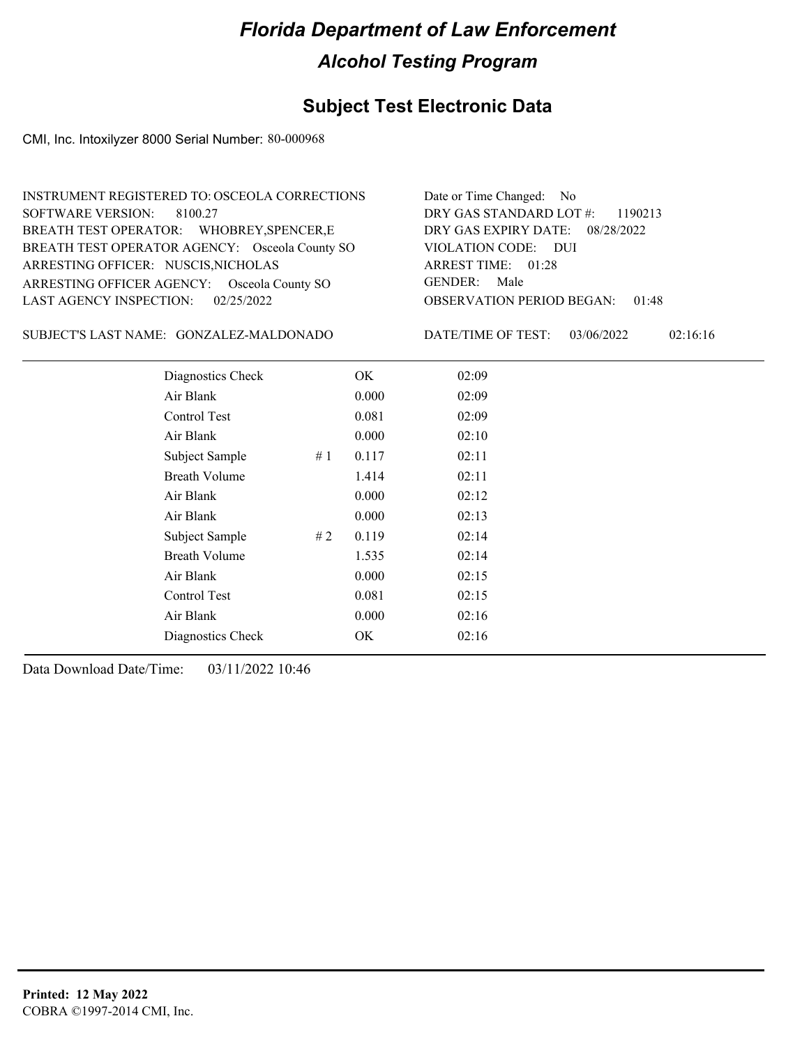# Florida Department of Law Enforcement

## Alcohol Testing Program

### Subject Test Electronic Data

CMI, Inc. Intoxilyzer 8000 Serial Number: 80-000968

INSTRUMENT REGISTERED TO: OSCEOLA CORRECTIONS
SOFTWARE VERSION: 8100.27
BREATH TEST OPERATOR: WHOBREY,SPENCER,E
BREATH TEST OPERATOR AGENCY: Osceola County SO
ARRESTING OFFICER: NUSCIS,NICHOLAS
ARRESTING OFFICER AGENCY: Osceola County SO
LAST AGENCY INSPECTION: 02/25/2022

Date or Time Changed: No
DRY GAS STANDARD LOT #: 1190213
DRY GAS EXPIRY DATE: 08/28/2022
VIOLATION CODE: DUI
ARREST TIME: 01:28
GENDER: Male
OBSERVATION PERIOD BEGAN: 01:48

SUBJECT'S LAST NAME: GONZALEZ-MALDONADO

DATE/TIME OF TEST: 03/06/2022 02:16:16

| | | | |
|---|---|---|---|
| Diagnostics Check | | OK | 02:09 |
| Air Blank | | 0.000 | 02:09 |
| Control Test | | 0.081 | 02:09 |
| Air Blank | | 0.000 | 02:10 |
| Subject Sample | # 1 | 0.117 | 02:11 |
| Breath Volume | | 1.414 | 02:11 |
| Air Blank | | 0.000 | 02:12 |
| Air Blank | | 0.000 | 02:13 |
| Subject Sample | # 2 | 0.119 | 02:14 |
| Breath Volume | | 1.535 | 02:14 |
| Air Blank | | 0.000 | 02:15 |
| Control Test | | 0.081 | 02:15 |
| Air Blank | | 0.000 | 02:16 |
| Diagnostics Check | | OK | 02:16 |

Data Download Date/Time: 03/11/2022 10:46

**Printed: 12 May 2022**
COBRA ©1997-2014 CMI, Inc.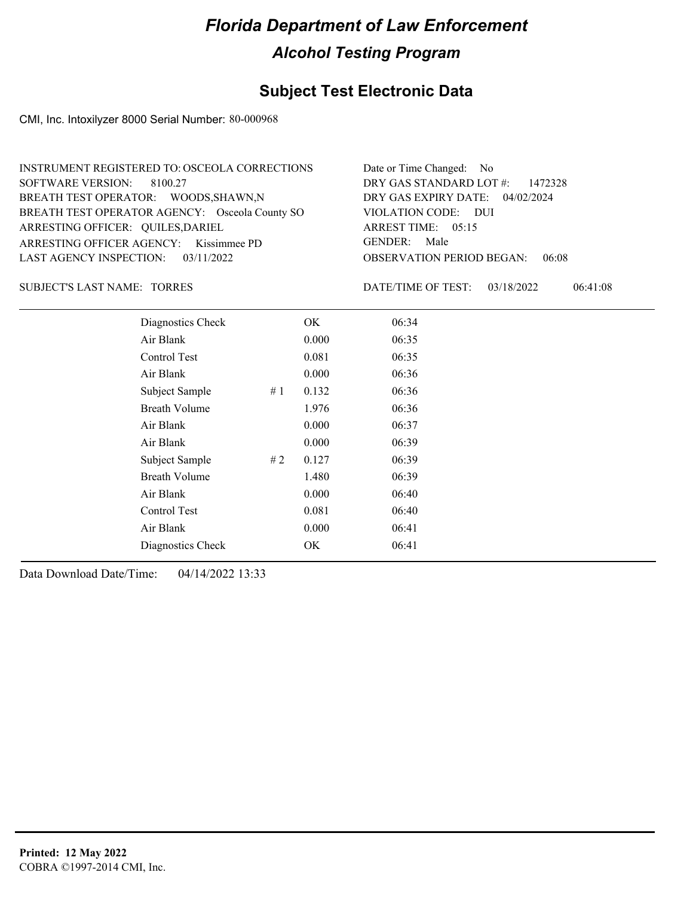# Florida Department of Law Enforcement

## Alcohol Testing Program

## Subject Test Electronic Data

CMI, Inc. Intoxilyzer 8000 Serial Number: 80-000968

INSTRUMENT REGISTERED TO: OSCEOLA CORRECTIONS
SOFTWARE VERSION: 8100.27
BREATH TEST OPERATOR: WOODS,SHAWN,N
BREATH TEST OPERATOR AGENCY: Osceola County SO
ARRESTING OFFICER: QUILES,DARIEL
ARRESTING OFFICER AGENCY: Kissimmee PD
LAST AGENCY INSPECTION: 03/11/2022

Date or Time Changed: No
DRY GAS STANDARD LOT #: 1472328
DRY GAS EXPIRY DATE: 04/02/2024
VIOLATION CODE: DUI
ARREST TIME: 05:15
GENDER: Male
OBSERVATION PERIOD BEGAN: 06:08

SUBJECT'S LAST NAME: TORRES

DATE/TIME OF TEST: 03/18/2022 06:41:08

| | | | |
|---|---|---|---|
| Diagnostics Check | | OK | 06:34 |
| Air Blank | | 0.000 | 06:35 |
| Control Test | | 0.081 | 06:35 |
| Air Blank | | 0.000 | 06:36 |
| Subject Sample | # 1 | 0.132 | 06:36 |
| Breath Volume | | 1.976 | 06:36 |
| Air Blank | | 0.000 | 06:37 |
| Air Blank | | 0.000 | 06:39 |
| Subject Sample | # 2 | 0.127 | 06:39 |
| Breath Volume | | 1.480 | 06:39 |
| Air Blank | | 0.000 | 06:40 |
| Control Test | | 0.081 | 06:40 |
| Air Blank | | 0.000 | 06:41 |
| Diagnostics Check | | OK | 06:41 |

Data Download Date/Time: 04/14/2022 13:33

**Printed: 12 May 2022**
COBRA ©1997-2014 CMI, Inc.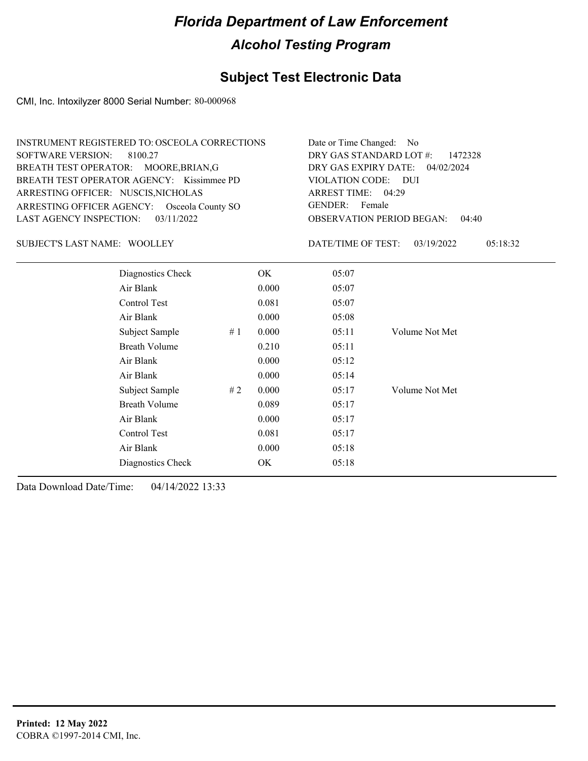# Florida Department of Law Enforcement

## Alcohol Testing Program

### Subject Test Electronic Data

CMI, Inc. Intoxilyzer 8000 Serial Number: 80-000968

INSTRUMENT REGISTERED TO: OSCEOLA CORRECTIONS
SOFTWARE VERSION: 8100.27
BREATH TEST OPERATOR: MOORE,BRIAN,G
BREATH TEST OPERATOR AGENCY: Kissimmee PD
ARRESTING OFFICER: NUSCIS,NICHOLAS
ARRESTING OFFICER AGENCY: Osceola County SO
LAST AGENCY INSPECTION: 03/11/2022

Date or Time Changed: No
DRY GAS STANDARD LOT #: 1472328
DRY GAS EXPIRY DATE: 04/02/2024
VIOLATION CODE: DUI
ARREST TIME: 04:29
GENDER: Female
OBSERVATION PERIOD BEGAN: 04:40

SUBJECT'S LAST NAME: WOOLLEY

DATE/TIME OF TEST: 03/19/2022 05:18:32

| | | | | |
|---|---|---|---|---|
| Diagnostics Check | | OK | 05:07 | |
| Air Blank | | 0.000 | 05:07 | |
| Control Test | | 0.081 | 05:07 | |
| Air Blank | | 0.000 | 05:08 | |
| Subject Sample | # 1 | 0.000 | 05:11 | Volume Not Met |
| Breath Volume | | 0.210 | 05:11 | |
| Air Blank | | 0.000 | 05:12 | |
| Air Blank | | 0.000 | 05:14 | |
| Subject Sample | # 2 | 0.000 | 05:17 | Volume Not Met |
| Breath Volume | | 0.089 | 05:17 | |
| Air Blank | | 0.000 | 05:17 | |
| Control Test | | 0.081 | 05:17 | |
| Air Blank | | 0.000 | 05:18 | |
| Diagnostics Check | | OK | 05:18 | |

Data Download Date/Time: 04/14/2022 13:33

**Printed: 12 May 2022**
COBRA ©1997-2014 CMI, Inc.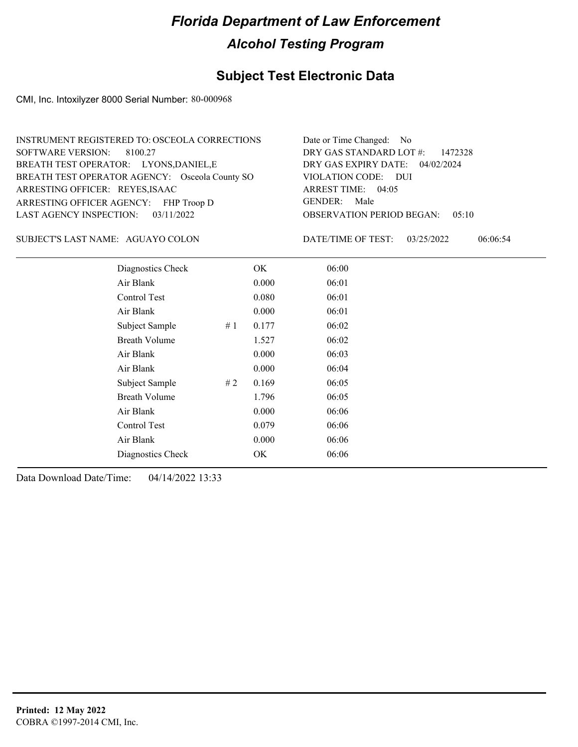# Florida Department of Law Enforcement

## Alcohol Testing Program

### Subject Test Electronic Data

CMI, Inc. Intoxilyzer 8000 Serial Number: 80-000968

INSTRUMENT REGISTERED TO: OSCEOLA CORRECTIONS
SOFTWARE VERSION: 8100.27
BREATH TEST OPERATOR: LYONS,DANIEL,E
BREATH TEST OPERATOR AGENCY: Osceola County SO
ARRESTING OFFICER: REYES,ISAAC
ARRESTING OFFICER AGENCY: FHP Troop D
LAST AGENCY INSPECTION: 03/11/2022

Date or Time Changed: No
DRY GAS STANDARD LOT #: 1472328
DRY GAS EXPIRY DATE: 04/02/2024
VIOLATION CODE: DUI
ARREST TIME: 04:05
GENDER: Male
OBSERVATION PERIOD BEGAN: 05:10

SUBJECT'S LAST NAME: AGUAYO COLON

DATE/TIME OF TEST: 03/25/2022 06:06:54

| | | | |
|---|---|---|---|
| Diagnostics Check | | OK | 06:00 |
| Air Blank | | 0.000 | 06:01 |
| Control Test | | 0.080 | 06:01 |
| Air Blank | | 0.000 | 06:01 |
| Subject Sample | # 1 | 0.177 | 06:02 |
| Breath Volume | | 1.527 | 06:02 |
| Air Blank | | 0.000 | 06:03 |
| Air Blank | | 0.000 | 06:04 |
| Subject Sample | # 2 | 0.169 | 06:05 |
| Breath Volume | | 1.796 | 06:05 |
| Air Blank | | 0.000 | 06:06 |
| Control Test | | 0.079 | 06:06 |
| Air Blank | | 0.000 | 06:06 |
| Diagnostics Check | | OK | 06:06 |

Data Download Date/Time: 04/14/2022 13:33

**Printed: 12 May 2022**
COBRA ©1997-2014 CMI, Inc.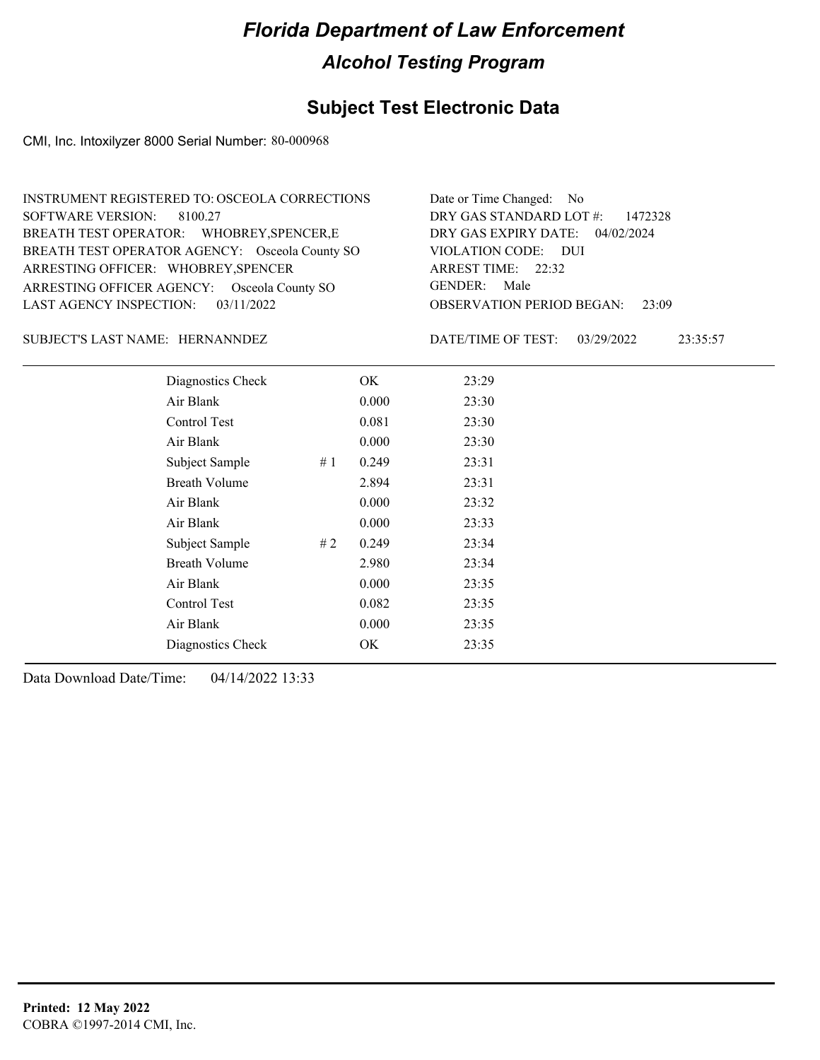# Florida Department of Law Enforcement

## Alcohol Testing Program

## Subject Test Electronic Data

CMI, Inc. Intoxilyzer 8000 Serial Number: 80-000968

INSTRUMENT REGISTERED TO: OSCEOLA CORRECTIONS
SOFTWARE VERSION: 8100.27
BREATH TEST OPERATOR: WHOBREY,SPENCER,E
BREATH TEST OPERATOR AGENCY: Osceola County SO
ARRESTING OFFICER: WHOBREY,SPENCER
ARRESTING OFFICER AGENCY: Osceola County SO
LAST AGENCY INSPECTION: 03/11/2022

Date or Time Changed: No
DRY GAS STANDARD LOT #: 1472328
DRY GAS EXPIRY DATE: 04/02/2024
VIOLATION CODE: DUI
ARREST TIME: 22:32
GENDER: Male
OBSERVATION PERIOD BEGAN: 23:09

SUBJECT'S LAST NAME: HERNANNDEZ

DATE/TIME OF TEST: 03/29/2022 23:35:57

| | | | |
|---|---|---|---|
| Diagnostics Check | | OK | 23:29 |
| Air Blank | | 0.000 | 23:30 |
| Control Test | | 0.081 | 23:30 |
| Air Blank | | 0.000 | 23:30 |
| Subject Sample | # 1 | 0.249 | 23:31 |
| Breath Volume | | 2.894 | 23:31 |
| Air Blank | | 0.000 | 23:32 |
| Air Blank | | 0.000 | 23:33 |
| Subject Sample | # 2 | 0.249 | 23:34 |
| Breath Volume | | 2.980 | 23:34 |
| Air Blank | | 0.000 | 23:35 |
| Control Test | | 0.082 | 23:35 |
| Air Blank | | 0.000 | 23:35 |
| Diagnostics Check | | OK | 23:35 |

Data Download Date/Time: 04/14/2022 13:33

**Printed: 12 May 2022**
COBRA ©1997-2014 CMI, Inc.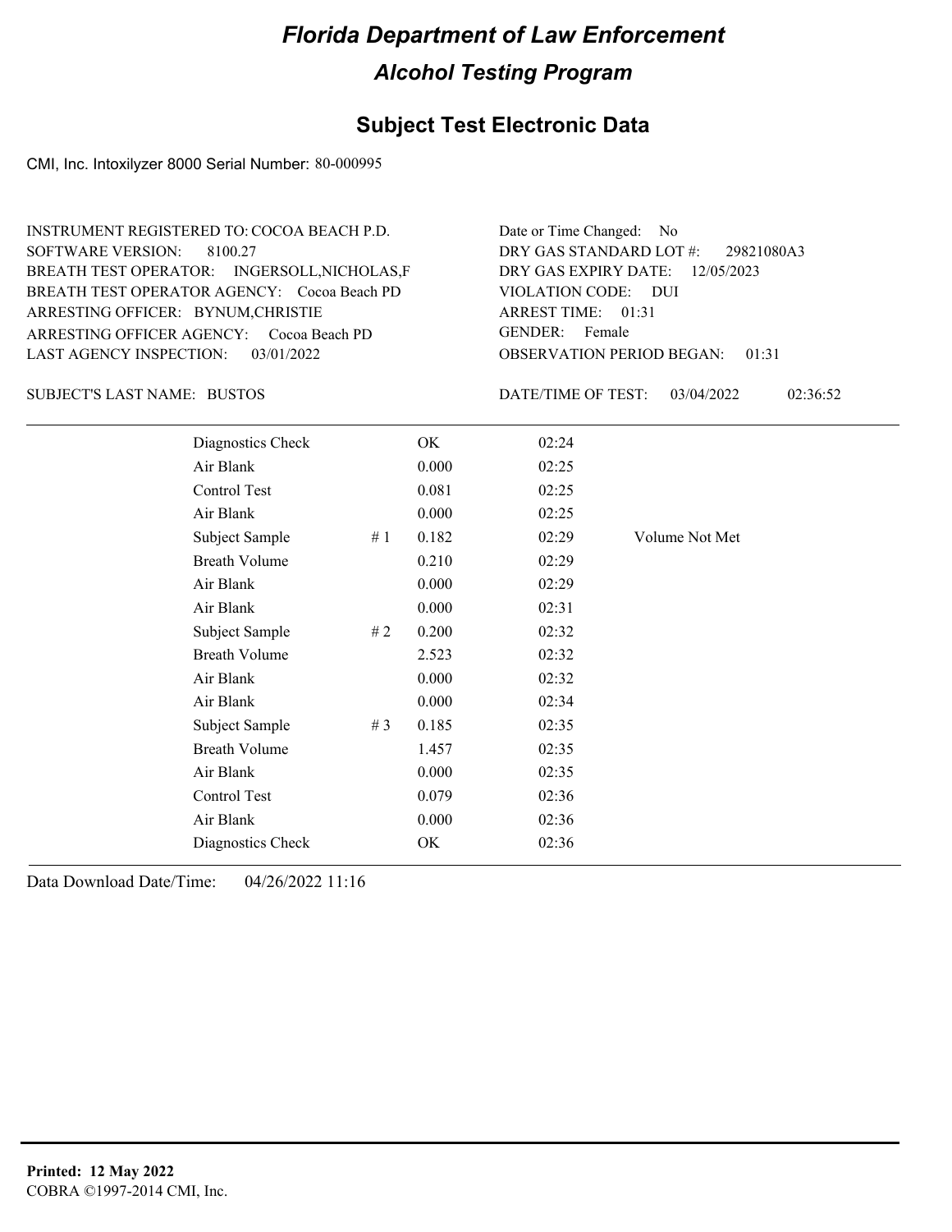# Florida Department of Law Enforcement

## Alcohol Testing Program

### Subject Test Electronic Data

CMI, Inc. Intoxilyzer 8000 Serial Number: 80-000995

INSTRUMENT REGISTERED TO: COCOA BEACH P.D.
SOFTWARE VERSION: 8100.27
BREATH TEST OPERATOR: INGERSOLL,NICHOLAS,F
BREATH TEST OPERATOR AGENCY: Cocoa Beach PD
ARRESTING OFFICER: BYNUM,CHRISTIE
ARRESTING OFFICER AGENCY: Cocoa Beach PD
LAST AGENCY INSPECTION: 03/01/2022

Date or Time Changed: No
DRY GAS STANDARD LOT #: 29821080A3
DRY GAS EXPIRY DATE: 12/05/2023
VIOLATION CODE: DUI
ARREST TIME: 01:31
GENDER: Female
OBSERVATION PERIOD BEGAN: 01:31

SUBJECT'S LAST NAME: BUSTOS

DATE/TIME OF TEST: 03/04/2022 02:36:52

| | | | | |
|---|---|---|---|---|
| Diagnostics Check | | OK | 02:24 | |
| Air Blank | | 0.000 | 02:25 | |
| Control Test | | 0.081 | 02:25 | |
| Air Blank | | 0.000 | 02:25 | |
| Subject Sample | # 1 | 0.182 | 02:29 | Volume Not Met |
| Breath Volume | | 0.210 | 02:29 | |
| Air Blank | | 0.000 | 02:29 | |
| Air Blank | | 0.000 | 02:31 | |
| Subject Sample | # 2 | 0.200 | 02:32 | |
| Breath Volume | | 2.523 | 02:32 | |
| Air Blank | | 0.000 | 02:32 | |
| Air Blank | | 0.000 | 02:34 | |
| Subject Sample | # 3 | 0.185 | 02:35 | |
| Breath Volume | | 1.457 | 02:35 | |
| Air Blank | | 0.000 | 02:35 | |
| Control Test | | 0.079 | 02:36 | |
| Air Blank | | 0.000 | 02:36 | |
| Diagnostics Check | | OK | 02:36 | |

Data Download Date/Time: 04/26/2022 11:16

**Printed: 12 May 2022**
COBRA ©1997-2014 CMI, Inc.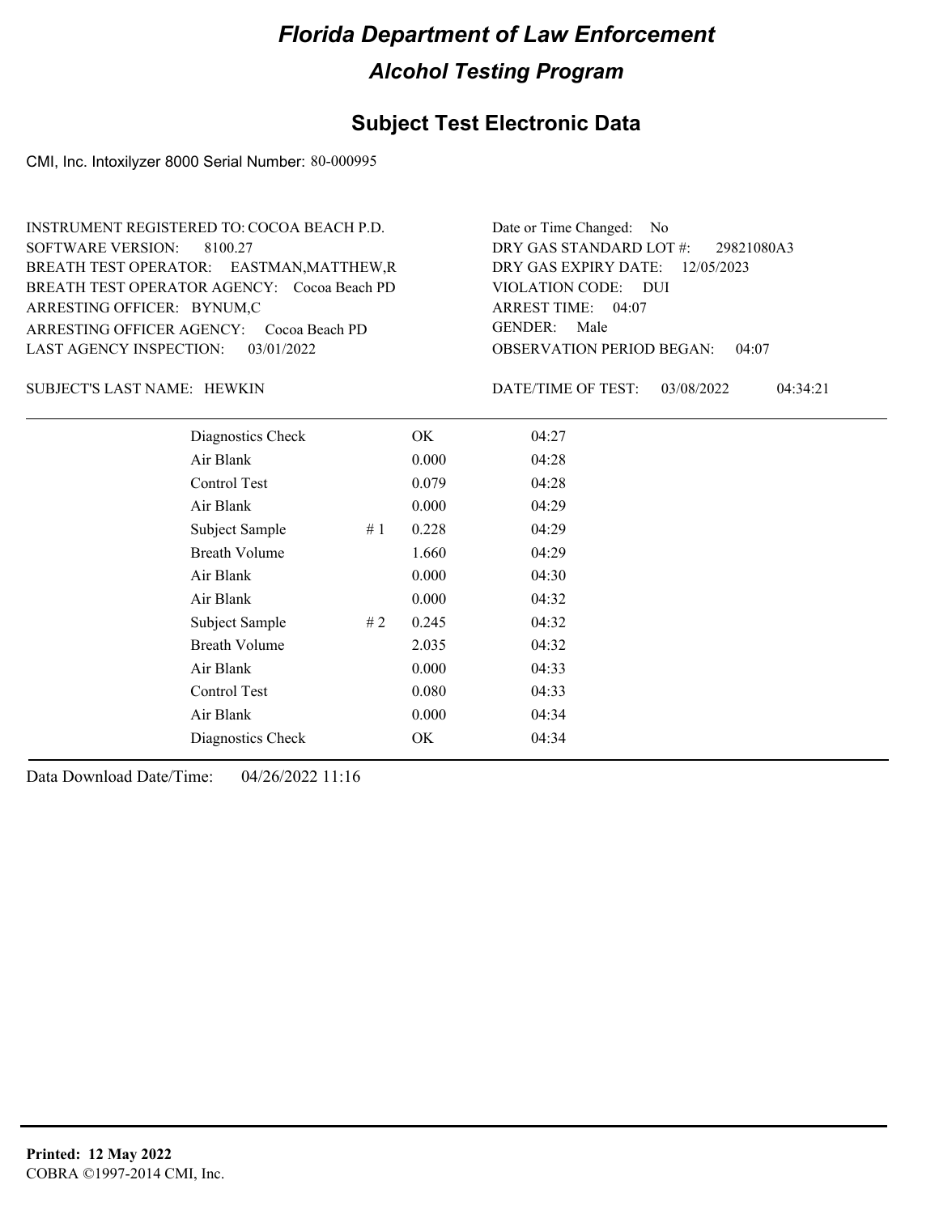# Florida Department of Law Enforcement

## Alcohol Testing Program

### Subject Test Electronic Data

CMI, Inc. Intoxilyzer 8000 Serial Number: 80-000995

INSTRUMENT REGISTERED TO: COCOA BEACH P.D.
SOFTWARE VERSION: 8100.27
BREATH TEST OPERATOR: EASTMAN,MATTHEW,R
BREATH TEST OPERATOR AGENCY: Cocoa Beach PD
ARRESTING OFFICER: BYNUM,C
ARRESTING OFFICER AGENCY: Cocoa Beach PD
LAST AGENCY INSPECTION: 03/01/2022

Date or Time Changed: No
DRY GAS STANDARD LOT #: 29821080A3
DRY GAS EXPIRY DATE: 12/05/2023
VIOLATION CODE: DUI
ARREST TIME: 04:07
GENDER: Male
OBSERVATION PERIOD BEGAN: 04:07

SUBJECT'S LAST NAME: HEWKIN

DATE/TIME OF TEST: 03/08/2022 04:34:21

| | | | |
|---|---|---|---|
| Diagnostics Check | | OK | 04:27 |
| Air Blank | | 0.000 | 04:28 |
| Control Test | | 0.079 | 04:28 |
| Air Blank | | 0.000 | 04:29 |
| Subject Sample | # 1 | 0.228 | 04:29 |
| Breath Volume | | 1.660 | 04:29 |
| Air Blank | | 0.000 | 04:30 |
| Air Blank | | 0.000 | 04:32 |
| Subject Sample | # 2 | 0.245 | 04:32 |
| Breath Volume | | 2.035 | 04:32 |
| Air Blank | | 0.000 | 04:33 |
| Control Test | | 0.080 | 04:33 |
| Air Blank | | 0.000 | 04:34 |
| Diagnostics Check | | OK | 04:34 |

Data Download Date/Time: 04/26/2022 11:16

**Printed: 12 May 2022**
COBRA ©1997-2014 CMI, Inc.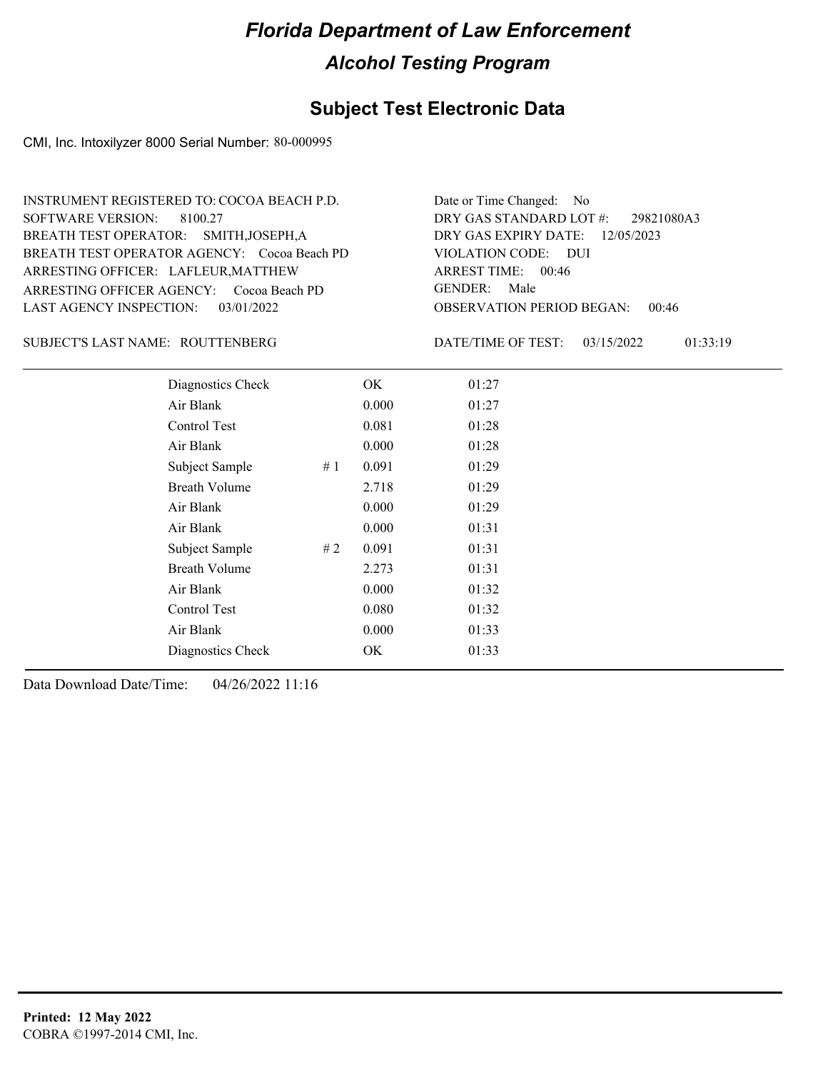# Florida Department of Law Enforcement

## Alcohol Testing Program

### Subject Test Electronic Data

CMI, Inc. Intoxilyzer 8000 Serial Number: 80-000995

INSTRUMENT REGISTERED TO: COCOA BEACH P.D.
SOFTWARE VERSION: 8100.27
BREATH TEST OPERATOR: SMITH,JOSEPH,A
BREATH TEST OPERATOR AGENCY: Cocoa Beach PD
ARRESTING OFFICER: LAFLEUR,MATTHEW
ARRESTING OFFICER AGENCY: Cocoa Beach PD
LAST AGENCY INSPECTION: 03/01/2022

Date or Time Changed: No
DRY GAS STANDARD LOT #: 29821080A3
DRY GAS EXPIRY DATE: 12/05/2023
VIOLATION CODE: DUI
ARREST TIME: 00:46
GENDER: Male
OBSERVATION PERIOD BEGAN: 00:46

SUBJECT'S LAST NAME: ROUTTENBERG

DATE/TIME OF TEST: 03/15/2022 01:33:19

| | | | |
|---|---|---|---|
| Diagnostics Check | | OK | 01:27 |
| Air Blank | | 0.000 | 01:27 |
| Control Test | | 0.081 | 01:28 |
| Air Blank | | 0.000 | 01:28 |
| Subject Sample | # 1 | 0.091 | 01:29 |
| Breath Volume | | 2.718 | 01:29 |
| Air Blank | | 0.000 | 01:29 |
| Air Blank | | 0.000 | 01:31 |
| Subject Sample | # 2 | 0.091 | 01:31 |
| Breath Volume | | 2.273 | 01:31 |
| Air Blank | | 0.000 | 01:32 |
| Control Test | | 0.080 | 01:32 |
| Air Blank | | 0.000 | 01:33 |
| Diagnostics Check | | OK | 01:33 |

Data Download Date/Time: 04/26/2022 11:16

**Printed: 12 May 2022**
COBRA ©1997-2014 CMI, Inc.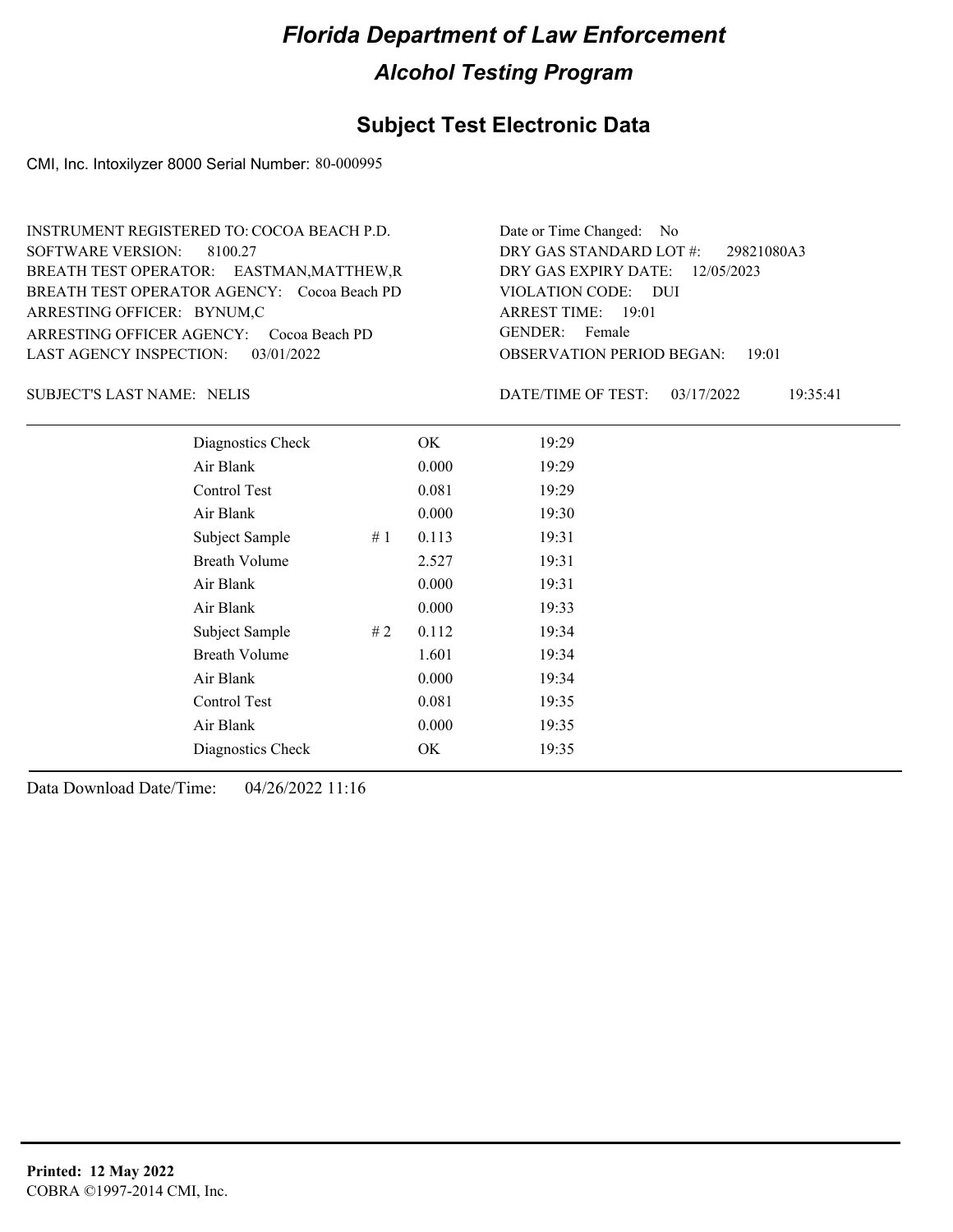# Florida Department of Law Enforcement

## Alcohol Testing Program

### Subject Test Electronic Data

CMI, Inc. Intoxilyzer 8000 Serial Number: 80-000995

INSTRUMENT REGISTERED TO: COCOA BEACH P.D.
SOFTWARE VERSION: 8100.27
BREATH TEST OPERATOR: EASTMAN,MATTHEW,R
BREATH TEST OPERATOR AGENCY: Cocoa Beach PD
ARRESTING OFFICER: BYNUM,C
ARRESTING OFFICER AGENCY: Cocoa Beach PD
LAST AGENCY INSPECTION: 03/01/2022

Date or Time Changed: No
DRY GAS STANDARD LOT #: 29821080A3
DRY GAS EXPIRY DATE: 12/05/2023
VIOLATION CODE: DUI
ARREST TIME: 19:01
GENDER: Female
OBSERVATION PERIOD BEGAN: 19:01

SUBJECT'S LAST NAME: NELIS

DATE/TIME OF TEST: 03/17/2022 19:35:41

| Test | # | Result | Time |
|---|---|---|---|
| Diagnostics Check | | OK | 19:29 |
| Air Blank | | 0.000 | 19:29 |
| Control Test | | 0.081 | 19:29 |
| Air Blank | | 0.000 | 19:30 |
| Subject Sample | # 1 | 0.113 | 19:31 |
| Breath Volume | | 2.527 | 19:31 |
| Air Blank | | 0.000 | 19:31 |
| Air Blank | | 0.000 | 19:33 |
| Subject Sample | # 2 | 0.112 | 19:34 |
| Breath Volume | | 1.601 | 19:34 |
| Air Blank | | 0.000 | 19:34 |
| Control Test | | 0.081 | 19:35 |
| Air Blank | | 0.000 | 19:35 |
| Diagnostics Check | | OK | 19:35 |

Data Download Date/Time: 04/26/2022 11:16

**Printed: 12 May 2022**
COBRA ©1997-2014 CMI, Inc.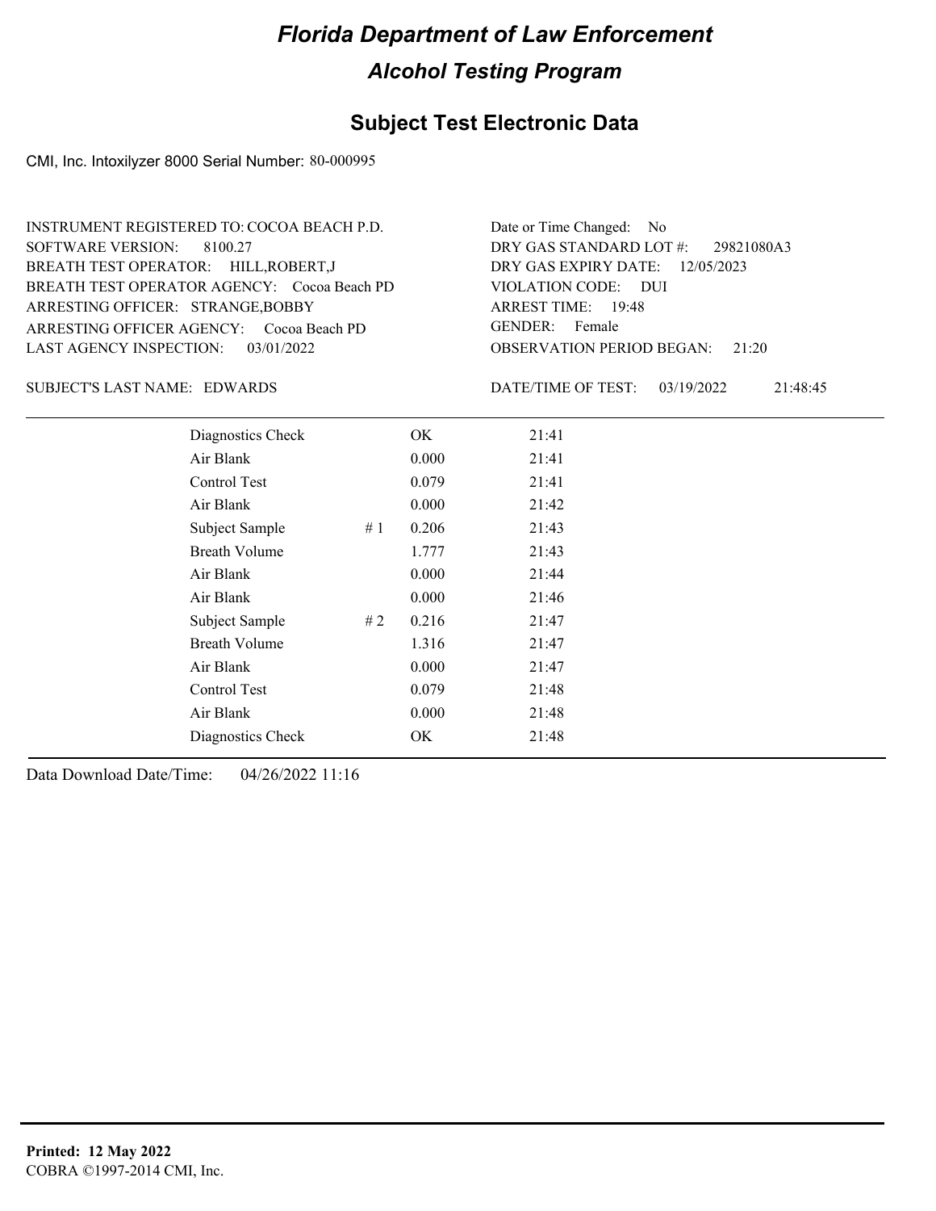# Florida Department of Law Enforcement

## Alcohol Testing Program

## Subject Test Electronic Data

CMI, Inc. Intoxilyzer 8000 Serial Number: 80-000995

INSTRUMENT REGISTERED TO: COCOA BEACH P.D.
SOFTWARE VERSION: 8100.27
BREATH TEST OPERATOR: HILL,ROBERT,J
BREATH TEST OPERATOR AGENCY: Cocoa Beach PD
ARRESTING OFFICER: STRANGE,BOBBY
ARRESTING OFFICER AGENCY: Cocoa Beach PD
LAST AGENCY INSPECTION: 03/01/2022

Date or Time Changed: No
DRY GAS STANDARD LOT #: 29821080A3
DRY GAS EXPIRY DATE: 12/05/2023
VIOLATION CODE: DUI
ARREST TIME: 19:48
GENDER: Female
OBSERVATION PERIOD BEGAN: 21:20

SUBJECT'S LAST NAME: EDWARDS

DATE/TIME OF TEST: 03/19/2022 21:48:45

| | | | |
|---|---|---|---|
| Diagnostics Check | | OK | 21:41 |
| Air Blank | | 0.000 | 21:41 |
| Control Test | | 0.079 | 21:41 |
| Air Blank | | 0.000 | 21:42 |
| Subject Sample | # 1 | 0.206 | 21:43 |
| Breath Volume | | 1.777 | 21:43 |
| Air Blank | | 0.000 | 21:44 |
| Air Blank | | 0.000 | 21:46 |
| Subject Sample | # 2 | 0.216 | 21:47 |
| Breath Volume | | 1.316 | 21:47 |
| Air Blank | | 0.000 | 21:47 |
| Control Test | | 0.079 | 21:48 |
| Air Blank | | 0.000 | 21:48 |
| Diagnostics Check | | OK | 21:48 |

Data Download Date/Time: 04/26/2022 11:16

**Printed: 12 May 2022**
COBRA ©1997-2014 CMI, Inc.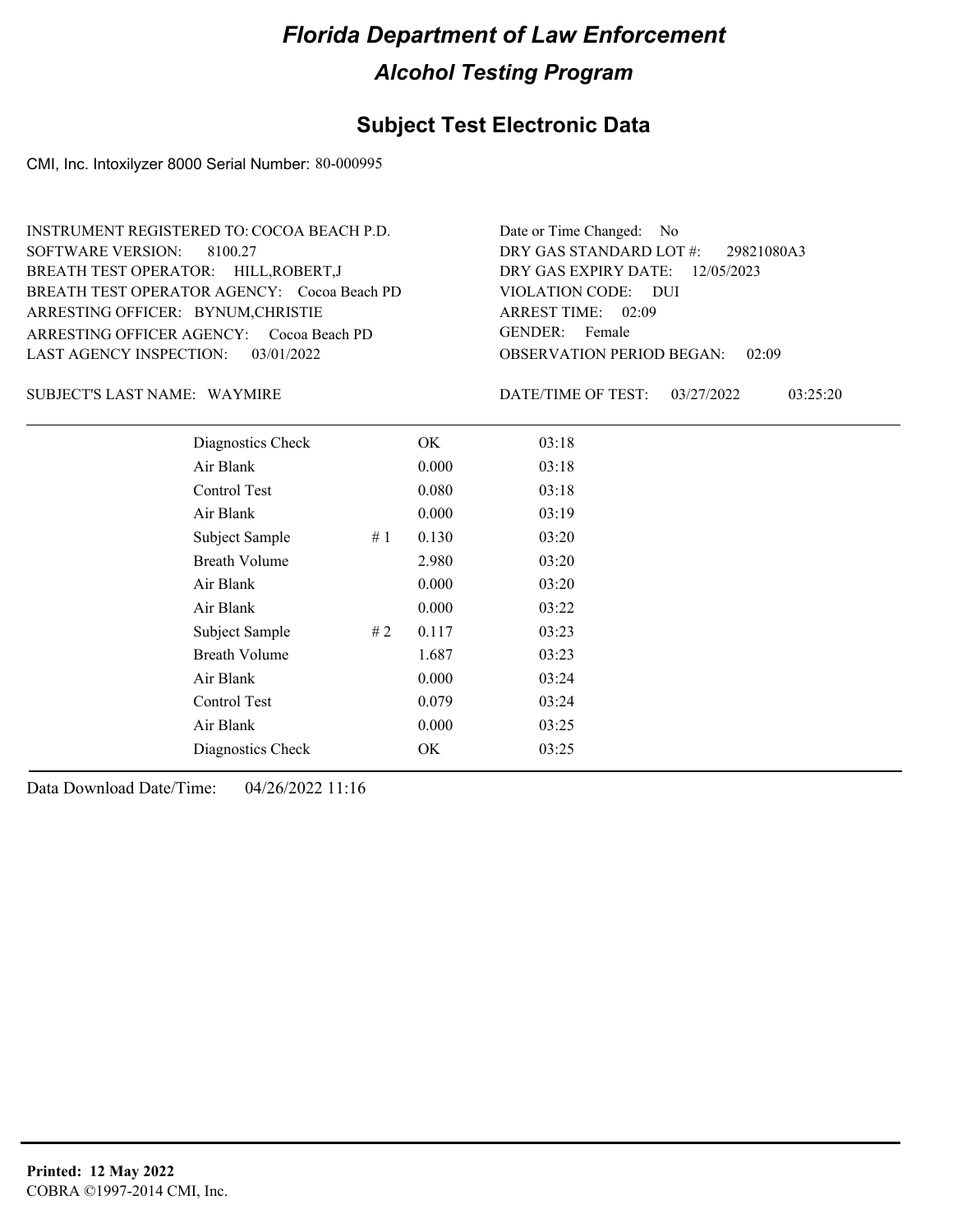# Florida Department of Law Enforcement

## Alcohol Testing Program

### Subject Test Electronic Data

CMI, Inc. Intoxilyzer 8000 Serial Number: 80-000995

INSTRUMENT REGISTERED TO: COCOA BEACH P.D.
SOFTWARE VERSION: 8100.27
BREATH TEST OPERATOR: HILL,ROBERT,J
BREATH TEST OPERATOR AGENCY: Cocoa Beach PD
ARRESTING OFFICER: BYNUM,CHRISTIE
ARRESTING OFFICER AGENCY: Cocoa Beach PD
LAST AGENCY INSPECTION: 03/01/2022

Date or Time Changed: No
DRY GAS STANDARD LOT #: 29821080A3
DRY GAS EXPIRY DATE: 12/05/2023
VIOLATION CODE: DUI
ARREST TIME: 02:09
GENDER: Female
OBSERVATION PERIOD BEGAN: 02:09

SUBJECT'S LAST NAME: WAYMIRE

DATE/TIME OF TEST: 03/27/2022 03:25:20

| Test | # | Result | Time |
|---|---|---|---|
| Diagnostics Check | | OK | 03:18 |
| Air Blank | | 0.000 | 03:18 |
| Control Test | | 0.080 | 03:18 |
| Air Blank | | 0.000 | 03:19 |
| Subject Sample | # 1 | 0.130 | 03:20 |
| Breath Volume | | 2.980 | 03:20 |
| Air Blank | | 0.000 | 03:20 |
| Air Blank | | 0.000 | 03:22 |
| Subject Sample | # 2 | 0.117 | 03:23 |
| Breath Volume | | 1.687 | 03:23 |
| Air Blank | | 0.000 | 03:24 |
| Control Test | | 0.079 | 03:24 |
| Air Blank | | 0.000 | 03:25 |
| Diagnostics Check | | OK | 03:25 |

Data Download Date/Time: 04/26/2022 11:16

**Printed: 12 May 2022**
COBRA ©1997-2014 CMI, Inc.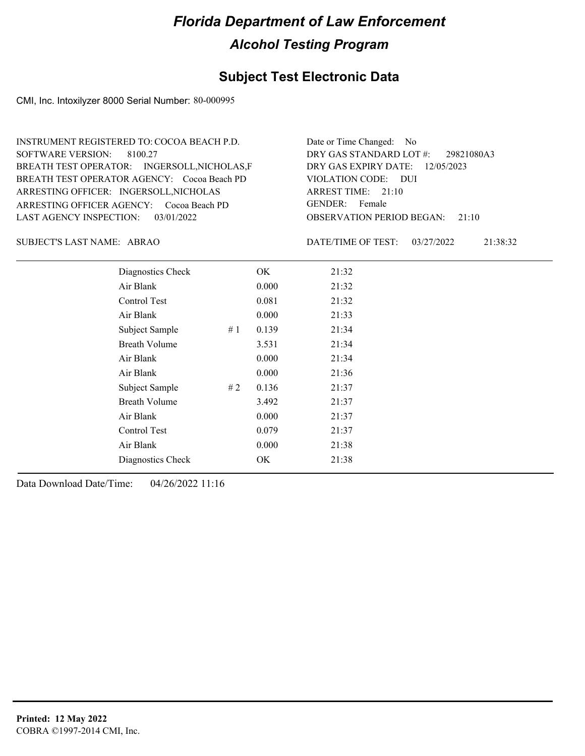# Florida Department of Law Enforcement

## Alcohol Testing Program

### Subject Test Electronic Data

CMI, Inc. Intoxilyzer 8000 Serial Number: 80-000995

INSTRUMENT REGISTERED TO: COCOA BEACH P.D.
SOFTWARE VERSION: 8100.27
BREATH TEST OPERATOR: INGERSOLL,NICHOLAS,F
BREATH TEST OPERATOR AGENCY: Cocoa Beach PD
ARRESTING OFFICER: INGERSOLL,NICHOLAS
ARRESTING OFFICER AGENCY: Cocoa Beach PD
LAST AGENCY INSPECTION: 03/01/2022

Date or Time Changed: No
DRY GAS STANDARD LOT #: 29821080A3
DRY GAS EXPIRY DATE: 12/05/2023
VIOLATION CODE: DUI
ARREST TIME: 21:10
GENDER: Female
OBSERVATION PERIOD BEGAN: 21:10

SUBJECT'S LAST NAME: ABRAO

DATE/TIME OF TEST: 03/27/2022 21:38:32

| | | | |
|---|---|---|---|
| Diagnostics Check | | OK | 21:32 |
| Air Blank | | 0.000 | 21:32 |
| Control Test | | 0.081 | 21:32 |
| Air Blank | | 0.000 | 21:33 |
| Subject Sample | # 1 | 0.139 | 21:34 |
| Breath Volume | | 3.531 | 21:34 |
| Air Blank | | 0.000 | 21:34 |
| Air Blank | | 0.000 | 21:36 |
| Subject Sample | # 2 | 0.136 | 21:37 |
| Breath Volume | | 3.492 | 21:37 |
| Air Blank | | 0.000 | 21:37 |
| Control Test | | 0.079 | 21:37 |
| Air Blank | | 0.000 | 21:38 |
| Diagnostics Check | | OK | 21:38 |

Data Download Date/Time: 04/26/2022 11:16

**Printed: 12 May 2022**
COBRA ©1997-2014 CMI, Inc.